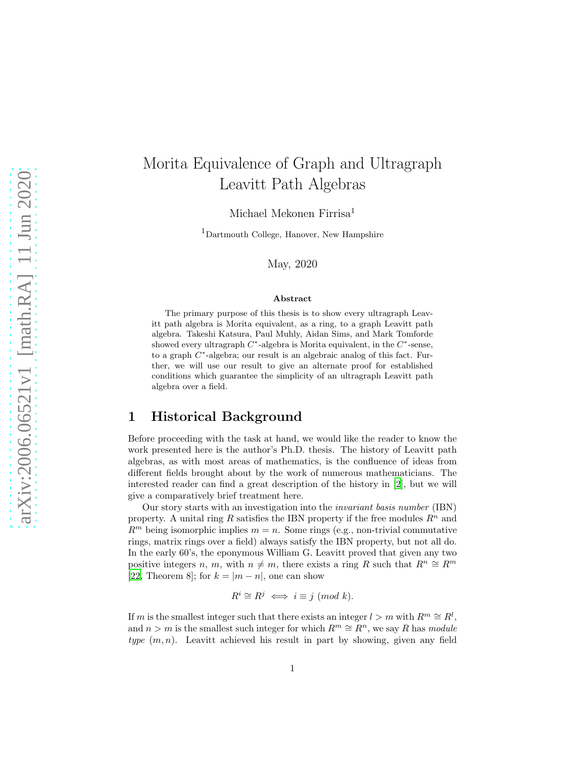# Morita Equivalence of Graph and Ultragraph Leavitt Path Algebras

Michael Mekonen Firrisa[1]

[1]Dartmouth College, Hanover, New Hampshire

May, 2020

**Abstract**

The primary purpose of this thesis is to show every ultragraph Leavitt path algebra is Morita equivalent, as a ring, to a graph Leavitt path algebra. Takeshi Katsura, Paul Muhly, Aidan Sims, and Mark Tomforde showed every ultragraph $C^*$-algebra is Morita equivalent, in the $C^*$-sense, to a graph $C^*$-algebra; our result is an algebraic analog of this fact. Further, we will use our result to give an alternate proof for established conditions which guarantee the simplicity of an ultragraph Leavitt path algebra over a field.

## 1 Historical Background

Before proceeding with the task at hand, we would like the reader to know the work presented here is the author's Ph.D. thesis. The history of Leavitt path algebras, as with most areas of mathematics, is the confluence of ideas from different fields brought about by the work of numerous mathematicians. The interested reader can find a great description of the history in [2], but we will give a comparatively brief treatment here.

Our story starts with an investigation into the *invariant basis number* (IBN) property. A unital ring $R$ satisfies the IBN property if the free modules $R^n$ and $R^m$ being isomorphic implies $m = n$. Some rings (e.g., non-trivial commutative rings, matrix rings over a field) always satisfy the IBN property, but not all do. In the early 60's, the eponymous William G. Leavitt proved that given any two positive integers $n$, $m$, with $n \neq m$, there exists a ring $R$ such that $R^n \cong R^m$ [22, Theorem 8]; for $k = |m - n|$, one can show

$$R^i \cong R^j \iff i \equiv j \ (mod\ k).$$

If $m$ is the smallest integer such that there exists an integer $l > m$ with $R^m \cong R^l$, and $n > m$ is the smallest such integer for which $R^m \cong R^n$, we say $R$ has *module type* $(m, n)$. Leavitt achieved his result in part by showing, given any field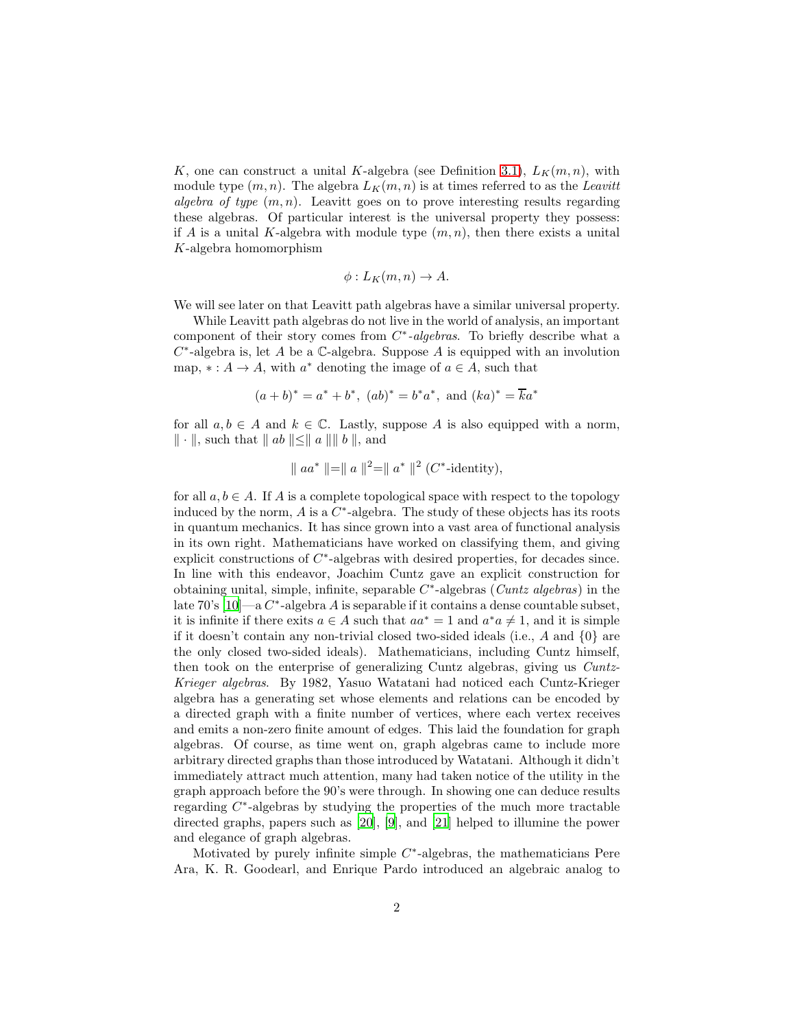$K$, one can construct a unital $K$-algebra (see Definition 3.1), $L_K(m,n)$, with module type $(m,n)$. The algebra $L_K(m,n)$ is at times referred to as the *Leavitt algebra of type* $(m,n)$. Leavitt goes on to prove interesting results regarding these algebras. Of particular interest is the universal property they possess: if $A$ is a unital $K$-algebra with module type $(m,n)$, then there exists a unital $K$-algebra homomorphism

$$\phi : L_K(m,n) \to A.$$

We will see later on that Leavitt path algebras have a similar universal property.

While Leavitt path algebras do not live in the world of analysis, an important component of their story comes from *$C^*$-algebras*. To briefly describe what a $C^*$-algebra is, let $A$ be a $\mathbb{C}$-algebra. Suppose $A$ is equipped with an involution map, $* : A \to A$, with $a^*$ denoting the image of $a \in A$, such that

$$(a+b)^* = a^* + b^*,\ (ab)^* = b^*a^*,\ \text{and}\ (ka)^* = \overline{k}a^*$$

for all $a, b \in A$ and $k \in \mathbb{C}$. Lastly, suppose $A$ is also equipped with a norm, $\| \cdot \|$, such that $\| ab \| \leq \| a \| \| b \|$, and

$$\| aa^* \| = \| a \|^2 = \| a^* \|^2 \ (C^*\text{-identity}),$$

for all $a, b \in A$. If $A$ is a complete topological space with respect to the topology induced by the norm, $A$ is a $C^*$-algebra. The study of these objects has its roots in quantum mechanics. It has since grown into a vast area of functional analysis in its own right. Mathematicians have worked on classifying them, and giving explicit constructions of $C^*$-algebras with desired properties, for decades since. In line with this endeavor, Joachim Cuntz gave an explicit construction for obtaining unital, simple, infinite, separable $C^*$-algebras (*Cuntz algebras*) in the late 70's [10]—a $C^*$-algebra $A$ is separable if it contains a dense countable subset, it is infinite if there exits $a \in A$ such that $aa^* = 1$ and $a^*a \neq 1$, and it is simple if it doesn't contain any non-trivial closed two-sided ideals (i.e., $A$ and $\{0\}$ are the only closed two-sided ideals). Mathematicians, including Cuntz himself, then took on the enterprise of generalizing Cuntz algebras, giving us *Cuntz-Krieger algebras*. By 1982, Yasuo Watatani had noticed each Cuntz-Krieger algebra has a generating set whose elements and relations can be encoded by a directed graph with a finite number of vertices, where each vertex receives and emits a non-zero finite amount of edges. This laid the foundation for graph algebras. Of course, as time went on, graph algebras came to include more arbitrary directed graphs than those introduced by Watatani. Although it didn't immediately attract much attention, many had taken notice of the utility in the graph approach before the 90's were through. In showing one can deduce results regarding $C^*$-algebras by studying the properties of the much more tractable directed graphs, papers such as [20], [9], and [21] helped to illumine the power and elegance of graph algebras.

Motivated by purely infinite simple $C^*$-algebras, the mathematicians Pere Ara, K. R. Goodearl, and Enrique Pardo introduced an algebraic analog to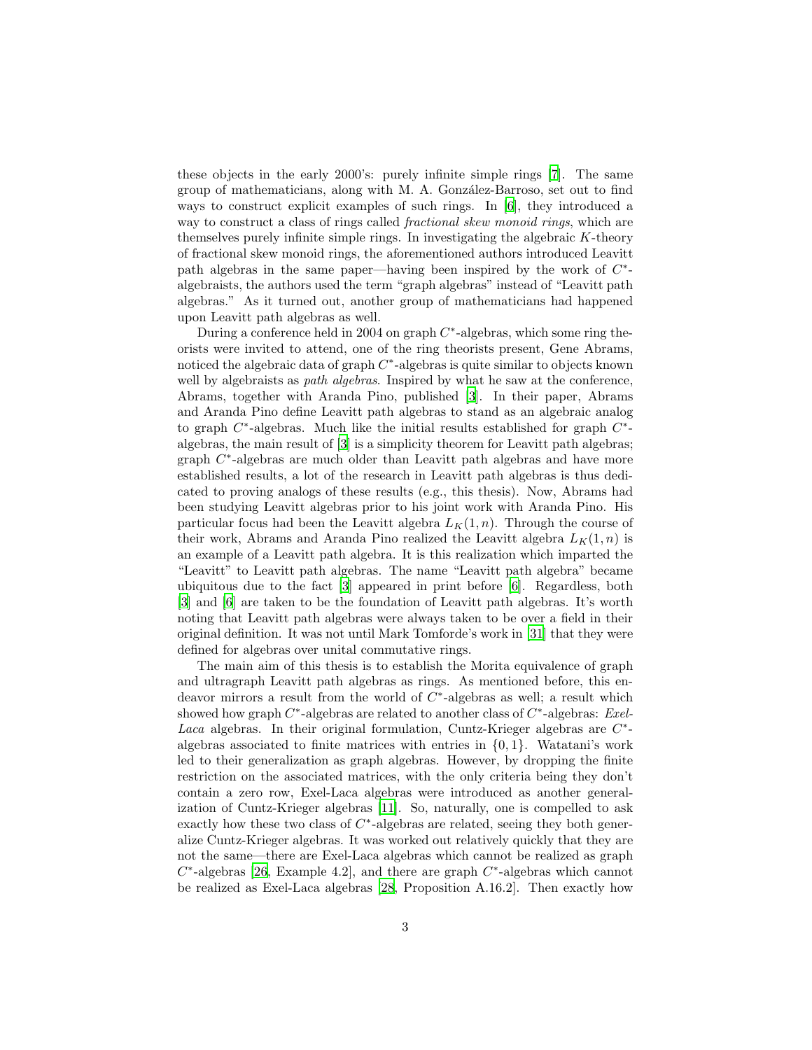these objects in the early 2000's: purely infinite simple rings [7]. The same group of mathematicians, along with M. A. González-Barroso, set out to find ways to construct explicit examples of such rings. In [6], they introduced a way to construct a class of rings called *fractional skew monoid rings*, which are themselves purely infinite simple rings. In investigating the algebraic $K$-theory of fractional skew monoid rings, the aforementioned authors introduced Leavitt path algebras in the same paper—having been inspired by the work of $C^*$-algebraists, the authors used the term "graph algebras" instead of "Leavitt path algebras." As it turned out, another group of mathematicians had happened upon Leavitt path algebras as well.

During a conference held in 2004 on graph $C^*$-algebras, which some ring theorists were invited to attend, one of the ring theorists present, Gene Abrams, noticed the algebraic data of graph $C^*$-algebras is quite similar to objects known well by algebraists as *path algebras*. Inspired by what he saw at the conference, Abrams, together with Aranda Pino, published [3]. In their paper, Abrams and Aranda Pino define Leavitt path algebras to stand as an algebraic analog to graph $C^*$-algebras. Much like the initial results established for graph $C^*$-algebras, the main result of [3] is a simplicity theorem for Leavitt path algebras; graph $C^*$-algebras are much older than Leavitt path algebras and have more established results, a lot of the research in Leavitt path algebras is thus dedicated to proving analogs of these results (e.g., this thesis). Now, Abrams had been studying Leavitt algebras prior to his joint work with Aranda Pino. His particular focus had been the Leavitt algebra $L_K(1, n)$. Through the course of their work, Abrams and Aranda Pino realized the Leavitt algebra $L_K(1, n)$ is an example of a Leavitt path algebra. It is this realization which imparted the "Leavitt" to Leavitt path algebras. The name "Leavitt path algebra" became ubiquitous due to the fact [3] appeared in print before [6]. Regardless, both [3] and [6] are taken to be the foundation of Leavitt path algebras. It's worth noting that Leavitt path algebras were always taken to be over a field in their original definition. It was not until Mark Tomforde's work in [31] that they were defined for algebras over unital commutative rings.

The main aim of this thesis is to establish the Morita equivalence of graph and ultragraph Leavitt path algebras as rings. As mentioned before, this endeavor mirrors a result from the world of $C^*$-algebras as well; a result which showed how graph $C^*$-algebras are related to another class of $C^*$-algebras: *Exel-Laca* algebras. In their original formulation, Cuntz-Krieger algebras are $C^*$-algebras associated to finite matrices with entries in $\{0, 1\}$. Watatani's work led to their generalization as graph algebras. However, by dropping the finite restriction on the associated matrices, with the only criteria being they don't contain a zero row, Exel-Laca algebras were introduced as another generalization of Cuntz-Krieger algebras [11]. So, naturally, one is compelled to ask exactly how these two class of $C^*$-algebras are related, seeing they both generalize Cuntz-Krieger algebras. It was worked out relatively quickly that they are not the same—there are Exel-Laca algebras which cannot be realized as graph $C^*$-algebras [26, Example 4.2], and there are graph $C^*$-algebras which cannot be realized as Exel-Laca algebras [28, Proposition A.16.2]. Then exactly how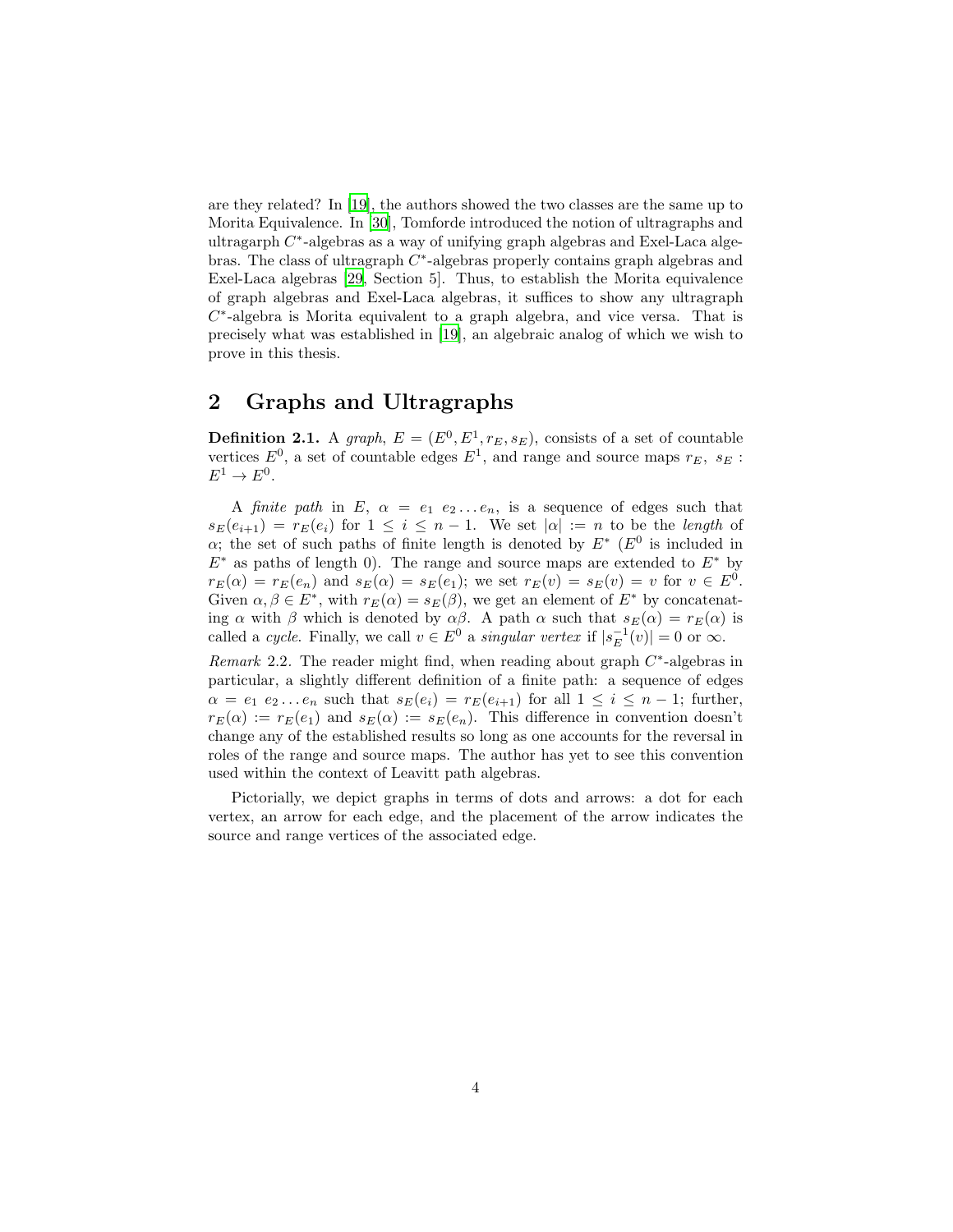are they related? In [19], the authors showed the two classes are the same up to Morita Equivalence. In [30], Tomforde introduced the notion of ultragraphs and ultragarph $C^*$-algebras as a way of unifying graph algebras and Exel-Laca algebras. The class of ultragraph $C^*$-algebras properly contains graph algebras and Exel-Laca algebras [29, Section 5]. Thus, to establish the Morita equivalence of graph algebras and Exel-Laca algebras, it suffices to show any ultragraph $C^*$-algebra is Morita equivalent to a graph algebra, and vice versa. That is precisely what was established in [19], an algebraic analog of which we wish to prove in this thesis.

## 2 Graphs and Ultragraphs

**Definition 2.1.** A *graph*, $E = (E^0, E^1, r_E, s_E)$, consists of a set of countable vertices $E^0$, a set of countable edges $E^1$, and range and source maps $r_E,\ s_E : E^1 \to E^0$.

A *finite path* in $E$, $\alpha = e_1\ e_2 \ldots e_n$, is a sequence of edges such that $s_E(e_{i+1}) = r_E(e_i)$ for $1 \leq i \leq n-1$. We set $|\alpha| := n$ to be the *length* of $\alpha$; the set of such paths of finite length is denoted by $E^*$ ($E^0$ is included in $E^*$ as paths of length 0). The range and source maps are extended to $E^*$ by $r_E(\alpha) = r_E(e_n)$ and $s_E(\alpha) = s_E(e_1)$; we set $r_E(v) = s_E(v) = v$ for $v \in E^0$. Given $\alpha, \beta \in E^*$, with $r_E(\alpha) = s_E(\beta)$, we get an element of $E^*$ by concatenating $\alpha$ with $\beta$ which is denoted by $\alpha\beta$. A path $\alpha$ such that $s_E(\alpha) = r_E(\alpha)$ is called a *cycle*. Finally, we call $v \in E^0$ a *singular vertex* if $|s_E^{-1}(v)| = 0$ or $\infty$.

*Remark* 2.2. The reader might find, when reading about graph $C^*$-algebras in particular, a slightly different definition of a finite path: a sequence of edges $\alpha = e_1\ e_2 \ldots e_n$ such that $s_E(e_i) = r_E(e_{i+1})$ for all $1 \leq i \leq n-1$; further, $r_E(\alpha) := r_E(e_1)$ and $s_E(\alpha) := s_E(e_n)$. This difference in convention doesn't change any of the established results so long as one accounts for the reversal in roles of the range and source maps. The author has yet to see this convention used within the context of Leavitt path algebras.

Pictorially, we depict graphs in terms of dots and arrows: a dot for each vertex, an arrow for each edge, and the placement of the arrow indicates the source and range vertices of the associated edge.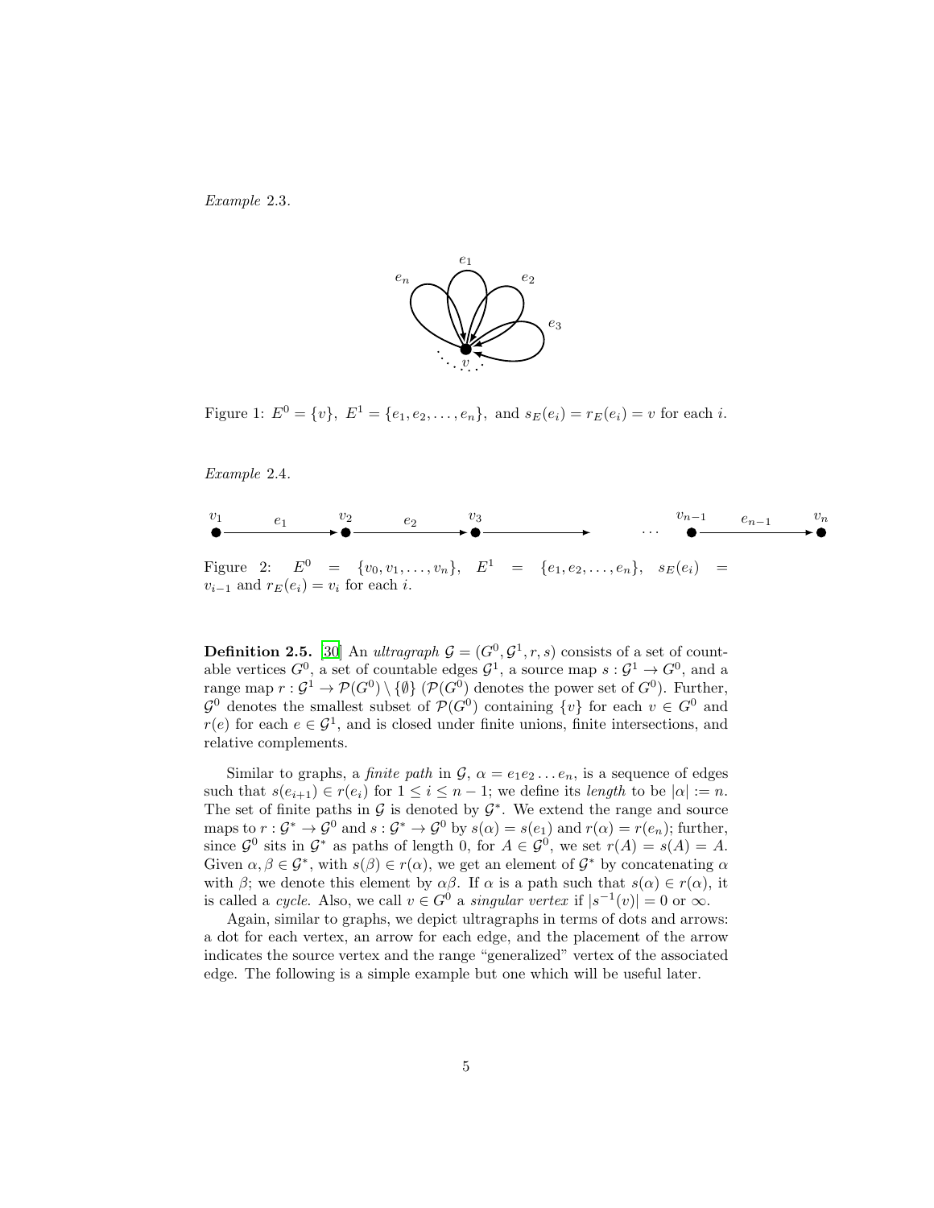*Example* 2.3.

Figure 1: $E^0 = \{v\},\ E^1 = \{e_1, e_2, \dots, e_n\},$ and $s_E(e_i) = r_E(e_i) = v$ for each $i$.

*Example* 2.4.

Figure 2: $E^0 = \{v_0, v_1, \dots, v_n\},\ E^1 = \{e_1, e_2, \dots, e_n\},\ s_E(e_i) = v_{i-1}$ and $r_E(e_i) = v_i$ for each $i$.

**Definition 2.5.** [30] An *ultragraph* $\mathcal{G} = (G^0, \mathcal{G}^1, r, s)$ consists of a set of countable vertices $G^0$, a set of countable edges $\mathcal{G}^1$, a source map $s : \mathcal{G}^1 \to G^0$, and a range map $r : \mathcal{G}^1 \to \mathcal{P}(G^0) \setminus \{\emptyset\}$ ($\mathcal{P}(G^0)$ denotes the power set of $G^0$). Further, $\mathcal{G}^0$ denotes the smallest subset of $\mathcal{P}(G^0)$ containing $\{v\}$ for each $v \in G^0$ and $r(e)$ for each $e \in \mathcal{G}^1$, and is closed under finite unions, finite intersections, and relative complements.

Similar to graphs, a *finite path* in $\mathcal{G}$, $\alpha = e_1 e_2 \dots e_n$, is a sequence of edges such that $s(e_{i+1}) \in r(e_i)$ for $1 \leq i \leq n-1$; we define its *length* to be $|\alpha| := n$. The set of finite paths in $\mathcal{G}$ is denoted by $\mathcal{G}^*$. We extend the range and source maps to $r : \mathcal{G}^* \to \mathcal{G}^0$ and $s : \mathcal{G}^* \to \mathcal{G}^0$ by $s(\alpha) = s(e_1)$ and $r(\alpha) = r(e_n)$; further, since $\mathcal{G}^0$ sits in $\mathcal{G}^*$ as paths of length 0, for $A \in \mathcal{G}^0$, we set $r(A) = s(A) = A$. Given $\alpha, \beta \in \mathcal{G}^*$, with $s(\beta) \in r(\alpha)$, we get an element of $\mathcal{G}^*$ by concatenating $\alpha$ with $\beta$; we denote this element by $\alpha\beta$. If $\alpha$ is a path such that $s(\alpha) \in r(\alpha)$, it is called a *cycle*. Also, we call $v \in G^0$ a *singular vertex* if $|s^{-1}(v)| = 0$ or $\infty$.

Again, similar to graphs, we depict ultragraphs in terms of dots and arrows: a dot for each vertex, an arrow for each edge, and the placement of the arrow indicates the source vertex and the range "generalized" vertex of the associated edge. The following is a simple example but one which will be useful later.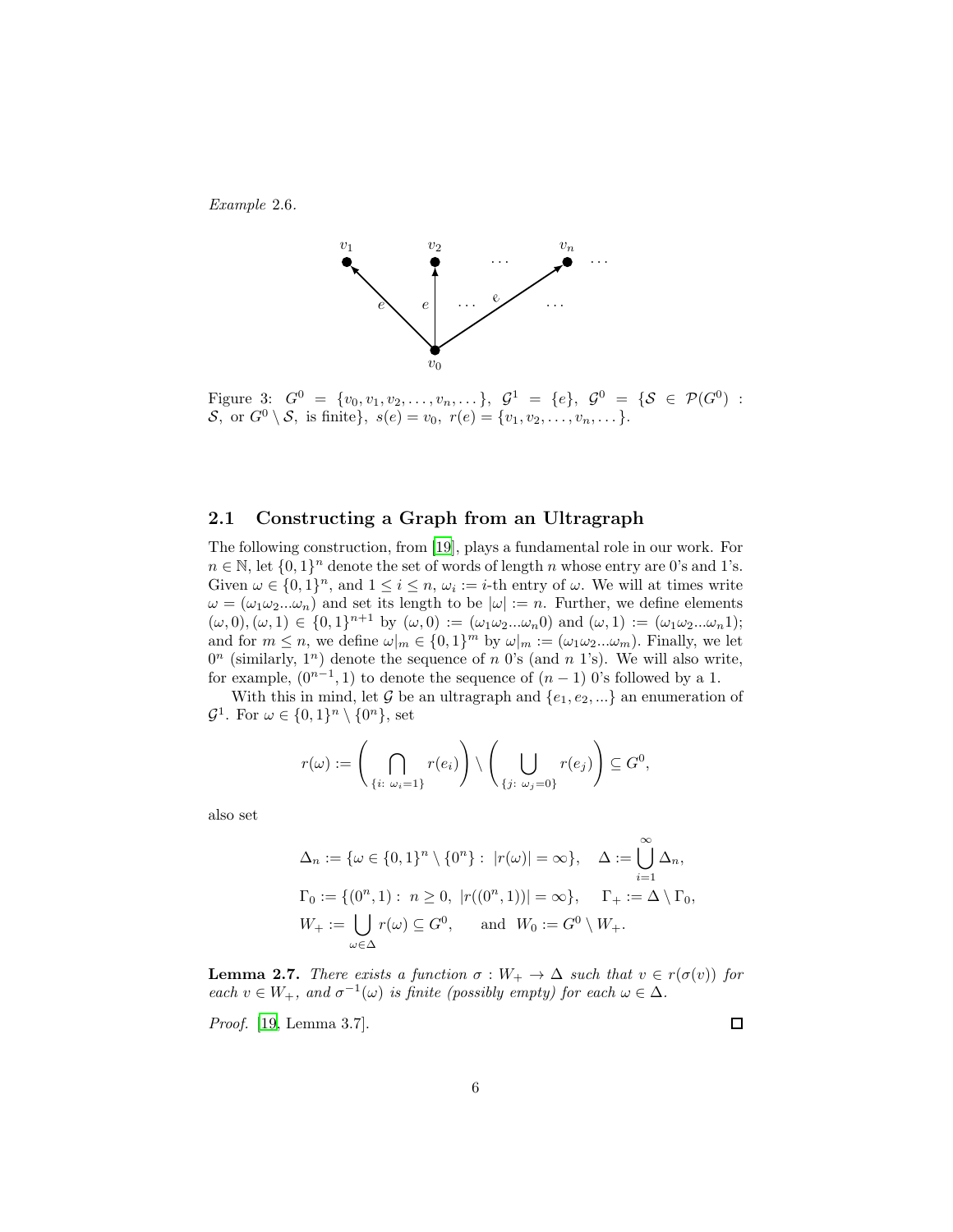*Example* 2.6.

Figure 3: $G^0 = \{v_0, v_1, v_2, \dots, v_n, \dots\}$, $\mathcal{G}^1 = \{e\}$, $\mathcal{G}^0 = \{\mathcal{S} \in \mathcal{P}(G^0) : \mathcal{S}$, or $G^0 \setminus \mathcal{S}$, is finite$\}$, $s(e) = v_0$, $r(e) = \{v_1, v_2, \dots, v_n, \dots\}$.

## 2.1 Constructing a Graph from an Ultragraph

The following construction, from [19], plays a fundamental role in our work. For $n \in \mathbb{N}$, let $\{0,1\}^n$ denote the set of words of length $n$ whose entry are 0's and 1's. Given $\omega \in \{0,1\}^n$, and $1 \le i \le n$, $\omega_i :=$ $i$-th entry of $\omega$. We will at times write $\omega = (\omega_1\omega_2...\omega_n)$ and set its length to be $|\omega| := n$. Further, we define elements $(\omega, 0), (\omega, 1) \in \{0,1\}^{n+1}$ by $(\omega, 0) := (\omega_1\omega_2...\omega_n 0)$ and $(\omega, 1) := (\omega_1\omega_2...\omega_n 1)$; and for $m \le n$, we define $\omega|_m \in \{0,1\}^m$ by $\omega|_m := (\omega_1\omega_2...\omega_m)$. Finally, we let $0^n$ (similarly, $1^n$) denote the sequence of $n$ 0's (and $n$ 1's). We will also write, for example, $(0^{n-1}, 1)$ to denote the sequence of $(n-1)$ 0's followed by a 1.

With this in mind, let $\mathcal{G}$ be an ultragraph and $\{e_1, e_2, ...\}$ an enumeration of $\mathcal{G}^1$. For $\omega \in \{0,1\}^n \setminus \{0^n\}$, set

$$r(\omega) := \left( \bigcap_{\{i:\ \omega_i = 1\}} r(e_i) \right) \setminus \left( \bigcup_{\{j:\ \omega_j = 0\}} r(e_j) \right) \subseteq G^0,$$

also set

$$\Delta_n := \{\omega \in \{0,1\}^n \setminus \{0^n\} :\ |r(\omega)| = \infty\}, \quad \Delta := \bigcup_{i=1}^{\infty} \Delta_n,$$
$$\Gamma_0 := \{(0^n, 1) :\ n \ge 0,\ |r((0^n, 1))| = \infty\}, \quad \Gamma_+ := \Delta \setminus \Gamma_0,$$
$$W_+ := \bigcup_{\omega \in \Delta} r(\omega) \subseteq G^0, \quad \text{and} \ \ W_0 := G^0 \setminus W_+.$$

**Lemma 2.7.** *There exists a function $\sigma : W_+ \to \Delta$ such that $v \in r(\sigma(v))$ for each $v \in W_+$, and $\sigma^{-1}(\omega)$ is finite (possibly empty) for each $\omega \in \Delta$.*

*Proof.* [19, Lemma 3.7]. ∎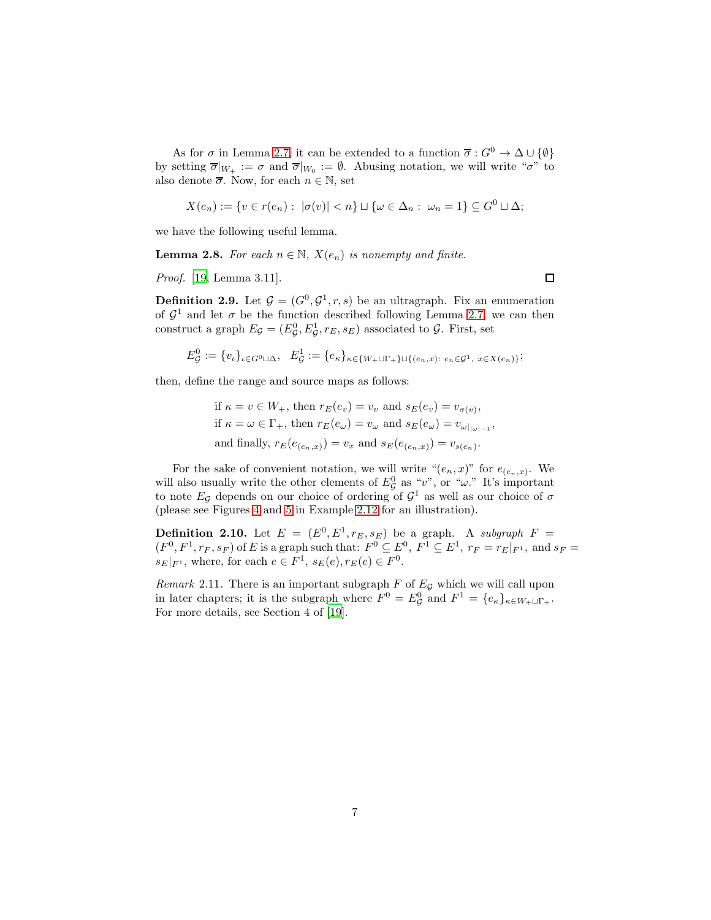As for $\sigma$ in Lemma 2.7, it can be extended to a function $\overline{\sigma} : G^0 \to \Delta \cup \{\emptyset\}$ by setting $\overline{\sigma}|_{W_+} := \sigma$ and $\overline{\sigma}|_{W_0} := \emptyset$. Abusing notation, we will write "$\sigma$" to also denote $\overline{\sigma}$. Now, for each $n \in \mathbb{N}$, set

$$X(e_n) := \{v \in r(e_n) : \ |\sigma(v)| < n\} \sqcup \{\omega \in \Delta_n : \ \omega_n = 1\} \subseteq G^0 \sqcup \Delta;$$

we have the following useful lemma.

**Lemma 2.8.** *For each $n \in \mathbb{N}$, $X(e_n)$ is nonempty and finite.*

*Proof.* [19, Lemma 3.11]. □

**Definition 2.9.** Let $\mathcal{G} = (G^0, \mathcal{G}^1, r, s)$ be an ultragraph. Fix an enumeration of $\mathcal{G}^1$ and let $\sigma$ be the function described following Lemma 2.7, we can then construct a graph $E_{\mathcal{G}} = (E^0_{\mathcal{G}}, E^1_{\mathcal{G}}, r_E, s_E)$ associated to $\mathcal{G}$. First, set

$$E^0_{\mathcal{G}} := \{v_\iota\}_{\iota \in G^0 \sqcup \Delta}, \quad E^1_{\mathcal{G}} := \{e_\kappa\}_{\kappa \in \{W_+ \sqcup \Gamma_+\} \sqcup \{(e_n, x) : \ e_n \in \mathcal{G}^1, \ x \in X(e_n)\}};$$

then, define the range and source maps as follows:

if $\kappa = v \in W_+$, then $r_E(e_v) = v_v$ and $s_E(e_v) = v_{\sigma(v)}$,
if $\kappa = \omega \in \Gamma_+$, then $r_E(e_\omega) = v_\omega$ and $s_E(e_\omega) = v_{\omega|_{|\omega|-1}}$,
and finally, $r_E(e_{(e_n,x)}) = v_x$ and $s_E(e_{(e_n,x)}) = v_{s(e_n)}$.

For the sake of convenient notation, we will write "$(e_n, x)$" for $e_{(e_n,x)}$. We will also usually write the other elements of $E^0_{\mathcal{G}}$ as "$v$", or "$\omega$." It's important to note $E_{\mathcal{G}}$ depends on our choice of ordering of $\mathcal{G}^1$ as well as our choice of $\sigma$ (please see Figures 4 and 5 in Example 2.12 for an illustration).

**Definition 2.10.** Let $E = (E^0, E^1, r_E, s_E)$ be a graph. A *subgraph* $F = (F^0, F^1, r_F, s_F)$ of $E$ is a graph such that: $F^0 \subseteq E^0$, $F^1 \subseteq E^1$, $r_F = r_E|_{F^1}$, and $s_F = s_E|_{F^1}$, where, for each $e \in F^1$, $s_E(e), r_E(e) \in F^0$.

*Remark* 2.11. There is an important subgraph $F$ of $E_{\mathcal{G}}$ which we will call upon in later chapters; it is the subgraph where $F^0 = E^0_{\mathcal{G}}$ and $F^1 = \{e_\kappa\}_{\kappa \in W_+ \sqcup \Gamma_+}$. For more details, see Section 4 of [19].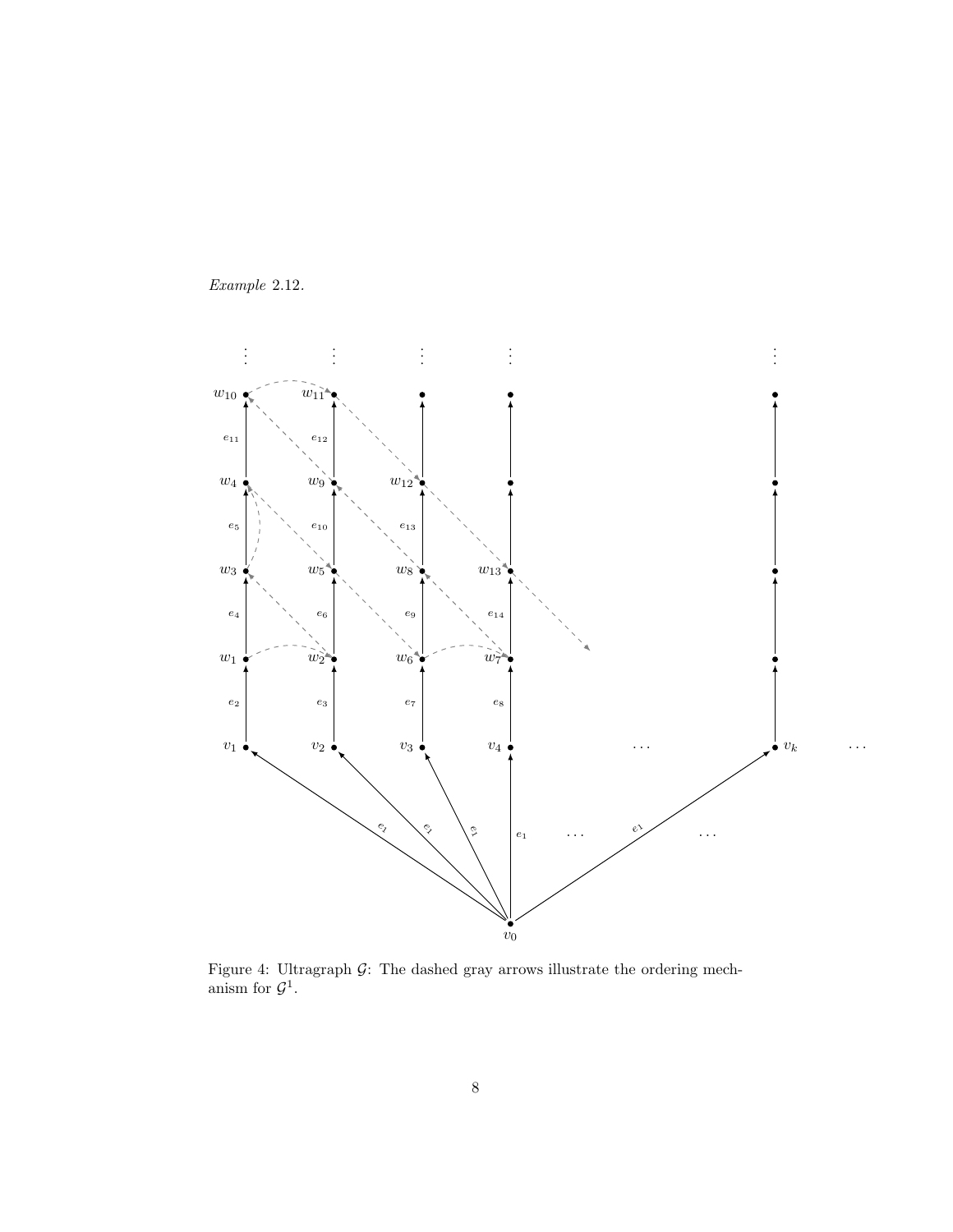*Example* 2.12.

Figure 4: Ultragraph $\mathcal{G}$: The dashed gray arrows illustrate the ordering mechanism for $\mathcal{G}^1$.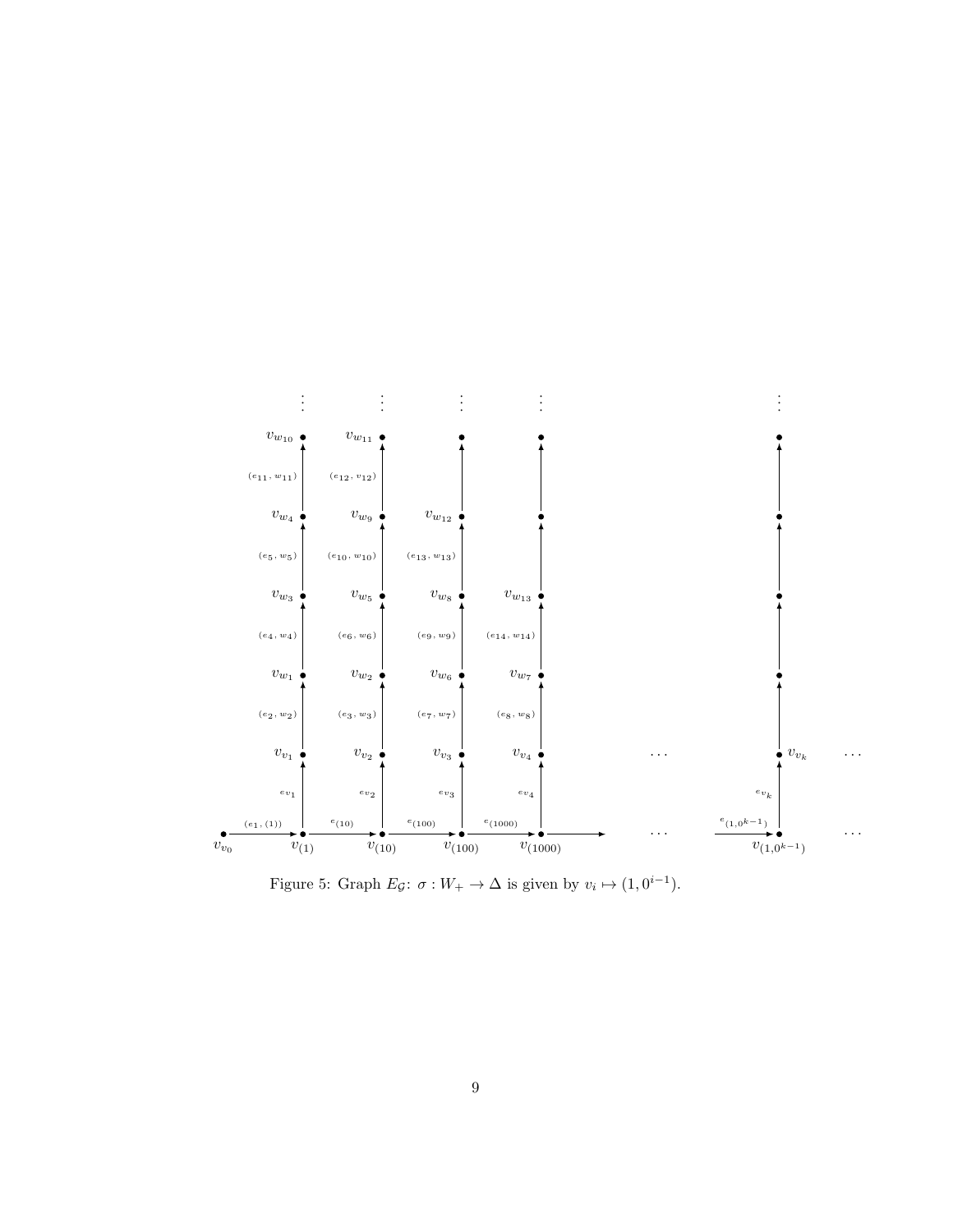Figure 5: Graph $E_{\mathcal{G}}$: $\sigma : W_+ \to \Delta$ is given by $v_i \mapsto (1, 0^{i-1})$.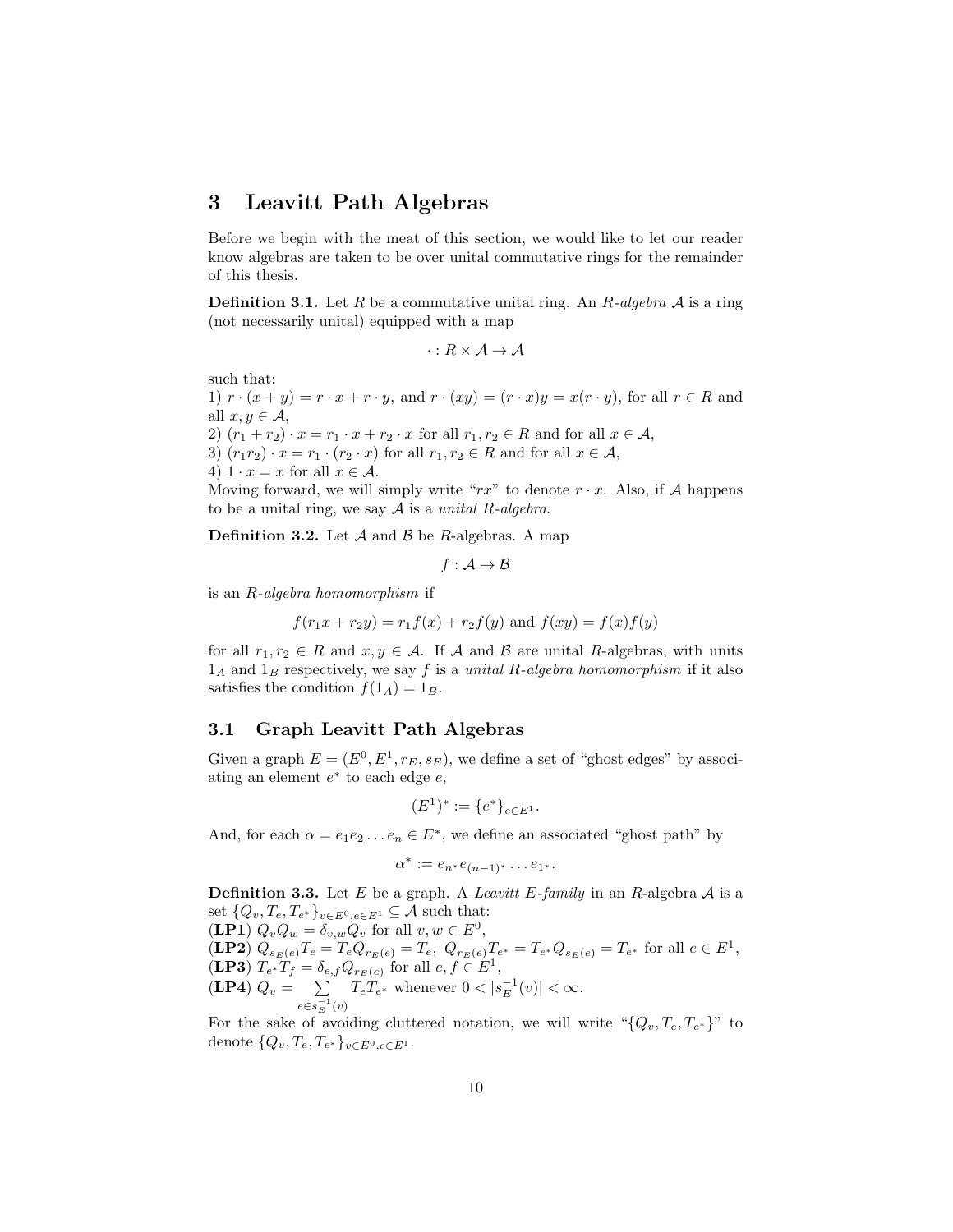# 3 Leavitt Path Algebras

Before we begin with the meat of this section, we would like to let our reader know algebras are taken to be over unital commutative rings for the remainder of this thesis.

**Definition 3.1.** Let $R$ be a commutative unital ring. An *R-algebra* $\mathcal{A}$ is a ring (not necessarily unital) equipped with a map

$$\cdot : R \times \mathcal{A} \to \mathcal{A}$$

such that:
1) $r \cdot (x + y) = r \cdot x + r \cdot y$, and $r \cdot (xy) = (r \cdot x)y = x(r \cdot y)$, for all $r \in R$ and all $x, y \in \mathcal{A}$,
2) $(r_1 + r_2) \cdot x = r_1 \cdot x + r_2 \cdot x$ for all $r_1, r_2 \in R$ and for all $x \in \mathcal{A}$,
3) $(r_1 r_2) \cdot x = r_1 \cdot (r_2 \cdot x)$ for all $r_1, r_2 \in R$ and for all $x \in \mathcal{A}$,
4) $1 \cdot x = x$ for all $x \in \mathcal{A}$.
Moving forward, we will simply write "$rx$" to denote $r \cdot x$. Also, if $\mathcal{A}$ happens to be a unital ring, we say $\mathcal{A}$ is a *unital R-algebra*.

**Definition 3.2.** Let $\mathcal{A}$ and $\mathcal{B}$ be $R$-algebras. A map

$$f : \mathcal{A} \to \mathcal{B}$$

is an *R-algebra homomorphism* if

$$f(r_1 x + r_2 y) = r_1 f(x) + r_2 f(y) \text{ and } f(xy) = f(x)f(y)$$

for all $r_1, r_2 \in R$ and $x, y \in \mathcal{A}$. If $\mathcal{A}$ and $\mathcal{B}$ are unital $R$-algebras, with units $1_A$ and $1_B$ respectively, we say $f$ is a *unital R-algebra homomorphism* if it also satisfies the condition $f(1_A) = 1_B$.

## 3.1 Graph Leavitt Path Algebras

Given a graph $E = (E^0, E^1, r_E, s_E)$, we define a set of "ghost edges" by associating an element $e^*$ to each edge $e$,

$$(E^1)^* := \{e^*\}_{e \in E^1}.$$

And, for each $\alpha = e_1 e_2 \dots e_n \in E^*$, we define an associated "ghost path" by

$$\alpha^* := e_{n^*} e_{(n-1)^*} \dots e_{1^*}.$$

**Definition 3.3.** Let $E$ be a graph. A *Leavitt E-family* in an $R$-algebra $\mathcal{A}$ is a set $\{Q_v, T_e, T_{e^*}\}_{v \in E^0, e \in E^1} \subseteq \mathcal{A}$ such that:
**(LP1)** $Q_v Q_w = \delta_{v,w} Q_v$ for all $v, w \in E^0$,
**(LP2)** $Q_{s_E(e)} T_e = T_e Q_{r_E(e)} = T_e$, $Q_{r_E(e)} T_{e^*} = T_{e^*} Q_{s_E(e)} = T_{e^*}$ for all $e \in E^1$,
**(LP3)** $T_{e^*} T_f = \delta_{e,f} Q_{r_E(e)}$ for all $e, f \in E^1$,
**(LP4)** $Q_v = \sum_{e \in s_E^{-1}(v)} T_e T_{e^*}$ whenever $0 < |s_E^{-1}(v)| < \infty$.
For the sake of avoiding cluttered notation, we will write "$\{Q_v, T_e, T_{e^*}\}$" to denote $\{Q_v, T_e, T_{e^*}\}_{v \in E^0, e \in E^1}$.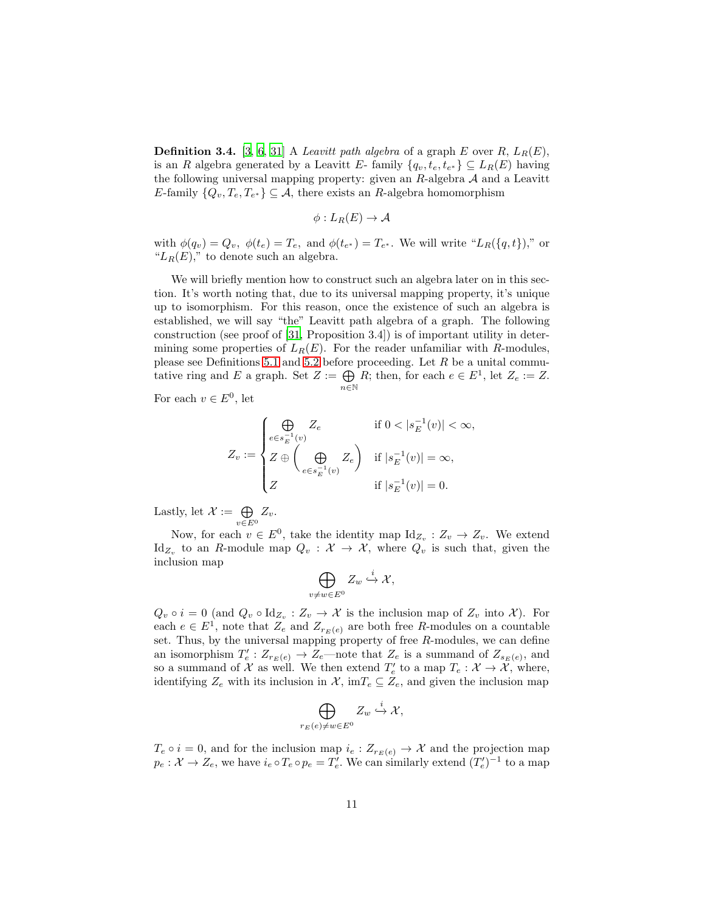**Definition 3.4.** [3, 6, 31] A *Leavitt path algebra* of a graph $E$ over $R$, $L_R(E)$, is an $R$ algebra generated by a Leavitt $E$- family $\{q_v, t_e, t_{e^*}\} \subseteq L_R(E)$ having the following universal mapping property: given an $R$-algebra $\mathcal{A}$ and a Leavitt $E$-family $\{Q_v, T_e, T_{e^*}\} \subseteq \mathcal{A}$, there exists an $R$-algebra homomorphism

$$\phi : L_R(E) \to \mathcal{A}$$

with $\phi(q_v) = Q_v,\ \phi(t_e) = T_e,$ and $\phi(t_{e^*}) = T_{e^*}$. We will write "$L_R(\{q,t\})$," or "$L_R(E)$," to denote such an algebra.

We will briefly mention how to construct such an algebra later on in this section. It's worth noting that, due to its universal mapping property, it's unique up to isomorphism. For this reason, once the existence of such an algebra is established, we will say "the" Leavitt path algebra of a graph. The following construction (see proof of [31, Proposition 3.4]) is of important utility in determining some properties of $L_R(E)$. For the reader unfamiliar with $R$-modules, please see Definitions 5.1 and 5.2 before proceeding. Let $R$ be a unital commutative ring and $E$ a graph. Set $Z := \bigoplus_{n\in\mathbb{N}} R$; then, for each $e \in E^1$, let $Z_e := Z$. For each $v \in E^0$, let

$$Z_v := \begin{cases} \bigoplus_{e \in s_E^{-1}(v)} Z_e & \text{if } 0 < |s_E^{-1}(v)| < \infty, \\ Z \oplus \left( \bigoplus_{e\in s_E^{-1}(v)} Z_e \right) & \text{if } |s_E^{-1}(v)| = \infty, \\ Z & \text{if } |s_E^{-1}(v)| = 0. \end{cases}$$

Lastly, let $\mathcal{X} := \bigoplus_{v\in E^0} Z_v$.

Now, for each $v \in E^0$, take the identity map $\mathrm{Id}_{Z_v} : Z_v \to Z_v$. We extend $\mathrm{Id}_{Z_v}$ to an $R$-module map $Q_v : \mathcal{X} \to \mathcal{X}$, where $Q_v$ is such that, given the inclusion map

$$\bigoplus_{v\neq w\in E^0} Z_w \overset{i}{\hookrightarrow} \mathcal{X},$$

$Q_v \circ i = 0$ (and $Q_v \circ \mathrm{Id}_{Z_v} : Z_v \to \mathcal{X}$ is the inclusion map of $Z_v$ into $\mathcal{X}$). For each $e \in E^1$, note that $Z_e$ and $Z_{r_E(e)}$ are both free $R$-modules on a countable set. Thus, by the universal mapping property of free $R$-modules, we can define an isomorphism $T'_e : Z_{r_E(e)} \to Z_e$—note that $Z_e$ is a summand of $Z_{s_E(e)}$, and so a summand of $\mathcal{X}$ as well. We then extend $T'_e$ to a map $T_e : \mathcal{X} \to \mathcal{X}$, where, identifying $Z_e$ with its inclusion in $\mathcal{X}$, $\mathrm{im} T_e \subseteq Z_e$, and given the inclusion map

$$\bigoplus_{r_E(e)\neq w\in E^0} Z_w \overset{i}{\hookrightarrow} \mathcal{X},$$

$T_e \circ i = 0$, and for the inclusion map $i_e : Z_{r_E(e)} \to \mathcal{X}$ and the projection map $p_e : \mathcal{X} \to Z_e$, we have $i_e \circ T_e \circ p_e = T'_e$. We can similarly extend $(T'_e)^{-1}$ to a map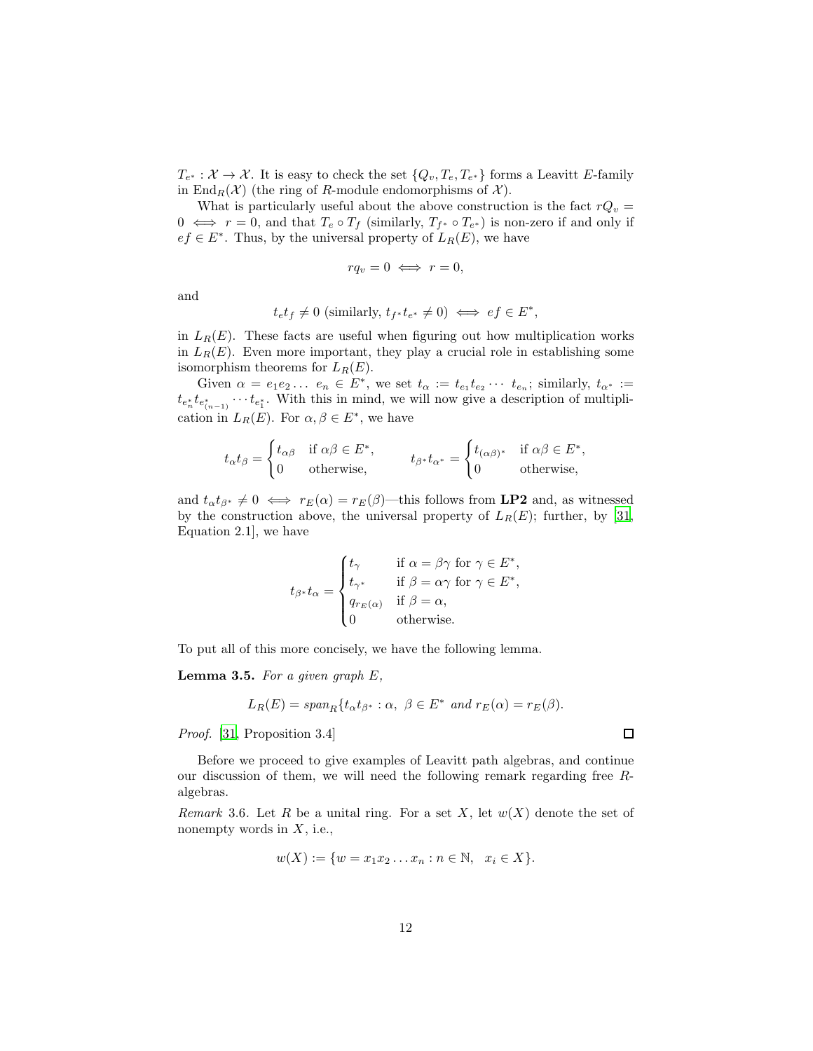$T_{e^*} : \mathcal{X} \to \mathcal{X}$. It is easy to check the set $\{Q_v, T_e, T_{e^*}\}$ forms a Leavitt $E$-family in $\text{End}_R(\mathcal{X})$ (the ring of $R$-module endomorphisms of $\mathcal{X}$).

What is particularly useful about the above construction is the fact $rQ_v = 0 \iff r = 0$, and that $T_e \circ T_f$ (similarly, $T_{f^*} \circ T_{e^*}$) is non-zero if and only if $ef \in E^*$. Thus, by the universal property of $L_R(E)$, we have

$$rq_v = 0 \iff r = 0,$$

and

$$t_e t_f \neq 0 \text{ (similarly, } t_{f^*} t_{e^*} \neq 0) \iff ef \in E^*,$$

in $L_R(E)$. These facts are useful when figuring out how multiplication works in $L_R(E)$. Even more important, they play a crucial role in establishing some isomorphism theorems for $L_R(E)$.

Given $\alpha = e_1 e_2 \dots\ e_n \in E^*$, we set $t_\alpha := t_{e_1} t_{e_2} \cdots\ t_{e_n}$; similarly, $t_{\alpha^*} := t_{e_n^*} t_{e_{(n-1)}^*} \cdots t_{e_1^*}$. With this in mind, we will now give a description of multiplication in $L_R(E)$. For $\alpha, \beta \in E^*$, we have

$$t_\alpha t_\beta = \begin{cases} t_{\alpha\beta} & \text{if } \alpha\beta \in E^*, \\ 0 & \text{otherwise,} \end{cases} \qquad t_{\beta^*} t_{\alpha^*} = \begin{cases} t_{(\alpha\beta)^*} & \text{if } \alpha\beta \in E^*, \\ 0 & \text{otherwise,} \end{cases}$$

and $t_\alpha t_{\beta^*} \neq 0 \iff r_E(\alpha) = r_E(\beta)$—this follows from **LP2** and, as witnessed by the construction above, the universal property of $L_R(E)$; further, by [31, Equation 2.1], we have

$$t_{\beta^*} t_\alpha = \begin{cases} t_\gamma & \text{if } \alpha = \beta\gamma \text{ for } \gamma \in E^*, \\ t_{\gamma^*} & \text{if } \beta = \alpha\gamma \text{ for } \gamma \in E^*, \\ q_{r_E(\alpha)} & \text{if } \beta = \alpha, \\ 0 & \text{otherwise.} \end{cases}$$

To put all of this more concisely, we have the following lemma.

**Lemma 3.5.** *For a given graph $E$,*

$$L_R(E) = span_R\{t_\alpha t_{\beta^*} : \alpha,\ \beta \in E^* \text{ and } r_E(\alpha) = r_E(\beta).$$

*Proof.* [31, Proposition 3.4] □

Before we proceed to give examples of Leavitt path algebras, and continue our discussion of them, we will need the following remark regarding free $R$-algebras.

*Remark* 3.6. Let $R$ be a unital ring. For a set $X$, let $w(X)$ denote the set of nonempty words in $X$, i.e.,

$$w(X) := \{w = x_1 x_2 \dots x_n : n \in \mathbb{N},\ \ x_i \in X\}.$$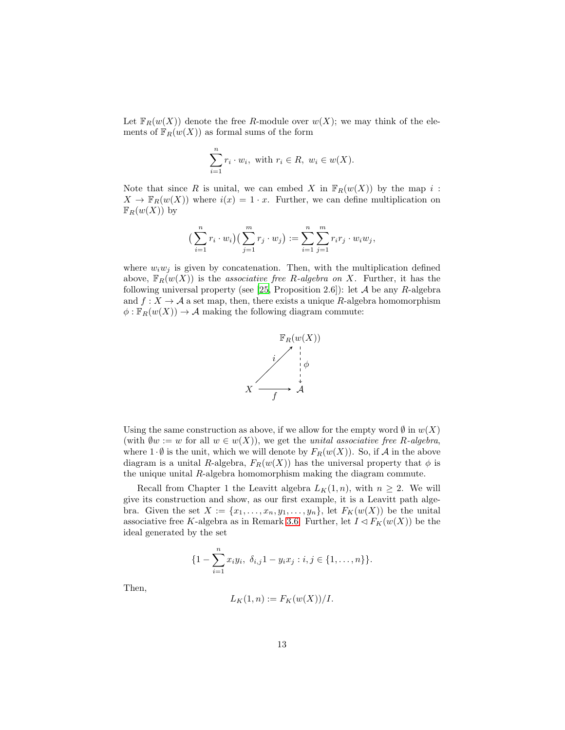Let $\mathbb{F}_R(w(X))$ denote the free $R$-module over $w(X)$; we may think of the elements of $\mathbb{F}_R(w(X))$ as formal sums of the form

$$\sum_{i=1}^{n} r_i \cdot w_i, \text{ with } r_i \in R,\ w_i \in w(X).$$

Note that since $R$ is unital, we can embed $X$ in $\mathbb{F}_R(w(X))$ by the map $i : X \to \mathbb{F}_R(w(X))$ where $i(x) = 1 \cdot x$. Further, we can define multiplication on $\mathbb{F}_R(w(X))$ by

$$\Big(\sum_{i=1}^{n} r_i \cdot w_i\Big)\Big(\sum_{j=1}^{m} r_j \cdot w_j\Big) := \sum_{i=1}^{n}\sum_{j=1}^{m} r_i r_j \cdot w_i w_j,$$

where $w_i w_j$ is given by concatenation. Then, with the multiplication defined above, $\mathbb{F}_R(w(X))$ is the *associative free $R$-algebra on $X$*. Further, it has the following universal property (see [25, Proposition 2.6]): let $\mathcal{A}$ be any $R$-algebra and $f : X \to \mathcal{A}$ a set map, then, there exists a unique $R$-algebra homomorphism $\phi : \mathbb{F}_R(w(X)) \to \mathcal{A}$ making the following diagram commute:

$$\begin{array}{ccc} & & \mathbb{F}_R(w(X)) \\ & \overset{i}{\nearrow} & \Big\downarrow{\scriptstyle \phi} \\ X & \xrightarrow[f]{} & \mathcal{A} \end{array}$$

Using the same construction as above, if we allow for the empty word $\emptyset$ in $w(X)$ (with $\emptyset w := w$ for all $w \in w(X)$), we get the *unital associative free $R$-algebra*, where $1 \cdot \emptyset$ is the unit, which we will denote by $F_R(w(X))$. So, if $\mathcal{A}$ in the above diagram is a unital $R$-algebra, $F_R(w(X))$ has the universal property that $\phi$ is the unique unital $R$-algebra homomorphism making the diagram commute.

Recall from Chapter 1 the Leavitt algebra $L_K(1, n)$, with $n \geq 2$. We will give its construction and show, as our first example, it is a Leavitt path algebra. Given the set $X := \{x_1, \dots, x_n, y_1, \dots, y_n\}$, let $F_K(w(X))$ be the unital associative free $K$-algebra as in Remark 3.6. Further, let $I \lhd F_K(w(X))$ be the ideal generated by the set

$$\{1 - \sum_{i=1}^{n} x_i y_i,\ \delta_{i,j} 1 - y_i x_j : i, j \in \{1, \dots, n\}\}.$$

Then,

$$L_K(1, n) := F_K(w(X))/I.$$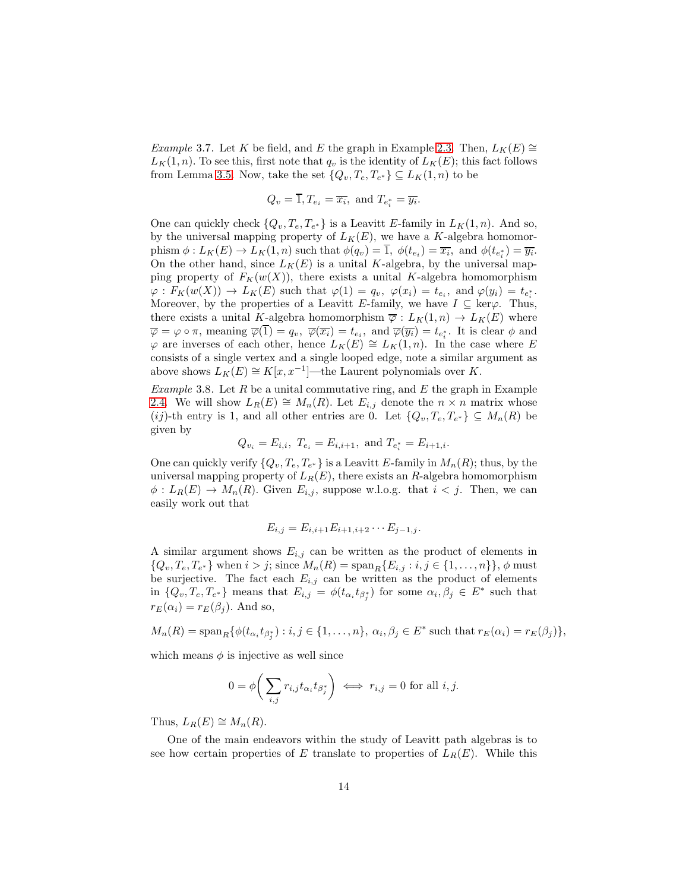*Example* 3.7. Let $K$ be field, and $E$ the graph in Example 2.3. Then, $L_K(E) \cong L_K(1,n)$. To see this, first note that $q_v$ is the identity of $L_K(E)$; this fact follows from Lemma 3.5. Now, take the set $\{Q_v, T_e, T_{e^*}\} \subseteq L_K(1,n)$ to be

$$Q_v = \overline{1}, T_{e_i} = \overline{x_i}, \text{ and } T_{e_i^*} = \overline{y_i}.$$

One can quickly check $\{Q_v, T_e, T_{e^*}\}$ is a Leavitt $E$-family in $L_K(1,n)$. And so, by the universal mapping property of $L_K(E)$, we have a $K$-algebra homomorphism $\phi : L_K(E) \to L_K(1,n)$ such that $\phi(q_v) = \overline{1}$, $\phi(t_{e_i}) = \overline{x_i}$, and $\phi(t_{e_i^*}) = \overline{y_i}$. On the other hand, since $L_K(E)$ is a unital $K$-algebra, by the universal mapping property of $F_K(w(X))$, there exists a unital $K$-algebra homomorphism $\varphi : F_K(w(X)) \to L_K(E)$ such that $\varphi(1) = q_v$, $\varphi(x_i) = t_{e_i}$, and $\varphi(y_i) = t_{e_i^*}$. Moreover, by the properties of a Leavitt $E$-family, we have $I \subseteq \ker\varphi$. Thus, there exists a unital $K$-algebra homomorphism $\overline{\varphi} : L_K(1,n) \to L_K(E)$ where $\overline{\varphi} = \varphi \circ \pi$, meaning $\overline{\varphi}(\overline{1}) = q_v$, $\overline{\varphi}(\overline{x_i}) = t_{e_i}$, and $\overline{\varphi}(\overline{y_i}) = t_{e_i^*}$. It is clear $\phi$ and $\varphi$ are inverses of each other, hence $L_K(E) \cong L_K(1,n)$. In the case where $E$ consists of a single vertex and a single looped edge, note a similar argument as above shows $L_K(E) \cong K[x, x^{-1}]$—the Laurent polynomials over $K$.

*Example* 3.8. Let $R$ be a unital commutative ring, and $E$ the graph in Example 2.4. We will show $L_R(E) \cong M_n(R)$. Let $E_{i,j}$ denote the $n \times n$ matrix whose $(ij)$-th entry is 1, and all other entries are 0. Let $\{Q_v, T_e, T_{e^*}\} \subseteq M_n(R)$ be given by

$$Q_{v_i} = E_{i,i},\ T_{e_i} = E_{i,i+1}, \text{ and } T_{e_i^*} = E_{i+1,i}.$$

One can quickly verify $\{Q_v, T_e, T_{e^*}\}$ is a Leavitt $E$-family in $M_n(R)$; thus, by the universal mapping property of $L_R(E)$, there exists an $R$-algebra homomorphism $\phi : L_R(E) \to M_n(R)$. Given $E_{i,j}$, suppose w.l.o.g. that $i < j$. Then, we can easily work out that

$$E_{i,j} = E_{i,i+1}E_{i+1,i+2}\cdots E_{j-1,j}.$$

A similar argument shows $E_{i,j}$ can be written as the product of elements in $\{Q_v, T_e, T_{e^*}\}$ when $i > j$; since $M_n(R) = \text{span}_R\{E_{i,j} : i,j \in \{1,\ldots,n\}\}$, $\phi$ must be surjective. The fact each $E_{i,j}$ can be written as the product of elements in $\{Q_v, T_e, T_{e^*}\}$ means that $E_{i,j} = \phi(t_{\alpha_i}t_{\beta_j^*})$ for some $\alpha_i, \beta_j \in E^*$ such that $r_E(\alpha_i) = r_E(\beta_j)$. And so,

$$M_n(R) = \text{span}_R\{\phi(t_{\alpha_i}t_{\beta_j^*}) : i,j \in \{1,\ldots,n\},\ \alpha_i, \beta_j \in E^* \text{ such that } r_E(\alpha_i) = r_E(\beta_j)\},$$

which means $\phi$ is injective as well since

$$0 = \phi\bigg(\sum_{i,j} r_{i,j}t_{\alpha_i}t_{\beta_j^*}\bigg) \iff r_{i,j} = 0 \text{ for all } i,j.$$

Thus, $L_R(E) \cong M_n(R)$.

One of the main endeavors within the study of Leavitt path algebras is to see how certain properties of $E$ translate to properties of $L_R(E)$. While this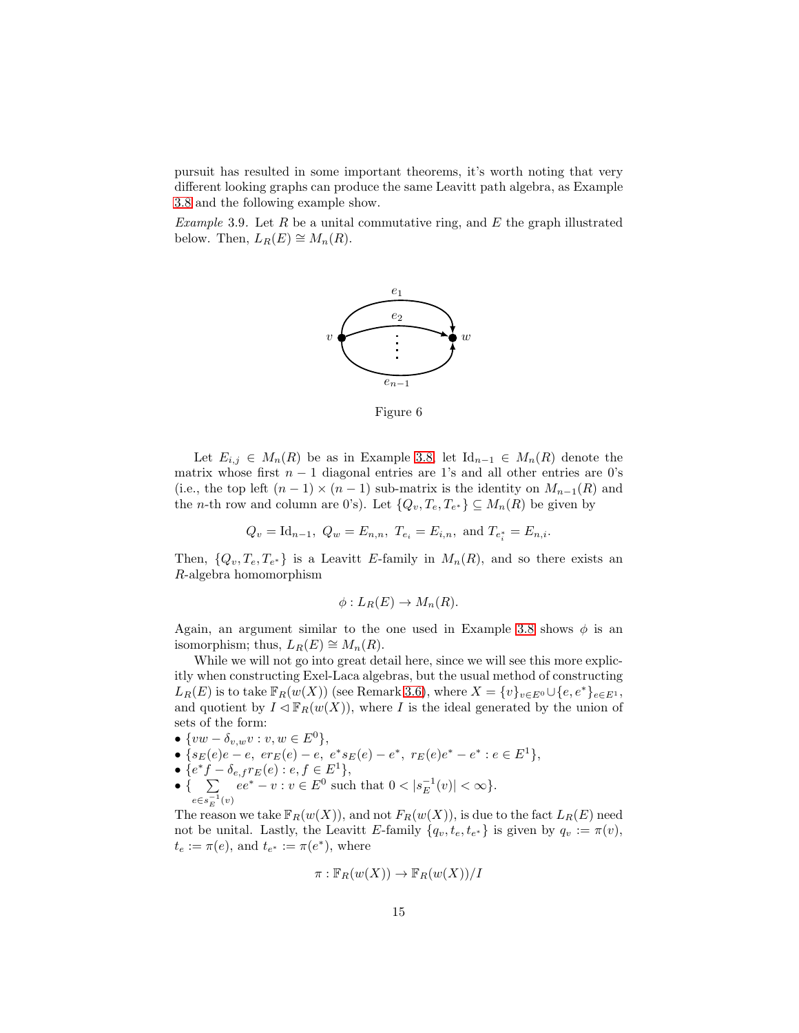pursuit has resulted in some important theorems, it's worth noting that very different looking graphs can produce the same Leavitt path algebra, as Example 3.8 and the following example show.

*Example* 3.9. Let $R$ be a unital commutative ring, and $E$ the graph illustrated below. Then, $L_R(E) \cong M_n(R)$.

Figure 6

Let $E_{i,j} \in M_n(R)$ be as in Example 3.8, let $\mathrm{Id}_{n-1} \in M_n(R)$ denote the matrix whose first $n-1$ diagonal entries are 1's and all other entries are 0's (i.e., the top left $(n-1) \times (n-1)$ sub-matrix is the identity on $M_{n-1}(R)$ and the $n$-th row and column are 0's). Let $\{Q_v, T_e, T_{e^*}\} \subseteq M_n(R)$ be given by

$$Q_v = \mathrm{Id}_{n-1},\ Q_w = E_{n,n},\ T_{e_i} = E_{i,n},\ \text{and } T_{e_i^*} = E_{n,i}.$$

Then, $\{Q_v, T_e, T_{e^*}\}$ is a Leavitt $E$-family in $M_n(R)$, and so there exists an $R$-algebra homomorphism

$$\phi : L_R(E) \to M_n(R).$$

Again, an argument similar to the one used in Example 3.8 shows $\phi$ is an isomorphism; thus, $L_R(E) \cong M_n(R)$.

While we will not go into great detail here, since we will see this more explicitly when constructing Exel-Laca algebras, but the usual method of constructing $L_R(E)$ is to take $\mathbb{F}_R(w(X))$ (see Remark 3.6), where $X = \{v\}_{v \in E^0} \cup \{e, e^*\}_{e \in E^1}$, and quotient by $I \lhd \mathbb{F}_R(w(X))$, where $I$ is the ideal generated by the union of sets of the form:

- $\{vw - \delta_{v,w} v : v, w \in E^0\}$,
- $\{s_E(e)e - e,\ er_E(e) - e,\ e^* s_E(e) - e^*,\ r_E(e)e^* - e^* : e \in E^1\}$,
- $\{e^* f - \delta_{e,f} r_E(e) : e, f \in E^1\}$,
- $\{\sum_{e \in s_E^{-1}(v)} ee^* - v : v \in E^0 \text{ such that } 0 < |s_E^{-1}(v)| < \infty\}$.

The reason we take $\mathbb{F}_R(w(X))$, and not $F_R(w(X))$, is due to the fact $L_R(E)$ need not be unital. Lastly, the Leavitt $E$-family $\{q_v, t_e, t_{e^*}\}$ is given by $q_v := \pi(v)$, $t_e := \pi(e)$, and $t_{e^*} := \pi(e^*)$, where

$$\pi : \mathbb{F}_R(w(X)) \to \mathbb{F}_R(w(X))/I$$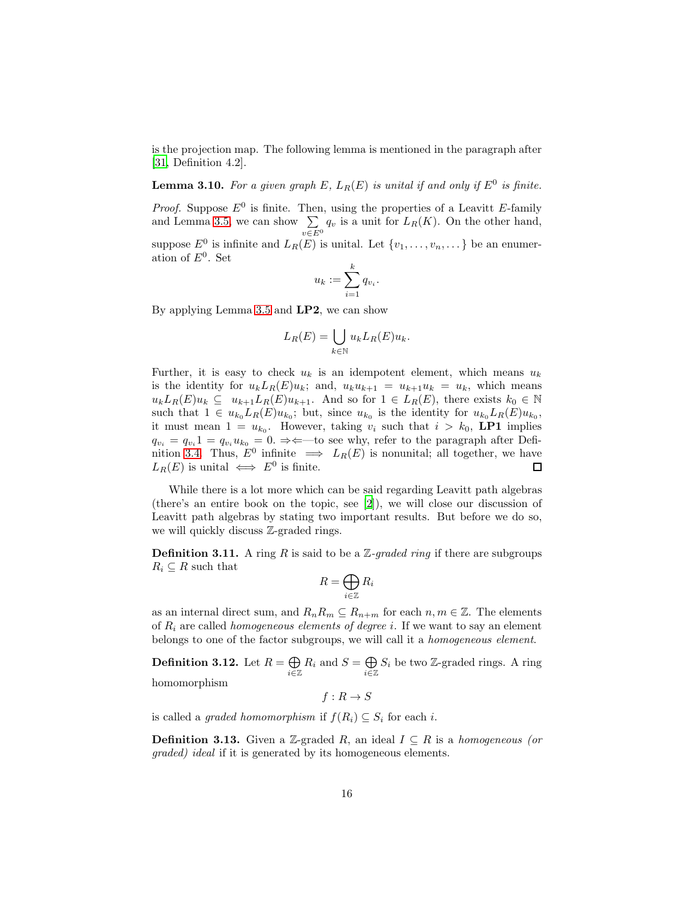is the projection map. The following lemma is mentioned in the paragraph after [31, Definition 4.2].

**Lemma 3.10.** *For a given graph $E$, $L_R(E)$ is unital if and only if $E^0$ is finite.*

*Proof.* Suppose $E^0$ is finite. Then, using the properties of a Leavitt $E$-family and Lemma 3.5, we can show $\sum_{v \in E^0} q_v$ is a unit for $L_R(K)$. On the other hand, suppose $E^0$ is infinite and $L_R(E)$ is unital. Let $\{v_1, \ldots, v_n, \ldots\}$ be an enumeration of $E^0$. Set

$$u_k := \sum_{i=1}^{k} q_{v_i}.$$

By applying Lemma 3.5 and **LP2**, we can show

$$L_R(E) = \bigcup_{k \in \mathbb{N}} u_k L_R(E) u_k.$$

Further, it is easy to check $u_k$ is an idempotent element, which means $u_k$ is the identity for $u_k L_R(E) u_k$; and, $u_k u_{k+1} = u_{k+1} u_k = u_k$, which means $u_k L_R(E) u_k \subseteq u_{k+1} L_R(E) u_{k+1}$. And so for $1 \in L_R(E)$, there exists $k_0 \in \mathbb{N}$ such that $1 \in u_{k_0} L_R(E) u_{k_0}$; but, since $u_{k_0}$ is the identity for $u_{k_0} L_R(E) u_{k_0}$, it must mean $1 = u_{k_0}$. However, taking $v_i$ such that $i > k_0$, **LP1** implies $q_{v_i} = q_{v_i} 1 = q_{v_i} u_{k_0} = 0$. $\Rightarrow\Leftarrow$—to see why, refer to the paragraph after Definition 3.4. Thus, $E^0$ infinite $\implies$ $L_R(E)$ is nonunital; all together, we have $L_R(E)$ is unital $\iff$ $E^0$ is finite. $\square$

While there is a lot more which can be said regarding Leavitt path algebras (there's an entire book on the topic, see [2]), we will close our discussion of Leavitt path algebras by stating two important results. But before we do so, we will quickly discuss $\mathbb{Z}$-graded rings.

**Definition 3.11.** A ring $R$ is said to be a *$\mathbb{Z}$-graded ring* if there are subgroups $R_i \subseteq R$ such that

$$R = \bigoplus_{i \in \mathbb{Z}} R_i$$

as an internal direct sum, and $R_n R_m \subseteq R_{n+m}$ for each $n, m \in \mathbb{Z}$. The elements of $R_i$ are called *homogeneous elements of degree $i$*. If we want to say an element belongs to one of the factor subgroups, we will call it a *homogeneous element*.

**Definition 3.12.** Let $R = \bigoplus_{i \in \mathbb{Z}} R_i$ and $S = \bigoplus_{i \in \mathbb{Z}} S_i$ be two $\mathbb{Z}$-graded rings. A ring homomorphism

$$f : R \to S$$

is called a *graded homomorphism* if $f(R_i) \subseteq S_i$ for each $i$.

**Definition 3.13.** Given a $\mathbb{Z}$-graded $R$, an ideal $I \subseteq R$ is a *homogeneous (or graded) ideal* if it is generated by its homogeneous elements.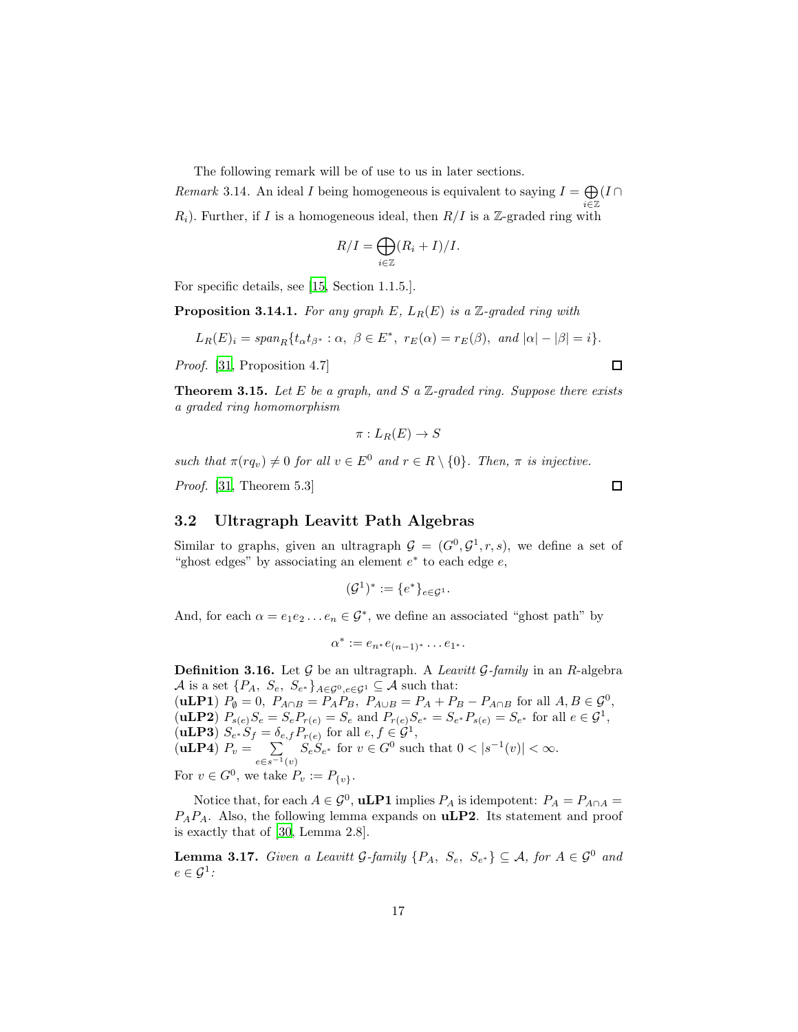The following remark will be of use to us in later sections.

*Remark* 3.14. An ideal $I$ being homogeneous is equivalent to saying $I = \bigoplus_{i\in\mathbb{Z}} (I \cap R_i)$. Further, if $I$ is a homogeneous ideal, then $R/I$ is a $\mathbb{Z}$-graded ring with

$$R/I = \bigoplus_{i\in\mathbb{Z}} (R_i + I)/I.$$

For specific details, see [15, Section 1.1.5.].

**Proposition 3.14.1.** *For any graph $E$, $L_R(E)$ is a $\mathbb{Z}$-graded ring with*

$$L_R(E)_i = span_R\{t_\alpha t_{\beta^*} : \alpha,\ \beta \in E^*,\ r_E(\alpha) = r_E(\beta),\ \text{and } |\alpha| - |\beta| = i\}.$$

*Proof.* [31, Proposition 4.7] □

**Theorem 3.15.** *Let $E$ be a graph, and $S$ a $\mathbb{Z}$-graded ring. Suppose there exists a graded ring homomorphism*

$$\pi : L_R(E) \to S$$

*such that $\pi(rq_v) \neq 0$ for all $v \in E^0$ and $r \in R \setminus \{0\}$. Then, $\pi$ is injective.*

*Proof.* [31, Theorem 5.3] □

## 3.2 Ultragraph Leavitt Path Algebras

Similar to graphs, given an ultragraph $\mathcal{G} = (G^0, \mathcal{G}^1, r, s)$, we define a set of "ghost edges" by associating an element $e^*$ to each edge $e$,

$$(\mathcal{G}^1)^* := \{e^*\}_{e\in\mathcal{G}^1}.$$

And, for each $\alpha = e_1 e_2 \dots e_n \in \mathcal{G}^*$, we define an associated "ghost path" by

$$\alpha^* := e_{n^*} e_{(n-1)^*} \dots e_{1^*}.$$

**Definition 3.16.** Let $\mathcal{G}$ be an ultragraph. A *Leavitt $\mathcal{G}$-family* in an $R$-algebra $\mathcal{A}$ is a set $\{P_A,\ S_e,\ S_{e^*}\}_{A\in\mathcal{G}^0, e\in\mathcal{G}^1} \subseteq \mathcal{A}$ such that:
(**uLP1**) $P_\emptyset = 0,\ P_{A\cap B} = P_A P_B,\ P_{A\cup B} = P_A + P_B - P_{A\cap B}$ for all $A, B \in \mathcal{G}^0$,
(**uLP2**) $P_{s(e)} S_e = S_e P_{r(e)} = S_e$ and $P_{r(e)} S_{e^*} = S_{e^*} P_{s(e)} = S_{e^*}$ for all $e \in \mathcal{G}^1$,
(**uLP3**) $S_{e^*} S_f = \delta_{e,f} P_{r(e)}$ for all $e, f \in \mathcal{G}^1$,
(**uLP4**) $P_v = \sum_{e\in s^{-1}(v)} S_e S_{e^*}$ for $v \in G^0$ such that $0 < |s^{-1}(v)| < \infty$.
For $v \in G^0$, we take $P_v := P_{\{v\}}$.

Notice that, for each $A \in \mathcal{G}^0$, **uLP1** implies $P_A$ is idempotent: $P_A = P_{A\cap A} = P_A P_A$. Also, the following lemma expands on **uLP2**. Its statement and proof is exactly that of [30, Lemma 2.8].

**Lemma 3.17.** *Given a Leavitt $\mathcal{G}$-family $\{P_A,\ S_e,\ S_{e^*}\} \subseteq \mathcal{A}$, for $A \in \mathcal{G}^0$ and $e \in \mathcal{G}^1$:*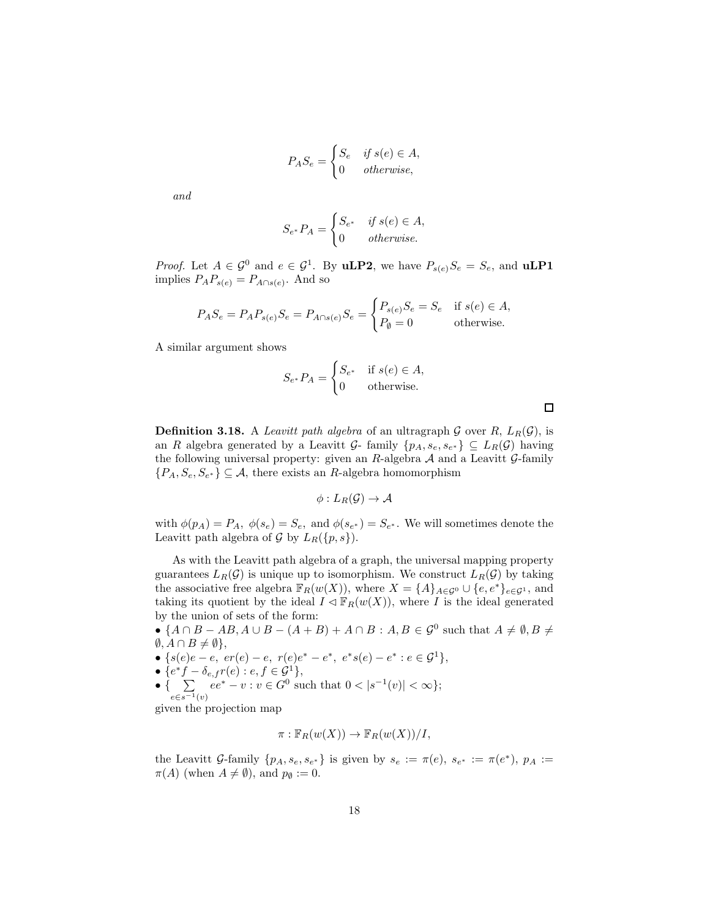$$P_A S_e = \begin{cases} S_e & \textit{if } s(e) \in A, \\ 0 & \textit{otherwise,} \end{cases}$$

*and*

$$S_{e^*} P_A = \begin{cases} S_{e^*} & \textit{if } s(e) \in A, \\ 0 & \textit{otherwise.} \end{cases}$$

*Proof.* Let $A \in \mathcal{G}^0$ and $e \in \mathcal{G}^1$. By **uLP2**, we have $P_{s(e)} S_e = S_e$, and **uLP1** implies $P_A P_{s(e)} = P_{A \cap s(e)}$. And so

$$P_A S_e = P_A P_{s(e)} S_e = P_{A \cap s(e)} S_e = \begin{cases} P_{s(e)} S_e = S_e & \text{if } s(e) \in A, \\ P_{\emptyset} = 0 & \text{otherwise.} \end{cases}$$

A similar argument shows

$$S_{e^*} P_A = \begin{cases} S_{e^*} & \text{if } s(e) \in A, \\ 0 & \text{otherwise.} \end{cases}$$

□

**Definition 3.18.** A *Leavitt path algebra* of an ultragraph $\mathcal{G}$ over $R$, $L_R(\mathcal{G})$, is an $R$ algebra generated by a Leavitt $\mathcal{G}$- family $\{p_A, s_e, s_{e^*}\} \subseteq L_R(\mathcal{G})$ having the following universal property: given an $R$-algebra $\mathcal{A}$ and a Leavitt $\mathcal{G}$-family $\{P_A, S_e, S_{e^*}\} \subseteq \mathcal{A}$, there exists an $R$-algebra homomorphism

$$\phi : L_R(\mathcal{G}) \to \mathcal{A}$$

with $\phi(p_A) = P_A$, $\phi(s_e) = S_e$, and $\phi(s_{e^*}) = S_{e^*}$. We will sometimes denote the Leavitt path algebra of $\mathcal{G}$ by $L_R(\{p, s\})$.

As with the Leavitt path algebra of a graph, the universal mapping property guarantees $L_R(\mathcal{G})$ is unique up to isomorphism. We construct $L_R(\mathcal{G})$ by taking the associative free algebra $\mathbb{F}_R(w(X))$, where $X = \{A\}_{A \in \mathcal{G}^0} \cup \{e, e^*\}_{e \in \mathcal{G}^1}$, and taking its quotient by the ideal $I \lhd \mathbb{F}_R(w(X))$, where $I$ is the ideal generated by the union of sets of the form:

- $\{A \cap B - AB, A \cup B - (A + B) + A \cap B : A, B \in \mathcal{G}^0$ such that $A \neq \emptyset, B \neq \emptyset, A \cap B \neq \emptyset\}$,
- $\{s(e)e - e,\ er(e) - e,\ r(e)e^* - e^*,\ e^*s(e) - e^* : e \in \mathcal{G}^1\}$,
- $\{e^*f - \delta_{e,f} r(e) : e, f \in \mathcal{G}^1\}$,
- $\{\sum_{e \in s^{-1}(v)} ee^* - v : v \in G^0$ such that $0 < |s^{-1}(v)| < \infty\}$;

given the projection map

$$\pi : \mathbb{F}_R(w(X)) \to \mathbb{F}_R(w(X))/I,$$

the Leavitt $\mathcal{G}$-family $\{p_A, s_e, s_{e^*}\}$ is given by $s_e := \pi(e)$, $s_{e^*} := \pi(e^*)$, $p_A := \pi(A)$ (when $A \neq \emptyset$), and $p_{\emptyset} := 0$.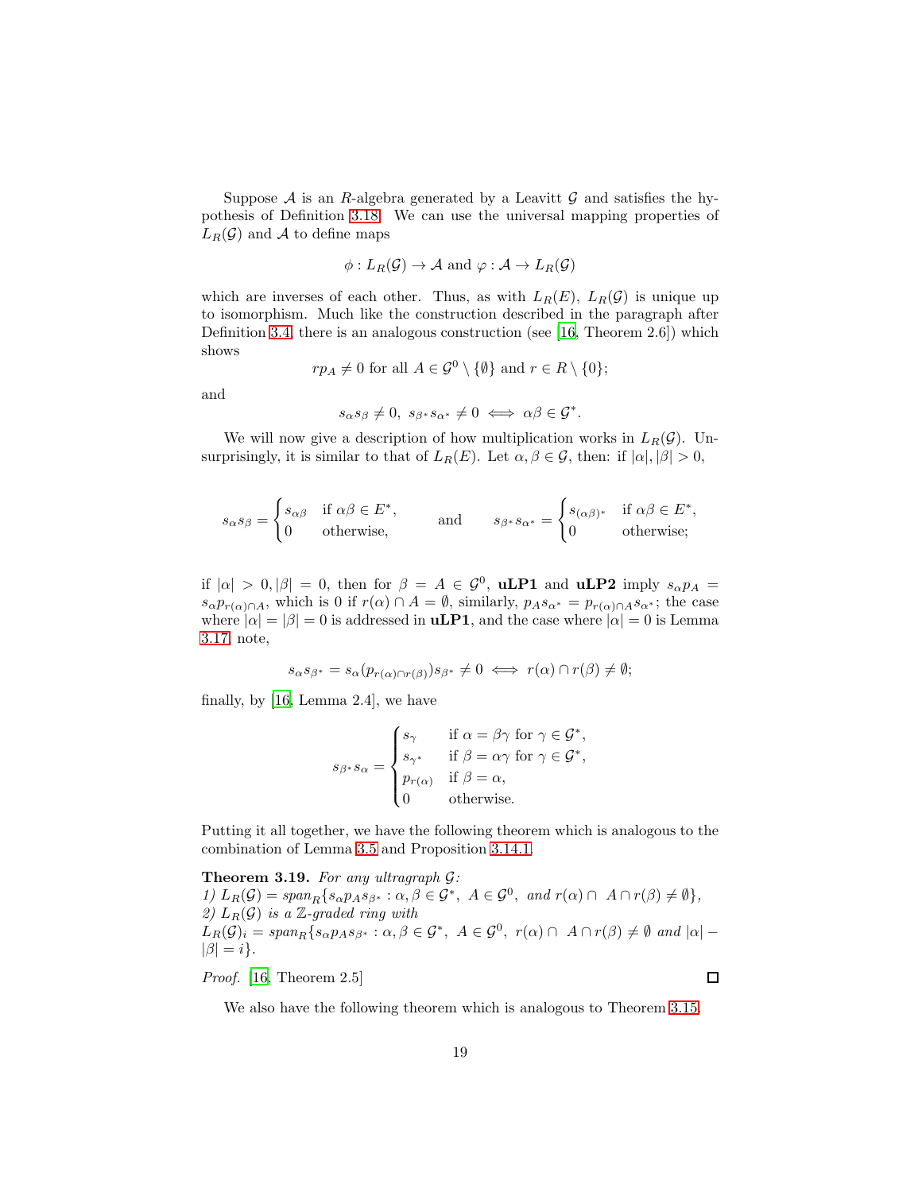Suppose $\mathcal{A}$ is an $R$-algebra generated by a Leavitt $\mathcal{G}$ and satisfies the hypothesis of Definition 3.18. We can use the universal mapping properties of $L_R(\mathcal{G})$ and $\mathcal{A}$ to define maps

$$\phi : L_R(\mathcal{G}) \to \mathcal{A} \text{ and } \varphi : \mathcal{A} \to L_R(\mathcal{G})$$

which are inverses of each other. Thus, as with $L_R(E)$, $L_R(\mathcal{G})$ is unique up to isomorphism. Much like the construction described in the paragraph after Definition 3.4, there is an analogous construction (see [16, Theorem 2.6]) which shows

$$rp_A \neq 0 \text{ for all } A \in \mathcal{G}^0 \setminus \{\emptyset\} \text{ and } r \in R \setminus \{0\};$$

and

$$s_\alpha s_\beta \neq 0,\ s_{\beta^*}s_{\alpha^*} \neq 0 \iff \alpha\beta \in \mathcal{G}^*.$$

We will now give a description of how multiplication works in $L_R(\mathcal{G})$. Unsurprisingly, it is similar to that of $L_R(E)$. Let $\alpha, \beta \in \mathcal{G}$, then: if $|\alpha|, |\beta| > 0$,

$$s_\alpha s_\beta = \begin{cases} s_{\alpha\beta} & \text{if } \alpha\beta \in E^*, \\ 0 & \text{otherwise,} \end{cases} \qquad \text{and} \qquad s_{\beta^*}s_{\alpha^*} = \begin{cases} s_{(\alpha\beta)^*} & \text{if } \alpha\beta \in E^*, \\ 0 & \text{otherwise;} \end{cases}$$

if $|\alpha| > 0, |\beta| = 0$, then for $\beta = A \in \mathcal{G}^0$, **uLP1** and **uLP2** imply $s_\alpha p_A = s_\alpha p_{r(\alpha)\cap A}$, which is 0 if $r(\alpha) \cap A = \emptyset$, similarly, $p_A s_{\alpha^*} = p_{r(\alpha)\cap A} s_{\alpha^*}$; the case where $|\alpha| = |\beta| = 0$ is addressed in **uLP1**, and the case where $|\alpha| = 0$ is Lemma 3.17. note,

$$s_\alpha s_{\beta^*} = s_\alpha (p_{r(\alpha)\cap r(\beta)}) s_{\beta^*} \neq 0 \iff r(\alpha) \cap r(\beta) \neq \emptyset;$$

finally, by [16, Lemma 2.4], we have

$$s_{\beta^*}s_\alpha = \begin{cases} s_\gamma & \text{if } \alpha = \beta\gamma \text{ for } \gamma \in \mathcal{G}^*, \\ s_{\gamma^*} & \text{if } \beta = \alpha\gamma \text{ for } \gamma \in \mathcal{G}^*, \\ p_{r(\alpha)} & \text{if } \beta = \alpha, \\ 0 & \text{otherwise.} \end{cases}$$

Putting it all together, we have the following theorem which is analogous to the combination of Lemma 3.5 and Proposition 3.14.1.

**Theorem 3.19.** *For any ultragraph $\mathcal{G}$:*
*1) $L_R(\mathcal{G}) = span_R\{s_\alpha p_A s_{\beta^*} : \alpha, \beta \in \mathcal{G}^*,\ A \in \mathcal{G}^0,$ and $r(\alpha) \cap\ A \cap r(\beta) \neq \emptyset\}$,*
*2) $L_R(\mathcal{G})$ is a $\mathbb{Z}$-graded ring with*
*$L_R(\mathcal{G})_i = span_R\{s_\alpha p_A s_{\beta^*} : \alpha, \beta \in \mathcal{G}^*,\ A \in \mathcal{G}^0,\ r(\alpha) \cap\ A \cap r(\beta) \neq \emptyset$ and $|\alpha| - |\beta| = i\}$.*

*Proof.* [16, Theorem 2.5] □

We also have the following theorem which is analogous to Theorem 3.15.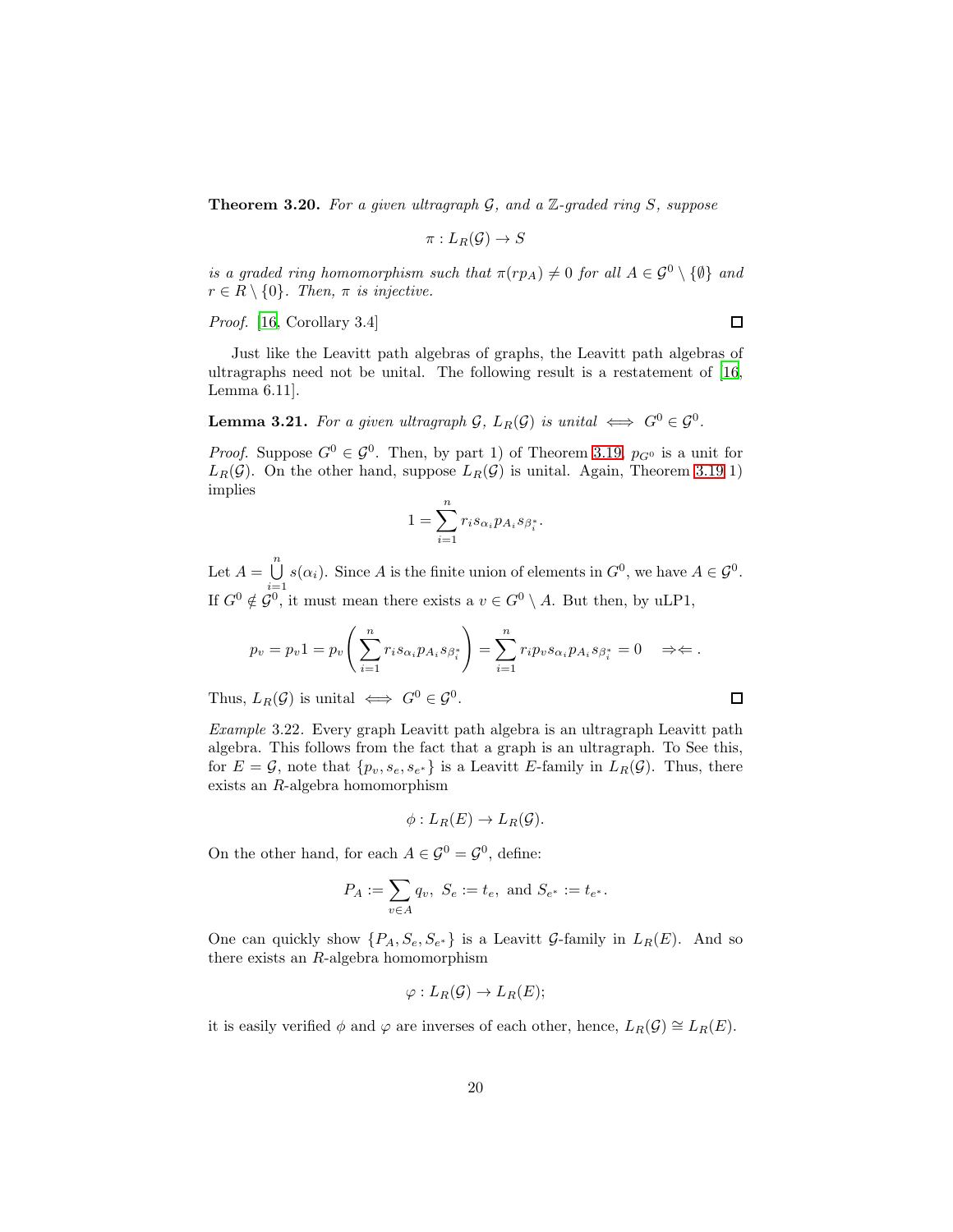**Theorem 3.20.** *For a given ultragraph $\mathcal{G}$, and a $\mathbb{Z}$-graded ring $S$, suppose*

$$\pi : L_R(\mathcal{G}) \to S$$

*is a graded ring homomorphism such that $\pi(rp_A) \neq 0$ for all $A \in \mathcal{G}^0 \setminus \{\emptyset\}$ and $r \in R \setminus \{0\}$. Then, $\pi$ is injective.*

*Proof.* [16, Corollary 3.4] □

Just like the Leavitt path algebras of graphs, the Leavitt path algebras of ultragraphs need not be unital. The following result is a restatement of [16, Lemma 6.11].

**Lemma 3.21.** *For a given ultragraph $\mathcal{G}$, $L_R(\mathcal{G})$ is unital $\iff$ $G^0 \in \mathcal{G}^0$.*

*Proof.* Suppose $G^0 \in \mathcal{G}^0$. Then, by part 1) of Theorem 3.19, $p_{G^0}$ is a unit for $L_R(\mathcal{G})$. On the other hand, suppose $L_R(\mathcal{G})$ is unital. Again, Theorem 3.19 1) implies

$$1 = \sum_{i=1}^{n} r_i s_{\alpha_i} p_{A_i} s_{\beta_i^*}.$$

Let $A = \bigcup_{i=1}^{n} s(\alpha_i)$. Since $A$ is the finite union of elements in $G^0$, we have $A \in \mathcal{G}^0$. If $G^0 \notin \mathcal{G}^0$, it must mean there exists a $v \in G^0 \setminus A$. But then, by uLP1,

$$p_v = p_v 1 = p_v \left( \sum_{i=1}^{n} r_i s_{\alpha_i} p_{A_i} s_{\beta_i^*} \right) = \sum_{i=1}^{n} r_i p_v s_{\alpha_i} p_{A_i} s_{\beta_i^*} = 0 \quad \Rightarrow\Leftarrow .$$

Thus, $L_R(\mathcal{G})$ is unital $\iff$ $G^0 \in \mathcal{G}^0$. □

*Example* 3.22. Every graph Leavitt path algebra is an ultragraph Leavitt path algebra. This follows from the fact that a graph is an ultragraph. To See this, for $E = \mathcal{G}$, note that $\{p_v, s_e, s_{e^*}\}$ is a Leavitt $E$-family in $L_R(\mathcal{G})$. Thus, there exists an $R$-algebra homomorphism

$$\phi : L_R(E) \to L_R(\mathcal{G}).$$

On the other hand, for each $A \in \mathcal{G}^0 = \mathcal{G}^0$, define:

$$P_A := \sum_{v \in A} q_v, \;\; S_e := t_e, \text{ and } S_{e^*} := t_{e^*}.$$

One can quickly show $\{P_A, S_e, S_{e^*}\}$ is a Leavitt $\mathcal{G}$-family in $L_R(E)$. And so there exists an $R$-algebra homomorphism

$$\varphi : L_R(\mathcal{G}) \to L_R(E);$$

it is easily verified $\phi$ and $\varphi$ are inverses of each other, hence, $L_R(\mathcal{G}) \cong L_R(E)$.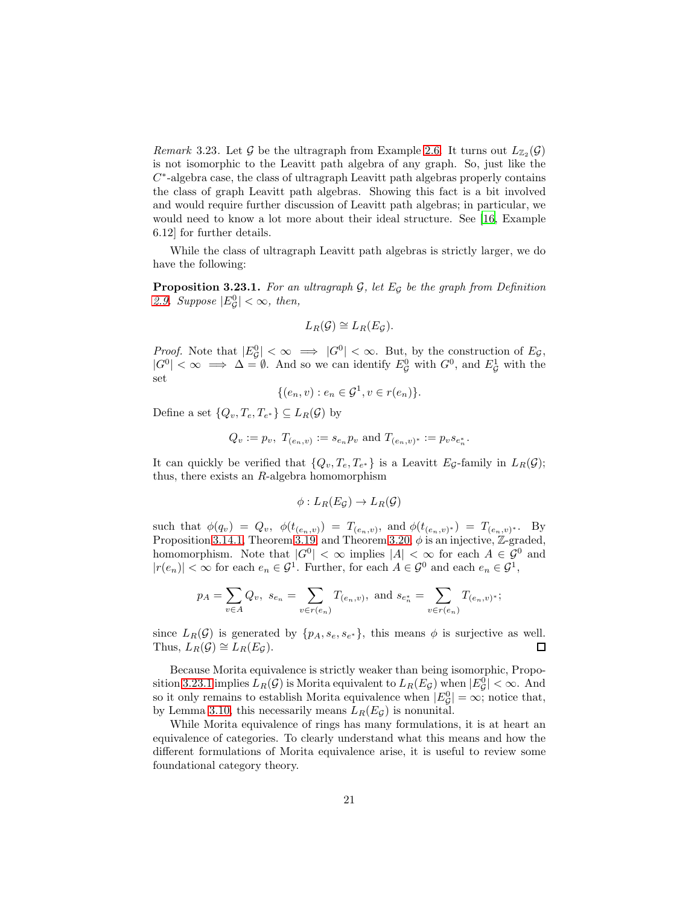*Remark* 3.23. Let $\mathcal{G}$ be the ultragraph from Example 2.6. It turns out $L_{\mathbb{Z}_2}(\mathcal{G})$ is not isomorphic to the Leavitt path algebra of any graph. So, just like the $C^*$-algebra case, the class of ultragraph Leavitt path algebras properly contains the class of graph Leavitt path algebras. Showing this fact is a bit involved and would require further discussion of Leavitt path algebras; in particular, we would need to know a lot more about their ideal structure. See [16, Example 6.12] for further details.

While the class of ultragraph Leavitt path algebras is strictly larger, we do have the following:

**Proposition 3.23.1.** *For an ultragraph $\mathcal{G}$, let $E_{\mathcal{G}}$ be the graph from Definition 2.9. Suppose $|E^0_{\mathcal{G}}| < \infty$, then,*

$$L_R(\mathcal{G}) \cong L_R(E_{\mathcal{G}}).$$

*Proof.* Note that $|E^0_{\mathcal{G}}| < \infty \implies |G^0| < \infty$. But, by the construction of $E_{\mathcal{G}}$, $|G^0| < \infty \implies \Delta = \emptyset$. And so we can identify $E^0_{\mathcal{G}}$ with $G^0$, and $E^1_{\mathcal{G}}$ with the set

$$\{(e_n, v) : e_n \in \mathcal{G}^1, v \in r(e_n)\}.$$

Define a set $\{Q_v, T_e, T_{e^*}\} \subseteq L_R(\mathcal{G})$ by

$$Q_v := p_v,\ T_{(e_n,v)} := s_{e_n} p_v \text{ and } T_{(e_n,v)^*} := p_v s_{e_n^*}.$$

It can quickly be verified that $\{Q_v, T_e, T_{e^*}\}$ is a Leavitt $E_{\mathcal{G}}$-family in $L_R(\mathcal{G})$; thus, there exists an $R$-algebra homomorphism

$$\phi : L_R(E_{\mathcal{G}}) \to L_R(\mathcal{G})$$

such that $\phi(q_v) = Q_v$, $\phi(t_{(e_n,v)}) = T_{(e_n,v)}$, and $\phi(t_{(e_n,v)^*}) = T_{(e_n,v)^*}$. By Proposition 3.14.1, Theorem 3.19, and Theorem 3.20, $\phi$ is an injective, $\mathbb{Z}$-graded, homomorphism. Note that $|G^0| < \infty$ implies $|A| < \infty$ for each $A \in \mathcal{G}^0$ and $|r(e_n)| < \infty$ for each $e_n \in \mathcal{G}^1$. Further, for each $A \in \mathcal{G}^0$ and each $e_n \in \mathcal{G}^1$,

$$p_A = \sum_{v \in A} Q_v,\ s_{e_n} = \sum_{v \in r(e_n)} T_{(e_n,v)}, \text{ and } s_{e_n^*} = \sum_{v \in r(e_n)} T_{(e_n,v)^*};$$

since $L_R(\mathcal{G})$ is generated by $\{p_A, s_e, s_{e^*}\}$, this means $\phi$ is surjective as well. Thus, $L_R(\mathcal{G}) \cong L_R(E_{\mathcal{G}})$. ☐

Because Morita equivalence is strictly weaker than being isomorphic, Proposition 3.23.1 implies $L_R(\mathcal{G})$ is Morita equivalent to $L_R(E_{\mathcal{G}})$ when $|E^0_{\mathcal{G}}| < \infty$. And so it only remains to establish Morita equivalence when $|E^0_{\mathcal{G}}| = \infty$; notice that, by Lemma 3.10, this necessarily means $L_R(E_{\mathcal{G}})$ is nonunital.

While Morita equivalence of rings has many formulations, it is at heart an equivalence of categories. To clearly understand what this means and how the different formulations of Morita equivalence arise, it is useful to review some foundational category theory.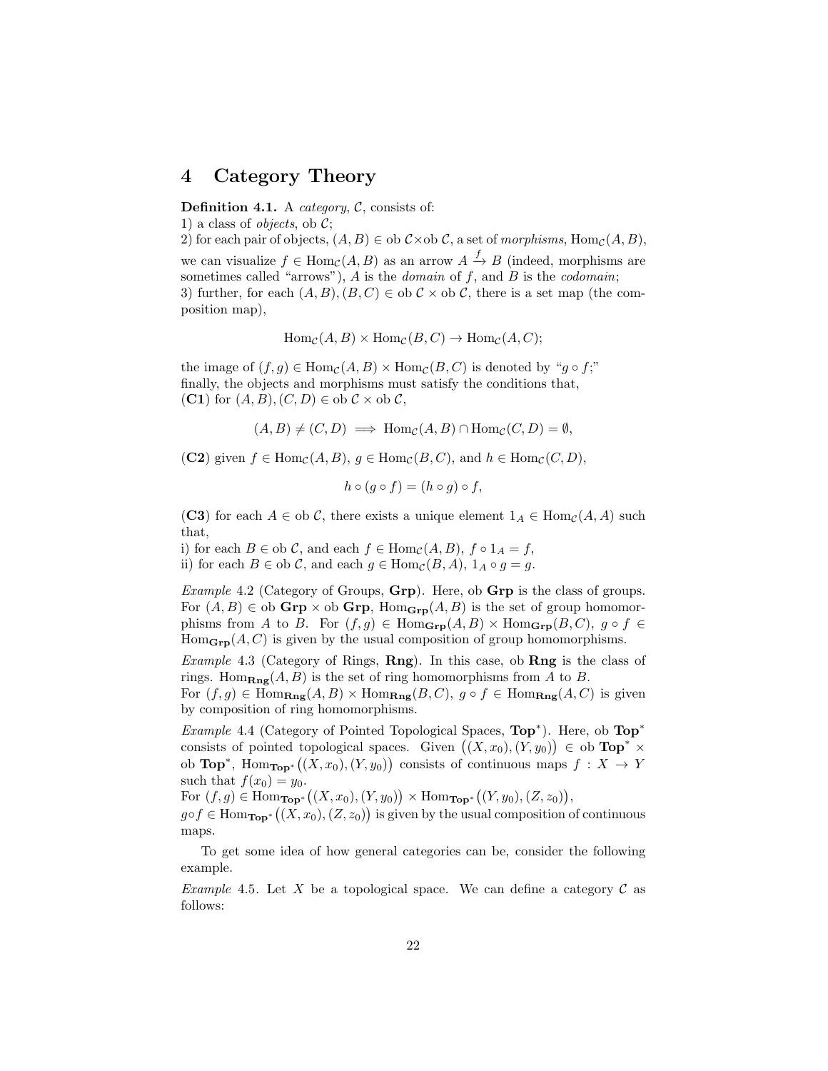# 4 Category Theory

**Definition 4.1.** A *category*, $\mathcal{C}$, consists of:
1) a class of *objects*, ob $\mathcal{C}$;
2) for each pair of objects, $(A, B) \in \text{ob}\,\mathcal{C} \times \text{ob}\,\mathcal{C}$, a set of *morphisms*, $\text{Hom}_{\mathcal{C}}(A, B)$, we can visualize $f \in \text{Hom}_{\mathcal{C}}(A, B)$ as an arrow $A \xrightarrow{f} B$ (indeed, morphisms are sometimes called "arrows"), $A$ is the *domain* of $f$, and $B$ is the *codomain*;
3) further, for each $(A, B), (B, C) \in \text{ob}\,\mathcal{C} \times \text{ob}\,\mathcal{C}$, there is a set map (the composition map),

$$\text{Hom}_{\mathcal{C}}(A, B) \times \text{Hom}_{\mathcal{C}}(B, C) \to \text{Hom}_{\mathcal{C}}(A, C);$$

the image of $(f, g) \in \text{Hom}_{\mathcal{C}}(A, B) \times \text{Hom}_{\mathcal{C}}(B, C)$ is denoted by "$g \circ f$;"
finally, the objects and morphisms must satisfy the conditions that,
(**C1**) for $(A, B), (C, D) \in \text{ob}\,\mathcal{C} \times \text{ob}\,\mathcal{C}$,

$$(A, B) \neq (C, D) \implies \text{Hom}_{\mathcal{C}}(A, B) \cap \text{Hom}_{\mathcal{C}}(C, D) = \emptyset,$$

(**C2**) given $f \in \text{Hom}_{\mathcal{C}}(A, B)$, $g \in \text{Hom}_{\mathcal{C}}(B, C)$, and $h \in \text{Hom}_{\mathcal{C}}(C, D)$,

$$h \circ (g \circ f) = (h \circ g) \circ f,$$

(**C3**) for each $A \in \text{ob}\,\mathcal{C}$, there exists a unique element $1_A \in \text{Hom}_{\mathcal{C}}(A, A)$ such that,
i) for each $B \in \text{ob}\,\mathcal{C}$, and each $f \in \text{Hom}_{\mathcal{C}}(A, B)$, $f \circ 1_A = f$,
ii) for each $B \in \text{ob}\,\mathcal{C}$, and each $g \in \text{Hom}_{\mathcal{C}}(B, A)$, $1_A \circ g = g$.

*Example* 4.2 (Category of Groups, **Grp**). Here, ob **Grp** is the class of groups. For $(A, B) \in \text{ob}\,\mathbf{Grp} \times \text{ob}\,\mathbf{Grp}$, $\text{Hom}_{\mathbf{Grp}}(A, B)$ is the set of group homomorphisms from $A$ to $B$. For $(f, g) \in \text{Hom}_{\mathbf{Grp}}(A, B) \times \text{Hom}_{\mathbf{Grp}}(B, C)$, $g \circ f \in \text{Hom}_{\mathbf{Grp}}(A, C)$ is given by the usual composition of group homomorphisms.

*Example* 4.3 (Category of Rings, **Rng**). In this case, ob **Rng** is the class of rings. $\text{Hom}_{\mathbf{Rng}}(A, B)$ is the set of ring homomorphisms from $A$ to $B$.
For $(f, g) \in \text{Hom}_{\mathbf{Rng}}(A, B) \times \text{Hom}_{\mathbf{Rng}}(B, C)$, $g \circ f \in \text{Hom}_{\mathbf{Rng}}(A, C)$ is given by composition of ring homomorphisms.

*Example* 4.4 (Category of Pointed Topological Spaces, $\mathbf{Top}^*$). Here, ob $\mathbf{Top}^*$ consists of pointed topological spaces. Given $\big((X, x_0), (Y, y_0)\big) \in \text{ob}\,\mathbf{Top}^* \times \text{ob}\,\mathbf{Top}^*$, $\text{Hom}_{\mathbf{Top}^*}\big((X, x_0), (Y, y_0)\big)$ consists of continuous maps $f : X \to Y$ such that $f(x_0) = y_0$.
For $(f, g) \in \text{Hom}_{\mathbf{Top}^*}\big((X, x_0), (Y, y_0)\big) \times \text{Hom}_{\mathbf{Top}^*}\big((Y, y_0), (Z, z_0)\big)$, $g \circ f \in \text{Hom}_{\mathbf{Top}^*}\big((X, x_0), (Z, z_0)\big)$ is given by the usual composition of continuous maps.

To get some idea of how general categories can be, consider the following example.

*Example* 4.5. Let $X$ be a topological space. We can define a category $\mathcal{C}$ as follows: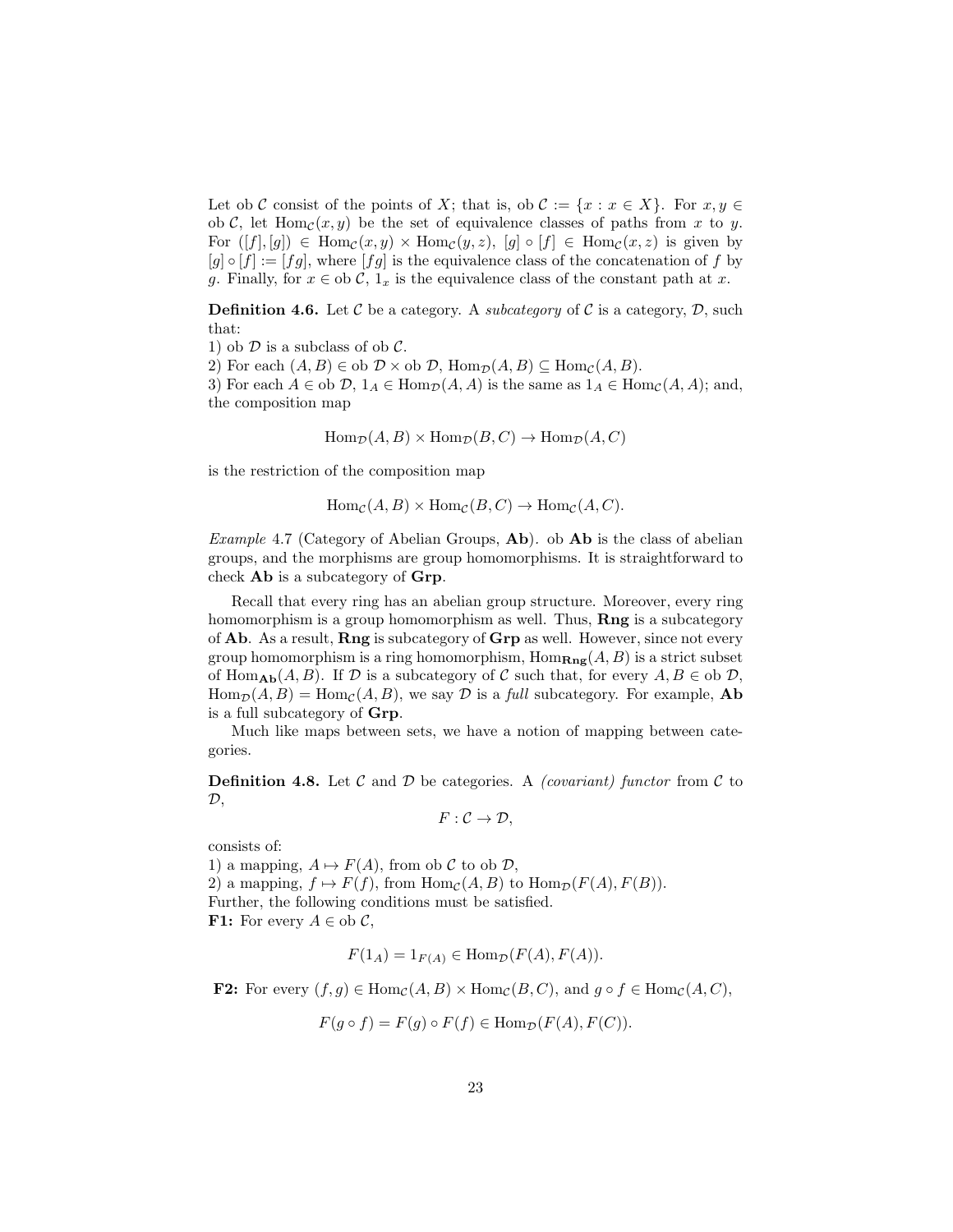Let ob $\mathcal{C}$ consist of the points of $X$; that is, ob $\mathcal{C} := \{x : x \in X\}$. For $x, y \in$ ob $\mathcal{C}$, let $\text{Hom}_{\mathcal{C}}(x, y)$ be the set of equivalence classes of paths from $x$ to $y$. For $([f], [g]) \in \text{Hom}_{\mathcal{C}}(x, y) \times \text{Hom}_{\mathcal{C}}(y, z)$, $[g] \circ [f] \in \text{Hom}_{\mathcal{C}}(x, z)$ is given by $[g] \circ [f] := [fg]$, where $[fg]$ is the equivalence class of the concatenation of $f$ by $g$. Finally, for $x \in$ ob $\mathcal{C}$, $1_x$ is the equivalence class of the constant path at $x$.

**Definition 4.6.** Let $\mathcal{C}$ be a category. A *subcategory* of $\mathcal{C}$ is a category, $\mathcal{D}$, such that:
1) ob $\mathcal{D}$ is a subclass of ob $\mathcal{C}$.
2) For each $(A, B) \in$ ob $\mathcal{D} \times$ ob $\mathcal{D}$, $\text{Hom}_{\mathcal{D}}(A, B) \subseteq \text{Hom}_{\mathcal{C}}(A, B)$.
3) For each $A \in$ ob $\mathcal{D}$, $1_A \in \text{Hom}_{\mathcal{D}}(A, A)$ is the same as $1_A \in \text{Hom}_{\mathcal{C}}(A, A)$; and, the composition map

$$\text{Hom}_{\mathcal{D}}(A, B) \times \text{Hom}_{\mathcal{D}}(B, C) \to \text{Hom}_{\mathcal{D}}(A, C)$$

is the restriction of the composition map

$$\text{Hom}_{\mathcal{C}}(A, B) \times \text{Hom}_{\mathcal{C}}(B, C) \to \text{Hom}_{\mathcal{C}}(A, C).$$

*Example* 4.7 (Category of Abelian Groups, **Ab**). ob **Ab** is the class of abelian groups, and the morphisms are group homomorphisms. It is straightforward to check **Ab** is a subcategory of **Grp**.

Recall that every ring has an abelian group structure. Moreover, every ring homomorphism is a group homomorphism as well. Thus, **Rng** is a subcategory of **Ab**. As a result, **Rng** is subcategory of **Grp** as well. However, since not every group homomorphism is a ring homomorphism, $\text{Hom}_{\mathbf{Rng}}(A, B)$ is a strict subset of $\text{Hom}_{\mathbf{Ab}}(A, B)$. If $\mathcal{D}$ is a subcategory of $\mathcal{C}$ such that, for every $A, B \in$ ob $\mathcal{D}$, $\text{Hom}_{\mathcal{D}}(A, B) = \text{Hom}_{\mathcal{C}}(A, B)$, we say $\mathcal{D}$ is a *full* subcategory. For example, **Ab** is a full subcategory of **Grp**.

Much like maps between sets, we have a notion of mapping between categories.

**Definition 4.8.** Let $\mathcal{C}$ and $\mathcal{D}$ be categories. A *(covariant) functor* from $\mathcal{C}$ to $\mathcal{D}$,

$$F : \mathcal{C} \to \mathcal{D},$$

consists of:
1) a mapping, $A \mapsto F(A)$, from ob $\mathcal{C}$ to ob $\mathcal{D}$,
2) a mapping, $f \mapsto F(f)$, from $\text{Hom}_{\mathcal{C}}(A, B)$ to $\text{Hom}_{\mathcal{D}}(F(A), F(B))$.
Further, the following conditions must be satisfied.
**F1:** For every $A \in$ ob $\mathcal{C}$,

$$F(1_A) = 1_{F(A)} \in \text{Hom}_{\mathcal{D}}(F(A), F(A)).$$

**F2:** For every $(f, g) \in \text{Hom}_{\mathcal{C}}(A, B) \times \text{Hom}_{\mathcal{C}}(B, C)$, and $g \circ f \in \text{Hom}_{\mathcal{C}}(A, C)$,

$$F(g \circ f) = F(g) \circ F(f) \in \text{Hom}_{\mathcal{D}}(F(A), F(C)).$$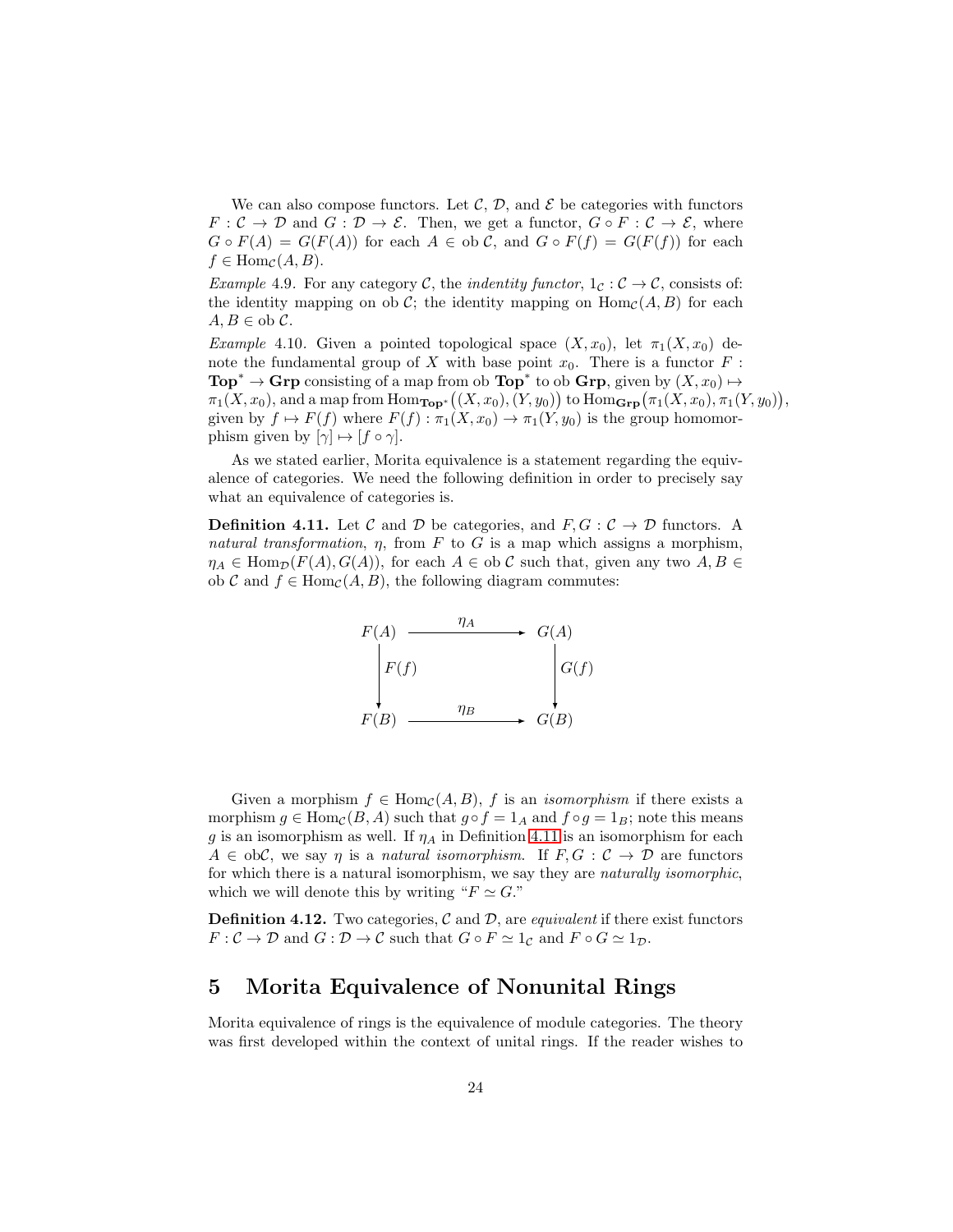We can also compose functors. Let $\mathcal{C}$, $\mathcal{D}$, and $\mathcal{E}$ be categories with functors $F : \mathcal{C} \to \mathcal{D}$ and $G : \mathcal{D} \to \mathcal{E}$. Then, we get a functor, $G \circ F : \mathcal{C} \to \mathcal{E}$, where $G \circ F(A) = G(F(A))$ for each $A \in \text{ob}\,\mathcal{C}$, and $G \circ F(f) = G(F(f))$ for each $f \in \text{Hom}_{\mathcal{C}}(A, B)$.

*Example* 4.9. For any category $\mathcal{C}$, the *indentity functor*, $1_{\mathcal{C}} : \mathcal{C} \to \mathcal{C}$, consists of: the identity mapping on ob $\mathcal{C}$; the identity mapping on $\text{Hom}_{\mathcal{C}}(A, B)$ for each $A, B \in \text{ob}\,\mathcal{C}$.

*Example* 4.10. Given a pointed topological space $(X, x_0)$, let $\pi_1(X, x_0)$ denote the fundamental group of $X$ with base point $x_0$. There is a functor $F : \mathbf{Top}^* \to \mathbf{Grp}$ consisting of a map from ob $\mathbf{Top}^*$ to ob $\mathbf{Grp}$, given by $(X, x_0) \mapsto \pi_1(X, x_0)$, and a map from $\text{Hom}_{\mathbf{Top}^*}\big((X, x_0), (Y, y_0)\big)$ to $\text{Hom}_{\mathbf{Grp}}\big(\pi_1(X, x_0), \pi_1(Y, y_0)\big)$, given by $f \mapsto F(f)$ where $F(f) : \pi_1(X, x_0) \to \pi_1(Y, y_0)$ is the group homomorphism given by $[\gamma] \mapsto [f \circ \gamma]$.

As we stated earlier, Morita equivalence is a statement regarding the equivalence of categories. We need the following definition in order to precisely say what an equivalence of categories is.

**Definition 4.11.** Let $\mathcal{C}$ and $\mathcal{D}$ be categories, and $F, G : \mathcal{C} \to \mathcal{D}$ functors. A *natural transformation*, $\eta$, from $F$ to $G$ is a map which assigns a morphism, $\eta_A \in \text{Hom}_{\mathcal{D}}(F(A), G(A))$, for each $A \in \text{ob}\,\mathcal{C}$ such that, given any two $A, B \in \text{ob}\,\mathcal{C}$ and $f \in \text{Hom}_{\mathcal{C}}(A, B)$, the following diagram commutes:

$$\begin{array}{ccc} F(A) & \xrightarrow{\quad \eta_A \quad} & G(A) \\ \Big\downarrow F(f) & & \Big\downarrow G(f) \\ F(B) & \xrightarrow{\quad \eta_B \quad} & G(B) \end{array}$$

Given a morphism $f \in \text{Hom}_{\mathcal{C}}(A, B)$, $f$ is an *isomorphism* if there exists a morphism $g \in \text{Hom}_{\mathcal{C}}(B, A)$ such that $g \circ f = 1_A$ and $f \circ g = 1_B$; note this means $g$ is an isomorphism as well. If $\eta_A$ in Definition 4.11 is an isomorphism for each $A \in \text{ob}\mathcal{C}$, we say $\eta$ is a *natural isomorphism*. If $F, G : \mathcal{C} \to \mathcal{D}$ are functors for which there is a natural isomorphism, we say they are *naturally isomorphic*, which we will denote this by writing "$F \simeq G$."

**Definition 4.12.** Two categories, $\mathcal{C}$ and $\mathcal{D}$, are *equivalent* if there exist functors $F : \mathcal{C} \to \mathcal{D}$ and $G : \mathcal{D} \to \mathcal{C}$ such that $G \circ F \simeq 1_{\mathcal{C}}$ and $F \circ G \simeq 1_{\mathcal{D}}$.

# 5 Morita Equivalence of Nonunital Rings

Morita equivalence of rings is the equivalence of module categories. The theory was first developed within the context of unital rings. If the reader wishes to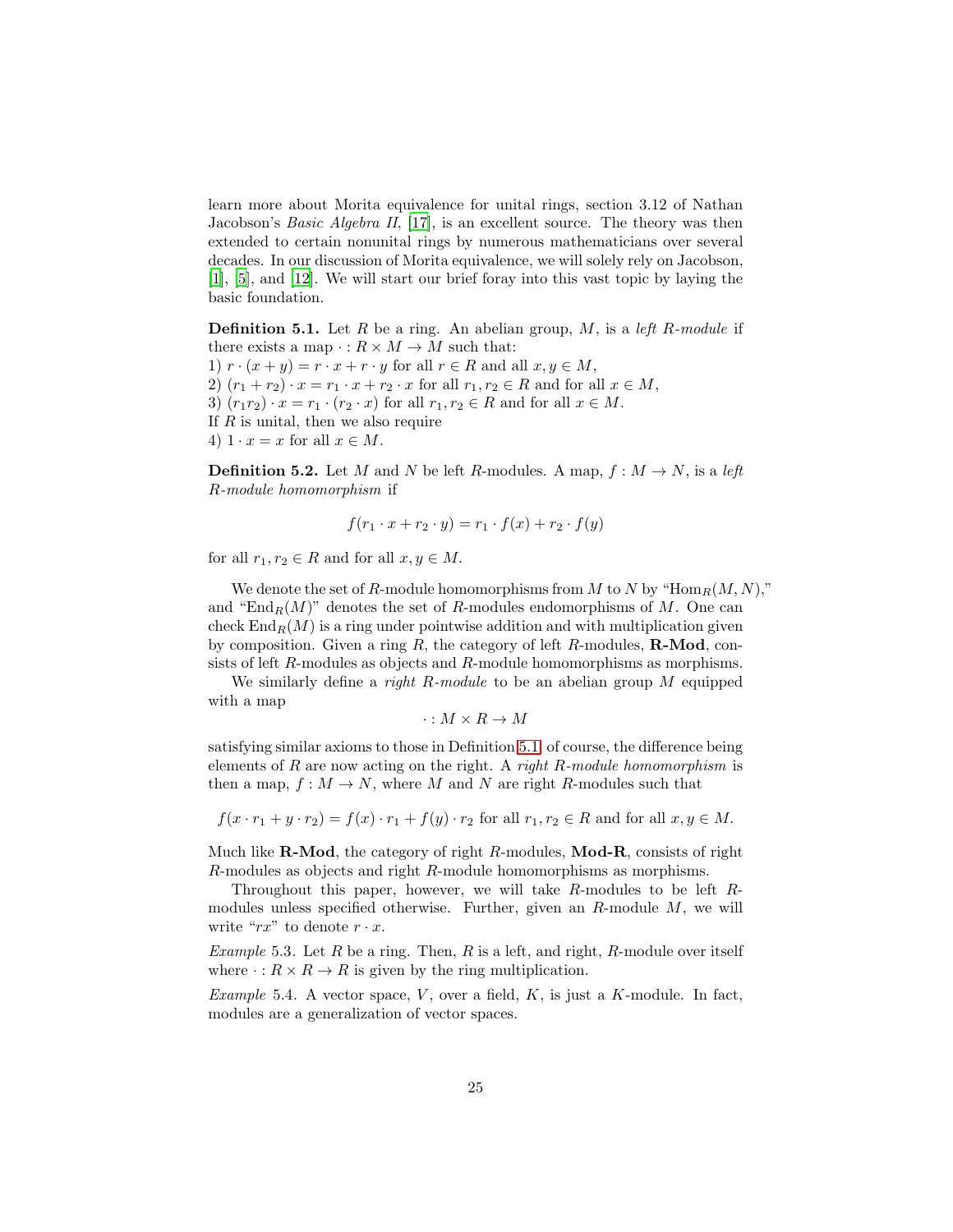learn more about Morita equivalence for unital rings, section 3.12 of Nathan Jacobson's *Basic Algebra II*, [17], is an excellent source. The theory was then extended to certain nonunital rings by numerous mathematicians over several decades. In our discussion of Morita equivalence, we will solely rely on Jacobson, [1], [5], and [12]. We will start our brief foray into this vast topic by laying the basic foundation.

**Definition 5.1.** Let $R$ be a ring. An abelian group, $M$, is a *left $R$-module* if there exists a map $\cdot : R \times M \to M$ such that:
1) $r \cdot (x + y) = r \cdot x + r \cdot y$ for all $r \in R$ and all $x, y \in M$,
2) $(r_1 + r_2) \cdot x = r_1 \cdot x + r_2 \cdot x$ for all $r_1, r_2 \in R$ and for all $x \in M$,
3) $(r_1 r_2) \cdot x = r_1 \cdot (r_2 \cdot x)$ for all $r_1, r_2 \in R$ and for all $x \in M$.
If $R$ is unital, then we also require
4) $1 \cdot x = x$ for all $x \in M$.

**Definition 5.2.** Let $M$ and $N$ be left $R$-modules. A map, $f : M \to N$, is a *left $R$-module homomorphism* if

$$f(r_1 \cdot x + r_2 \cdot y) = r_1 \cdot f(x) + r_2 \cdot f(y)$$

for all $r_1, r_2 \in R$ and for all $x, y \in M$.

We denote the set of $R$-module homomorphisms from $M$ to $N$ by "$\mathrm{Hom}_R(M, N)$," and "$\mathrm{End}_R(M)$" denotes the set of $R$-modules endomorphisms of $M$. One can check $\mathrm{End}_R(M)$ is a ring under pointwise addition and with multiplication given by composition. Given a ring $R$, the category of left $R$-modules, **R-Mod**, consists of left $R$-modules as objects and $R$-module homomorphisms as morphisms.

We similarly define a *right $R$-module* to be an abelian group $M$ equipped with a map

$$\cdot : M \times R \to M$$

satisfying similar axioms to those in Definition 5.1, of course, the difference being elements of $R$ are now acting on the right. A *right $R$-module homomorphism* is then a map, $f : M \to N$, where $M$ and $N$ are right $R$-modules such that

$$f(x \cdot r_1 + y \cdot r_2) = f(x) \cdot r_1 + f(y) \cdot r_2 \text{ for all } r_1, r_2 \in R \text{ and for all } x, y \in M.$$

Much like **R-Mod**, the category of right $R$-modules, **Mod-R**, consists of right $R$-modules as objects and right $R$-module homomorphisms as morphisms.

Throughout this paper, however, we will take $R$-modules to be left $R$-modules unless specified otherwise. Further, given an $R$-module $M$, we will write "$rx$" to denote $r \cdot x$.

*Example* 5.3. Let $R$ be a ring. Then, $R$ is a left, and right, $R$-module over itself where $\cdot : R \times R \to R$ is given by the ring multiplication.

*Example* 5.4. A vector space, $V$, over a field, $K$, is just a $K$-module. In fact, modules are a generalization of vector spaces.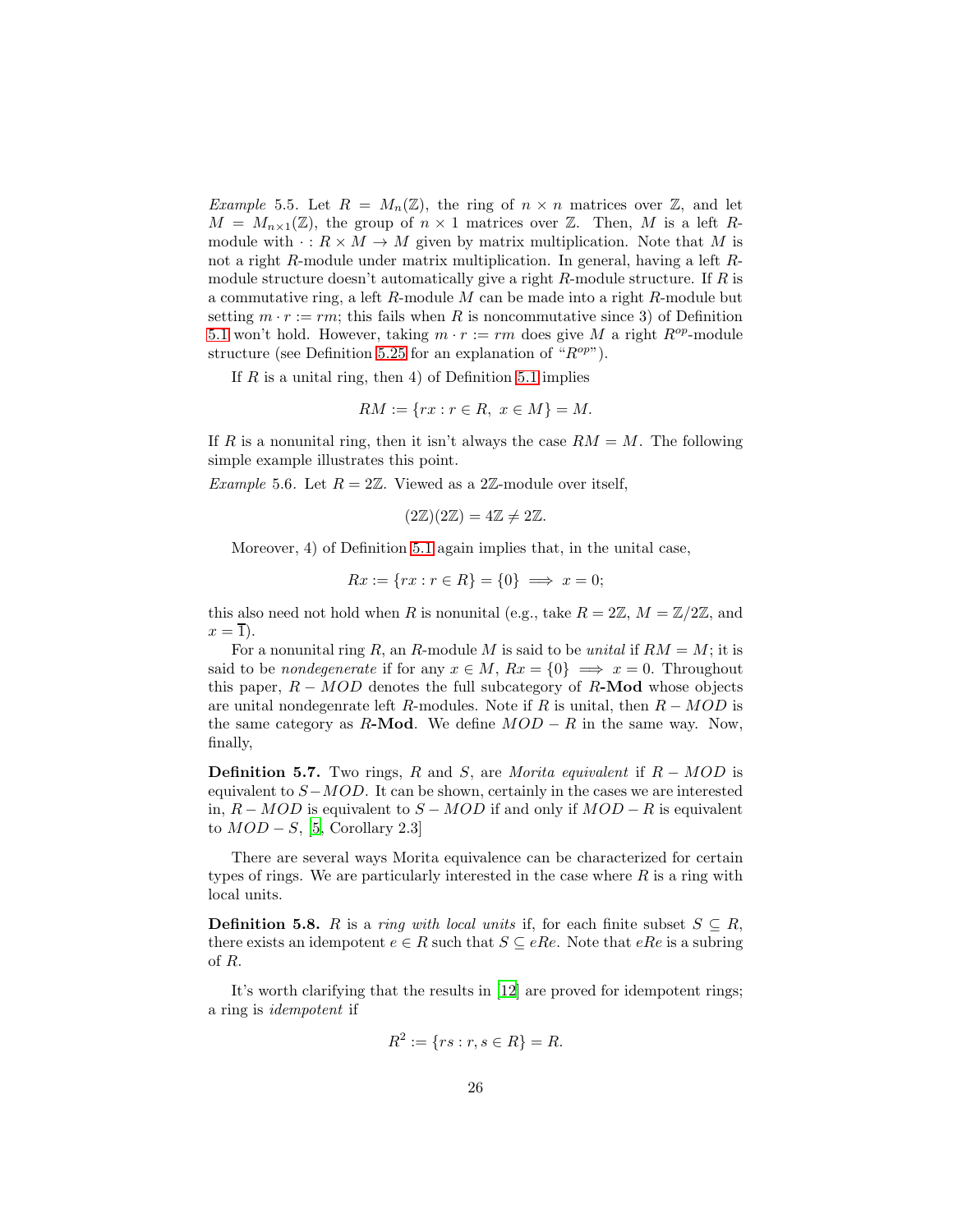*Example* 5.5. Let $R = M_n(\mathbb{Z})$, the ring of $n \times n$ matrices over $\mathbb{Z}$, and let $M = M_{n\times 1}(\mathbb{Z})$, the group of $n \times 1$ matrices over $\mathbb{Z}$. Then, $M$ is a left $R$-module with $\cdot : R \times M \to M$ given by matrix multiplication. Note that $M$ is not a right $R$-module under matrix multiplication. In general, having a left $R$-module structure doesn't automatically give a right $R$-module structure. If $R$ is a commutative ring, a left $R$-module $M$ can be made into a right $R$-module but setting $m \cdot r := rm$; this fails when $R$ is noncommutative since 3) of Definition 5.1 won't hold. However, taking $m \cdot r := rm$ does give $M$ a right $R^{op}$-module structure (see Definition 5.25 for an explanation of "$R^{op}$").

If $R$ is a unital ring, then 4) of Definition 5.1 implies

$$RM := \{rx : r \in R,\ x \in M\} = M.$$

If $R$ is a nonunital ring, then it isn't always the case $RM = M$. The following simple example illustrates this point.

*Example* 5.6. Let $R = 2\mathbb{Z}$. Viewed as a $2\mathbb{Z}$-module over itself,

$$(2\mathbb{Z})(2\mathbb{Z}) = 4\mathbb{Z} \neq 2\mathbb{Z}.$$

Moreover, 4) of Definition 5.1 again implies that, in the unital case,

$$Rx := \{rx : r \in R\} = \{0\} \implies x = 0;$$

this also need not hold when $R$ is nonunital (e.g., take $R = 2\mathbb{Z}$, $M = \mathbb{Z}/2\mathbb{Z}$, and $x = \overline{1}$).

For a nonunital ring $R$, an $R$-module $M$ is said to be *unital* if $RM = M$; it is said to be *nondegenerate* if for any $x \in M$, $Rx = \{0\} \implies x = 0$. Throughout this paper, $R - MOD$ denotes the full subcategory of $R$-**Mod** whose objects are unital nondegenrate left $R$-modules. Note if $R$ is unital, then $R - MOD$ is the same category as $R$-**Mod**. We define $MOD - R$ in the same way. Now, finally,

**Definition 5.7.** Two rings, $R$ and $S$, are *Morita equivalent* if $R - MOD$ is equivalent to $S - MOD$. It can be shown, certainly in the cases we are interested in, $R - MOD$ is equivalent to $S - MOD$ if and only if $MOD - R$ is equivalent to $MOD - S$. [5, Corollary 2.3]

There are several ways Morita equivalence can be characterized for certain types of rings. We are particularly interested in the case where $R$ is a ring with local units.

**Definition 5.8.** $R$ is a *ring with local units* if, for each finite subset $S \subseteq R$, there exists an idempotent $e \in R$ such that $S \subseteq eRe$. Note that $eRe$ is a subring of $R$.

It's worth clarifying that the results in [12] are proved for idempotent rings; a ring is *idempotent* if

$$R^2 := \{rs : r, s \in R\} = R.$$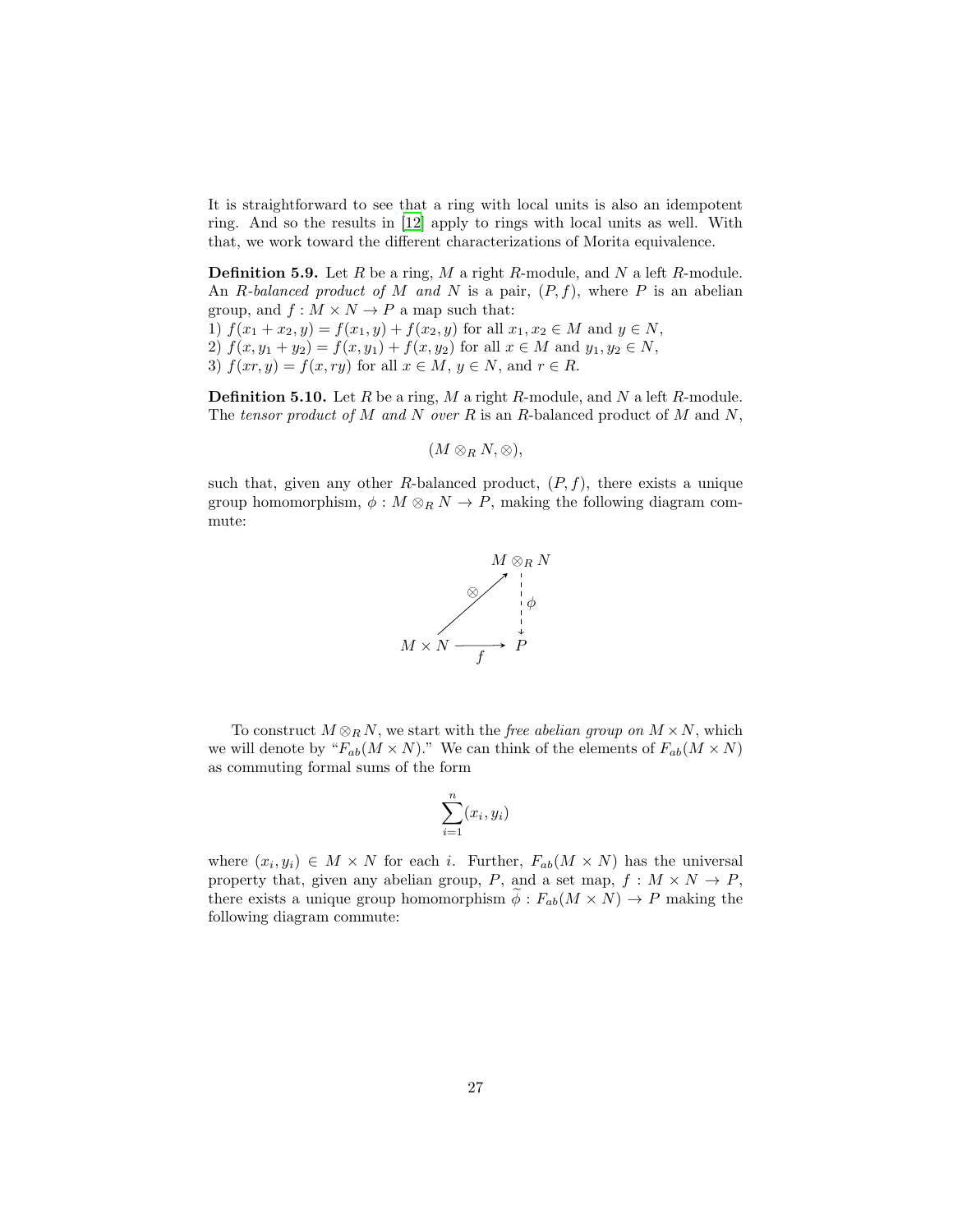It is straightforward to see that a ring with local units is also an idempotent ring. And so the results in [12] apply to rings with local units as well. With that, we work toward the different characterizations of Morita equivalence.

**Definition 5.9.** Let $R$ be a ring, $M$ a right $R$-module, and $N$ a left $R$-module. An *$R$-balanced product of $M$ and $N$* is a pair, $(P, f)$, where $P$ is an abelian group, and $f : M \times N \to P$ a map such that:
1) $f(x_1 + x_2, y) = f(x_1, y) + f(x_2, y)$ for all $x_1, x_2 \in M$ and $y \in N$,
2) $f(x, y_1 + y_2) = f(x, y_1) + f(x, y_2)$ for all $x \in M$ and $y_1, y_2 \in N$,
3) $f(xr, y) = f(x, ry)$ for all $x \in M$, $y \in N$, and $r \in R$.

**Definition 5.10.** Let $R$ be a ring, $M$ a right $R$-module, and $N$ a left $R$-module. The *tensor product of $M$ and $N$ over $R$* is an $R$-balanced product of $M$ and $N$,

$$(M \otimes_R N, \otimes),$$

such that, given any other $R$-balanced product, $(P, f)$, there exists a unique group homomorphism, $\phi : M \otimes_R N \to P$, making the following diagram commute:

$$\begin{array}{ccc} & & M \otimes_R N \\ & \overset{\otimes}{\nearrow} & \Big\downarrow{\scriptstyle \phi} \\ M \times N & \xrightarrow[f]{} & P \end{array}$$

To construct $M \otimes_R N$, we start with the *free abelian group on $M \times N$*, which we will denote by "$F_{ab}(M \times N)$." We can think of the elements of $F_{ab}(M \times N)$ as commuting formal sums of the form

$$\sum_{i=1}^{n} (x_i, y_i)$$

where $(x_i, y_i) \in M \times N$ for each $i$. Further, $F_{ab}(M \times N)$ has the universal property that, given any abelian group, $P$, and a set map, $f : M \times N \to P$, there exists a unique group homomorphism $\widetilde{\phi} : F_{ab}(M \times N) \to P$ making the following diagram commute: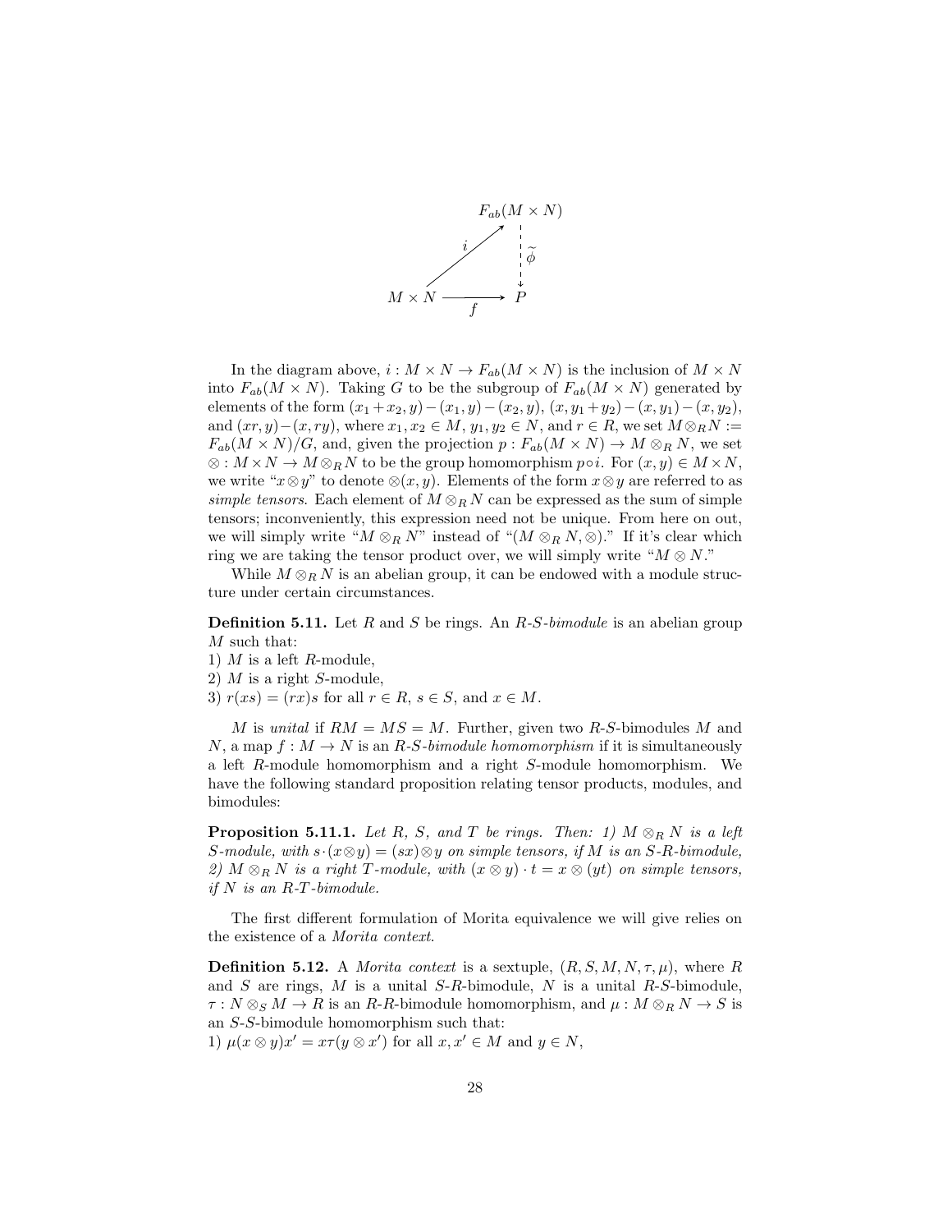$$
\begin{array}{ccc}
 & & F_{ab}(M \times N) \\
 & \overset{i}{\nearrow} & \Big\downarrow \widetilde{\phi} \\
M \times N & \xrightarrow[f]{} & P
\end{array}
$$

In the diagram above, $i : M \times N \to F_{ab}(M \times N)$ is the inclusion of $M \times N$ into $F_{ab}(M \times N)$. Taking $G$ to be the subgroup of $F_{ab}(M \times N)$ generated by elements of the form $(x_1 + x_2, y) - (x_1, y) - (x_2, y)$, $(x, y_1 + y_2) - (x, y_1) - (x, y_2)$, and $(xr, y) - (x, ry)$, where $x_1, x_2 \in M$, $y_1, y_2 \in N$, and $r \in R$, we set $M \otimes_R N := F_{ab}(M \times N)/G$, and, given the projection $p : F_{ab}(M \times N) \to M \otimes_R N$, we set $\otimes : M \times N \to M \otimes_R N$ to be the group homomorphism $p \circ i$. For $(x, y) \in M \times N$, we write "$x \otimes y$" to denote $\otimes(x, y)$. Elements of the form $x \otimes y$ are referred to as *simple tensors*. Each element of $M \otimes_R N$ can be expressed as the sum of simple tensors; inconveniently, this expression need not be unique. From here on out, we will simply write "$M \otimes_R N$" instead of "$(M \otimes_R N, \otimes)$." If it's clear which ring we are taking the tensor product over, we will simply write "$M \otimes N$."

While $M \otimes_R N$ is an abelian group, it can be endowed with a module structure under certain circumstances.

**Definition 5.11.** Let $R$ and $S$ be rings. An *$R$-$S$-bimodule* is an abelian group $M$ such that:
1) $M$ is a left $R$-module,
2) $M$ is a right $S$-module,
3) $r(xs) = (rx)s$ for all $r \in R$, $s \in S$, and $x \in M$.

$M$ is *unital* if $RM = MS = M$. Further, given two $R$-$S$-bimodules $M$ and $N$, a map $f : M \to N$ is an *$R$-$S$-bimodule homomorphism* if it is simultaneously a left $R$-module homomorphism and a right $S$-module homomorphism. We have the following standard proposition relating tensor products, modules, and bimodules:

**Proposition 5.11.1.** *Let $R$, $S$, and $T$ be rings. Then: 1) $M \otimes_R N$ is a left $S$-module, with $s \cdot (x \otimes y) = (sx) \otimes y$ on simple tensors, if $M$ is an $S$-$R$-bimodule, 2) $M \otimes_R N$ is a right $T$-module, with $(x \otimes y) \cdot t = x \otimes (yt)$ on simple tensors, if $N$ is an $R$-$T$-bimodule.*

The first different formulation of Morita equivalence we will give relies on the existence of a *Morita context*.

**Definition 5.12.** A *Morita context* is a sextuple, $(R, S, M, N, \tau, \mu)$, where $R$ and $S$ are rings, $M$ is a unital $S$-$R$-bimodule, $N$ is a unital $R$-$S$-bimodule, $\tau : N \otimes_S M \to R$ is an $R$-$R$-bimodule homomorphism, and $\mu : M \otimes_R N \to S$ is an $S$-$S$-bimodule homomorphism such that:
1) $\mu(x \otimes y)x' = x\tau(y \otimes x')$ for all $x, x' \in M$ and $y \in N$,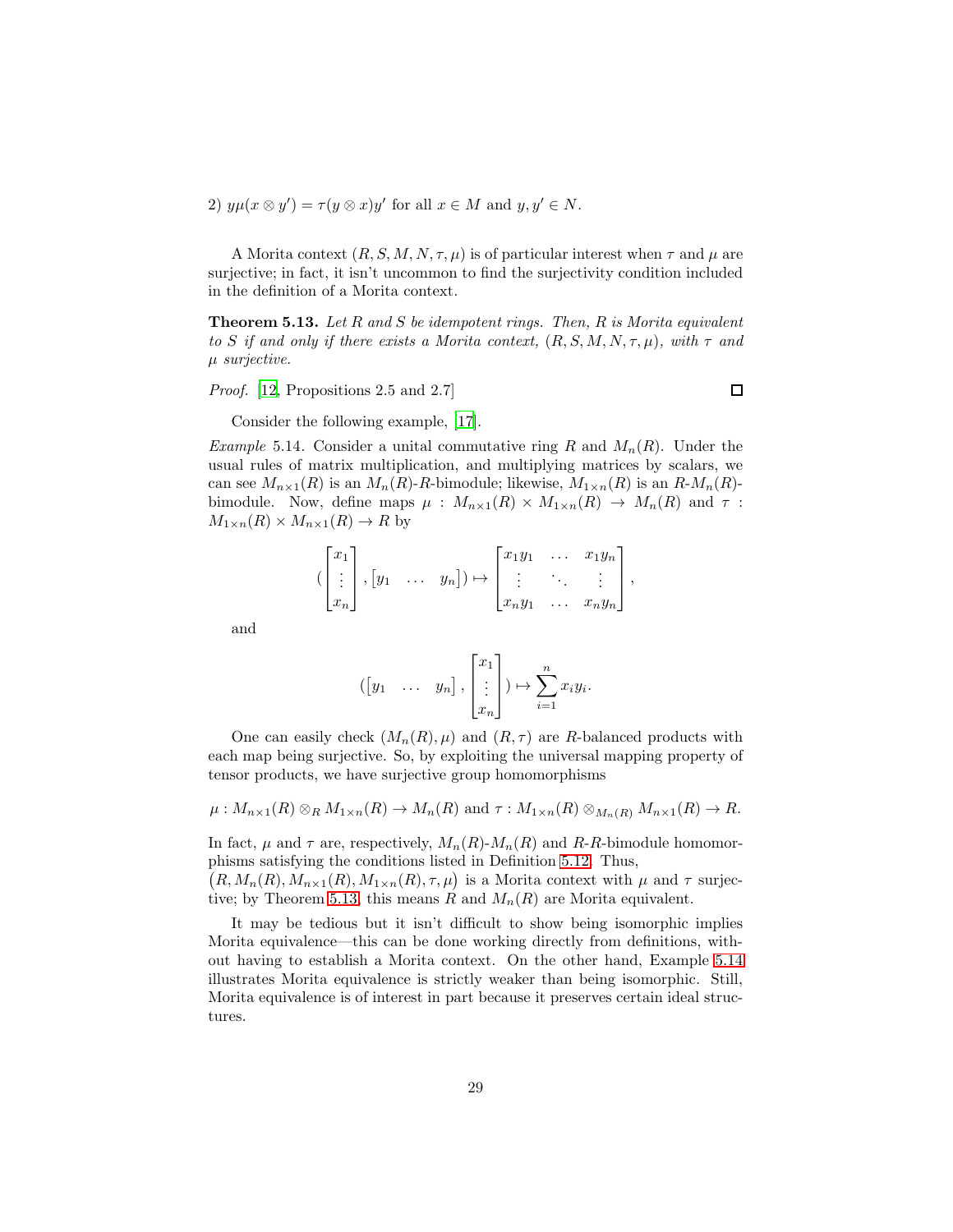2) $y\mu(x \otimes y') = \tau(y \otimes x)y'$ for all $x \in M$ and $y, y' \in N$.

A Morita context $(R, S, M, N, \tau, \mu)$ is of particular interest when $\tau$ and $\mu$ are surjective; in fact, it isn't uncommon to find the surjectivity condition included in the definition of a Morita context.

**Theorem 5.13.** *Let $R$ and $S$ be idempotent rings. Then, $R$ is Morita equivalent to $S$ if and only if there exists a Morita context, $(R, S, M, N, \tau, \mu)$, with $\tau$ and $\mu$ surjective.*

*Proof.* [12, Propositions 2.5 and 2.7] □

Consider the following example, [17].

*Example* 5.14. Consider a unital commutative ring $R$ and $M_n(R)$. Under the usual rules of matrix multiplication, and multiplying matrices by scalars, we can see $M_{n\times 1}(R)$ is an $M_n(R)$-$R$-bimodule; likewise, $M_{1\times n}(R)$ is an $R$-$M_n(R)$-bimodule. Now, define maps $\mu : M_{n\times 1}(R) \times M_{1\times n}(R) \to M_n(R)$ and $\tau : M_{1\times n}(R) \times M_{n\times 1}(R) \to R$ by

$$
\left(\begin{bmatrix} x_1 \\ \vdots \\ x_n \end{bmatrix}, \begin{bmatrix} y_1 & \dots & y_n \end{bmatrix}\right) \mapsto \begin{bmatrix} x_1y_1 & \dots & x_1y_n \\ \vdots & \ddots & \vdots \\ x_ny_1 & \dots & x_ny_n \end{bmatrix},
$$

and

$$
\left(\begin{bmatrix} y_1 & \dots & y_n \end{bmatrix}, \begin{bmatrix} x_1 \\ \vdots \\ x_n \end{bmatrix}\right) \mapsto \sum_{i=1}^{n} x_iy_i.
$$

One can easily check $(M_n(R), \mu)$ and $(R, \tau)$ are $R$-balanced products with each map being surjective. So, by exploiting the universal mapping property of tensor products, we have surjective group homomorphisms

$$
\mu : M_{n\times 1}(R) \otimes_R M_{1\times n}(R) \to M_n(R) \text{ and } \tau : M_{1\times n}(R) \otimes_{M_n(R)} M_{n\times 1}(R) \to R.
$$

In fact, $\mu$ and $\tau$ are, respectively, $M_n(R)$-$M_n(R)$ and $R$-$R$-bimodule homomorphisms satisfying the conditions listed in Definition 5.12. Thus, $\left(R, M_n(R), M_{n\times 1}(R), M_{1\times n}(R), \tau, \mu\right)$ is a Morita context with $\mu$ and $\tau$ surjective; by Theorem 5.13, this means $R$ and $M_n(R)$ are Morita equivalent.

It may be tedious but it isn't difficult to show being isomorphic implies Morita equivalence—this can be done working directly from definitions, without having to establish a Morita context. On the other hand, Example 5.14 illustrates Morita equivalence is strictly weaker than being isomorphic. Still, Morita equivalence is of interest in part because it preserves certain ideal structures.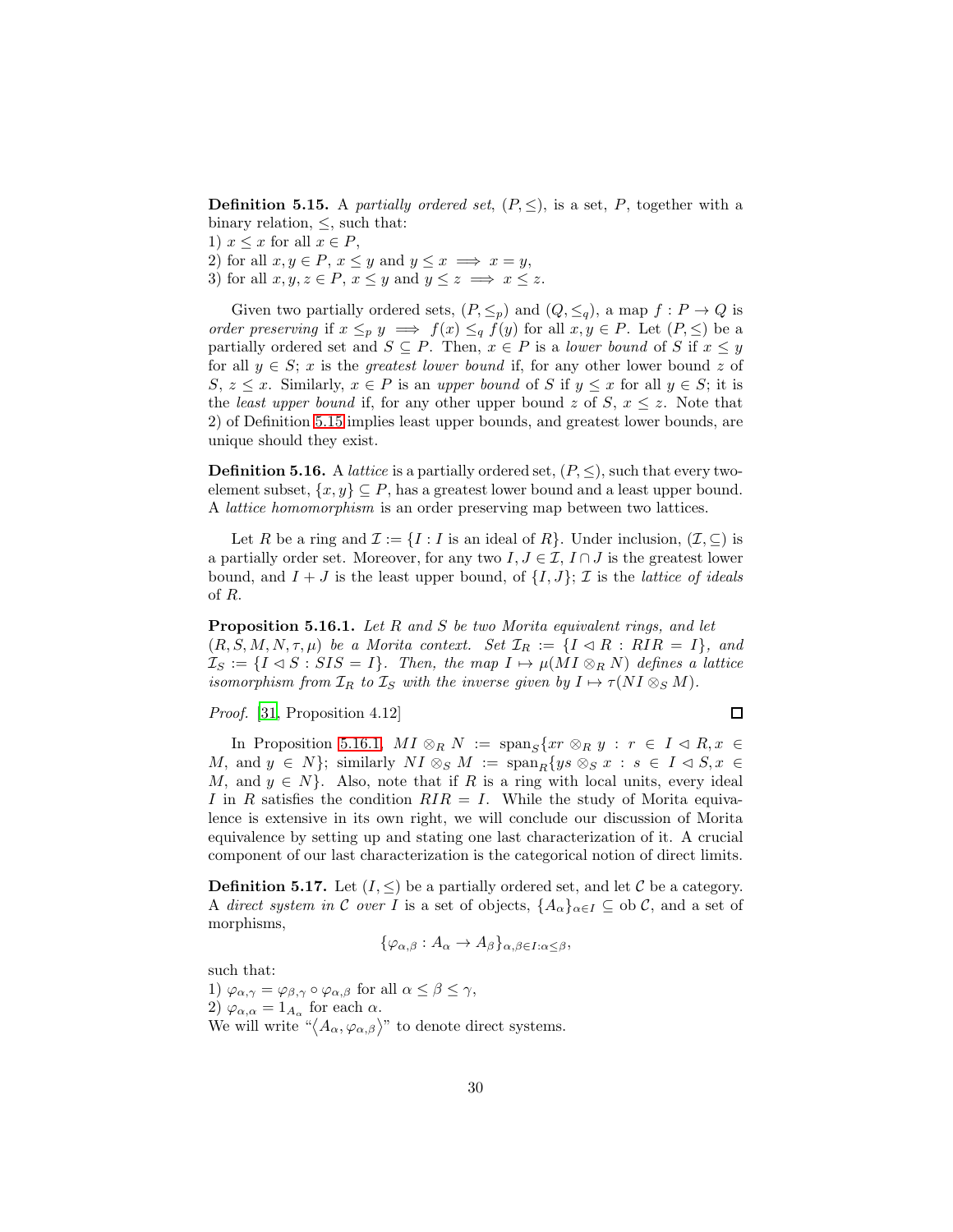**Definition 5.15.** A *partially ordered set*, $(P, \leq)$, is a set, $P$, together with a binary relation, $\leq$, such that:
1) $x \leq x$ for all $x \in P$,
2) for all $x, y \in P$, $x \leq y$ and $y \leq x \implies x = y$,
3) for all $x, y, z \in P$, $x \leq y$ and $y \leq z \implies x \leq z$.

Given two partially ordered sets, $(P, \leq_p)$ and $(Q, \leq_q)$, a map $f : P \to Q$ is *order preserving* if $x \leq_p y \implies f(x) \leq_q f(y)$ for all $x, y \in P$. Let $(P, \leq)$ be a partially ordered set and $S \subseteq P$. Then, $x \in P$ is a *lower bound* of $S$ if $x \leq y$ for all $y \in S$; $x$ is the *greatest lower bound* if, for any other lower bound $z$ of $S$, $z \leq x$. Similarly, $x \in P$ is an *upper bound* of $S$ if $y \leq x$ for all $y \in S$; it is the *least upper bound* if, for any other upper bound $z$ of $S$, $x \leq z$. Note that 2) of Definition 5.15 implies least upper bounds, and greatest lower bounds, are unique should they exist.

**Definition 5.16.** A *lattice* is a partially ordered set, $(P, \leq)$, such that every two-element subset, $\{x, y\} \subseteq P$, has a greatest lower bound and a least upper bound. A *lattice homomorphism* is an order preserving map between two lattices.

Let $R$ be a ring and $\mathcal{I} := \{I : I \text{ is an ideal of } R\}$. Under inclusion, $(\mathcal{I}, \subseteq)$ is a partially order set. Moreover, for any two $I, J \in \mathcal{I}$, $I \cap J$ is the greatest lower bound, and $I + J$ is the least upper bound, of $\{I, J\}$; $\mathcal{I}$ is the *lattice of ideals* of $R$.

**Proposition 5.16.1.** *Let $R$ and $S$ be two Morita equivalent rings, and let $(R, S, M, N, \tau, \mu)$ be a Morita context. Set $\mathcal{I}_R := \{I \lhd R : RIR = I\}$, and $\mathcal{I}_S := \{I \lhd S : SIS = I\}$. Then, the map $I \mapsto \mu(MI \otimes_R N)$ defines a lattice isomorphism from $\mathcal{I}_R$ to $\mathcal{I}_S$ with the inverse given by $I \mapsto \tau(NI \otimes_S M)$.*

*Proof.* [31, Proposition 4.12] □

In Proposition 5.16.1, $MI \otimes_R N := \text{span}_S\{xr \otimes_R y : r \in I \lhd R, x \in M, \text{ and } y \in N\}$; similarly $NI \otimes_S M := \text{span}_R\{ys \otimes_S x : s \in I \lhd S, x \in M, \text{ and } y \in N\}$. Also, note that if $R$ is a ring with local units, every ideal $I$ in $R$ satisfies the condition $RIR = I$. While the study of Morita equivalence is extensive in its own right, we will conclude our discussion of Morita equivalence by setting up and stating one last characterization of it. A crucial component of our last characterization is the categorical notion of direct limits.

**Definition 5.17.** Let $(I, \leq)$ be a partially ordered set, and let $\mathcal{C}$ be a category. A *direct system in $\mathcal{C}$ over $I$* is a set of objects, $\{A_\alpha\}_{\alpha \in I} \subseteq \text{ob}\, \mathcal{C}$, and a set of morphisms,

$$\{\varphi_{\alpha,\beta} : A_\alpha \to A_\beta\}_{\alpha,\beta \in I : \alpha \leq \beta},$$

such that:
1) $\varphi_{\alpha,\gamma} = \varphi_{\beta,\gamma} \circ \varphi_{\alpha,\beta}$ for all $\alpha \leq \beta \leq \gamma$,
2) $\varphi_{\alpha,\alpha} = 1_{A_\alpha}$ for each $\alpha$.
We will write "$\langle A_\alpha, \varphi_{\alpha,\beta} \rangle$" to denote direct systems.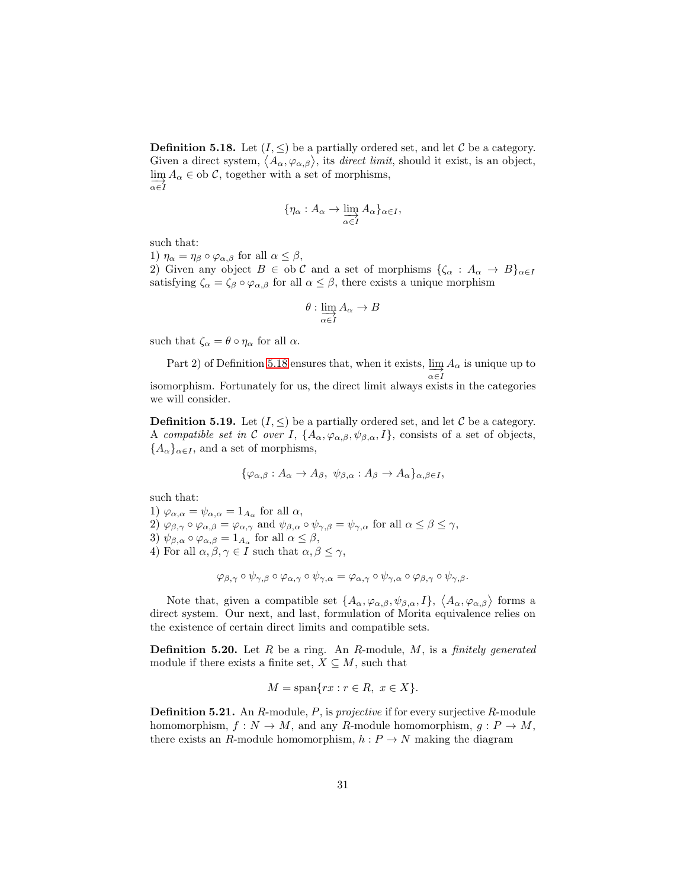**Definition 5.18.** Let $(I, \leq)$ be a partially ordered set, and let $\mathcal{C}$ be a category. Given a direct system, $\langle A_\alpha, \varphi_{\alpha,\beta}\rangle$, its *direct limit*, should it exist, is an object, $\varinjlim_{\alpha \in I} A_\alpha \in \text{ob}\, \mathcal{C}$, together with a set of morphisms,

$$\{\eta_\alpha : A_\alpha \to \varinjlim_{\alpha \in I} A_\alpha\}_{\alpha \in I},$$

such that:
1) $\eta_\alpha = \eta_\beta \circ \varphi_{\alpha,\beta}$ for all $\alpha \leq \beta$,
2) Given any object $B \in \text{ob}\, \mathcal{C}$ and a set of morphisms $\{\zeta_\alpha : A_\alpha \to B\}_{\alpha \in I}$ satisfying $\zeta_\alpha = \zeta_\beta \circ \varphi_{\alpha,\beta}$ for all $\alpha \leq \beta$, there exists a unique morphism

$$\theta : \varinjlim_{\alpha \in I} A_\alpha \to B$$

such that $\zeta_\alpha = \theta \circ \eta_\alpha$ for all $\alpha$.

Part 2) of Definition 5.18 ensures that, when it exists, $\varinjlim_{\alpha \in I} A_\alpha$ is unique up to isomorphism. Fortunately for us, the direct limit always exists in the categories we will consider.

**Definition 5.19.** Let $(I, \leq)$ be a partially ordered set, and let $\mathcal{C}$ be a category. A *compatible set in* $\mathcal{C}$ *over* $I$, $\{A_\alpha, \varphi_{\alpha,\beta}, \psi_{\beta,\alpha}, I\}$, consists of a set of objects, $\{A_\alpha\}_{\alpha \in I}$, and a set of morphisms,

$$\{\varphi_{\alpha,\beta} : A_\alpha \to A_\beta,\ \psi_{\beta,\alpha} : A_\beta \to A_\alpha\}_{\alpha,\beta \in I},$$

such that:
1) $\varphi_{\alpha,\alpha} = \psi_{\alpha,\alpha} = 1_{A_\alpha}$ for all $\alpha$,
2) $\varphi_{\beta,\gamma} \circ \varphi_{\alpha,\beta} = \varphi_{\alpha,\gamma}$ and $\psi_{\beta,\alpha} \circ \psi_{\gamma,\beta} = \psi_{\gamma,\alpha}$ for all $\alpha \leq \beta \leq \gamma$,
3) $\psi_{\beta,\alpha} \circ \varphi_{\alpha,\beta} = 1_{A_\alpha}$ for all $\alpha \leq \beta$,
4) For all $\alpha, \beta, \gamma \in I$ such that $\alpha, \beta \leq \gamma$,

$$\varphi_{\beta,\gamma} \circ \psi_{\gamma,\beta} \circ \varphi_{\alpha,\gamma} \circ \psi_{\gamma,\alpha} = \varphi_{\alpha,\gamma} \circ \psi_{\gamma,\alpha} \circ \varphi_{\beta,\gamma} \circ \psi_{\gamma,\beta}.$$

Note that, given a compatible set $\{A_\alpha, \varphi_{\alpha,\beta}, \psi_{\beta,\alpha}, I\}$, $\langle A_\alpha, \varphi_{\alpha,\beta}\rangle$ forms a direct system. Our next, and last, formulation of Morita equivalence relies on the existence of certain direct limits and compatible sets.

**Definition 5.20.** Let $R$ be a ring. An $R$-module, $M$, is a *finitely generated* module if there exists a finite set, $X \subseteq M$, such that

$$M = \text{span}\{rx : r \in R,\ x \in X\}.$$

**Definition 5.21.** An $R$-module, $P$, is *projective* if for every surjective $R$-module homomorphism, $f : N \to M$, and any $R$-module homomorphism, $g : P \to M$, there exists an $R$-module homomorphism, $h : P \to N$ making the diagram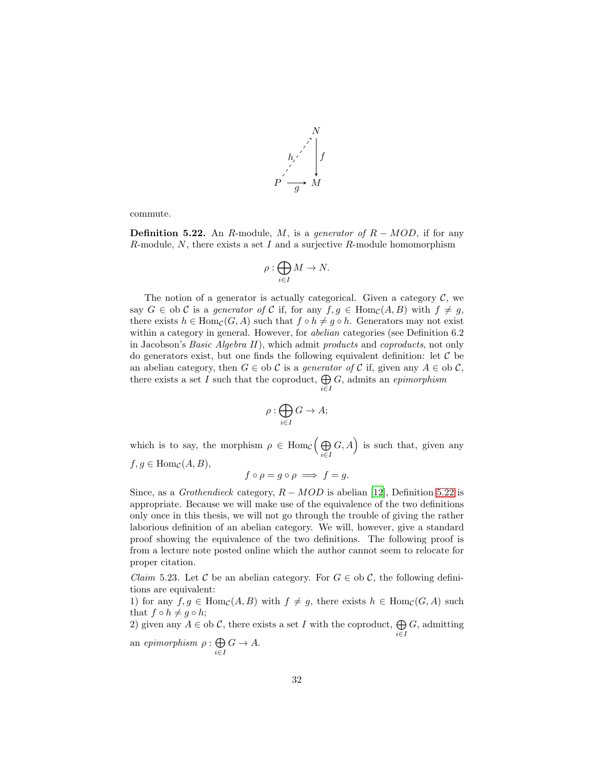$$
\begin{array}{ccc}
 & & N \\
 & {}^{h}\nearrow & \downarrow f \\
P & \xrightarrow[g]{} & M
\end{array}
$$

commute.

**Definition 5.22.** An $R$-module, $M$, is a *generator of* $R - MOD$, if for any $R$-module, $N$, there exists a set $I$ and a surjective $R$-module homomorphism

$$\rho : \bigoplus_{i \in I} M \to N.$$

The notion of a generator is actually categorical. Given a category $\mathcal{C}$, we say $G \in \text{ob}\, \mathcal{C}$ is a *generator of* $\mathcal{C}$ if, for any $f, g \in \text{Hom}_{\mathcal{C}}(A, B)$ with $f \neq g$, there exists $h \in \text{Hom}_{\mathcal{C}}(G, A)$ such that $f \circ h \neq g \circ h$. Generators may not exist within a category in general. However, for *abelian* categories (see Definition 6.2 in Jacobson's *Basic Algebra II*), which admit *products* and *coproducts*, not only do generators exist, but one finds the following equivalent definition: let $\mathcal{C}$ be an abelian category, then $G \in \text{ob}\, \mathcal{C}$ is a *generator of* $\mathcal{C}$ if, given any $A \in \text{ob}\, \mathcal{C}$, there exists a set $I$ such that the coproduct, $\bigoplus_{i \in I} G$, admits an *epimorphism*

$$\rho : \bigoplus_{i \in I} G \to A;$$

which is to say, the morphism $\rho \in \text{Hom}_{\mathcal{C}}\Big(\bigoplus_{i \in I} G, A\Big)$ is such that, given any $f, g \in \text{Hom}_{\mathcal{C}}(A, B)$,

$$f \circ \rho = g \circ \rho \implies f = g.$$

Since, as a *Grothendieck* category, $R - MOD$ is abelian [12], Definition 5.22 is appropriate. Because we will make use of the equivalence of the two definitions only once in this thesis, we will not go through the trouble of giving the rather laborious definition of an abelian category. We will, however, give a standard proof showing the equivalence of the two definitions. The following proof is from a lecture note posted online which the author cannot seem to relocate for proper citation.

*Claim* 5.23. Let $\mathcal{C}$ be an abelian category. For $G \in \text{ob}\, \mathcal{C}$, the following definitions are equivalent:
1) for any $f, g \in \text{Hom}_{\mathcal{C}}(A, B)$ with $f \neq g$, there exists $h \in \text{Hom}_{\mathcal{C}}(G, A)$ such that $f \circ h \neq g \circ h$;
2) given any $A \in \text{ob}\, \mathcal{C}$, there exists a set $I$ with the coproduct, $\bigoplus_{i \in I} G$, admitting an *epimorphism* $\rho : \bigoplus_{i \in I} G \to A$.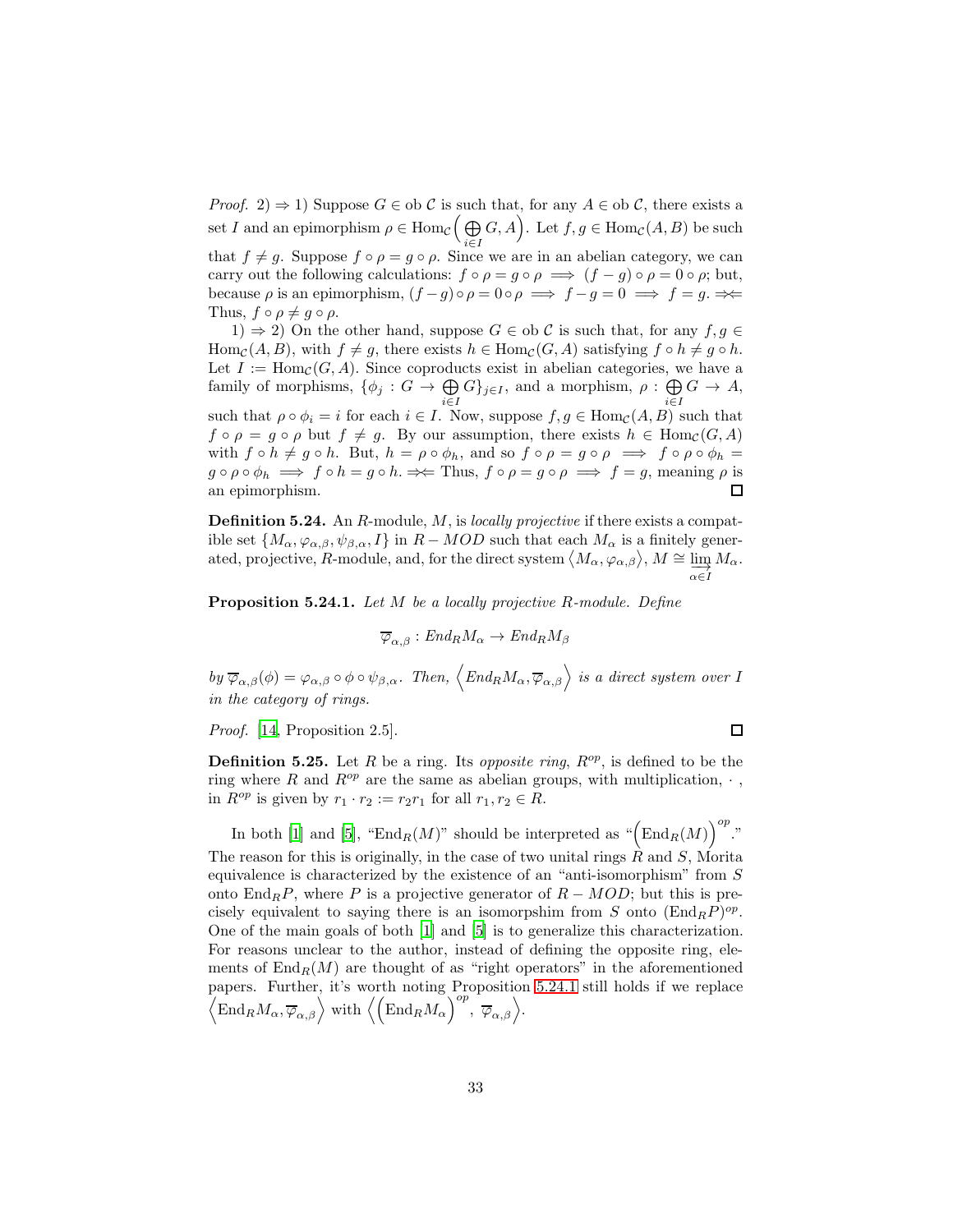*Proof.* 2) $\Rightarrow$ 1) Suppose $G \in \text{ob}\,\mathcal{C}$ is such that, for any $A \in \text{ob}\,\mathcal{C}$, there exists a set $I$ and an epimorphism $\rho \in \text{Hom}_{\mathcal{C}}\Big(\bigoplus_{i\in I} G, A\Big)$. Let $f, g \in \text{Hom}_{\mathcal{C}}(A, B)$ be such that $f \neq g$. Suppose $f \circ \rho = g \circ \rho$. Since we are in an abelian category, we can carry out the following calculations: $f \circ \rho = g \circ \rho \implies (f - g) \circ \rho = 0 \circ \rho$; but, because $\rho$ is an epimorphism, $(f-g)\circ\rho = 0 \circ \rho \implies f - g = 0 \implies f = g$. $\Rightarrow\Leftarrow$ Thus, $f \circ \rho \neq g \circ \rho$.

1) $\Rightarrow$ 2) On the other hand, suppose $G \in \text{ob}\,\mathcal{C}$ is such that, for any $f, g \in \text{Hom}_{\mathcal{C}}(A, B)$, with $f \neq g$, there exists $h \in \text{Hom}_{\mathcal{C}}(G, A)$ satisfying $f \circ h \neq g \circ h$. Let $I := \text{Hom}_{\mathcal{C}}(G, A)$. Since coproducts exist in abelian categories, we have a family of morphisms, $\{\phi_j : G \to \bigoplus_{i\in I} G\}_{j\in I}$, and a morphism, $\rho : \bigoplus_{i \in I} G \to A$, such that $\rho \circ \phi_i = i$ for each $i \in I$. Now, suppose $f, g \in \text{Hom}_{\mathcal{C}}(A, B)$ such that $f \circ \rho = g \circ \rho$ but $f \neq g$. By our assumption, there exists $h \in \text{Hom}_{\mathcal{C}}(G, A)$ with $f \circ h \neq g \circ h$. But, $h = \rho \circ \phi_h$, and so $f \circ \rho = g \circ \rho \implies f \circ \rho \circ \phi_h = g \circ \rho \circ \phi_h \implies f \circ h = g \circ h$. $\Rightarrow\Leftarrow$ Thus, $f \circ \rho = g \circ \rho \implies f = g$, meaning $\rho$ is an epimorphism. □

**Definition 5.24.** An $R$-module, $M$, is *locally projective* if there exists a compatible set $\{M_\alpha, \varphi_{\alpha,\beta}, \psi_{\beta,\alpha}, I\}$ in $R - MOD$ such that each $M_\alpha$ is a finitely generated, projective, $R$-module, and, for the direct system $\langle M_\alpha, \varphi_{\alpha,\beta}\rangle$, $M \cong \varinjlim_{\alpha\in I} M_\alpha$.

**Proposition 5.24.1.** *Let $M$ be a locally projective $R$-module. Define*

$$\overline{\varphi}_{\alpha,\beta} : End_R M_\alpha \to End_R M_\beta$$

*by $\overline{\varphi}_{\alpha,\beta}(\phi) = \varphi_{\alpha,\beta} \circ \phi \circ \psi_{\beta,\alpha}$. Then, $\Big\langle End_R M_\alpha, \overline{\varphi}_{\alpha,\beta}\Big\rangle$ is a direct system over $I$ in the category of rings.*

*Proof.* [14, Proposition 2.5]. □

**Definition 5.25.** Let $R$ be a ring. Its *opposite ring*, $R^{op}$, is defined to be the ring where $R$ and $R^{op}$ are the same as abelian groups, with multiplication, $\cdot$ , in $R^{op}$ is given by $r_1 \cdot r_2 := r_2 r_1$ for all $r_1, r_2 \in R$.

In both [1] and [5], "$\text{End}_R(M)$" should be interpreted as "$\Big(\text{End}_R(M)\Big)^{op}$." The reason for this is originally, in the case of two unital rings $R$ and $S$, Morita equivalence is characterized by the existence of an "anti-isomorphism" from $S$ onto $\text{End}_R P$, where $P$ is a projective generator of $R - MOD$; but this is precisely equivalent to saying there is an isomorpshim from $S$ onto $(\text{End}_R P)^{op}$. One of the main goals of both [1] and [5] is to generalize this characterization. For reasons unclear to the author, instead of defining the opposite ring, elements of $\text{End}_R(M)$ are thought of as "right operators" in the aforementioned papers. Further, it's worth noting Proposition 5.24.1 still holds if we replace $\Big\langle \text{End}_R M_\alpha, \overline{\varphi}_{\alpha,\beta}\Big\rangle$ with $\Big\langle \Big(\text{End}_R M_\alpha\Big)^{op}, \overline{\varphi}_{\alpha,\beta}\Big\rangle$.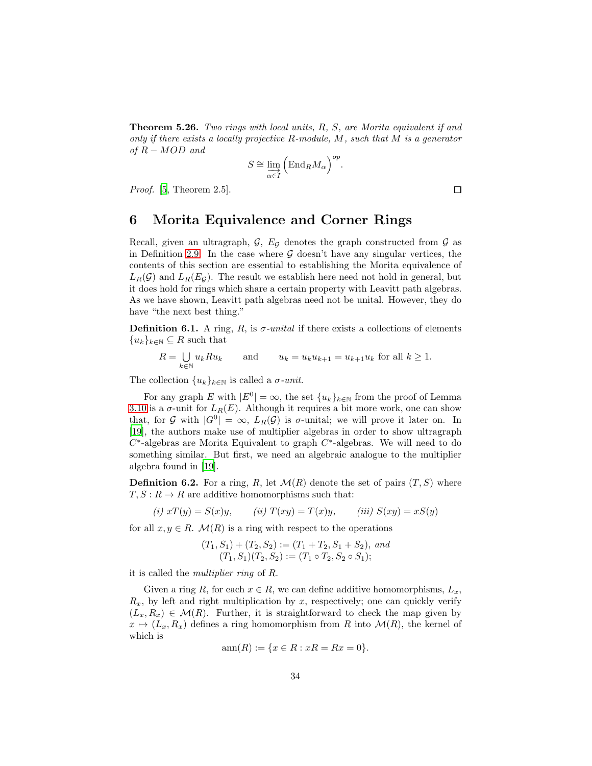**Theorem 5.26.** *Two rings with local units, $R$, $S$, are Morita equivalent if and only if there exists a locally projective $R$-module, $M$, such that $M$ is a generator of $R-MOD$ and*

$$S \cong \varinjlim_{\alpha \in I} \Big(\mathrm{End}_R M_\alpha\Big)^{op}.$$

*Proof.* [5, Theorem 2.5]. □

## 6 Morita Equivalence and Corner Rings

Recall, given an ultragraph, $\mathcal{G}$, $E_{\mathcal{G}}$ denotes the graph constructed from $\mathcal{G}$ as in Definition 2.9. In the case where $\mathcal{G}$ doesn't have any singular vertices, the contents of this section are essential to establishing the Morita equivalence of $L_R(\mathcal{G})$ and $L_R(E_{\mathcal{G}})$. The result we establish here need not hold in general, but it does hold for rings which share a certain property with Leavitt path algebras. As we have shown, Leavitt path algebras need not be unital. However, they do have "the next best thing."

**Definition 6.1.** A ring, $R$, is *$\sigma$-unital* if there exists a collections of elements $\{u_k\}_{k\in\mathbb{N}} \subseteq R$ such that

$$R = \bigcup_{k\in\mathbb{N}} u_k R u_k \qquad \text{and} \qquad u_k = u_k u_{k+1} = u_{k+1} u_k \text{ for all } k \geq 1.$$

The collection $\{u_k\}_{k\in\mathbb{N}}$ is called a *$\sigma$-unit*.

For any graph $E$ with $|E^0| = \infty$, the set $\{u_k\}_{k\in\mathbb{N}}$ from the proof of Lemma 3.10 is a $\sigma$-unit for $L_R(E)$. Although it requires a bit more work, one can show that, for $\mathcal{G}$ with $|G^0| = \infty$, $L_R(\mathcal{G})$ is $\sigma$-unital; we will prove it later on. In [19], the authors make use of multiplier algebras in order to show ultragraph $C^*$-algebras are Morita Equivalent to graph $C^*$-algebras. We will need to do something similar. But first, we need an algebraic analogue to the multiplier algebra found in [19].

**Definition 6.2.** For a ring, $R$, let $\mathcal{M}(R)$ denote the set of pairs $(T, S)$ where $T, S : R \to R$ are additive homomorphisms such that:

$$\textit{(i) } xT(y) = S(x)y, \qquad \textit{(ii) } T(xy) = T(x)y, \qquad \textit{(iii) } S(xy) = xS(y)$$

for all $x, y \in R$. $\mathcal{M}(R)$ is a ring with respect to the operations

$$(T_1, S_1) + (T_2, S_2) := (T_1 + T_2, S_1 + S_2), \text{ and}$$
$$(T_1, S_1)(T_2, S_2) := (T_1 \circ T_2, S_2 \circ S_1);$$

it is called the *multiplier ring* of $R$.

Given a ring $R$, for each $x \in R$, we can define additive homomorphisms, $L_x$, $R_x$, by left and right multiplication by $x$, respectively; one can quickly verify $(L_x, R_x) \in \mathcal{M}(R)$. Further, it is straightforward to check the map given by $x \mapsto (L_x, R_x)$ defines a ring homomorphism from $R$ into $\mathcal{M}(R)$, the kernel of which is

$$\mathrm{ann}(R) := \{x \in R : xR = Rx = 0\}.$$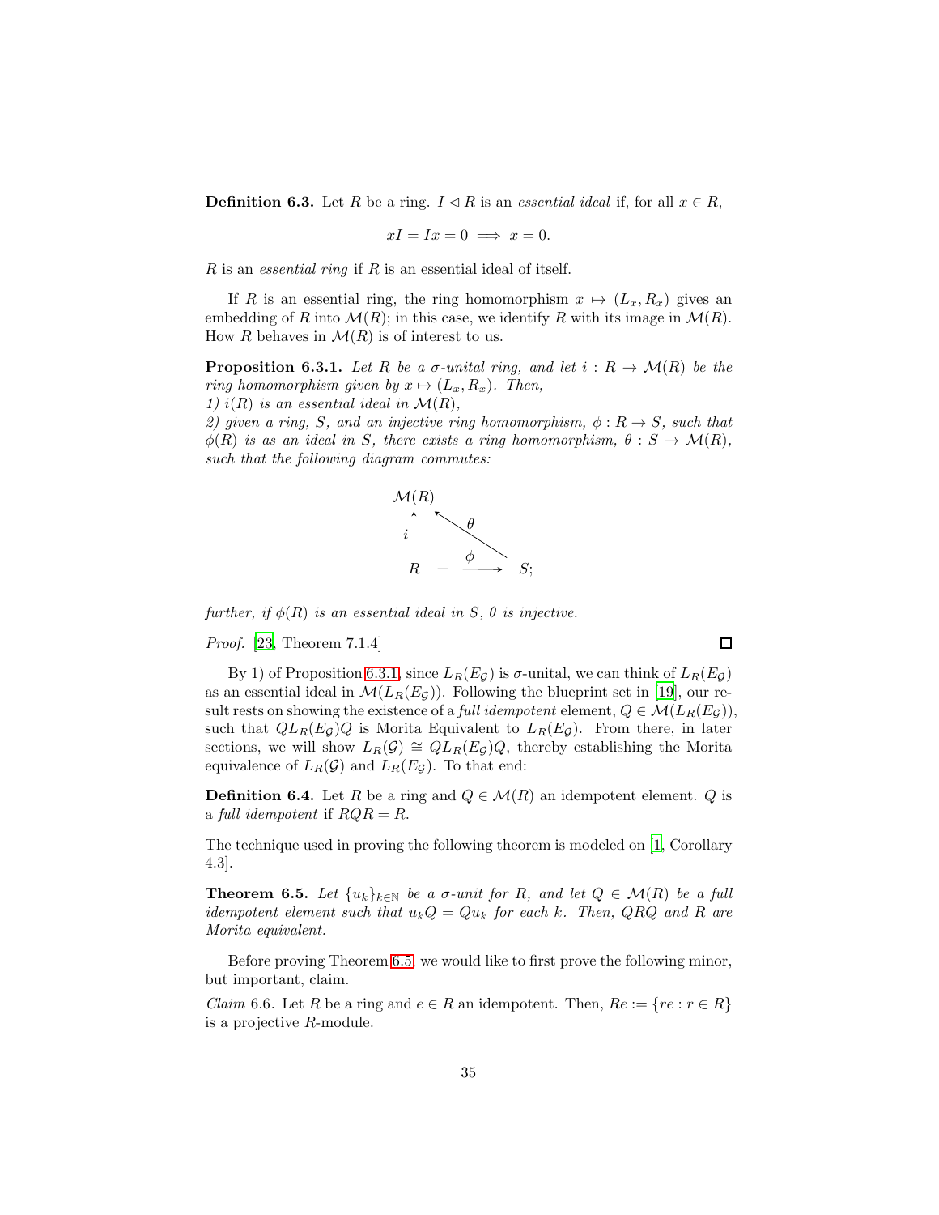**Definition 6.3.** Let $R$ be a ring. $I \lhd R$ is an *essential ideal* if, for all $x \in R$,

$$xI = Ix = 0 \implies x = 0.$$

$R$ is an *essential ring* if $R$ is an essential ideal of itself.

If $R$ is an essential ring, the ring homomorphism $x \mapsto (L_x, R_x)$ gives an embedding of $R$ into $\mathcal{M}(R)$; in this case, we identify $R$ with its image in $\mathcal{M}(R)$. How $R$ behaves in $\mathcal{M}(R)$ is of interest to us.

**Proposition 6.3.1.** *Let $R$ be a $\sigma$-unital ring, and let $i : R \to \mathcal{M}(R)$ be the ring homomorphism given by $x \mapsto (L_x, R_x)$. Then,*
*1) $i(R)$ is an essential ideal in $\mathcal{M}(R)$,*
*2) given a ring, $S$, and an injective ring homomorphism, $\phi : R \to S$, such that $\phi(R)$ is as an ideal in $S$, there exists a ring homomorphism, $\theta : S \to \mathcal{M}(R)$, such that the following diagram commutes:*

$$\begin{array}{ccc} \mathcal{M}(R) & & \\ \uparrow i & \nwarrow \theta & \\ R & \xrightarrow{\ \phi\ } & S; \end{array}$$

*further, if $\phi(R)$ is an essential ideal in $S$, $\theta$ is injective.*

*Proof.* [23, Theorem 7.1.4] □

By 1) of Proposition 6.3.1, since $L_R(E_\mathcal{G})$ is $\sigma$-unital, we can think of $L_R(E_\mathcal{G})$ as an essential ideal in $\mathcal{M}(L_R(E_\mathcal{G}))$. Following the blueprint set in [19], our result rests on showing the existence of a *full idempotent* element, $Q \in \mathcal{M}(L_R(E_\mathcal{G}))$, such that $QL_R(E_\mathcal{G})Q$ is Morita Equivalent to $L_R(E_\mathcal{G})$. From there, in later sections, we will show $L_R(\mathcal{G}) \cong QL_R(E_\mathcal{G})Q$, thereby establishing the Morita equivalence of $L_R(\mathcal{G})$ and $L_R(E_\mathcal{G})$. To that end:

**Definition 6.4.** Let $R$ be a ring and $Q \in \mathcal{M}(R)$ an idempotent element. $Q$ is a *full idempotent* if $RQR = R$.

The technique used in proving the following theorem is modeled on [1, Corollary 4.3].

**Theorem 6.5.** *Let $\{u_k\}_{k\in\mathbb{N}}$ be a $\sigma$-unit for $R$, and let $Q \in \mathcal{M}(R)$ be a full idempotent element such that $u_kQ = Qu_k$ for each $k$. Then, $QRQ$ and $R$ are Morita equivalent.*

Before proving Theorem 6.5, we would like to first prove the following minor, but important, claim.

*Claim* 6.6. Let $R$ be a ring and $e \in R$ an idempotent. Then, $Re := \{re : r \in R\}$ is a projective $R$-module.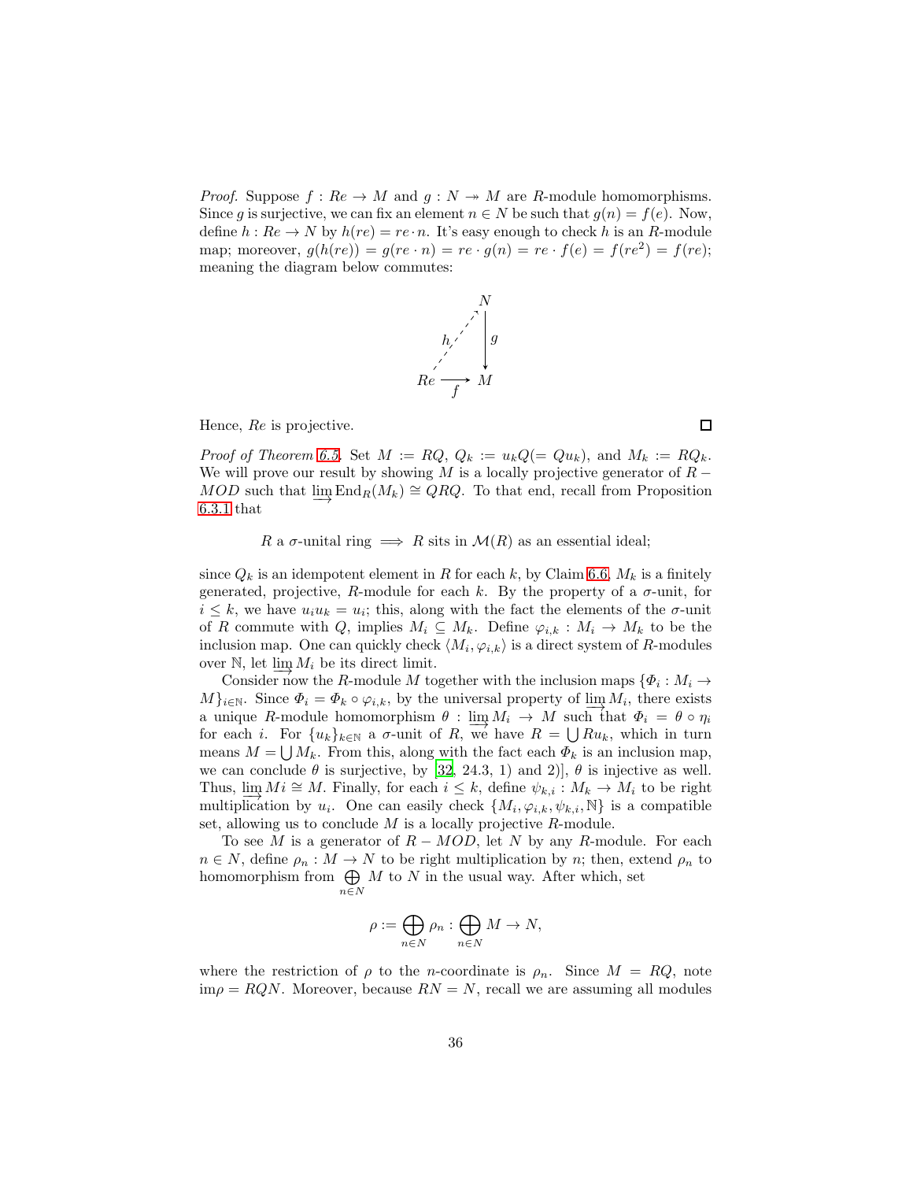*Proof.* Suppose $f : Re \to M$ and $g : N \twoheadrightarrow M$ are $R$-module homomorphisms. Since $g$ is surjective, we can fix an element $n \in N$ be such that $g(n) = f(e)$. Now, define $h : Re \to N$ by $h(re) = re \cdot n$. It's easy enough to check $h$ is an $R$-module map; moreover, $g(h(re)) = g(re \cdot n) = re \cdot g(n) = re \cdot f(e) = f(re^2) = f(re)$; meaning the diagram below commutes:

$$\begin{array}{ccc} & & N \\ & \overset{h}{\nearrow} & \downarrow g \\ Re & \xrightarrow[f]{} & M \end{array}$$

Hence, $Re$ is projective. $\square$

*Proof of Theorem 6.5.* Set $M := RQ$, $Q_k := u_k Q (= Q u_k)$, and $M_k := RQ_k$. We will prove our result by showing $M$ is a locally projective generator of $R-MOD$ such that $\varinjlim \operatorname{End}_R(M_k) \cong QRQ$. To that end, recall from Proposition 6.3.1 that

$$R \text{ a } \sigma\text{-unital ring} \implies R \text{ sits in } \mathcal{M}(R) \text{ as an essential ideal;}$$

since $Q_k$ is an idempotent element in $R$ for each $k$, by Claim 6.6, $M_k$ is a finitely generated, projective, $R$-module for each $k$. By the property of a $\sigma$-unit, for $i \leq k$, we have $u_i u_k = u_i$; this, along with the fact the elements of the $\sigma$-unit of $R$ commute with $Q$, implies $M_i \subseteq M_k$. Define $\varphi_{i,k} : M_i \to M_k$ to be the inclusion map. One can quickly check $\langle M_i, \varphi_{i,k} \rangle$ is a direct system of $R$-modules over $\mathbb{N}$, let $\varinjlim M_i$ be its direct limit.

Consider now the $R$-module $M$ together with the inclusion maps $\{\Phi_i : M_i \to M\}_{i \in \mathbb{N}}$. Since $\Phi_i = \Phi_k \circ \varphi_{i,k}$, by the universal property of $\varinjlim M_i$, there exists a unique $R$-module homomorphism $\theta : \varinjlim M_i \to M$ such that $\Phi_i = \theta \circ \eta_i$ for each $i$. For $\{u_k\}_{k \in \mathbb{N}}$ a $\sigma$-unit of $R$, we have $R = \bigcup R u_k$, which in turn means $M = \bigcup M_k$. From this, along with the fact each $\Phi_k$ is an inclusion map, we can conclude $\theta$ is surjective, by [32, 24.3, 1) and 2)], $\theta$ is injective as well. Thus, $\varinjlim Mi \cong M$. Finally, for each $i \leq k$, define $\psi_{k,i} : M_k \to M_i$ to be right multiplication by $u_i$. One can easily check $\{M_i, \varphi_{i,k}, \psi_{k,i}, \mathbb{N}\}$ is a compatible set, allowing us to conclude $M$ is a locally projective $R$-module.

To see $M$ is a generator of $R-MOD$, let $N$ by any $R$-module. For each $n \in N$, define $\rho_n : M \to N$ to be right multiplication by $n$; then, extend $\rho_n$ to homomorphism from $\bigoplus_{n \in N} M$ to $N$ in the usual way. After which, set

$$\rho := \bigoplus_{n \in N} \rho_n : \bigoplus_{n \in N} M \to N,$$

where the restriction of $\rho$ to the $n$-coordinate is $\rho_n$. Since $M = RQ$, note $\operatorname{im}\rho = RQN$. Moreover, because $RN = N$, recall we are assuming all modules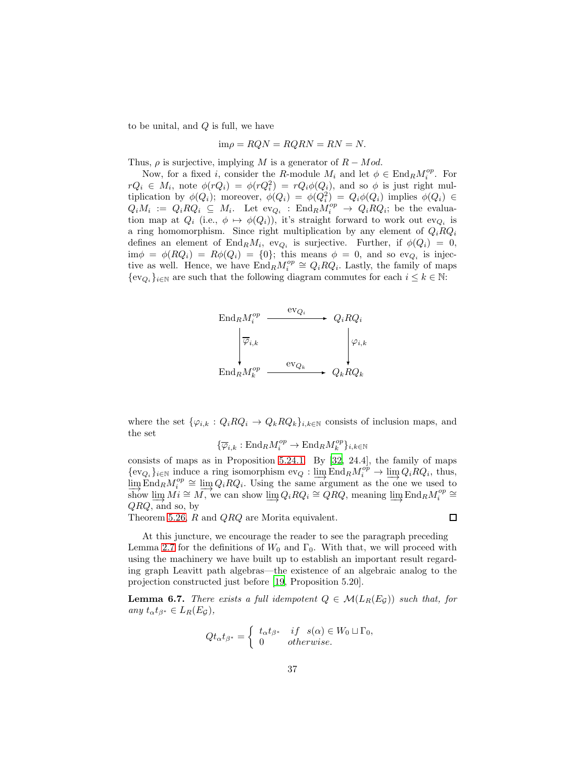to be unital, and $Q$ is full, we have

$$\text{im}\rho = RQN = RQRN = RN = N.$$

Thus, $\rho$ is surjective, implying $M$ is a generator of $R - Mod$.

Now, for a fixed $i$, consider the $R$-module $M_i$ and let $\phi \in \text{End}_R M_i^{op}$. For $rQ_i \in M_i$, note $\phi(rQ_i) = \phi(rQ_i^2) = rQ_i\phi(Q_i)$, and so $\phi$ is just right multiplication by $\phi(Q_i)$; moreover, $\phi(Q_i) = \phi(Q_i^2) = Q_i\phi(Q_i)$ implies $\phi(Q_i) \in Q_iM_i := Q_iRQ_i \subseteq M_i$. Let $\text{ev}_{Q_i} : \text{End}_R M_i^{op} \to Q_iRQ_i$; be the evaluation map at $Q_i$ (i.e., $\phi \mapsto \phi(Q_i)$), it's straight forward to work out $\text{ev}_{Q_i}$ is a ring homomorphism. Since right multiplication by any element of $Q_iRQ_i$ defines an element of $\text{End}_R M_i$, $\text{ev}_{Q_i}$ is surjective. Further, if $\phi(Q_i) = 0$, $\text{im}\phi = \phi(RQ_i) = R\phi(Q_i) = \{0\}$; this means $\phi = 0$, and so $\text{ev}_{Q_i}$ is injective as well. Hence, we have $\text{End}_R M_i^{op} \cong Q_iRQ_i$. Lastly, the family of maps $\{\text{ev}_{Q_i}\}_{i\in\mathbb{N}}$ are such that the following diagram commutes for each $i \le k \in \mathbb{N}$:

$$\begin{array}{ccc}
\text{End}_R M_i^{op} & \xrightarrow{\text{ev}_{Q_i}} & Q_iRQ_i \\
\Big\downarrow \overline{\varphi}_{i,k} & & \Big\downarrow \varphi_{i,k} \\
\text{End}_R M_k^{op} & \xrightarrow{\text{ev}_{Q_k}} & Q_kRQ_k
\end{array}$$

where the set $\{\varphi_{i,k} : Q_iRQ_i \to Q_kRQ_k\}_{i,k\in\mathbb{N}}$ consists of inclusion maps, and the set

$$\{\overline{\varphi}_{i,k} : \text{End}_R M_i^{op} \to \text{End}_R M_k^{op}\}_{i,k\in\mathbb{N}}$$

consists of maps as in Proposition 5.24.1. By [32, 24.4], the family of maps $\{\text{ev}_{Q_i}\}_{i\in\mathbb{N}}$ induce a ring isomorphism $\text{ev}_Q : \varinjlim \text{End}_R M_i^{op} \to \varinjlim Q_iRQ_i$, thus, $\varinjlim \text{End}_R M_i^{op} \cong \varinjlim Q_iRQ_i$. Using the same argument as the one we used to show $\varinjlim Mi \cong M$, we can show $\varinjlim Q_iRQ_i \cong QRQ$, meaning $\varinjlim \text{End}_R M_i^{op} \cong QRQ$, and so, by
Theorem 5.26, $R$ and $QRQ$ are Morita equivalent. ∎

At this juncture, we encourage the reader to see the paragraph preceding Lemma 2.7 for the definitions of $W_0$ and $\Gamma_0$. With that, we will proceed with using the machinery we have built up to establish an important result regarding graph Leavitt path algebras—the existence of an algebraic analog to the projection constructed just before [19, Proposition 5.20].

**Lemma 6.7.** *There exists a full idempotent $Q \in \mathcal{M}(L_R(E_\mathcal{G}))$ such that, for any $t_\alpha t_{\beta^*} \in L_R(E_\mathcal{G})$,*

$$Qt_\alpha t_{\beta^*} = \begin{cases} t_\alpha t_{\beta^*} & if \;\; s(\alpha) \in W_0 \sqcup \Gamma_0, \\ 0 & otherwise. \end{cases}$$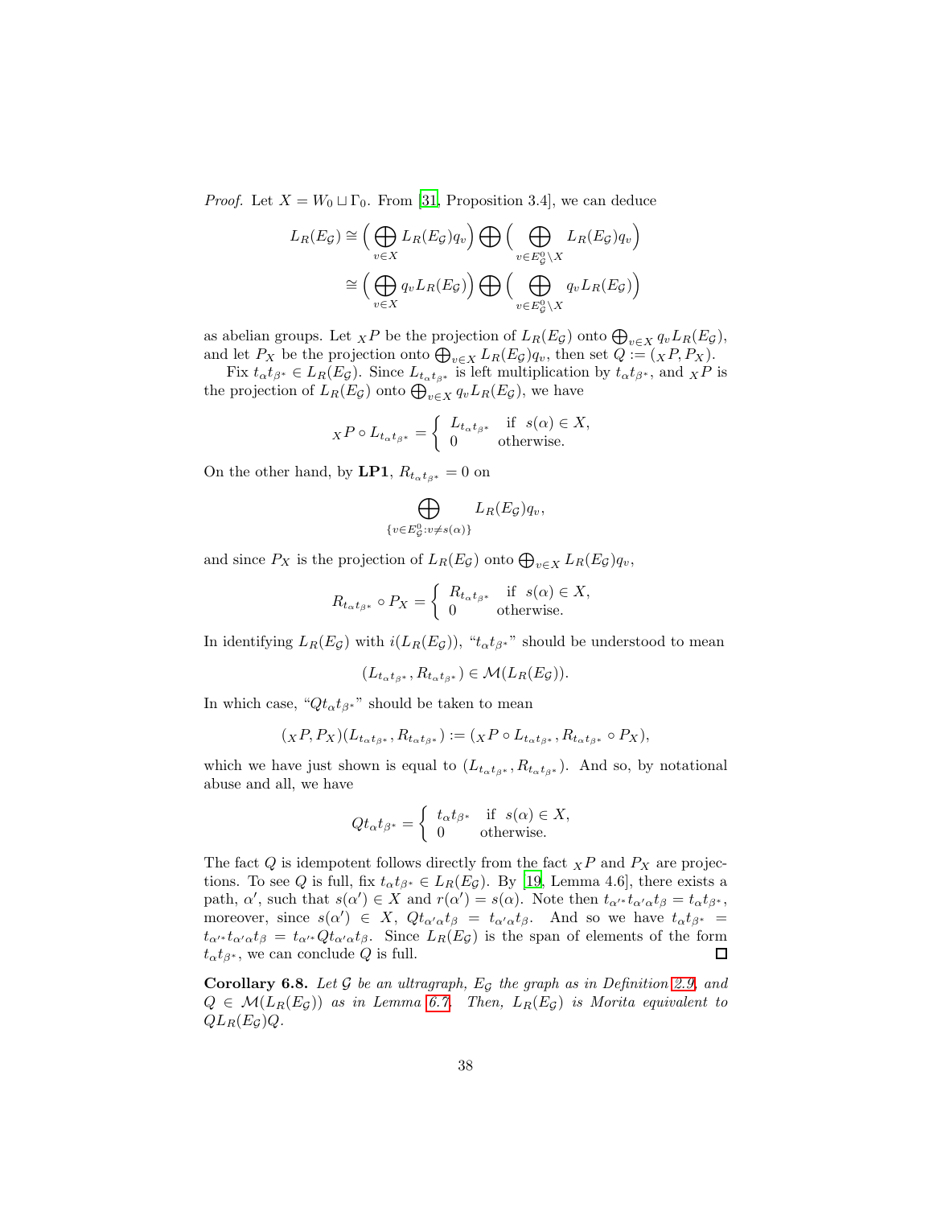*Proof.* Let $X = W_0 \sqcup \Gamma_0$. From [31, Proposition 3.4], we can deduce

$$
\begin{aligned}
L_R(E_\mathcal{G}) &\cong \Big(\bigoplus_{v\in X} L_R(E_\mathcal{G})q_v\Big) \bigoplus \Big(\bigoplus_{v\in E^0_\mathcal{G}\setminus X} L_R(E_\mathcal{G})q_v\Big)\\
&\cong \Big(\bigoplus_{v\in X} q_v L_R(E_\mathcal{G})\Big) \bigoplus \Big(\bigoplus_{v\in E^0_\mathcal{G}\setminus X} q_v L_R(E_\mathcal{G})\Big)
\end{aligned}
$$

as abelian groups. Let ${}_XP$ be the projection of $L_R(E_\mathcal{G})$ onto $\bigoplus_{v\in X} q_v L_R(E_\mathcal{G})$, and let $P_X$ be the projection onto $\bigoplus_{v\in X} L_R(E_\mathcal{G})q_v$, then set $Q := ({}_XP, P_X)$.

Fix $t_\alpha t_{\beta^*} \in L_R(E_\mathcal{G})$. Since $L_{t_\alpha t_{\beta^*}}$ is left multiplication by $t_\alpha t_{\beta^*}$, and ${}_XP$ is the projection of $L_R(E_\mathcal{G})$ onto $\bigoplus_{v\in X} q_v L_R(E_\mathcal{G})$, we have

$$
{}_XP \circ L_{t_\alpha t_{\beta^*}} = \begin{cases} L_{t_\alpha t_{\beta^*}} & \text{if } \ s(\alpha) \in X,\\ 0 & \text{otherwise.}\end{cases}
$$

On the other hand, by **LP1**, $R_{t_\alpha t_{\beta^*}} = 0$ on

$$
\bigoplus_{\{v\in E^0_\mathcal{G} : v\neq s(\alpha)\}} L_R(E_\mathcal{G})q_v,
$$

and since $P_X$ is the projection of $L_R(E_\mathcal{G})$ onto $\bigoplus_{v\in X} L_R(E_\mathcal{G})q_v$,

$$
R_{t_\alpha t_{\beta^*}} \circ P_X = \begin{cases} R_{t_\alpha t_{\beta^*}} & \text{if } \ s(\alpha) \in X,\\ 0 & \text{otherwise.}\end{cases}
$$

In identifying $L_R(E_\mathcal{G})$ with $i(L_R(E_\mathcal{G}))$, "$t_\alpha t_{\beta^*}$" should be understood to mean

$$
(L_{t_\alpha t_{\beta^*}}, R_{t_\alpha t_{\beta^*}}) \in \mathcal{M}(L_R(E_\mathcal{G})).
$$

In which case, "$Qt_\alpha t_{\beta^*}$" should be taken to mean

$$
({}_XP, P_X)(L_{t_\alpha t_{\beta^*}}, R_{t_\alpha t_{\beta^*}}) := ({}_XP \circ L_{t_\alpha t_{\beta^*}}, R_{t_\alpha t_{\beta^*}} \circ P_X),
$$

which we have just shown is equal to $(L_{t_\alpha t_{\beta^*}}, R_{t_\alpha t_{\beta^*}})$. And so, by notational abuse and all, we have

$$
Qt_\alpha t_{\beta^*} = \begin{cases} t_\alpha t_{\beta^*} & \text{if } \ s(\alpha) \in X,\\ 0 & \text{otherwise.}\end{cases}
$$

The fact $Q$ is idempotent follows directly from the fact ${}_XP$ and $P_X$ are projections. To see $Q$ is full, fix $t_\alpha t_{\beta^*} \in L_R(E_\mathcal{G})$. By [19, Lemma 4.6], there exists a path, $\alpha'$, such that $s(\alpha') \in X$ and $r(\alpha') = s(\alpha)$. Note then $t_{\alpha'^*} t_{\alpha'\alpha} t_\beta = t_\alpha t_{\beta^*}$, moreover, since $s(\alpha') \in X$, $Qt_{\alpha'\alpha} t_\beta = t_{\alpha'\alpha} t_\beta$. And so we have $t_\alpha t_{\beta^*} = t_{\alpha'^*} t_{\alpha'\alpha} t_\beta = t_{\alpha'^*} Q t_{\alpha'\alpha} t_\beta$. Since $L_R(E_\mathcal{G})$ is the span of elements of the form $t_\alpha t_{\beta^*}$, we can conclude $Q$ is full. ◻

**Corollary 6.8.** *Let $\mathcal{G}$ be an ultragraph, $E_\mathcal{G}$ the graph as in Definition 2.9, and $Q \in \mathcal{M}(L_R(E_\mathcal{G}))$ as in Lemma 6.7. Then, $L_R(E_\mathcal{G})$ is Morita equivalent to $QL_R(E_\mathcal{G})Q$.*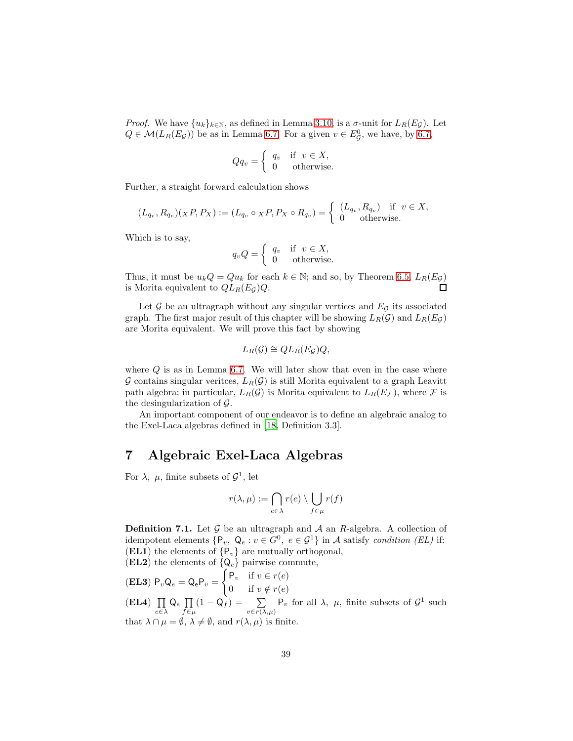*Proof.* We have $\{u_k\}_{k\in\mathbb{N}}$, as defined in Lemma 3.10, is a $\sigma$-unit for $L_R(E_\mathcal{G})$. Let $Q \in \mathcal{M}(L_R(E_\mathcal{G}))$ be as in Lemma 6.7. For a given $v \in E^0_\mathcal{G}$, we have, by 6.7,

$$Qq_v = \begin{cases} q_v & \text{if } v \in X, \\ 0 & \text{otherwise.} \end{cases}$$

Further, a straight forward calculation shows

$$(L_{q_v}, R_{q_v})({}_XP, P_X) := (L_{q_v} \circ {}_XP, P_X \circ R_{q_v}) = \begin{cases} (L_{q_v}, R_{q_v}) & \text{if } v \in X, \\ 0 & \text{otherwise.} \end{cases}$$

Which is to say,

$$q_v Q = \begin{cases} q_v & \text{if } v \in X, \\ 0 & \text{otherwise.} \end{cases}$$

Thus, it must be $u_k Q = Q u_k$ for each $k \in \mathbb{N}$; and so, by Theorem 6.5, $L_R(E_\mathcal{G})$ is Morita equivalent to $QL_R(E_\mathcal{G})Q$. $\square$

Let $\mathcal{G}$ be an ultragraph without any singular vertices and $E_\mathcal{G}$ its associated graph. The first major result of this chapter will be showing $L_R(\mathcal{G})$ and $L_R(E_\mathcal{G})$ are Morita equivalent. We will prove this fact by showing

$$L_R(\mathcal{G}) \cong QL_R(E_\mathcal{G})Q,$$

where $Q$ is as in Lemma 6.7. We will later show that even in the case where $\mathcal{G}$ contains singular veritces, $L_R(\mathcal{G})$ is still Morita equivalent to a graph Leavitt path algebra; in particular, $L_R(\mathcal{G})$ is Morita equivalent to $L_R(E_\mathcal{F})$, where $\mathcal{F}$ is the desingularization of $\mathcal{G}$.

An important component of our endeavor is to define an algebraic analog to the Exel-Laca algebras defined in [18, Definition 3.3].

# 7 Algebraic Exel-Laca Algebras

For $\lambda,\ \mu$, finite subsets of $\mathcal{G}^1$, let

$$r(\lambda, \mu) := \bigcap_{e\in\lambda} r(e) \setminus \bigcup_{f\in\mu} r(f)$$

**Definition 7.1.** Let $\mathcal{G}$ be an ultragraph and $\mathcal{A}$ an $R$-algebra. A collection of idempotent elements $\{\mathsf{P}_v,\ \mathsf{Q}_e : v \in G^0,\ e \in \mathcal{G}^1\}$ in $\mathcal{A}$ satisfy *condition (EL)* if:
(**EL1**) the elements of $\{\mathsf{P}_v\}$ are mutually orthogonal,
(**EL2**) the elements of $\{\mathsf{Q}_e\}$ pairwise commute,
(**EL3**) $\mathsf{P}_v\mathsf{Q}_e = \mathsf{Q}_e\mathsf{P}_v = \begin{cases} \mathsf{P}_v & \text{if } v \in r(e) \\ 0 & \text{if } v \notin r(e) \end{cases}$
(**EL4**) $\prod_{e\in\lambda} \mathsf{Q}_e \prod_{f\in\mu} (1 - \mathsf{Q}_f) = \sum_{v\in r(\lambda,\mu)} \mathsf{P}_v$ for all $\lambda,\ \mu$, finite subsets of $\mathcal{G}^1$ such that $\lambda \cap \mu = \emptyset$, $\lambda \neq \emptyset$, and $r(\lambda, \mu)$ is finite.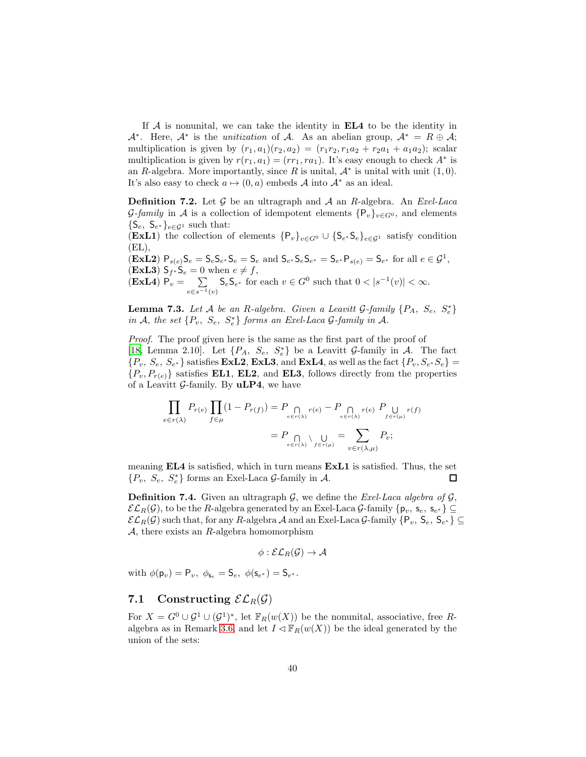If $\mathcal{A}$ is nonunital, we can take the identity in **EL4** to be the identity in $\mathcal{A}^*$. Here, $\mathcal{A}^*$ is the *unitization* of $\mathcal{A}$. As an abelian group, $\mathcal{A}^* = R \oplus \mathcal{A}$; multiplication is given by $(r_1, a_1)(r_2, a_2) = (r_1 r_2, r_1 a_2 + r_2 a_1 + a_1 a_2)$; scalar multiplication is given by $r(r_1, a_1) = (rr_1, ra_1)$. It's easy enough to check $A^*$ is an $R$-algebra. More importantly, since $R$ is unital, $\mathcal{A}^*$ is unital with unit $(1, 0)$. It's also easy to check $a \mapsto (0, a)$ embeds $\mathcal{A}$ into $\mathcal{A}^*$ as an ideal.

**Definition 7.2.** Let $\mathcal{G}$ be an ultragraph and $\mathcal{A}$ an $R$-algebra. An *Exel-Laca $\mathcal{G}$-family* in $\mathcal{A}$ is a collection of idempotent elements $\{\mathsf{P}_v\}_{v \in G^0}$, and elements $\{\mathsf{S}_e,\ \mathsf{S}_{e^*}\}_{e \in \mathcal{G}^1}$ such that:
(**ExL1**) the collection of elements $\{\mathsf{P}_v\}_{v \in G^0} \cup \{\mathsf{S}_{e^*}\mathsf{S}_e\}_{e \in \mathcal{G}^1}$ satisfy condition (EL),
(**ExL2**) $\mathsf{P}_{s(e)}\mathsf{S}_e = \mathsf{S}_e\mathsf{S}_{e^*}\mathsf{S}_e = \mathsf{S}_e$ and $\mathsf{S}_{e^*}\mathsf{S}_e\mathsf{S}_{e^*} = \mathsf{S}_{e^*}\mathsf{P}_{s(e)} = \mathsf{S}_{e^*}$ for all $e \in \mathcal{G}^1$,
(**ExL3**) $\mathsf{S}_{f^*}\mathsf{S}_e = 0$ when $e \neq f$,
(**ExL4**) $\mathsf{P}_v = \sum\limits_{e \in s^{-1}(v)} \mathsf{S}_e\mathsf{S}_{e^*}$ for each $v \in G^0$ such that $0 < |s^{-1}(v)| < \infty$.

**Lemma 7.3.** *Let $\mathcal{A}$ be an $R$-algebra. Given a Leavitt $\mathcal{G}$-family $\{P_A,\ S_e,\ S_e^*\}$ in $\mathcal{A}$, the set $\{P_v,\ S_e,\ S_e^*\}$ forms an Exel-Laca $\mathcal{G}$-family in $\mathcal{A}$.*

*Proof.* The proof given here is the same as the first part of the proof of [18, Lemma 2.10]. Let $\{P_A,\ S_e,\ S_e^*\}$ be a Leavitt $\mathcal{G}$-family in $\mathcal{A}$. The fact $\{P_v,\ S_e,\ S_{e^*}\}$ satisfies **ExL2**, **ExL3**, and **ExL4**, as well as the fact $\{P_v, S_{e^*}S_e\} = \{P_v, P_{r(e)}\}$ satisfies **EL1**, **EL2**, and **EL3**, follows directly from the properties of a Leavitt $\mathcal{G}$-family. By **uLP4**, we have

$$
\begin{aligned}
\prod_{e \in r(\lambda)} P_{r(e)} \prod_{f \in \mu} (1 - P_{r(f)}) &= P_{\bigcap\limits_{e \in r(\lambda)} r(e)} - P_{\bigcap\limits_{e \in r(\lambda)} r(e)}\ P_{\bigcup\limits_{f \in r(\mu)} r(f)} \\
&= P_{\bigcap\limits_{e \in r(\lambda)} \setminus \bigcup\limits_{f \in r(\mu)}} = \sum_{v \in r(\lambda, \mu)} P_v;
\end{aligned}
$$

meaning **EL4** is satisfied, which in turn means **ExL1** is satisfied. Thus, the set $\{P_v,\ S_e,\ S_e^*\}$ forms an Exel-Laca $\mathcal{G}$-family in $\mathcal{A}$. ◻

**Definition 7.4.** Given an ultragraph $\mathcal{G}$, we define the *Exel-Laca algebra of $\mathcal{G}$*, $\mathcal{EL}_R(\mathcal{G})$, to be the $R$-algebra generated by an Exel-Laca $\mathcal{G}$-family $\{\mathsf{p}_v,\ \mathsf{s}_e,\ \mathsf{s}_{e^*}\} \subseteq \mathcal{EL}_R(\mathcal{G})$ such that, for any $R$-algebra $\mathcal{A}$ and an Exel-Laca $\mathcal{G}$-family $\{\mathsf{P}_v,\ \mathsf{S}_e,\ \mathsf{S}_{e^*}\} \subseteq \mathcal{A}$, there exists an $R$-algebra homomorphism

$$
\phi : \mathcal{EL}_R(\mathcal{G}) \to \mathcal{A}
$$

with $\phi(\mathsf{p}_v) = \mathsf{P}_v,\ \phi_{\mathsf{s}_e} = \mathsf{S}_e,\ \phi(\mathsf{s}_{e^*}) = \mathsf{S}_{e^*}$.

## 7.1 Constructing $\mathcal{EL}_R(\mathcal{G})$

For $X = G^0 \cup \mathcal{G}^1 \cup (\mathcal{G}^1)^*$, let $\mathbb{F}_R(w(X))$ be the nonunital, associative, free $R$-algebra as in Remark 3.6, and let $I \lhd \mathbb{F}_R(w(X))$ be the ideal generated by the union of the sets: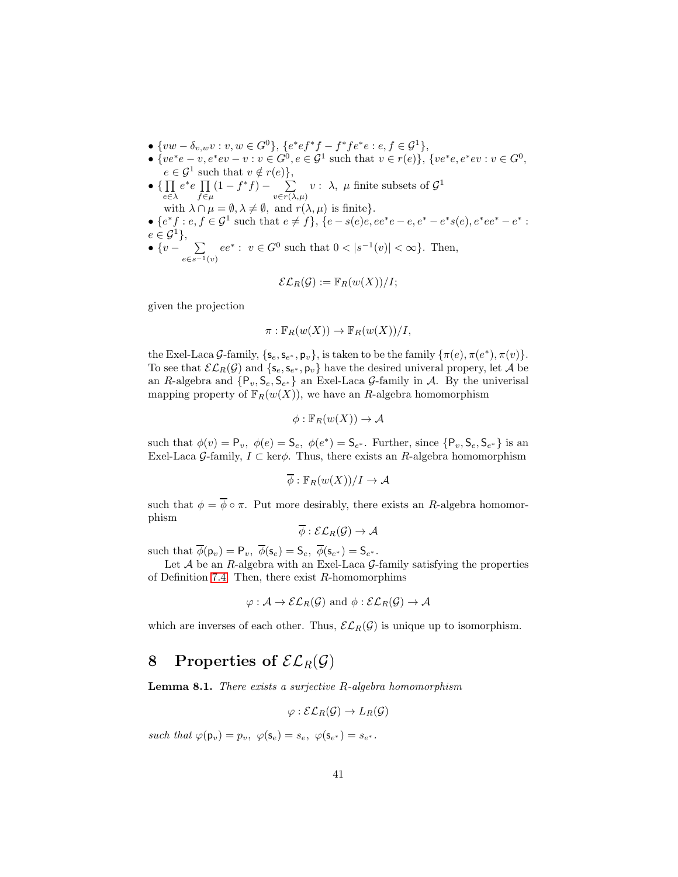- $\{vw - \delta_{v,w}v : v, w \in G^0\}$, $\{e^*ef^*f - f^*fe^*e : e, f \in \mathcal{G}^1\}$,
- $\{ve^*e - v, e^*ev - v : v \in G^0, e \in \mathcal{G}^1$ such that $v \in r(e)\}$, $\{ve^*e, e^*ev : v \in G^0$, $e \in \mathcal{G}^1$ such that $v \notin r(e)\}$,
- $\{\prod_{e \in \lambda} e^*e \prod_{f \in \mu} (1 - f^*f) - \sum_{v \in r(\lambda,\mu)} v :\ \lambda,\ \mu$ finite subsets of $\mathcal{G}^1$ with $\lambda \cap \mu = \emptyset, \lambda \neq \emptyset,$ and $r(\lambda, \mu)$ is finite$\}$.
- $\{e^*f : e, f \in \mathcal{G}^1$ such that $e \neq f\}$, $\{e - s(e)e, ee^*e - e, e^* - e^*s(e), e^*ee^* - e^* : e \in \mathcal{G}^1\}$,
- $\{v - \sum_{e \in s^{-1}(v)} ee^* :\ v \in G^0$ such that $0 < |s^{-1}(v)| < \infty\}$. Then,

$$\mathcal{EL}_R(\mathcal{G}) := \mathbb{F}_R(w(X))/I;$$

given the projection

$$\pi : \mathbb{F}_R(w(X)) \to \mathbb{F}_R(w(X))/I,$$

the Exel-Laca $\mathcal{G}$-family, $\{\mathsf{s}_e, \mathsf{s}_{e^*}, \mathsf{p}_v\}$, is taken to be the family $\{\pi(e), \pi(e^*), \pi(v)\}$. To see that $\mathcal{EL}_R(\mathcal{G})$ and $\{\mathsf{s}_e, \mathsf{s}_{e^*}, \mathsf{p}_v\}$ have the desired univeral propery, let $\mathcal{A}$ be an $R$-algebra and $\{\mathsf{P}_v, \mathsf{S}_e, \mathsf{S}_{e^*}\}$ an Exel-Laca $\mathcal{G}$-family in $\mathcal{A}$. By the univerisal mapping property of $\mathbb{F}_R(w(X))$, we have an $R$-algebra homomorphism

$$\phi : \mathbb{F}_R(w(X)) \to \mathcal{A}$$

such that $\phi(v) = \mathsf{P}_v,\ \phi(e) = \mathsf{S}_e,\ \phi(e^*) = \mathsf{S}_{e^*}$. Further, since $\{\mathsf{P}_v, \mathsf{S}_e, \mathsf{S}_{e^*}\}$ is an Exel-Laca $\mathcal{G}$-family, $I \subset \ker\phi$. Thus, there exists an $R$-algebra homomorphism

$$\overline{\phi} : \mathbb{F}_R(w(X))/I \to \mathcal{A}$$

such that $\phi = \overline{\phi} \circ \pi$. Put more desirably, there exists an $R$-algebra homomorphism

$$\overline{\phi} : \mathcal{EL}_R(\mathcal{G}) \to \mathcal{A}$$

such that $\overline{\phi}(\mathsf{p}_v) = \mathsf{P}_v,\ \overline{\phi}(\mathsf{s}_e) = \mathsf{S}_e,\ \overline{\phi}(\mathsf{s}_{e^*}) = \mathsf{S}_{e^*}$.

Let $\mathcal{A}$ be an $R$-algebra with an Exel-Laca $\mathcal{G}$-family satisfying the properties of Definition 7.4. Then, there exist $R$-homomorphims

$$\varphi : \mathcal{A} \to \mathcal{EL}_R(\mathcal{G}) \text{ and } \phi : \mathcal{EL}_R(\mathcal{G}) \to \mathcal{A}$$

which are inverses of each other. Thus, $\mathcal{EL}_R(\mathcal{G})$ is unique up to isomorphism.

# 8 Properties of $\mathcal{EL}_R(\mathcal{G})$

**Lemma 8.1.** *There exists a surjective $R$-algebra homomorphism*

$$\varphi : \mathcal{EL}_R(\mathcal{G}) \to L_R(\mathcal{G})$$

*such that $\varphi(\mathsf{p}_v) = p_v,\ \varphi(\mathsf{s}_e) = s_e,\ \varphi(\mathsf{s}_{e^*}) = s_{e^*}$.*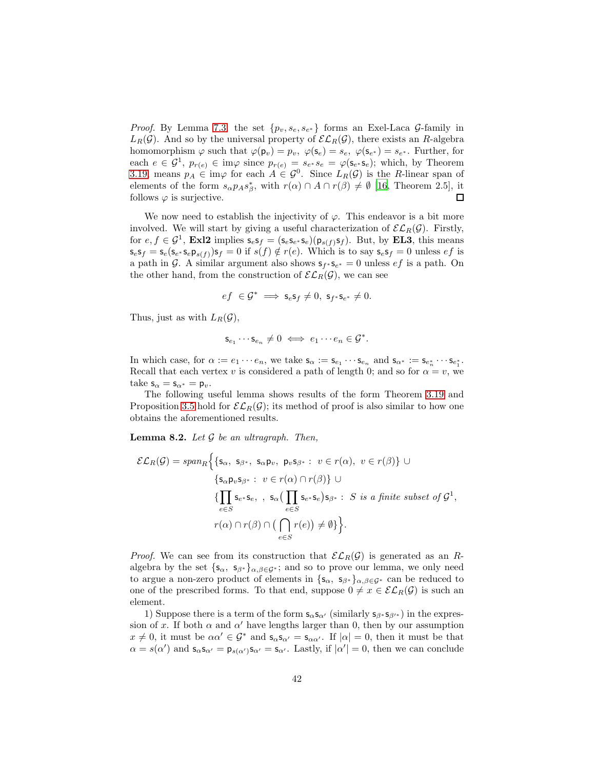*Proof.* By Lemma 7.3, the set $\{p_v, s_e, s_{e^*}\}$ forms an Exel-Laca $\mathcal{G}$-family in $L_R(\mathcal{G})$. And so by the universal property of $\mathcal{EL}_R(\mathcal{G})$, there exists an $R$-algebra homomorphism $\varphi$ such that $\varphi(\mathsf{p}_v) = p_v$, $\varphi(\mathsf{s}_e) = s_e$, $\varphi(\mathsf{s}_{e^*}) = s_{e^*}$. Further, for each $e \in \mathcal{G}^1$, $p_{r(e)} \in \text{im}\varphi$ since $p_{r(e)} = s_{e^*}s_e = \varphi(\mathsf{s}_{e^*}\mathsf{s}_e)$; which, by Theorem 3.19, means $p_A \in \text{im}\varphi$ for each $A \in \mathcal{G}^0$. Since $L_R(\mathcal{G})$ is the $R$-linear span of elements of the form $s_\alpha p_A s_\beta^*$, with $r(\alpha) \cap A \cap r(\beta) \neq \emptyset$ [16, Theorem 2.5], it follows $\varphi$ is surjective. ◻

We now need to establish the injectivity of $\varphi$. This endeavor is a bit more involved. We will start by giving a useful characterization of $\mathcal{EL}_R(\mathcal{G})$. Firstly, for $e, f \in \mathcal{G}^1$, **Exl2** implies $\mathsf{s}_e\mathsf{s}_f = (\mathsf{s}_e\mathsf{s}_{e^*}\mathsf{s}_e)(\mathsf{p}_{s(f)}\mathsf{s}_f)$. But, by **EL3**, this means $\mathsf{s}_e\mathsf{s}_f = \mathsf{s}_e(\mathsf{s}_{e^*}\mathsf{s}_e\mathsf{p}_{s(f)})\mathsf{s}_f = 0$ if $s(f) \notin r(e)$. Which is to say $\mathsf{s}_e\mathsf{s}_f = 0$ unless $ef$ is a path in $\mathcal{G}$. A similar argument also shows $\mathsf{s}_{f^*}\mathsf{s}_{e^*} = 0$ unless $ef$ is a path. On the other hand, from the construction of $\mathcal{EL}_R(\mathcal{G})$, we can see

$$ef \in \mathcal{G}^* \implies \mathsf{s}_e\mathsf{s}_f \neq 0,\ \mathsf{s}_{f^*}\mathsf{s}_{e^*} \neq 0.$$

Thus, just as with $L_R(\mathcal{G})$,

$$\mathsf{s}_{e_1}\cdots\mathsf{s}_{e_n} \neq 0 \iff e_1\cdots e_n \in \mathcal{G}^*.$$

In which case, for $\alpha := e_1\cdots e_n$, we take $\mathsf{s}_\alpha := \mathsf{s}_{e_1}\cdots\mathsf{s}_{e_n}$ and $\mathsf{s}_{\alpha^*} := \mathsf{s}_{e_n^*}\cdots\mathsf{s}_{e_1^*}$. Recall that each vertex $v$ is considered a path of length 0; and so for $\alpha = v$, we take $\mathsf{s}_\alpha = \mathsf{s}_{\alpha^*} = \mathsf{p}_v$.

The following useful lemma shows results of the form Theorem 3.19 and Proposition 3.5 hold for $\mathcal{EL}_R(\mathcal{G})$; its method of proof is also similar to how one obtains the aforementioned results.

**Lemma 8.2.** *Let $\mathcal{G}$ be an ultragraph. Then,*

$$\begin{aligned}\mathcal{EL}_R(\mathcal{G}) = span_R\Big\{&\{\mathsf{s}_\alpha,\ \mathsf{s}_{\beta^*},\ \mathsf{s}_\alpha\mathsf{p}_v,\ \mathsf{p}_v\mathsf{s}_{\beta^*} :\ v \in r(\alpha),\ v \in r(\beta)\} \cup \\ &\{\mathsf{s}_\alpha\mathsf{p}_v\mathsf{s}_{\beta^*} :\ v \in r(\alpha) \cap r(\beta)\} \cup \\ &\{\prod_{e\in S}\mathsf{s}_{e^*}\mathsf{s}_e,\ ,\ \mathsf{s}_\alpha\big(\prod_{e\in S}\mathsf{s}_{e^*}\mathsf{s}_e\big)\mathsf{s}_{\beta^*} :\ S \text{ is a finite subset of } \mathcal{G}^1, \\ &r(\alpha)\cap r(\beta)\cap\big(\bigcap_{e\in S} r(e)\big) \neq \emptyset\}\Big\}.\end{aligned}$$

*Proof.* We can see from its construction that $\mathcal{EL}_R(\mathcal{G})$ is generated as an $R$-algebra by the set $\{\mathsf{s}_\alpha,\ \mathsf{s}_{\beta^*}\}_{\alpha,\beta\in\mathcal{G}^*}$; and so to prove our lemma, we only need to argue a non-zero product of elements in $\{\mathsf{s}_\alpha,\ \mathsf{s}_{\beta^*}\}_{\alpha,\beta\in\mathcal{G}^*}$ can be reduced to one of the prescribed forms. To that end, suppose $0 \neq x \in \mathcal{EL}_R(\mathcal{G})$ is such an element.

1) Suppose there is a term of the form $\mathsf{s}_\alpha\mathsf{s}_{\alpha'}$ (similarly $\mathsf{s}_{\beta^*}\mathsf{s}_{\beta'^*}$) in the expression of $x$. If both $\alpha$ and $\alpha'$ have lengths larger than 0, then by our assumption $x \neq 0$, it must be $\alpha\alpha' \in \mathcal{G}^*$ and $\mathsf{s}_\alpha\mathsf{s}_{\alpha'} = \mathsf{s}_{\alpha\alpha'}$. If $|\alpha| = 0$, then it must be that $\alpha = s(\alpha')$ and $\mathsf{s}_\alpha\mathsf{s}_{\alpha'} = \mathsf{p}_{s(\alpha')}\mathsf{s}_{\alpha'} = \mathsf{s}_{\alpha'}$. Lastly, if $|\alpha'| = 0$, then we can conclude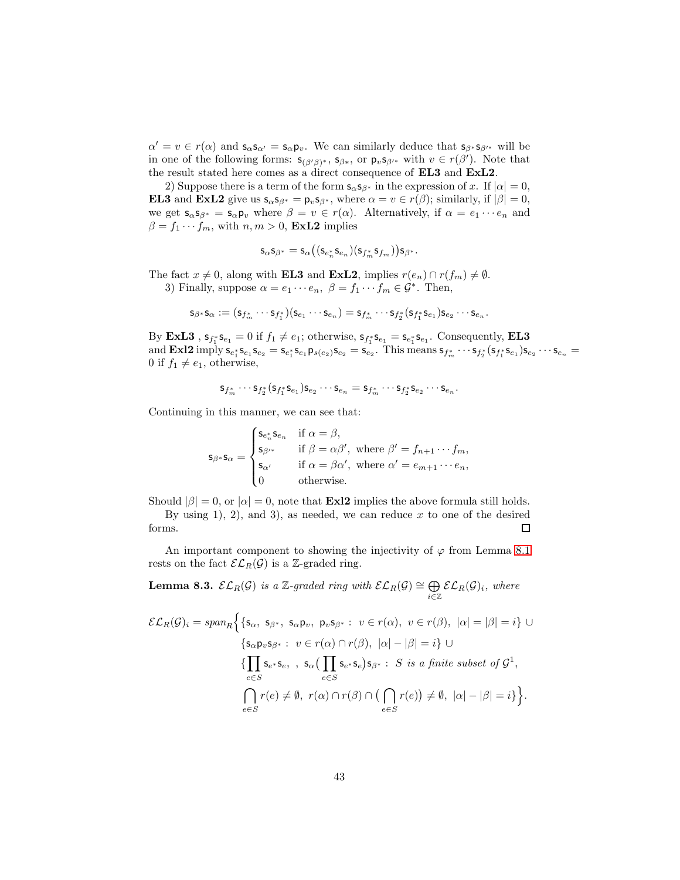$\alpha' = v \in r(\alpha)$ and $\mathsf{s}_\alpha \mathsf{s}_{\alpha'} = \mathsf{s}_\alpha \mathsf{p}_v$. We can similarly deduce that $\mathsf{s}_{\beta^*}\mathsf{s}_{\beta'^*}$ will be in one of the following forms: $\mathsf{s}_{(\beta'\beta)^*}$, $\mathsf{s}_{\beta*}$, or $\mathsf{p}_v \mathsf{s}_{\beta'^*}$ with $v \in r(\beta')$. Note that the result stated here comes as a direct consequence of **EL3** and **ExL2**.

2) Suppose there is a term of the form $\mathsf{s}_\alpha \mathsf{s}_{\beta^*}$ in the expression of $x$. If $|\alpha| = 0$, **EL3** and **ExL2** give us $\mathsf{s}_\alpha \mathsf{s}_{\beta^*} = \mathsf{p}_v \mathsf{s}_{\beta^*}$, where $\alpha = v \in r(\beta)$; similarly, if $|\beta| = 0$, we get $\mathsf{s}_\alpha \mathsf{s}_{\beta^*} = \mathsf{s}_\alpha \mathsf{p}_v$ where $\beta = v \in r(\alpha)$. Alternatively, if $\alpha = e_1 \cdots e_n$ and $\beta = f_1 \cdots f_m$, with $n, m > 0$, **ExL2** implies

$$\mathsf{s}_\alpha \mathsf{s}_{\beta^*} = \mathsf{s}_\alpha \big( (\mathsf{s}_{e_n^*} \mathsf{s}_{e_n})(\mathsf{s}_{f_m^*} \mathsf{s}_{f_m}) \big) \mathsf{s}_{\beta^*}.$$

The fact $x \neq 0$, along with **EL3** and **ExL2**, implies $r(e_n) \cap r(f_m) \neq \emptyset$.

3) Finally, suppose $\alpha = e_1 \cdots e_n,\ \beta = f_1 \cdots f_m \in \mathcal{G}^*$. Then,

$$\mathsf{s}_{\beta^*} \mathsf{s}_\alpha := (\mathsf{s}_{f_m^*} \cdots \mathsf{s}_{f_1^*})(\mathsf{s}_{e_1} \cdots \mathsf{s}_{e_n}) = \mathsf{s}_{f_m^*} \cdots \mathsf{s}_{f_2^*} (\mathsf{s}_{f_1^*} \mathsf{s}_{e_1}) \mathsf{s}_{e_2} \cdots \mathsf{s}_{e_n}.$$

By **ExL3** , $\mathsf{s}_{f_1^*} \mathsf{s}_{e_1} = 0$ if $f_1 \neq e_1$; otherwise, $\mathsf{s}_{f_1^*} \mathsf{s}_{e_1} = \mathsf{s}_{e_1^*} \mathsf{s}_{e_1}$. Consequently, **EL3** and **Exl2** imply $\mathsf{s}_{e_1^*} \mathsf{s}_{e_1} \mathsf{s}_{e_2} = \mathsf{s}_{e_1^*} \mathsf{s}_{e_1} \mathsf{p}_{s(e_2)} \mathsf{s}_{e_2} = \mathsf{s}_{e_2}$. This means $\mathsf{s}_{f_m^*} \cdots \mathsf{s}_{f_2^*} (\mathsf{s}_{f_1^*} \mathsf{s}_{e_1}) \mathsf{s}_{e_2} \cdots \mathsf{s}_{e_n} = 0$ if $f_1 \neq e_1$, otherwise,

$$\mathsf{s}_{f_m^*} \cdots \mathsf{s}_{f_2^*} (\mathsf{s}_{f_1^*} \mathsf{s}_{e_1}) \mathsf{s}_{e_2} \cdots \mathsf{s}_{e_n} = \mathsf{s}_{f_m^*} \cdots \mathsf{s}_{f_2^*} \mathsf{s}_{e_2} \cdots \mathsf{s}_{e_n}.$$

Continuing in this manner, we can see that:

$$\mathsf{s}_{\beta^*} \mathsf{s}_\alpha = \begin{cases} \mathsf{s}_{e_n^*} \mathsf{s}_{e_n} & \text{if } \alpha = \beta, \\ \mathsf{s}_{\beta'^*} & \text{if } \beta = \alpha\beta', \text{ where } \beta' = f_{n+1} \cdots f_m, \\ \mathsf{s}_{\alpha'} & \text{if } \alpha = \beta\alpha', \text{ where } \alpha' = e_{m+1} \cdots e_n, \\ 0 & \text{otherwise.} \end{cases}$$

Should $|\beta| = 0$, or $|\alpha| = 0$, note that **Exl2** implies the above formula still holds.

By using 1), 2), and 3), as needed, we can reduce $x$ to one of the desired forms. ☐

An important component to showing the injectivity of $\varphi$ from Lemma 8.1 rests on the fact $\mathcal{EL}_R(\mathcal{G})$ is a $\mathbb{Z}$-graded ring.

**Lemma 8.3.** *$\mathcal{EL}_R(\mathcal{G})$ is a $\mathbb{Z}$-graded ring with $\mathcal{EL}_R(\mathcal{G}) \cong \bigoplus_{i \in \mathbb{Z}} \mathcal{EL}_R(\mathcal{G})_i$, where*

$$\begin{aligned} \mathcal{EL}_R(\mathcal{G})_i = \mathit{span}_R \Big\{ & \{\mathsf{s}_\alpha,\ \mathsf{s}_{\beta^*},\ \mathsf{s}_\alpha \mathsf{p}_v,\ \mathsf{p}_v \mathsf{s}_{\beta^*} :\ v \in r(\alpha),\ v \in r(\beta),\ |\alpha| = |\beta| = i\} \ \cup \\ & \{\mathsf{s}_\alpha \mathsf{p}_v \mathsf{s}_{\beta^*} :\ v \in r(\alpha) \cap r(\beta),\ |\alpha| - |\beta| = i\} \ \cup \\ & \{\prod_{e \in S} \mathsf{s}_{e^*} \mathsf{s}_e,\ ,\ \mathsf{s}_\alpha \big( \prod_{e \in S} \mathsf{s}_{e^*} \mathsf{s}_e \big) \mathsf{s}_{\beta^*} :\ S \text{ is a finite subset of } \mathcal{G}^1, \\ & \bigcap_{e \in S} r(e) \neq \emptyset,\ r(\alpha) \cap r(\beta) \cap \big( \bigcap_{e \in S} r(e) \big) \neq \emptyset,\ |\alpha| - |\beta| = i\} \Big\}. \end{aligned}$$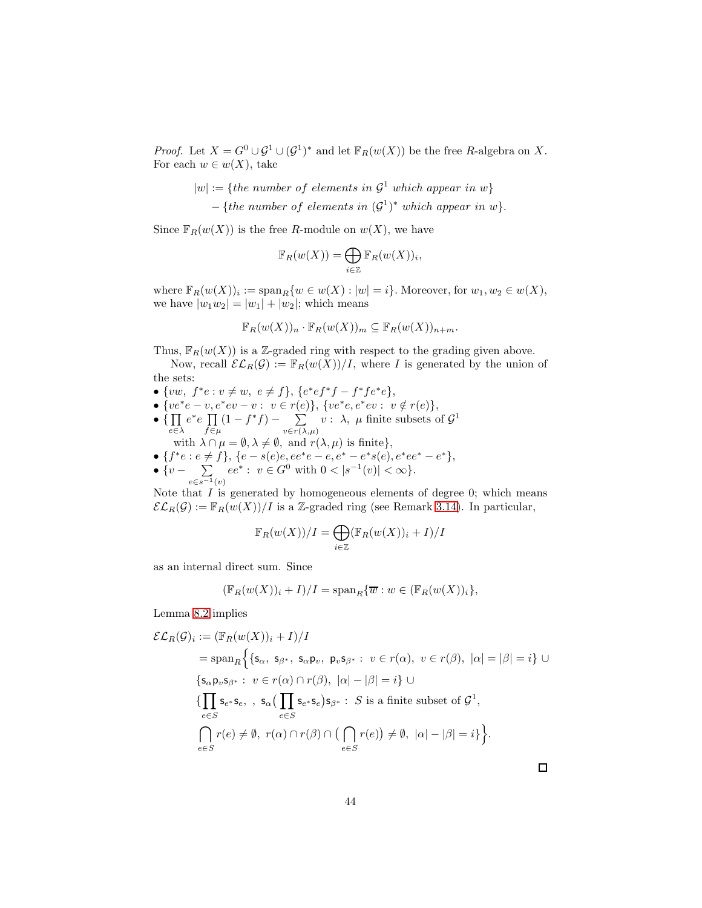*Proof.* Let $X = G^0 \cup \mathcal{G}^1 \cup (\mathcal{G}^1)^*$ and let $\mathbb{F}_R(w(X))$ be the free $R$-algebra on $X$. For each $w \in w(X)$, take

$$
\begin{aligned}
|w| := &\{\textit{the number of elements in } \mathcal{G}^1 \textit{ which appear in } w\} \\
&- \{\textit{the number of elements in } (\mathcal{G}^1)^* \textit{ which appear in } w\}.
\end{aligned}
$$

Since $\mathbb{F}_R(w(X))$ is the free $R$-module on $w(X)$, we have

$$
\mathbb{F}_R(w(X)) = \bigoplus_{i \in \mathbb{Z}} \mathbb{F}_R(w(X))_i,
$$

where $\mathbb{F}_R(w(X))_i := \operatorname{span}_R\{w \in w(X) : |w| = i\}$. Moreover, for $w_1, w_2 \in w(X)$, we have $|w_1 w_2| = |w_1| + |w_2|$; which means

$$
\mathbb{F}_R(w(X))_n \cdot \mathbb{F}_R(w(X))_m \subseteq \mathbb{F}_R(w(X))_{n+m}.
$$

Thus, $\mathbb{F}_R(w(X))$ is a $\mathbb{Z}$-graded ring with respect to the grading given above.

Now, recall $\mathcal{EL}_R(\mathcal{G}) := \mathbb{F}_R(w(X))/I$, where $I$ is generated by the union of the sets:

- $\{vw,\ f^*e : v \neq w,\ e \neq f\}$, $\{e^*ef^*f - f^*fe^*e\}$,
- $\{ve^*e - v, e^*ev - v :\ v \in r(e)\}$, $\{ve^*e, e^*ev :\ v \notin r(e)\}$,
- $\{\prod_{e \in \lambda} e^*e \prod_{f \in \mu}(1 - f^*f) - \sum_{v \in r(\lambda,\mu)} v :\ \lambda,\ \mu$ finite subsets of $\mathcal{G}^1$ with $\lambda \cap \mu = \emptyset, \lambda \neq \emptyset$, and $r(\lambda, \mu)$ is finite$\}$,
- $\{f^*e : e \neq f\}$, $\{e - s(e)e, ee^*e - e, e^* - e^*s(e), e^*ee^* - e^*\}$,
- $\{v - \sum_{e \in s^{-1}(v)} ee^* :\ v \in G^0$ with $0 < |s^{-1}(v)| < \infty\}$.

Note that $I$ is generated by homogeneous elements of degree 0; which means $\mathcal{EL}_R(\mathcal{G}) := \mathbb{F}_R(w(X))/I$ is a $\mathbb{Z}$-graded ring (see Remark 3.14). In particular,

$$
\mathbb{F}_R(w(X))/I = \bigoplus_{i \in \mathbb{Z}} (\mathbb{F}_R(w(X))_i + I)/I
$$

as an internal direct sum. Since

$$
(\mathbb{F}_R(w(X))_i + I)/I = \operatorname{span}_R\{\overline{w} : w \in (\mathbb{F}_R(w(X))_i\},
$$

Lemma 8.2 implies

$$
\begin{aligned}
\mathcal{EL}_R(\mathcal{G})_i &:= (\mathbb{F}_R(w(X))_i + I)/I \\
&= \operatorname{span}_R\Big\{\{\mathsf{s}_\alpha,\ \mathsf{s}_{\beta^*},\ \mathsf{s}_\alpha\mathsf{p}_v,\ \mathsf{p}_v\mathsf{s}_{\beta^*} :\ v \in r(\alpha),\ v \in r(\beta),\ |\alpha| = |\beta| = i\} \cup \\
&\{\mathsf{s}_\alpha\mathsf{p}_v\mathsf{s}_{\beta^*} :\ v \in r(\alpha) \cap r(\beta),\ |\alpha| - |\beta| = i\} \cup \\
&\{\prod_{e \in S} \mathsf{s}_{e^*}\mathsf{s}_e,\ ,\ \mathsf{s}_\alpha\big(\prod_{e \in S} \mathsf{s}_{e^*}\mathsf{s}_e\big)\mathsf{s}_{\beta^*} :\ S \text{ is a finite subset of } \mathcal{G}^1, \\
&\bigcap_{e \in S} r(e) \neq \emptyset,\ r(\alpha) \cap r(\beta) \cap \big(\bigcap_{e \in S} r(e)\big) \neq \emptyset,\ |\alpha| - |\beta| = i\}\Big\}.
\end{aligned}
$$

$\square$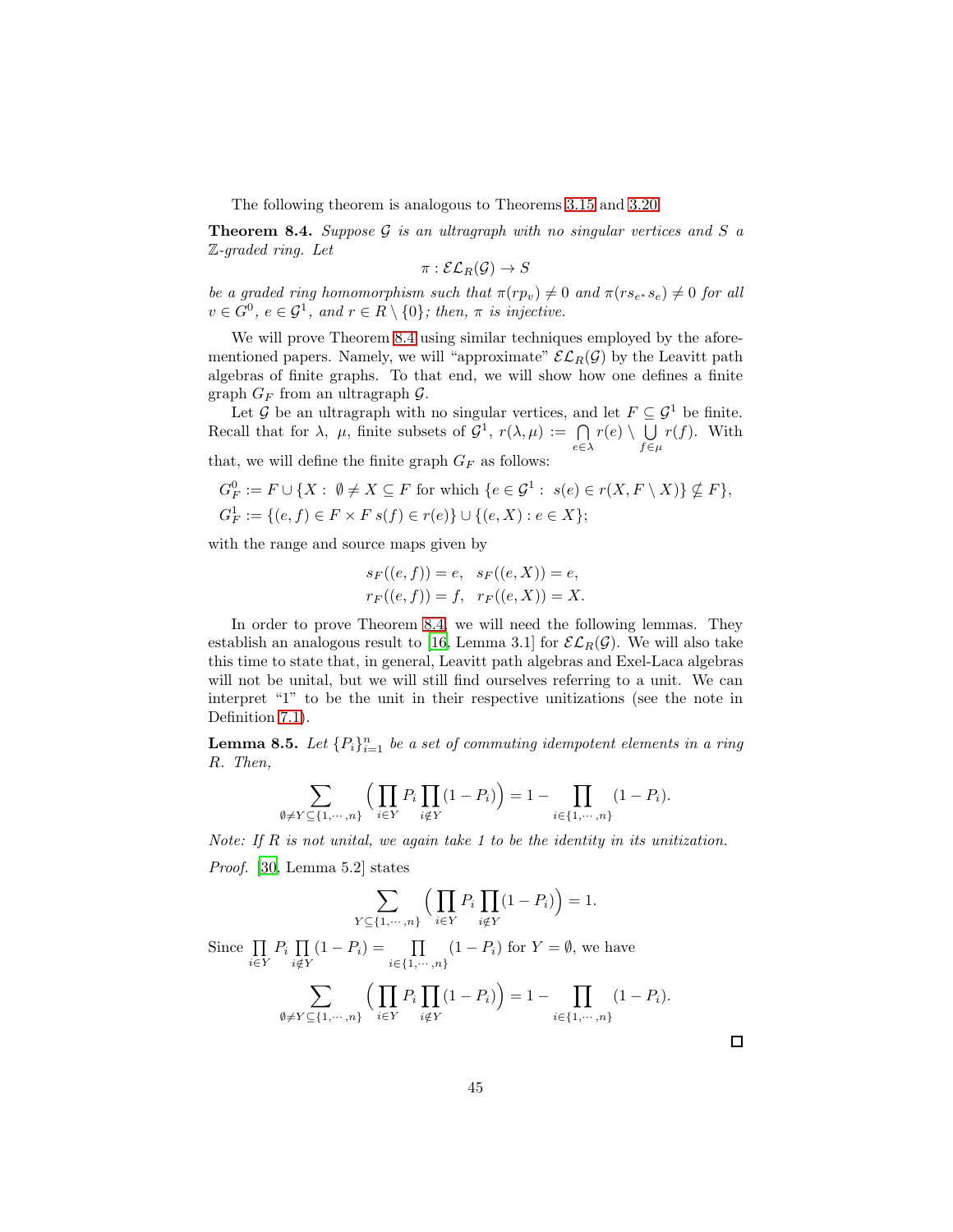The following theorem is analogous to Theorems 3.15 and 3.20.

**Theorem 8.4.** *Suppose $\mathcal{G}$ is an ultragraph with no singular vertices and $S$ a $\mathbb{Z}$-graded ring. Let*

$$\pi : \mathcal{EL}_R(\mathcal{G}) \to S$$

*be a graded ring homomorphism such that $\pi(rp_v) \neq 0$ and $\pi(rs_{e^*}s_e) \neq 0$ for all $v \in G^0$, $e \in \mathcal{G}^1$, and $r \in R \setminus \{0\}$; then, $\pi$ is injective.*

We will prove Theorem 8.4 using similar techniques employed by the aforementioned papers. Namely, we will "approximate" $\mathcal{EL}_R(\mathcal{G})$ by the Leavitt path algebras of finite graphs. To that end, we will show how one defines a finite graph $G_F$ from an ultragraph $\mathcal{G}$.

Let $\mathcal{G}$ be an ultragraph with no singular vertices, and let $F \subseteq \mathcal{G}^1$ be finite. Recall that for $\lambda$, $\mu$, finite subsets of $\mathcal{G}^1$, $r(\lambda, \mu) := \bigcap_{e\in\lambda} r(e) \setminus \bigcup_{f\in\mu} r(f)$. With that, we will define the finite graph $G_F$ as follows:

$$G_F^0 := F \cup \{X : \emptyset \neq X \subseteq F \text{ for which } \{e \in \mathcal{G}^1 : s(e) \in r(X, F \setminus X)\} \nsubseteq F\},$$
$$G_F^1 := \{(e, f) \in F \times F\, s(f) \in r(e)\} \cup \{(e, X) : e \in X\};$$

with the range and source maps given by

$$s_F((e, f)) = e, \quad s_F((e, X)) = e,$$
$$r_F((e, f)) = f, \quad r_F((e, X)) = X.$$

In order to prove Theorem 8.4, we will need the following lemmas. They establish an analogous result to [16, Lemma 3.1] for $\mathcal{EL}_R(\mathcal{G})$. We will also take this time to state that, in general, Leavitt path algebras and Exel-Laca algebras will not be unital, but we will still find ourselves referring to a unit. We can interpret "1" to be the unit in their respective unitizations (see the note in Definition 7.1).

**Lemma 8.5.** *Let $\{P_i\}_{i=1}^n$ be a set of commuting idempotent elements in a ring $R$. Then,*

$$\sum_{\emptyset \neq Y \subseteq \{1,\cdots,n\}} \Big( \prod_{i\in Y} P_i \prod_{i\notin Y} (1 - P_i) \Big) = 1 - \prod_{i\in\{1,\cdots,n\}} (1 - P_i).$$

*Note: If $R$ is not unital, we again take 1 to be the identity in its unitization.*

*Proof.* [30, Lemma 5.2] states

$$\sum_{Y \subseteq \{1,\cdots,n\}} \Big( \prod_{i\in Y} P_i \prod_{i\notin Y} (1 - P_i) \Big) = 1.$$

Since $\prod_{i\in Y} P_i \prod_{i\notin Y} (1 - P_i) = \prod_{i\in\{1,\cdots,n\}} (1 - P_i)$ for $Y = \emptyset$, we have

$$\sum_{\emptyset \neq Y \subseteq \{1,\cdots,n\}} \Big( \prod_{i\in Y} P_i \prod_{i\notin Y} (1 - P_i) \Big) = 1 - \prod_{i\in\{1,\cdots,n\}} (1 - P_i).$$

□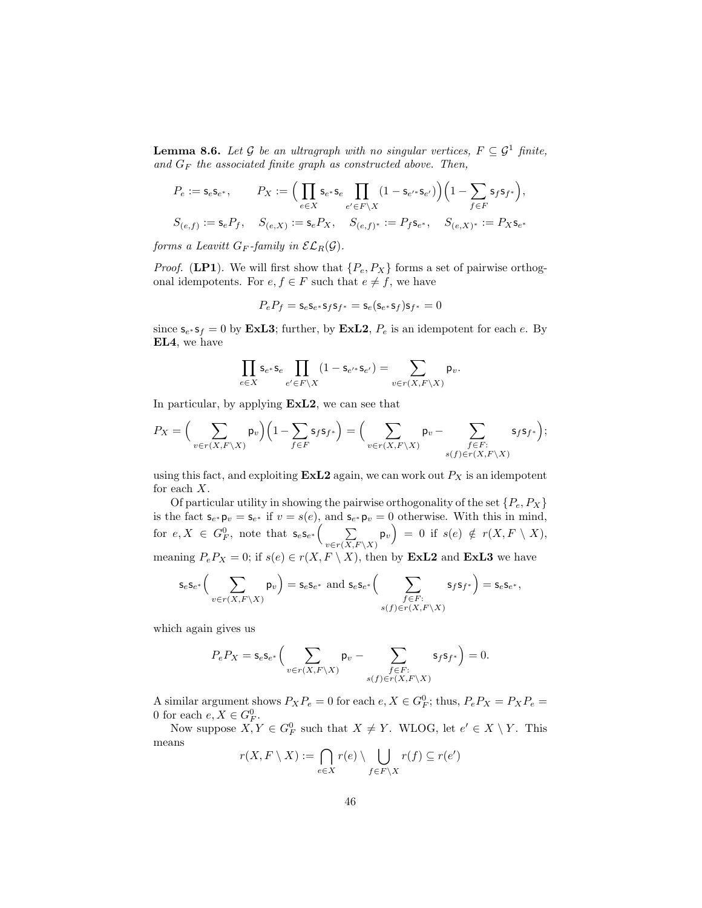**Lemma 8.6.** *Let $\mathcal{G}$ be an ultragraph with no singular vertices, $F \subseteq \mathcal{G}^1$ finite, and $G_F$ the associated finite graph as constructed above. Then,*

$$P_e := \mathsf{s}_e \mathsf{s}_{e^*}, \qquad P_X := \Big( \prod_{e \in X} \mathsf{s}_{e^*} \mathsf{s}_e \prod_{e' \in F \setminus X} (1 - \mathsf{s}_{e'^*} \mathsf{s}_{e'}) \Big) \Big( 1 - \sum_{f \in F} \mathsf{s}_f \mathsf{s}_{f^*} \Big),$$

$$S_{(e,f)} := \mathsf{s}_e P_f, \quad S_{(e,X)} := \mathsf{s}_e P_X, \quad S_{(e,f)^*} := P_f \mathsf{s}_{e^*}, \quad S_{(e,X)^*} := P_X \mathsf{s}_{e^*}$$

*forms a Leavitt $G_F$-family in $\mathcal{EL}_R(\mathcal{G})$.*

*Proof.* (**LP1**). We will first show that $\{P_e, P_X\}$ forms a set of pairwise orthogonal idempotents. For $e, f \in F$ such that $e \neq f$, we have

$$P_e P_f = \mathsf{s}_e \mathsf{s}_{e^*} \mathsf{s}_f \mathsf{s}_{f^*} = \mathsf{s}_e (\mathsf{s}_{e^*} \mathsf{s}_f) \mathsf{s}_{f^*} = 0$$

since $\mathsf{s}_{e^*} \mathsf{s}_f = 0$ by **ExL3**; further, by **ExL2**, $P_e$ is an idempotent for each $e$. By **EL4**, we have

$$\prod_{e \in X} \mathsf{s}_{e^*} \mathsf{s}_e \prod_{e' \in F \setminus X} (1 - \mathsf{s}_{e'^*} \mathsf{s}_{e'}) = \sum_{v \in r(X, F \setminus X)} \mathsf{p}_v.$$

In particular, by applying **ExL2**, we can see that

$$P_X = \Big( \sum_{v \in r(X, F \setminus X)} \mathsf{p}_v \Big) \Big( 1 - \sum_{f \in F} \mathsf{s}_f \mathsf{s}_{f^*} \Big) = \Big( \sum_{v \in r(X, F \setminus X)} \mathsf{p}_v - \sum_{\substack{f \in F: \\ s(f) \in r(X, F \setminus X)}} \mathsf{s}_f \mathsf{s}_{f^*} \Big);$$

using this fact, and exploiting **ExL2** again, we can work out $P_X$ is an idempotent for each $X$.

Of particular utility in showing the pairwise orthogonality of the set $\{P_e, P_X\}$ is the fact $\mathsf{s}_{e^*} \mathsf{p}_v = \mathsf{s}_{e^*}$ if $v = s(e)$, and $\mathsf{s}_{e^*} \mathsf{p}_v = 0$ otherwise. With this in mind, for $e, X \in G_F^0$, note that $\mathsf{s}_e \mathsf{s}_{e^*} \Big( \sum_{v \in r(X, F \setminus X)} \mathsf{p}_v \Big) = 0$ if $s(e) \notin r(X, F \setminus X)$, meaning $P_e P_X = 0$; if $s(e) \in r(X, F \setminus X)$, then by **ExL2** and **ExL3** we have

$$\mathsf{s}_e \mathsf{s}_{e^*} \Big( \sum_{v \in r(X, F \setminus X)} \mathsf{p}_v \Big) = \mathsf{s}_e \mathsf{s}_{e^*} \text{ and } \mathsf{s}_e \mathsf{s}_{e^*} \Big( \sum_{\substack{f \in F: \\ s(f) \in r(X, F \setminus X)}} \mathsf{s}_f \mathsf{s}_{f^*} \Big) = \mathsf{s}_e \mathsf{s}_{e^*},$$

which again gives us

$$P_e P_X = \mathsf{s}_e \mathsf{s}_{e^*} \Big( \sum_{v \in r(X, F \setminus X)} \mathsf{p}_v - \sum_{\substack{f \in F: \\ s(f) \in r(X, F \setminus X)}} \mathsf{s}_f \mathsf{s}_{f^*} \Big) = 0.$$

A similar argument shows $P_X P_e = 0$ for each $e, X \in G_F^0$; thus, $P_e P_X = P_X P_e = 0$ for each $e, X \in G_F^0$.

Now suppose $X, Y \in G_F^0$ such that $X \neq Y$. WLOG, let $e' \in X \setminus Y$. This means

$$r(X, F \setminus X) := \bigcap_{e \in X} r(e) \setminus \bigcup_{f \in F \setminus X} r(f) \subseteq r(e')$$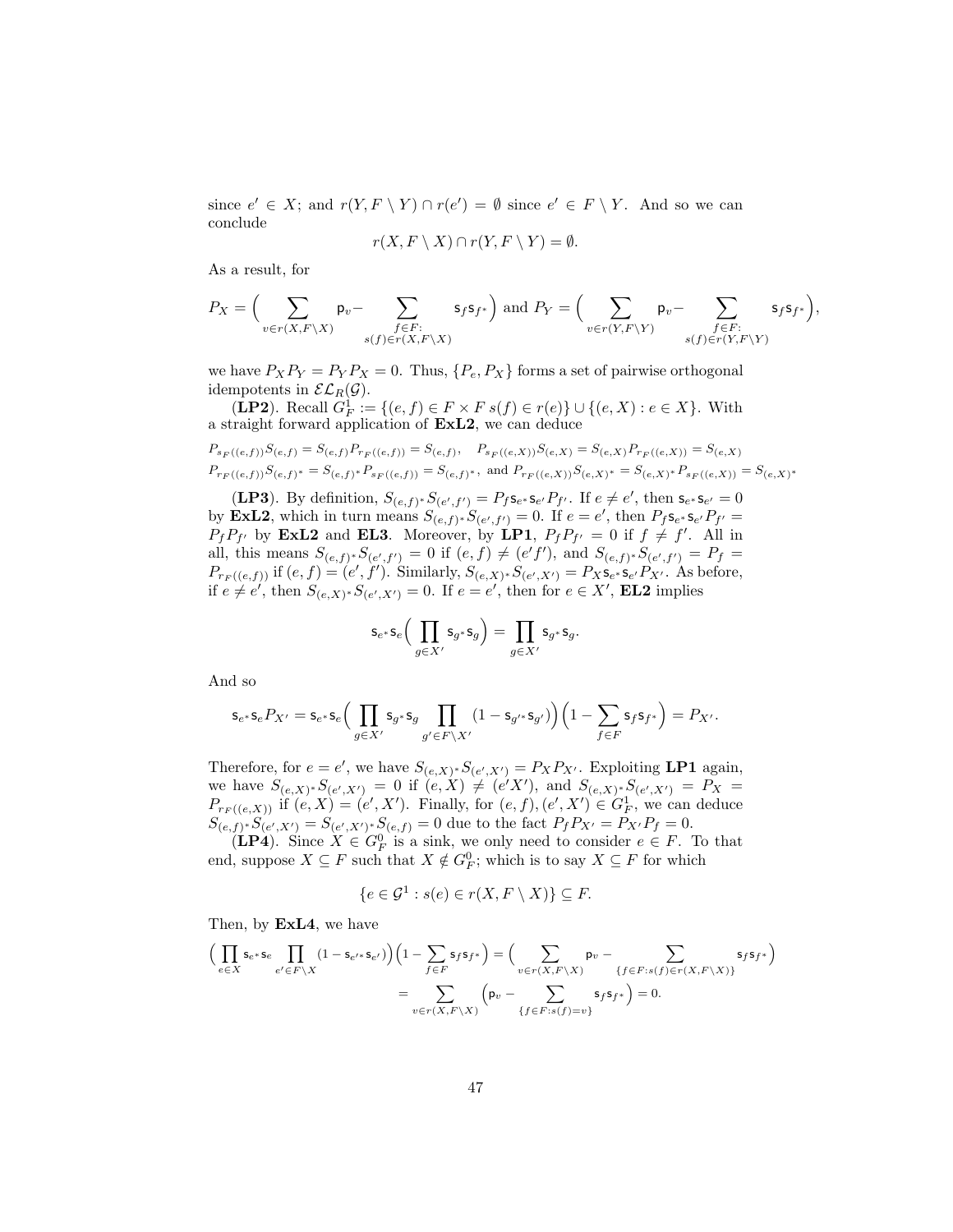since $e' \in X$; and $r(Y, F \setminus Y) \cap r(e') = \emptyset$ since $e' \in F \setminus Y$. And so we can conclude

$$r(X, F \setminus X) \cap r(Y, F \setminus Y) = \emptyset.$$

As a result, for

$$P_X = \Big( \sum_{v \in r(X,F\setminus X)} \mathsf{p}_v - \sum_{\substack{f \in F: \\ s(f) \in r(X,F\setminus X)}} \mathsf{s}_f \mathsf{s}_{f^*} \Big) \text{ and } P_Y = \Big( \sum_{v \in r(Y,F\setminus Y)} \mathsf{p}_v - \sum_{\substack{f \in F: \\ s(f) \in r(Y,F\setminus Y)}} \mathsf{s}_f \mathsf{s}_{f^*} \Big),$$

we have $P_X P_Y = P_Y P_X = 0$. Thus, $\{P_e, P_X\}$ forms a set of pairwise orthogonal idempotents in $\mathcal{EL}_R(\mathcal{G})$.

(**LP2**). Recall $G_F^1 := \{(e, f) \in F \times F \; s(f) \in r(e)\} \cup \{(e, X) : e \in X\}$. With a straight forward application of **ExL2**, we can deduce

$$P_{s_F((e,f))} S_{(e,f)} = S_{(e,f)} P_{r_F((e,f))} = S_{(e,f)}, \quad P_{s_F((e,X))} S_{(e,X)} = S_{(e,X)} P_{r_F((e,X))} = S_{(e,X)}$$

$$P_{r_F((e,f))} S_{(e,f)^*} = S_{(e,f)^*} P_{s_F((e,f))} = S_{(e,f)^*}, \text{ and } P_{r_F((e,X))} S_{(e,X)^*} = S_{(e,X)^*} P_{s_F((e,X))} = S_{(e,X)^*}$$

(**LP3**). By definition, $S_{(e,f)^*} S_{(e',f')} = P_f \mathsf{s}_{e^*} \mathsf{s}_{e'} P_{f'}$. If $e \neq e'$, then $\mathsf{s}_{e^*} \mathsf{s}_{e'} = 0$ by **ExL2**, which in turn means $S_{(e,f)^*} S_{(e',f')} = 0$. If $e = e'$, then $P_f \mathsf{s}_{e^*} \mathsf{s}_{e'} P_{f'} = P_f P_{f'}$ by **ExL2** and **EL3**. Moreover, by **LP1**, $P_f P_{f'} = 0$ if $f \neq f'$. All in all, this means $S_{(e,f)^*} S_{(e',f')} = 0$ if $(e, f) \neq (e'f')$, and $S_{(e,f)^*} S_{(e',f')} = P_f = P_{r_F((e,f))}$ if $(e, f) = (e', f')$. Similarly, $S_{(e,X)^*} S_{(e',X')} = P_X \mathsf{s}_{e^*} \mathsf{s}_{e'} P_{X'}$. As before, if $e \neq e'$, then $S_{(e,X)^*} S_{(e',X')} = 0$. If $e = e'$, then for $e \in X'$, **EL2** implies

$$\mathsf{s}_{e^*} \mathsf{s}_e \Big( \prod_{g \in X'} \mathsf{s}_{g^*} \mathsf{s}_g \Big) = \prod_{g \in X'} \mathsf{s}_{g^*} \mathsf{s}_g.$$

And so

$$\mathsf{s}_{e^*} \mathsf{s}_e P_{X'} = \mathsf{s}_{e^*} \mathsf{s}_e \Big( \prod_{g \in X'} \mathsf{s}_{g^*} \mathsf{s}_g \prod_{g' \in F \setminus X'} (1 - \mathsf{s}_{g'^*} \mathsf{s}_{g'}) \Big) \Big( 1 - \sum_{f \in F} \mathsf{s}_f \mathsf{s}_{f^*} \Big) = P_{X'}.$$

Therefore, for $e = e'$, we have $S_{(e,X)^*} S_{(e',X')} = P_X P_{X'}$. Exploiting **LP1** again, we have $S_{(e,X)^*} S_{(e',X')} = 0$ if $(e, X) \neq (e'X')$, and $S_{(e,X)^*} S_{(e',X')} = P_X = P_{r_F((e,X))}$ if $(e, X) = (e', X')$. Finally, for $(e, f), (e', X') \in G_F^1$, we can deduce $S_{(e,f)^*} S_{(e',X')} = S_{(e',X')^*} S_{(e,f)} = 0$ due to the fact $P_f P_{X'} = P_{X'} P_f = 0$.

(**LP4**). Since $X \in G_F^0$ is a sink, we only need to consider $e \in F$. To that end, suppose $X \subseteq F$ such that $X \notin G_F^0$; which is to say $X \subseteq F$ for which

$$\{e \in \mathcal{G}^1 : s(e) \in r(X, F \setminus X)\} \subseteq F.$$

Then, by **ExL4**, we have

$$\Big( \prod_{e \in X} \mathsf{s}_{e^*} \mathsf{s}_e \prod_{e' \in F \setminus X} (1 - \mathsf{s}_{e'^*} \mathsf{s}_{e'}) \Big) \Big( 1 - \sum_{f \in F} \mathsf{s}_f \mathsf{s}_{f^*} \Big) = \Big( \sum_{v \in r(X,F\setminus X)} \mathsf{p}_v - \sum_{\{f \in F : s(f) \in r(X,F\setminus X)\}} \mathsf{s}_f \mathsf{s}_{f^*} \Big)$$

$$= \sum_{v \in r(X,F\setminus X)} \Big( \mathsf{p}_v - \sum_{\{f \in F : s(f) = v\}} \mathsf{s}_f \mathsf{s}_{f^*} \Big) = 0.$$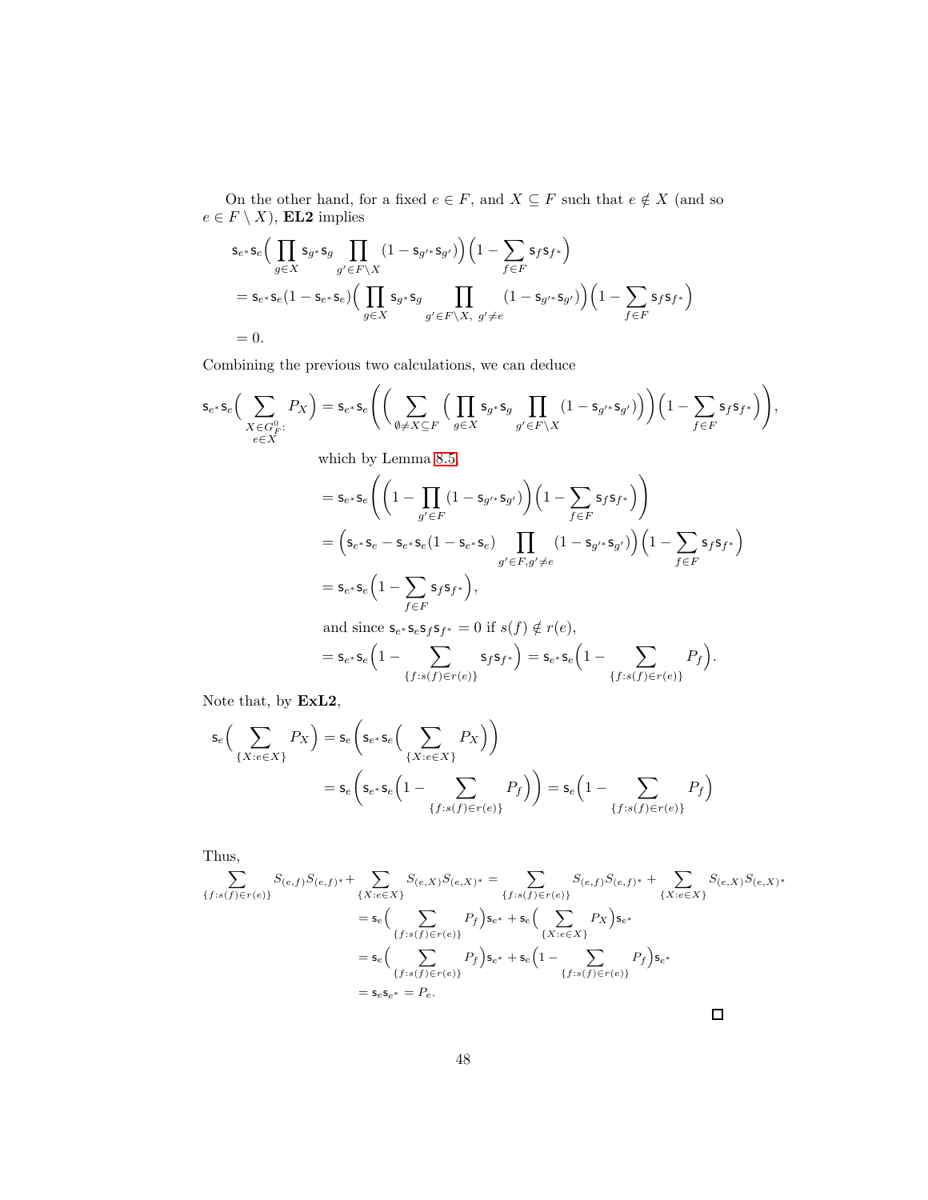On the other hand, for a fixed $e \in F$, and $X \subseteq F$ such that $e \notin X$ (and so $e \in F \setminus X$), **EL2** implies

$$
\begin{aligned}
&\mathsf{s}_{e^*}\mathsf{s}_e\Big(\prod_{g\in X}\mathsf{s}_{g^*}\mathsf{s}_g\prod_{g'\in F\setminus X}(1-\mathsf{s}_{g'^*}\mathsf{s}_{g'})\Big)\Big(1-\sum_{f\in F}\mathsf{s}_f\mathsf{s}_{f^*}\Big)\\
&=\mathsf{s}_{e^*}\mathsf{s}_e(1-\mathsf{s}_{e^*}\mathsf{s}_e)\Big(\prod_{g\in X}\mathsf{s}_{g^*}\mathsf{s}_g\prod_{g'\in F\setminus X,\ g'\neq e}(1-\mathsf{s}_{g'^*}\mathsf{s}_{g'})\Big)\Big(1-\sum_{f\in F}\mathsf{s}_f\mathsf{s}_{f^*}\Big)\\
&=0.
\end{aligned}
$$

Combining the previous two calculations, we can deduce

$$
\mathsf{s}_{e^*}\mathsf{s}_e\Big(\sum_{\substack{X\in G_F^0:\\ e\in X}}P_X\Big)=\mathsf{s}_{e^*}\mathsf{s}_e\Bigg(\Big(\sum_{\emptyset\neq X\subseteq F}\Big(\prod_{g\in X}\mathsf{s}_{g^*}\mathsf{s}_g\prod_{g'\in F\setminus X}(1-\mathsf{s}_{g'^*}\mathsf{s}_{g'})\Big)\Big)\Big(1-\sum_{f\in F}\mathsf{s}_f\mathsf{s}_{f^*}\Big)\Bigg),
$$

which by Lemma 8.5,

$$
\begin{aligned}
&=\mathsf{s}_{e^*}\mathsf{s}_e\Bigg(\Big(1-\prod_{g'\in F}(1-\mathsf{s}_{g'^*}\mathsf{s}_{g'})\Big)\Big(1-\sum_{f\in F}\mathsf{s}_f\mathsf{s}_{f^*}\Big)\Bigg)\\
&=\Big(\mathsf{s}_{e^*}\mathsf{s}_e-\mathsf{s}_{e^*}\mathsf{s}_e(1-\mathsf{s}_{e^*}\mathsf{s}_e)\prod_{g'\in F,g'\neq e}(1-\mathsf{s}_{g'^*}\mathsf{s}_{g'})\Big)\Big(1-\sum_{f\in F}\mathsf{s}_f\mathsf{s}_{f^*}\Big)\\
&=\mathsf{s}_{e^*}\mathsf{s}_e\Big(1-\sum_{f\in F}\mathsf{s}_f\mathsf{s}_{f^*}\Big),
\end{aligned}
$$

and since $\mathsf{s}_{e^*}\mathsf{s}_e\mathsf{s}_f\mathsf{s}_{f^*}=0$ if $s(f)\notin r(e)$,

$$
=\mathsf{s}_{e^*}\mathsf{s}_e\Big(1-\sum_{\{f:s(f)\in r(e)\}}\mathsf{s}_f\mathsf{s}_{f^*}\Big)=\mathsf{s}_{e^*}\mathsf{s}_e\Big(1-\sum_{\{f:s(f)\in r(e)\}}P_f\Big).
$$

Note that, by **ExL2**,

$$
\begin{aligned}
\mathsf{s}_e\Big(\sum_{\{X:e\in X\}}P_X\Big)&=\mathsf{s}_e\Bigg(\mathsf{s}_{e^*}\mathsf{s}_e\Big(\sum_{\{X:e\in X\}}P_X\Big)\Bigg)\\
&=\mathsf{s}_e\Bigg(\mathsf{s}_{e^*}\mathsf{s}_e\Big(1-\sum_{\{f:s(f)\in r(e)\}}P_f\Big)\Bigg)=\mathsf{s}_e\Big(1-\sum_{\{f:s(f)\in r(e)\}}P_f\Big)
\end{aligned}
$$

Thus,

$$
\begin{aligned}
\sum_{\{f:s(f)\in r(e)\}}S_{(e,f)}S_{(e,f)^*}+\sum_{\{X:e\in X\}}S_{(e,X)}S_{(e,X)^*}&=\sum_{\{f:s(f)\in r(e)\}}S_{(e,f)}S_{(e,f)^*}+\sum_{\{X:e\in X\}}S_{(e,X)}S_{(e,X)^*}\\
&=\mathsf{s}_e\Big(\sum_{\{f:s(f)\in r(e)\}}P_f\Big)\mathsf{s}_{e^*}+\mathsf{s}_e\Big(\sum_{\{X:e\in X\}}P_X\Big)\mathsf{s}_{e^*}\\
&=\mathsf{s}_e\Big(\sum_{\{f:s(f)\in r(e)\}}P_f\Big)\mathsf{s}_{e^*}+\mathsf{s}_e\Big(1-\sum_{\{f:s(f)\in r(e)\}}P_f\Big)\mathsf{s}_{e^*}\\
&=\mathsf{s}_e\mathsf{s}_{e^*}=P_e.
\end{aligned}
$$

□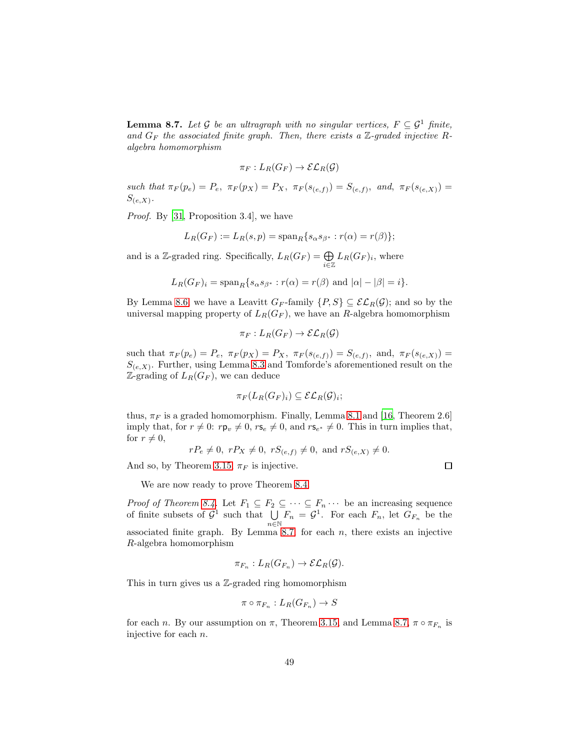**Lemma 8.7.** *Let $\mathcal{G}$ be an ultragraph with no singular vertices, $F \subseteq \mathcal{G}^1$ finite, and $G_F$ the associated finite graph. Then, there exists a $\mathbb{Z}$-graded injective $R$-algebra homomorphism*

$$\pi_F : L_R(G_F) \to \mathcal{EL}_R(\mathcal{G})$$

*such that $\pi_F(p_e) = P_e$, $\pi_F(p_X) = P_X$, $\pi_F(s_{(e,f)}) = S_{(e,f)}$, and, $\pi_F(s_{(e,X)}) = S_{(e,X)}$.*

*Proof.* By [31, Proposition 3.4], we have

$$L_R(G_F) := L_R(s,p) = \operatorname{span}_R\{s_\alpha s_{\beta^*} : r(\alpha) = r(\beta)\};$$

and is a $\mathbb{Z}$-graded ring. Specifically, $L_R(G_F) = \bigoplus_{i \in \mathbb{Z}} L_R(G_F)_i$, where

$$L_R(G_F)_i = \operatorname{span}_R\{s_\alpha s_{\beta^*} : r(\alpha) = r(\beta) \text{ and } |\alpha| - |\beta| = i\}.$$

By Lemma 8.6, we have a Leavitt $G_F$-family $\{P, S\} \subseteq \mathcal{EL}_R(\mathcal{G})$; and so by the universal mapping property of $L_R(G_F)$, we have an $R$-algebra homomorphism

$$\pi_F : L_R(G_F) \to \mathcal{EL}_R(\mathcal{G})$$

such that $\pi_F(p_e) = P_e$, $\pi_F(p_X) = P_X$, $\pi_F(s_{(e,f)}) = S_{(e,f)}$, and, $\pi_F(s_{(e,X)}) = S_{(e,X)}$. Further, using Lemma 8.3 and Tomforde's aforementioned result on the $\mathbb{Z}$-grading of $L_R(G_F)$, we can deduce

$$\pi_F(L_R(G_F)_i) \subseteq \mathcal{EL}_R(\mathcal{G})_i;$$

thus, $\pi_F$ is a graded homomorphism. Finally, Lemma 8.1 and [16, Theorem 2.6] imply that, for $r \neq 0$: $r\mathsf{p}_v \neq 0$, $r\mathsf{s}_e \neq 0$, and $r\mathsf{s}_{e^*} \neq 0$. This in turn implies that, for $r \neq 0$,

$$rP_e \neq 0, \; rP_X \neq 0, \; rS_{(e,f)} \neq 0, \text{ and } rS_{(e,X)} \neq 0.$$

And so, by Theorem 3.15, $\pi_F$ is injective. $\square$

We are now ready to prove Theorem 8.4.

*Proof of Theorem 8.4.* Let $F_1 \subseteq F_2 \subseteq \cdots \subseteq F_n \cdots$ be an increasing sequence of finite subsets of $\mathcal{G}^1$ such that $\bigcup_{n \in \mathbb{N}} F_n = \mathcal{G}^1$. For each $F_n$, let $G_{F_n}$ be the associated finite graph. By Lemma 8.7, for each $n$, there exists an injective $R$-algebra homomorphism

$$\pi_{F_n} : L_R(G_{F_n}) \to \mathcal{EL}_R(\mathcal{G}).$$

This in turn gives us a $\mathbb{Z}$-graded ring homomorphism

$$\pi \circ \pi_{F_n} : L_R(G_{F_n}) \to S$$

for each $n$. By our assumption on $\pi$, Theorem 3.15, and Lemma 8.7, $\pi \circ \pi_{F_n}$ is injective for each $n$.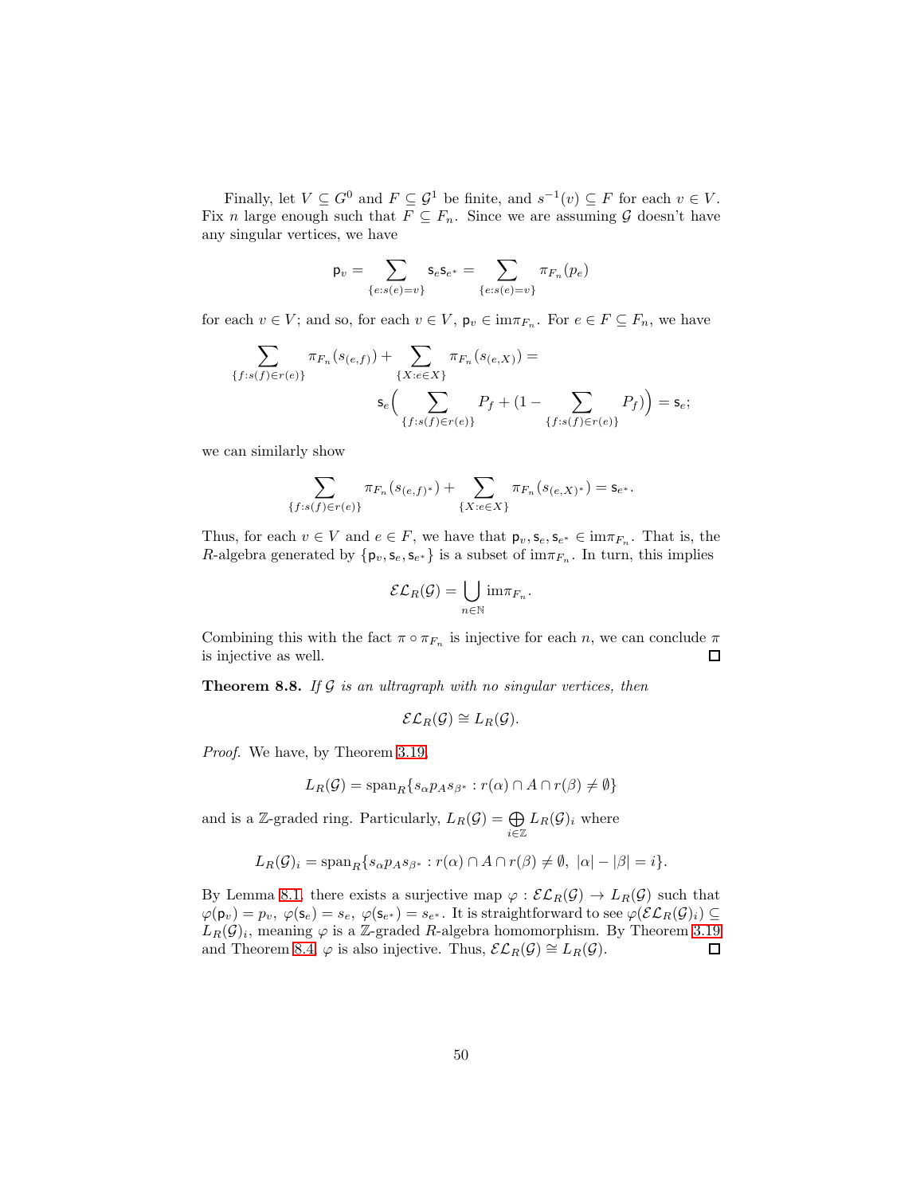Finally, let $V \subseteq G^0$ and $F \subseteq \mathcal{G}^1$ be finite, and $s^{-1}(v) \subseteq F$ for each $v \in V$. Fix $n$ large enough such that $F \subseteq F_n$. Since we are assuming $\mathcal{G}$ doesn't have any singular vertices, we have

$$\mathsf{p}_v = \sum_{\{e:s(e)=v\}} \mathsf{s}_e \mathsf{s}_{e^*} = \sum_{\{e:s(e)=v\}} \pi_{F_n}(p_e)$$

for each $v \in V$; and so, for each $v \in V$, $\mathsf{p}_v \in \mathrm{im}\pi_{F_n}$. For $e \in F \subseteq F_n$, we have

$$\sum_{\{f:s(f)\in r(e)\}} \pi_{F_n}(s_{(e,f)}) + \sum_{\{X:e\in X\}} \pi_{F_n}(s_{(e,X)}) = \mathsf{s}_e\Big( \sum_{\{f:s(f)\in r(e)\}} P_f + (1 - \sum_{\{f:s(f)\in r(e)\}} P_f)\Big) = \mathsf{s}_e;$$

we can similarly show

$$\sum_{\{f:s(f)\in r(e)\}} \pi_{F_n}(s_{(e,f)^*}) + \sum_{\{X:e\in X\}} \pi_{F_n}(s_{(e,X)^*}) = \mathsf{s}_{e^*}.$$

Thus, for each $v \in V$ and $e \in F$, we have that $\mathsf{p}_v, \mathsf{s}_e, \mathsf{s}_{e^*} \in \mathrm{im}\pi_{F_n}$. That is, the $R$-algebra generated by $\{\mathsf{p}_v, \mathsf{s}_e, \mathsf{s}_{e^*}\}$ is a subset of $\mathrm{im}\pi_{F_n}$. In turn, this implies

$$\mathcal{EL}_R(\mathcal{G}) = \bigcup_{n\in\mathbb{N}} \mathrm{im}\pi_{F_n}.$$

Combining this with the fact $\pi \circ \pi_{F_n}$ is injective for each $n$, we can conclude $\pi$ is injective as well. ☐

**Theorem 8.8.** *If $\mathcal{G}$ is an ultragraph with no singular vertices, then*

$$\mathcal{EL}_R(\mathcal{G}) \cong L_R(\mathcal{G}).$$

*Proof.* We have, by Theorem 3.19,

$$L_R(\mathcal{G}) = \mathrm{span}_R\{s_\alpha p_A s_{\beta^*} : r(\alpha) \cap A \cap r(\beta) \neq \emptyset\}$$

and is a $\mathbb{Z}$-graded ring. Particularly, $L_R(\mathcal{G}) = \bigoplus_{i\in\mathbb{Z}} L_R(\mathcal{G})_i$ where

$$L_R(\mathcal{G})_i = \mathrm{span}_R\{s_\alpha p_A s_{\beta^*} : r(\alpha) \cap A \cap r(\beta) \neq \emptyset,\ |\alpha| - |\beta| = i\}.$$

By Lemma 8.1, there exists a surjective map $\varphi : \mathcal{EL}_R(\mathcal{G}) \to L_R(\mathcal{G})$ such that $\varphi(\mathsf{p}_v) = p_v,\ \varphi(\mathsf{s}_e) = s_e,\ \varphi(\mathsf{s}_{e^*}) = s_{e^*}$. It is straightforward to see $\varphi(\mathcal{EL}_R(\mathcal{G})_i) \subseteq L_R(\mathcal{G})_i$, meaning $\varphi$ is a $\mathbb{Z}$-graded $R$-algebra homomorphism. By Theorem 3.19 and Theorem 8.4, $\varphi$ is also injective. Thus, $\mathcal{EL}_R(\mathcal{G}) \cong L_R(\mathcal{G})$. ☐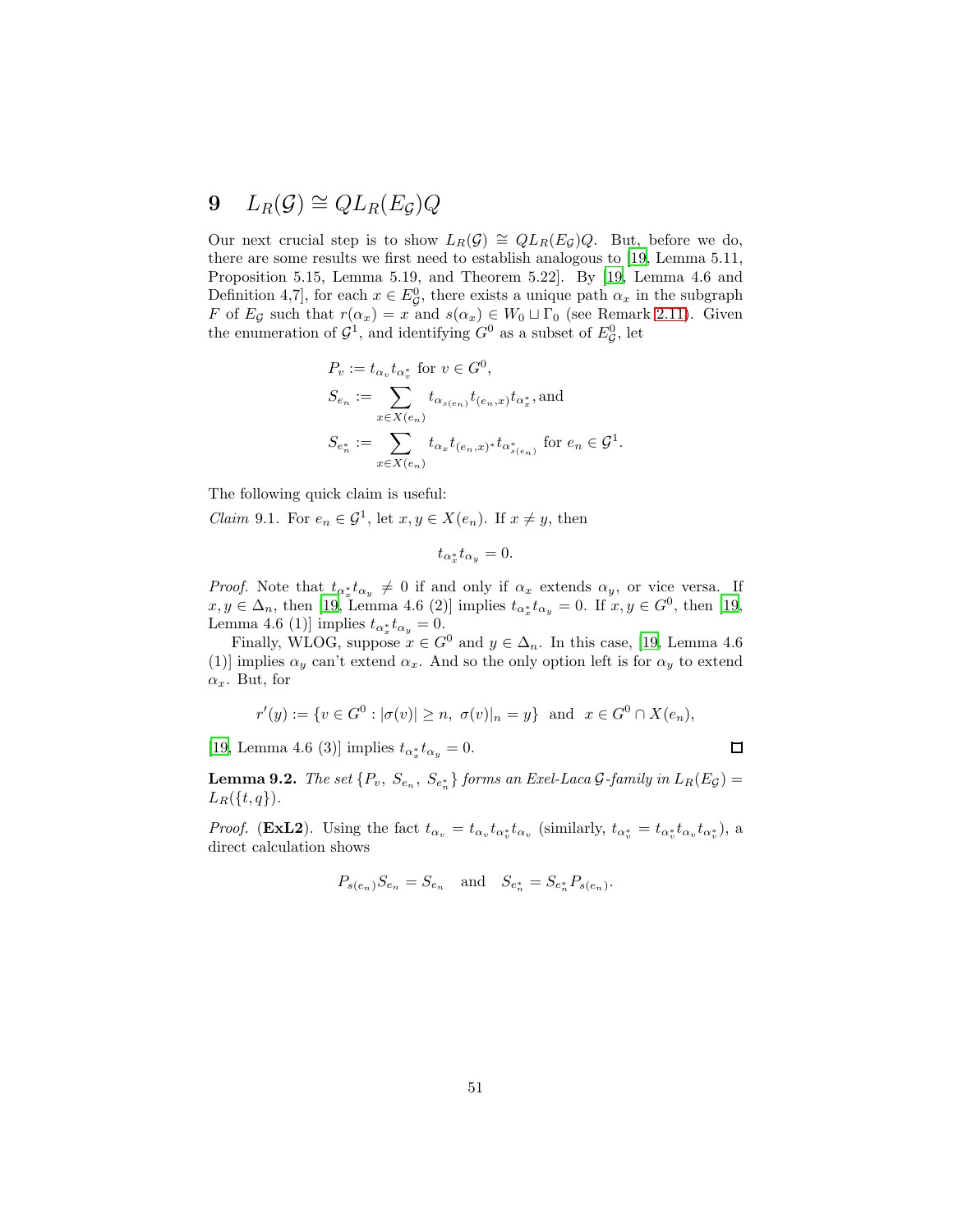# 9 $L_R(\mathcal{G}) \cong QL_R(E_\mathcal{G})Q$

Our next crucial step is to show $L_R(\mathcal{G}) \cong QL_R(E_\mathcal{G})Q$. But, before we do, there are some results we first need to establish analogous to [19, Lemma 5.11, Proposition 5.15, Lemma 5.19, and Theorem 5.22]. By [19, Lemma 4.6 and Definition 4,7], for each $x \in E^0_\mathcal{G}$, there exists a unique path $\alpha_x$ in the subgraph $F$ of $E_\mathcal{G}$ such that $r(\alpha_x) = x$ and $s(\alpha_x) \in W_0 \sqcup \Gamma_0$ (see Remark 2.11). Given the enumeration of $\mathcal{G}^1$, and identifying $G^0$ as a subset of $E^0_\mathcal{G}$, let

$$
\begin{aligned}
P_v &:= t_{\alpha_v} t_{\alpha_v^*} \text{ for } v \in G^0, \\
S_{e_n} &:= \sum_{x \in X(e_n)} t_{\alpha_{s(e_n)}} t_{(e_n,x)} t_{\alpha_x^*}, \text{and} \\
S_{e_n^*} &:= \sum_{x \in X(e_n)} t_{\alpha_x} t_{(e_n,x)^*} t_{\alpha_{s(e_n)}^*} \text{ for } e_n \in \mathcal{G}^1.
\end{aligned}
$$

The following quick claim is useful:

*Claim* 9.1. For $e_n \in \mathcal{G}^1$, let $x, y \in X(e_n)$. If $x \neq y$, then

$$t_{\alpha_x^*} t_{\alpha_y} = 0.$$

*Proof.* Note that $t_{\alpha_x^*} t_{\alpha_y} \neq 0$ if and only if $\alpha_x$ extends $\alpha_y$, or vice versa. If $x, y \in \Delta_n$, then [19, Lemma 4.6 (2)] implies $t_{\alpha_x^*} t_{\alpha_y} = 0$. If $x, y \in G^0$, then [19, Lemma 4.6 (1)] implies $t_{\alpha_x^*} t_{\alpha_y} = 0$.

Finally, WLOG, suppose $x \in G^0$ and $y \in \Delta_n$. In this case, [19, Lemma 4.6 (1)] implies $\alpha_y$ can't extend $\alpha_x$. And so the only option left is for $\alpha_y$ to extend $\alpha_x$. But, for

$$r'(y) := \{v \in G^0 : |\sigma(v)| \geq n,\ \sigma(v)|_n = y\} \text{ and } x \in G^0 \cap X(e_n),$$

[19, Lemma 4.6 (3)] implies $t_{\alpha_x^*} t_{\alpha_y} = 0$. ◻

**Lemma 9.2.** *The set $\{P_v,\ S_{e_n},\ S_{e_n^*}\}$ forms an Exel-Laca $\mathcal{G}$-family in $L_R(E_\mathcal{G}) = L_R(\{t, q\})$.*

*Proof.* (**ExL2**). Using the fact $t_{\alpha_v} = t_{\alpha_v} t_{\alpha_v^*} t_{\alpha_v}$ (similarly, $t_{\alpha_v^*} = t_{\alpha_v^*} t_{\alpha_v} t_{\alpha_v^*}$), a direct calculation shows

$$P_{s(e_n)} S_{e_n} = S_{e_n} \quad \text{and} \quad S_{e_n^*} = S_{e_n^*} P_{s(e_n)}.$$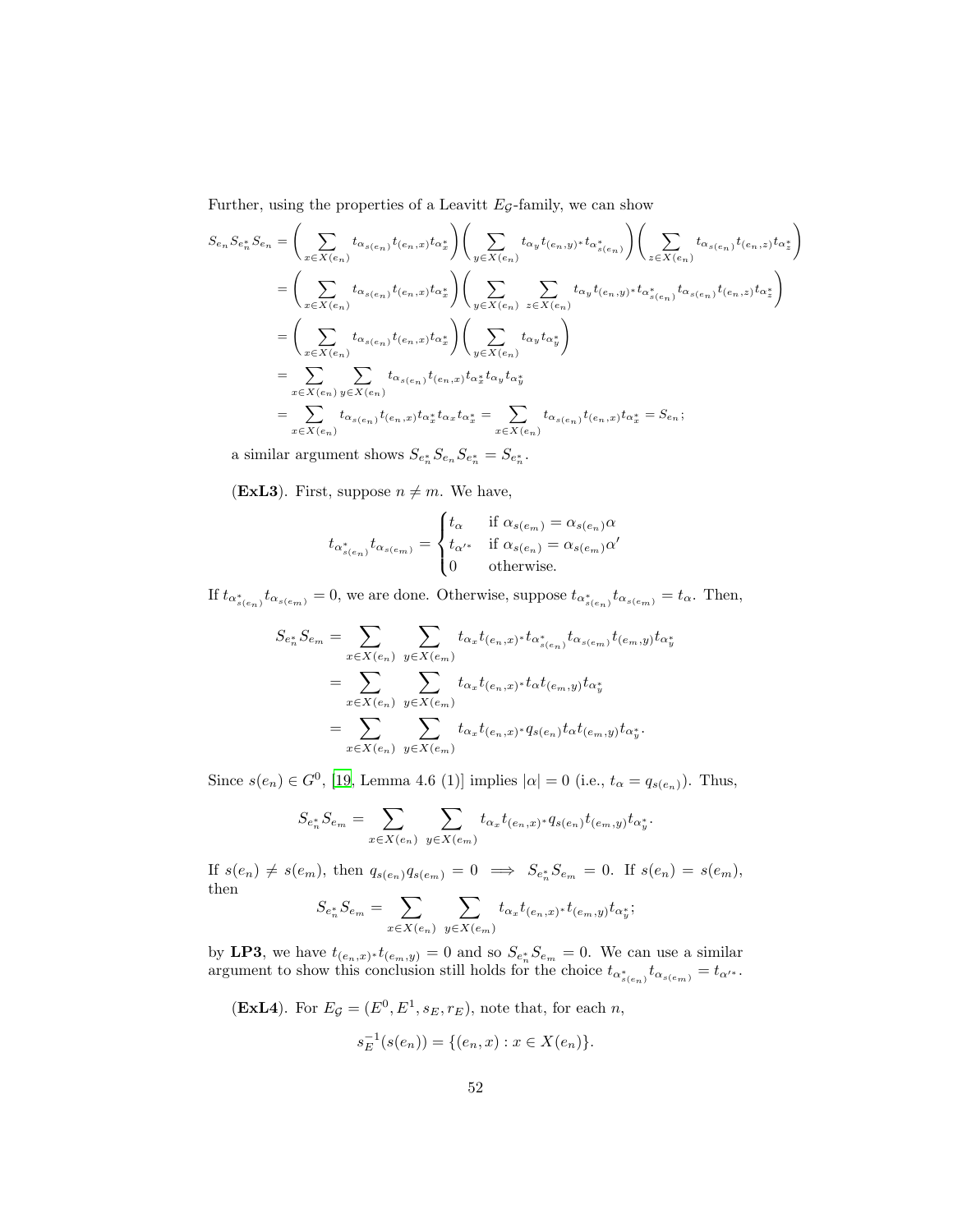Further, using the properties of a Leavitt $E_{\mathcal{G}}$-family, we can show

$$
\begin{aligned}
S_{e_n} S_{e_n^*} S_{e_n} &= \left( \sum_{x \in X(e_n)} t_{\alpha_{s(e_n)}} t_{(e_n,x)} t_{\alpha_x^*} \right) \left( \sum_{y \in X(e_n)} t_{\alpha_y} t_{(e_n,y)^*} t_{\alpha_{s(e_n)}^*} \right) \left( \sum_{z \in X(e_n)} t_{\alpha_{s(e_n)}} t_{(e_n,z)} t_{\alpha_z^*} \right) \\
&= \left( \sum_{x \in X(e_n)} t_{\alpha_{s(e_n)}} t_{(e_n,x)} t_{\alpha_x^*} \right) \left( \sum_{y \in X(e_n)} \sum_{z \in X(e_n)} t_{\alpha_y} t_{(e_n,y)^*} t_{\alpha_{s(e_n)}^*} t_{\alpha_{s(e_n)}} t_{(e_n,z)} t_{\alpha_z^*} \right) \\
&= \left( \sum_{x \in X(e_n)} t_{\alpha_{s(e_n)}} t_{(e_n,x)} t_{\alpha_x^*} \right) \left( \sum_{y \in X(e_n)} t_{\alpha_y} t_{\alpha_y^*} \right) \\
&= \sum_{x \in X(e_n)} \sum_{y \in X(e_n)} t_{\alpha_{s(e_n)}} t_{(e_n,x)} t_{\alpha_x^*} t_{\alpha_y} t_{\alpha_y^*} \\
&= \sum_{x \in X(e_n)} t_{\alpha_{s(e_n)}} t_{(e_n,x)} t_{\alpha_x^*} t_{\alpha_x} t_{\alpha_x^*} = \sum_{x \in X(e_n)} t_{\alpha_{s(e_n)}} t_{(e_n,x)} t_{\alpha_x^*} = S_{e_n};
\end{aligned}
$$

a similar argument shows $S_{e_n^*} S_{e_n} S_{e_n^*} = S_{e_n^*}$.

(**ExL3**). First, suppose $n \neq m$. We have,

$$
t_{\alpha_{s(e_n)}^*} t_{\alpha_{s(e_m)}} = \begin{cases} t_\alpha & \text{if } \alpha_{s(e_m)} = \alpha_{s(e_n)} \alpha \\ t_{\alpha'^*} & \text{if } \alpha_{s(e_n)} = \alpha_{s(e_m)} \alpha' \\ 0 & \text{otherwise.} \end{cases}
$$

If $t_{\alpha_{s(e_n)}^*} t_{\alpha_{s(e_m)}} = 0$, we are done. Otherwise, suppose $t_{\alpha_{s(e_n)}^*} t_{\alpha_{s(e_m)}} = t_\alpha$. Then,

$$
\begin{aligned}
S_{e_n^*} S_{e_m} &= \sum_{x \in X(e_n)} \sum_{y \in X(e_m)} t_{\alpha_x} t_{(e_n,x)^*} t_{\alpha_{s(e_n)}^*} t_{\alpha_{s(e_m)}} t_{(e_m,y)} t_{\alpha_y^*} \\
&= \sum_{x \in X(e_n)} \sum_{y \in X(e_m)} t_{\alpha_x} t_{(e_n,x)^*} t_\alpha t_{(e_m,y)} t_{\alpha_y^*} \\
&= \sum_{x \in X(e_n)} \sum_{y \in X(e_m)} t_{\alpha_x} t_{(e_n,x)^*} q_{s(e_n)} t_\alpha t_{(e_m,y)} t_{\alpha_y^*}.
\end{aligned}
$$

Since $s(e_n) \in G^0$, [19, Lemma 4.6 (1)] implies $|\alpha| = 0$ (i.e., $t_\alpha = q_{s(e_n)}$). Thus,

$$
S_{e_n^*} S_{e_m} = \sum_{x \in X(e_n)} \sum_{y \in X(e_m)} t_{\alpha_x} t_{(e_n,x)^*} q_{s(e_n)} t_{(e_m,y)} t_{\alpha_y^*}.
$$

If $s(e_n) \neq s(e_m)$, then $q_{s(e_n)} q_{s(e_m)} = 0 \implies S_{e_n^*} S_{e_m} = 0$. If $s(e_n) = s(e_m)$, then

$$
S_{e_n^*} S_{e_m} = \sum_{x \in X(e_n)} \sum_{y \in X(e_m)} t_{\alpha_x} t_{(e_n,x)^*} t_{(e_m,y)} t_{\alpha_y^*};
$$

by **LP3**, we have $t_{(e_n,x)^*} t_{(e_m,y)} = 0$ and so $S_{e_n^*} S_{e_m} = 0$. We can use a similar argument to show this conclusion still holds for the choice $t_{\alpha_{s(e_n)}^*} t_{\alpha_{s(e_m)}} = t_{\alpha'^*}$.

(**ExL4**). For $E_{\mathcal{G}} = (E^0, E^1, s_E, r_E)$, note that, for each $n$,

$$
s_E^{-1}(s(e_n)) = \{(e_n, x) : x \in X(e_n)\}.
$$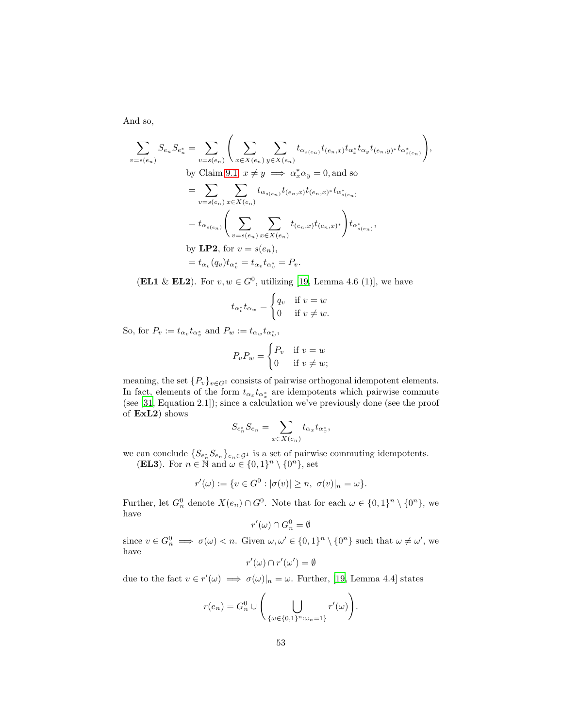And so,

$$
\begin{aligned}
\sum_{v=s(e_n)} S_{e_n} S_{e_n^*} &= \sum_{v=s(e_n)} \left( \sum_{x\in X(e_n)} \sum_{y \in X(e_n)} t_{\alpha_{s(e_n)}} t_{(e_n,x)} t_{\alpha_x^*} t_{\alpha_y} t_{(e_n,y)^*} t_{\alpha^*_{s(e_n)}} \right), \\
&\text{by Claim 9.1, } x \neq y \implies \alpha_x^* \alpha_y = 0, \text{and so} \\
&= \sum_{v=s(e_n)} \sum_{x\in X(e_n)} t_{\alpha_{s(e_n)}} t_{(e_n,x)} t_{(e_n,x)^*} t_{\alpha^*_{s(e_n)}} \\
&= t_{\alpha_{s(e_n)}} \left( \sum_{v=s(e_n)} \sum_{x\in X(e_n)} t_{(e_n,x)} t_{(e_n,x)^*} \right) t_{\alpha^*_{s(e_n)}}, \\
&\text{by } \mathbf{LP2}, \text{ for } v = s(e_n), \\
&= t_{\alpha_v} (q_v) t_{\alpha_v^*} = t_{\alpha_v} t_{\alpha_v^*} = P_v.
\end{aligned}
$$

(**EL1** & **EL2**). For $v, w \in G^0$, utilizing [19, Lemma 4.6 (1)], we have

$$
t_{\alpha_v^*} t_{\alpha_w} = \begin{cases} q_v & \text{if } v = w \\ 0 & \text{if } v \neq w. \end{cases}
$$

So, for $P_v := t_{\alpha_v} t_{\alpha_v^*}$ and $P_w := t_{\alpha_w} t_{\alpha_w^*}$,

$$
P_v P_w = \begin{cases} P_v & \text{if } v = w \\ 0 & \text{if } v \neq w; \end{cases}
$$

meaning, the set $\{P_v\}_{v\in G^0}$ consists of pairwise orthogonal idempotent elements. In fact, elements of the form $t_{\alpha_x} t_{\alpha_x^*}$ are idempotents which pairwise commute (see [31, Equation 2.1]); since a calculation we've previously done (see the proof of **ExL2**) shows

$$
S_{e_n^*} S_{e_n} = \sum_{x\in X(e_n)} t_{\alpha_x} t_{\alpha_x^*},
$$

we can conclude $\{S_{e_n^*} S_{e_n}\}_{e_n \in \mathcal{G}^1}$ is a set of pairwise commuting idempotents.

(**EL3**). For $n \in \mathbb{N}$ and $\omega \in \{0,1\}^n \setminus \{0^n\}$, set

$$
r'(\omega) := \{v \in G^0 : |\sigma(v)| \geq n,\ \sigma(v)|_n = \omega\}.
$$

Further, let $G_n^0$ denote $X(e_n) \cap G^0$. Note that for each $\omega \in \{0,1\}^n \setminus \{0^n\}$, we have

$$
r'(\omega) \cap G_n^0 = \emptyset
$$

since $v \in G_n^0 \implies \sigma(\omega) < n$. Given $\omega, \omega' \in \{0,1\}^n \setminus \{0^n\}$ such that $\omega \neq \omega'$, we have

$$
r'(\omega) \cap r'(\omega') = \emptyset
$$

due to the fact $v \in r'(\omega) \implies \sigma(\omega)|_n = \omega$. Further, [19, Lemma 4.4] states

$$
r(e_n) = G_n^0 \cup \left( \bigcup_{\{\omega \in \{0,1\}^n : \omega_n = 1\}} r'(\omega) \right).
$$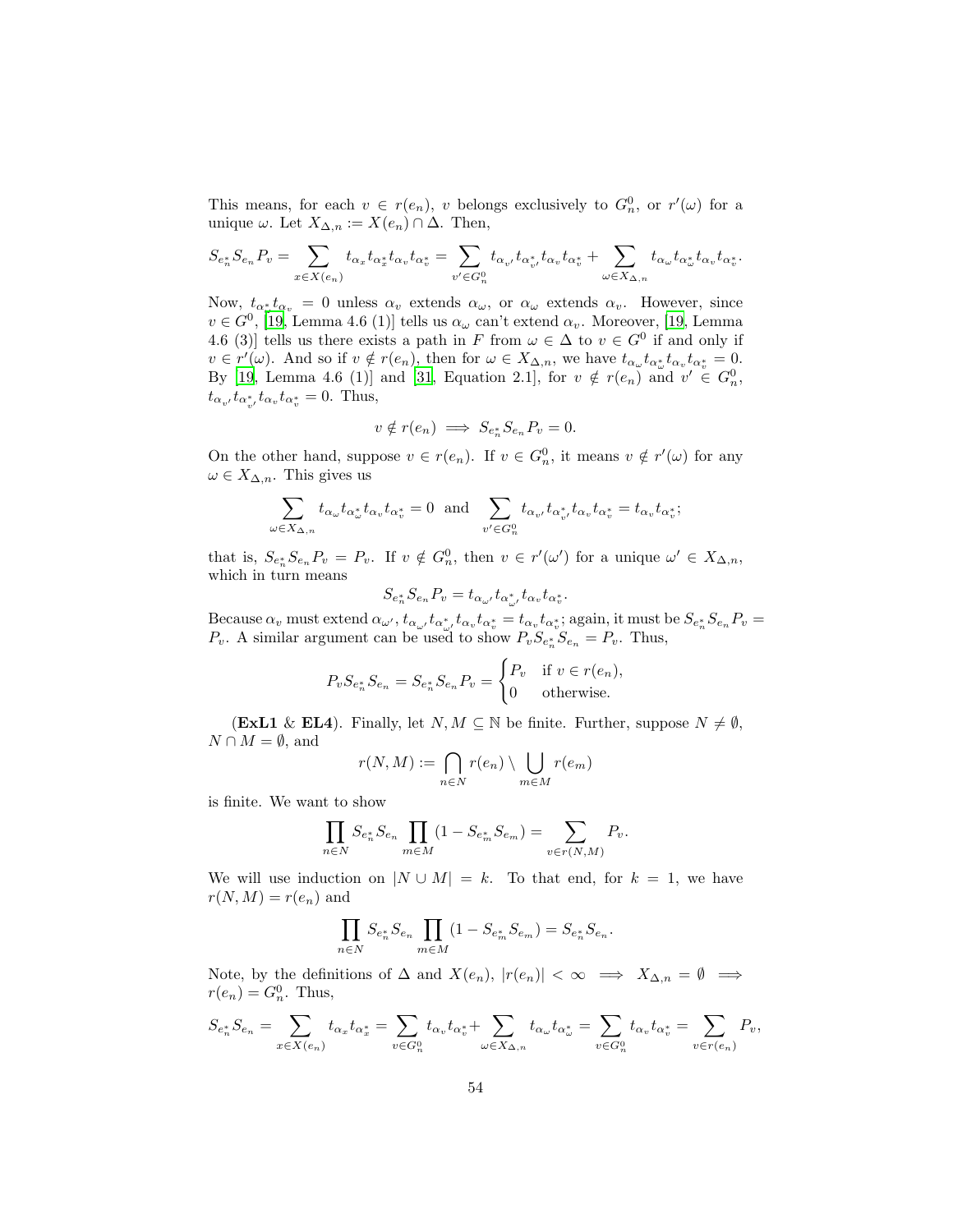This means, for each $v \in r(e_n)$, $v$ belongs exclusively to $G_n^0$, or $r'(\omega)$ for a unique $\omega$. Let $X_{\Delta,n} := X(e_n) \cap \Delta$. Then,

$$S_{e_n^*} S_{e_n} P_v = \sum_{x \in X(e_n)} t_{\alpha_x} t_{\alpha_x^*} t_{\alpha_v} t_{\alpha_v^*} = \sum_{v' \in G_n^0} t_{\alpha_{v'}} t_{\alpha_{v'}^*} t_{\alpha_v} t_{\alpha_v^*} + \sum_{\omega \in X_{\Delta,n}} t_{\alpha_\omega} t_{\alpha_\omega^*} t_{\alpha_v} t_{\alpha_v^*}.$$

Now, $t_{\alpha_\omega^*} t_{\alpha_v} = 0$ unless $\alpha_v$ extends $\alpha_\omega$, or $\alpha_\omega$ extends $\alpha_v$. However, since $v \in G^0$, [19, Lemma 4.6 (1)] tells us $\alpha_\omega$ can't extend $\alpha_v$. Moreover, [19, Lemma 4.6 (3)] tells us there exists a path in $F$ from $\omega \in \Delta$ to $v \in G^0$ if and only if $v \in r'(\omega)$. And so if $v \notin r(e_n)$, then for $\omega \in X_{\Delta,n}$, we have $t_{\alpha_\omega} t_{\alpha_\omega^*} t_{\alpha_v} t_{\alpha_v^*} = 0$. By [19, Lemma 4.6 (1)] and [31, Equation 2.1], for $v \notin r(e_n)$ and $v' \in G_n^0$, $t_{\alpha_{v'}} t_{\alpha_{v'}^*} t_{\alpha_v} t_{\alpha_v^*} = 0$. Thus,

$$v \notin r(e_n) \implies S_{e_n^*} S_{e_n} P_v = 0.$$

On the other hand, suppose $v \in r(e_n)$. If $v \in G_n^0$, it means $v \notin r'(\omega)$ for any $\omega \in X_{\Delta,n}$. This gives us

$$\sum_{\omega \in X_{\Delta,n}} t_{\alpha_\omega} t_{\alpha_\omega^*} t_{\alpha_v} t_{\alpha_v^*} = 0 \quad \text{and} \quad \sum_{v' \in G_n^0} t_{\alpha_{v'}} t_{\alpha_{v'}^*} t_{\alpha_v} t_{\alpha_v^*} = t_{\alpha_v} t_{\alpha_v^*};$$

that is, $S_{e_n^*} S_{e_n} P_v = P_v$. If $v \notin G_n^0$, then $v \in r'(\omega')$ for a unique $\omega' \in X_{\Delta,n}$, which in turn means

$$S_{e_n^*} S_{e_n} P_v = t_{\alpha_{\omega'}} t_{\alpha_{\omega'}^*} t_{\alpha_v} t_{\alpha_v^*}.$$

Because $\alpha_v$ must extend $\alpha_{\omega'}$, $t_{\alpha_{\omega'}} t_{\alpha_{\omega'}^*} t_{\alpha_v} t_{\alpha_v^*} = t_{\alpha_v} t_{\alpha_v^*}$; again, it must be $S_{e_n^*} S_{e_n} P_v = P_v$. A similar argument can be used to show $P_v S_{e_n^*} S_{e_n} = P_v$. Thus,

$$P_v S_{e_n^*} S_{e_n} = S_{e_n^*} S_{e_n} P_v = \begin{cases} P_v & \text{if } v \in r(e_n), \\ 0 & \text{otherwise.} \end{cases}$$

(**ExL1** & **EL4**). Finally, let $N, M \subseteq \mathbb{N}$ be finite. Further, suppose $N \neq \emptyset$, $N \cap M = \emptyset$, and

$$r(N,M) := \bigcap_{n \in N} r(e_n) \setminus \bigcup_{m \in M} r(e_m)$$

is finite. We want to show

$$\prod_{n \in N} S_{e_n^*} S_{e_n} \prod_{m \in M} (1 - S_{e_m^*} S_{e_m}) = \sum_{v \in r(N,M)} P_v.$$

We will use induction on $|N \cup M| = k$. To that end, for $k = 1$, we have $r(N,M) = r(e_n)$ and

$$\prod_{n \in N} S_{e_n^*} S_{e_n} \prod_{m \in M} (1 - S_{e_m^*} S_{e_m}) = S_{e_n^*} S_{e_n}.$$

Note, by the definitions of $\Delta$ and $X(e_n)$, $|r(e_n)| < \infty \implies X_{\Delta,n} = \emptyset \implies r(e_n) = G_n^0$. Thus,

$$S_{e_n^*} S_{e_n} = \sum_{x \in X(e_n)} t_{\alpha_x} t_{\alpha_x^*} = \sum_{v \in G_n^0} t_{\alpha_v} t_{\alpha_v^*} + \sum_{\omega \in X_{\Delta,n}} t_{\alpha_\omega} t_{\alpha_\omega^*} = \sum_{v \in G_n^0} t_{\alpha_v} t_{\alpha_v^*} = \sum_{v \in r(e_n)} P_v,$$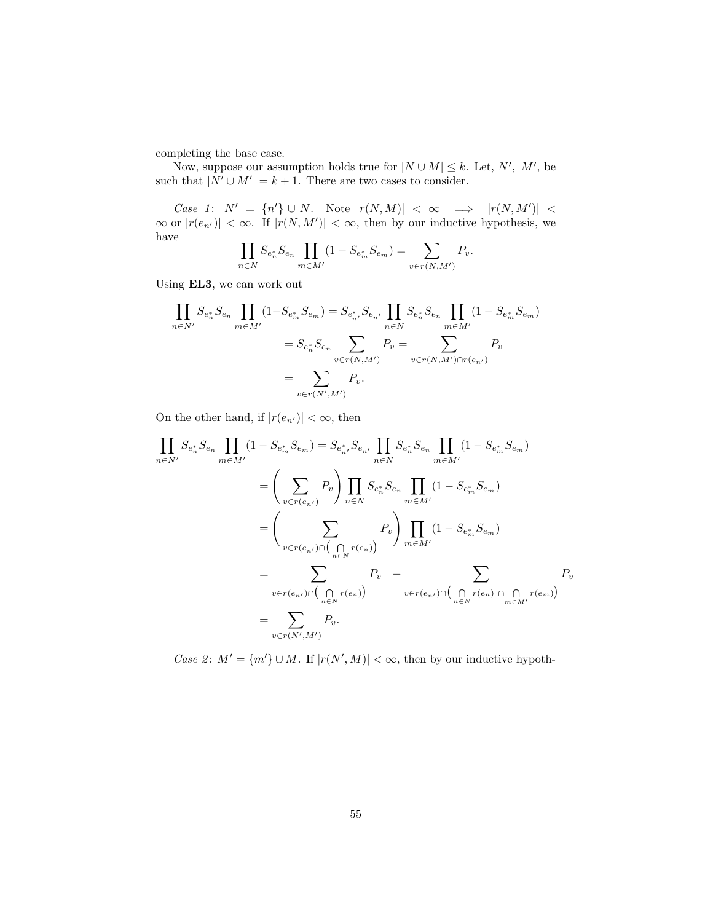completing the base case.

Now, suppose our assumption holds true for $|N \cup M| \leq k$. Let, $N'$, $M'$, be such that $|N' \cup M'| = k+1$. There are two cases to consider.

*Case 1*: $N' = \{n'\} \cup N$. Note $|r(N,M)| < \infty \implies |r(N,M')| < \infty$ or $|r(e_{n'})| < \infty$. If $|r(N,M')| < \infty$, then by our inductive hypothesis, we have

$$\prod_{n \in N} S_{e_n^*} S_{e_n} \prod_{m \in M'} (1 - S_{e_m^*} S_{e_m}) = \sum_{v \in r(N,M')} P_v.$$

Using **EL3**, we can work out

$$\begin{aligned}
\prod_{n \in N'} S_{e_n^*} S_{e_n} \prod_{m \in M'} (1 - S_{e_m^*} S_{e_m}) &= S_{e_{n'}^*} S_{e_{n'}} \prod_{n \in N} S_{e_n^*} S_{e_n} \prod_{m \in M'} (1 - S_{e_m^*} S_{e_m}) \\
&= S_{e_n^*} S_{e_n} \sum_{v \in r(N,M')} P_v = \sum_{v \in r(N,M') \cap r(e_{n'})} P_v \\
&= \sum_{v \in r(N',M')} P_v.
\end{aligned}$$

On the other hand, if $|r(e_{n'})| < \infty$, then

$$\begin{aligned}
\prod_{n \in N'} S_{e_n^*} S_{e_n} \prod_{m \in M'} (1 - S_{e_m^*} S_{e_m}) &= S_{e_{n'}^*} S_{e_{n'}} \prod_{n \in N} S_{e_n^*} S_{e_n} \prod_{m \in M'} (1 - S_{e_m^*} S_{e_m}) \\
&= \left( \sum_{v \in r(e_{n'})} P_v \right) \prod_{n \in N} S_{e_n^*} S_{e_n} \prod_{m \in M'} (1 - S_{e_m^*} S_{e_m}) \\
&= \left( \sum_{v \in r(e_{n'}) \cap \left( \bigcap_{n \in N} r(e_n) \right)} P_v \right) \prod_{m \in M'} (1 - S_{e_m^*} S_{e_m}) \\
&= \sum_{v \in r(e_{n'}) \cap \left( \bigcap_{n \in N} r(e_n) \right)} P_v \; - \sum_{v \in r(e_{n'}) \cap \left( \bigcap_{n \in N} r(e_n) \, \cap \, \bigcap_{m \in M'} r(e_m) \right)} P_v \\
&= \sum_{v \in r(N',M')} P_v.
\end{aligned}$$

*Case 2*: $M' = \{m'\} \cup M$. If $|r(N',M)| < \infty$, then by our inductive hypoth-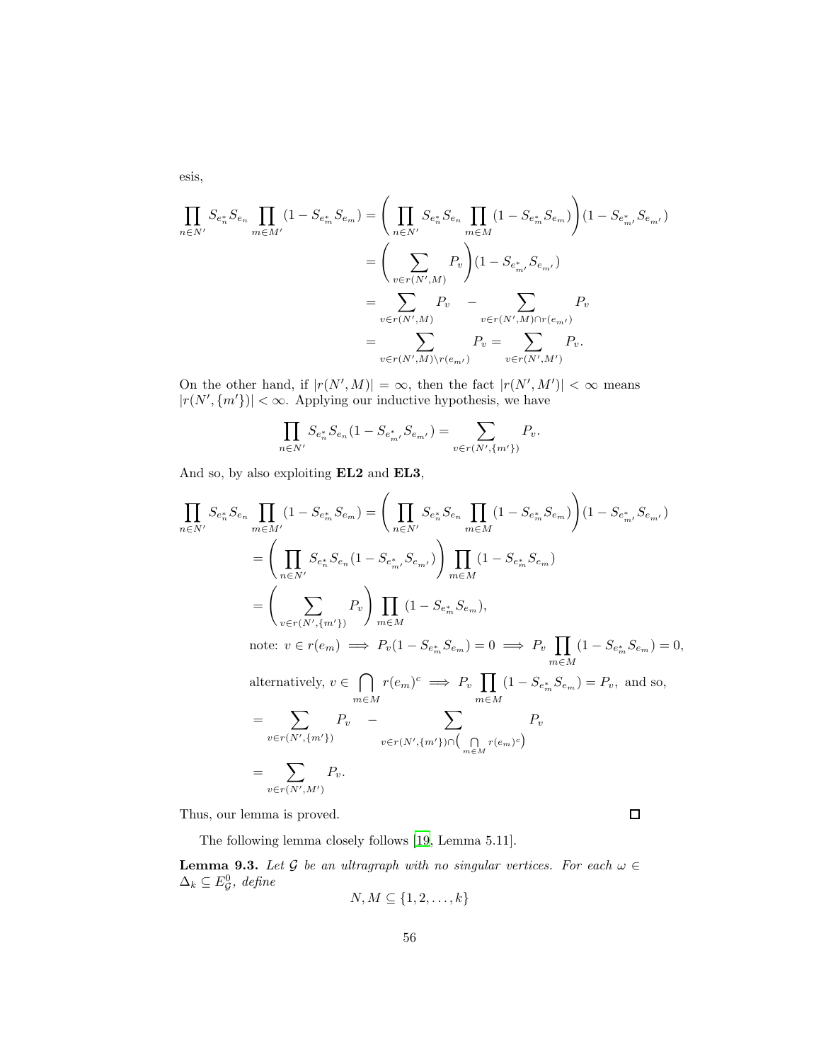esis,

$$
\begin{aligned}
\prod_{n\in N'} S_{e_n^*}S_{e_n} \prod_{m\in M'}(1-S_{e_m^*}S_{e_m}) &= \left(\prod_{n\in N'} S_{e_n^*}S_{e_n}\prod_{m\in M}(1-S_{e_m^*}S_{e_m})\right)(1-S_{e_{m'}^*}S_{e_{m'}})\\
&= \left(\sum_{v\in r(N',M)} P_v\right)(1-S_{e_{m'}^*}S_{e_{m'}})\\
&= \sum_{v\in r(N',M)} P_v \quad - \sum_{v\in r(N',M)\cap r(e_{m'})} P_v\\
&= \sum_{v\in r(N',M)\setminus r(e_{m'})} P_v = \sum_{v\in r(N',M')} P_v.
\end{aligned}
$$

On the other hand, if $|r(N',M)|=\infty$, then the fact $|r(N',M')|<\infty$ means $|r(N',\{m'\})|<\infty$. Applying our inductive hypothesis, we have

$$
\prod_{n\in N'} S_{e_n^*}S_{e_n}(1-S_{e_{m'}^*}S_{e_{m'}}) = \sum_{v\in r(N',\{m'\})} P_v.
$$

And so, by also exploiting **EL2** and **EL3**,

$$
\begin{aligned}
\prod_{n\in N'} S_{e_n^*}S_{e_n} \prod_{m\in M'}(1-S_{e_m^*}S_{e_m}) &= \left(\prod_{n\in N'} S_{e_n^*}S_{e_n}\prod_{m\in M}(1-S_{e_m^*}S_{e_m})\right)(1-S_{e_{m'}^*}S_{e_{m'}})\\
&= \left(\prod_{n\in N'} S_{e_n^*}S_{e_n}(1-S_{e_{m'}^*}S_{e_{m'}})\right)\prod_{m\in M}(1-S_{e_m^*}S_{e_m})\\
&= \left(\sum_{v\in r(N',\{m'\})} P_v\right)\prod_{m\in M}(1-S_{e_m^*}S_{e_m}),\\
&\text{note: } v\in r(e_m) \implies P_v(1-S_{e_m^*}S_{e_m})=0 \implies P_v\prod_{m\in M}(1-S_{e_m^*}S_{e_m})=0,\\
&\text{alternatively, } v\in \bigcap_{m\in M} r(e_m)^c \implies P_v\prod_{m\in M}(1-S_{e_m^*}S_{e_m})=P_v, \text{ and so,}\\
&= \sum_{v\in r(N',\{m'\})} P_v \quad - \sum_{v\in r(N',\{m'\})\cap\left(\bigcap_{m\in M} r(e_m)^c\right)} P_v\\
&= \sum_{v\in r(N',M')} P_v.
\end{aligned}
$$

Thus, our lemma is proved. $\square$

The following lemma closely follows [19, Lemma 5.11].

**Lemma 9.3.** *Let $\mathcal{G}$ be an ultragraph with no singular vertices. For each $\omega\in\Delta_k\subseteq E_{\mathcal{G}}^0$, define*

$$
N, M\subseteq\{1,2,\ldots,k\}
$$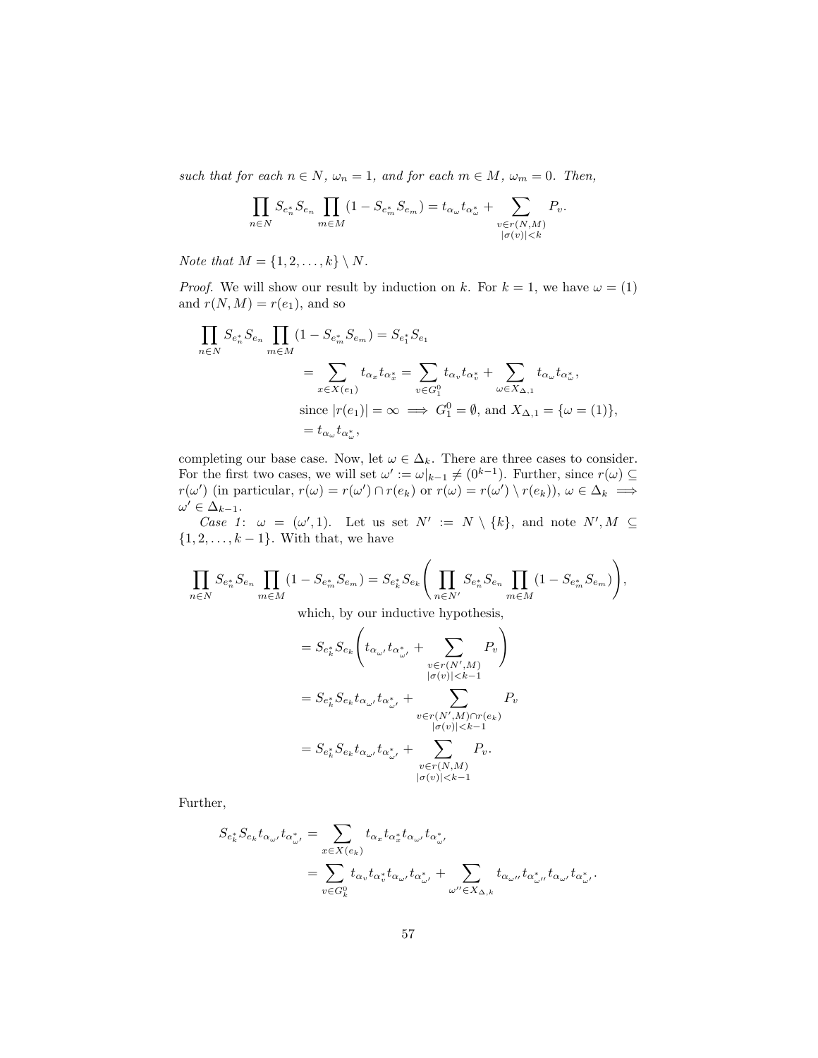*such that for each $n \in N$, $\omega_n = 1$, and for each $m \in M$, $\omega_m = 0$. Then,*

$$\prod_{n\in N} S_{e_n^*}S_{e_n} \prod_{m\in M}(1 - S_{e_m^*}S_{e_m}) = t_{\alpha_\omega}t_{\alpha_\omega^*} + \sum_{\substack{v\in r(N,M)\\ |\sigma(v)|<k}} P_v.$$

*Note that $M = \{1, 2, \ldots, k\} \setminus N$.*

*Proof.* We will show our result by induction on $k$. For $k = 1$, we have $\omega = (1)$ and $r(N, M) = r(e_1)$, and so

$$\begin{aligned}
\prod_{n\in N} S_{e_n^*}S_{e_n} \prod_{m\in M}(1 - S_{e_m^*}S_{e_m}) &= S_{e_1^*}S_{e_1} \\
&= \sum_{x\in X(e_1)} t_{\alpha_x}t_{\alpha_x^*} = \sum_{v\in G_1^0} t_{\alpha_v}t_{\alpha_v^*} + \sum_{\omega\in X_{\Delta,1}} t_{\alpha_\omega}t_{\alpha_\omega^*}, \\
&\quad \text{since } |r(e_1)| = \infty \implies G_1^0 = \emptyset, \text{ and } X_{\Delta,1} = \{\omega = (1)\}, \\
&= t_{\alpha_\omega}t_{\alpha_\omega^*},
\end{aligned}$$

completing our base case. Now, let $\omega \in \Delta_k$. There are three cases to consider. For the first two cases, we will set $\omega' := \omega|_{k-1} \neq (0^{k-1})$. Further, since $r(\omega) \subseteq r(\omega')$ (in particular, $r(\omega) = r(\omega') \cap r(e_k)$ or $r(\omega) = r(\omega') \setminus r(e_k)$), $\omega \in \Delta_k \implies \omega' \in \Delta_{k-1}$.

*Case 1*: $\omega = (\omega', 1)$. Let us set $N' := N \setminus \{k\}$, and note $N', M \subseteq \{1, 2, \ldots, k-1\}$. With that, we have

$$\begin{aligned}
\prod_{n\in N} S_{e_n^*}S_{e_n} \prod_{m\in M}(1 - S_{e_m^*}S_{e_m}) &= S_{e_k^*}S_{e_k}\left(\prod_{n\in N'} S_{e_n^*}S_{e_n} \prod_{m\in M}(1 - S_{e_m^*}S_{e_m})\right), \\
&\quad \text{which, by our inductive hypothesis,} \\
&= S_{e_k^*}S_{e_k}\left(t_{\alpha_{\omega'}}t_{\alpha_{\omega'}^*} + \sum_{\substack{v\in r(N',M)\\ |\sigma(v)|<k-1}} P_v\right) \\
&= S_{e_k^*}S_{e_k}t_{\alpha_{\omega'}}t_{\alpha_{\omega'}^*} + \sum_{\substack{v\in r(N',M)\cap r(e_k)\\ |\sigma(v)|<k-1}} P_v \\
&= S_{e_k^*}S_{e_k}t_{\alpha_{\omega'}}t_{\alpha_{\omega'}^*} + \sum_{\substack{v\in r(N,M)\\ |\sigma(v)|<k-1}} P_v.
\end{aligned}$$

Further,

$$\begin{aligned}
S_{e_k^*}S_{e_k}t_{\alpha_{\omega'}}t_{\alpha_{\omega'}^*} &= \sum_{x\in X(e_k)} t_{\alpha_x}t_{\alpha_x^*}t_{\alpha_{\omega'}}t_{\alpha_{\omega'}^*} \\
&= \sum_{v\in G_k^0} t_{\alpha_v}t_{\alpha_v^*}t_{\alpha_{\omega'}}t_{\alpha_{\omega'}^*} + \sum_{\omega''\in X_{\Delta,k}} t_{\alpha_{\omega''}}t_{\alpha_{\omega''}^*}t_{\alpha_{\omega'}}t_{\alpha_{\omega'}^*}.
\end{aligned}$$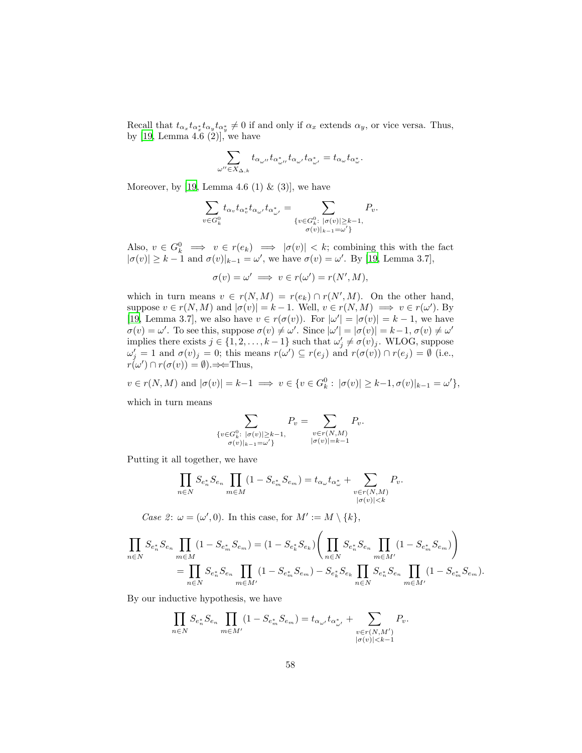Recall that $t_{\alpha_x} t_{\alpha_x^*} t_{\alpha_y} t_{\alpha_y^*} \neq 0$ if and only if $\alpha_x$ extends $\alpha_y$, or vice versa. Thus, by [19, Lemma 4.6 (2)], we have

$$\sum_{\omega'' \in X_{\Delta,k}} t_{\alpha_{\omega''}} t_{\alpha^*_{\omega''}} t_{\alpha_{\omega'}} t_{\alpha^*_{\omega'}} = t_{\alpha_\omega} t_{\alpha^*_\omega}.$$

Moreover, by [19, Lemma 4.6 (1) & (3)], we have

$$\sum_{v \in G_k^0} t_{\alpha_v} t_{\alpha_v^*} t_{\alpha_{\omega'}} t_{\alpha^*_{\omega'}} = \sum_{\substack{\{v \in G_k^0:\ |\sigma(v)| \geq k-1, \\ \sigma(v)|_{k-1} = \omega'\}}} P_v.$$

Also, $v \in G_k^0 \implies v \in r(e_k) \implies |\sigma(v)| < k$; combining this with the fact $|\sigma(v)| \geq k-1$ and $\sigma(v)|_{k-1} = \omega'$, we have $\sigma(v) = \omega'$. By [19, Lemma 3.7],

$$\sigma(v) = \omega' \implies v \in r(\omega') = r(N', M),$$

which in turn means $v \in r(N, M) = r(e_k) \cap r(N', M)$. On the other hand, suppose $v \in r(N, M)$ and $|\sigma(v)| = k-1$. Well, $v \in r(N, M) \implies v \in r(\omega')$. By [19, Lemma 3.7], we also have $v \in r(\sigma(v))$. For $|\omega'| = |\sigma(v)| = k-1$, we have $\sigma(v) = \omega'$. To see this, suppose $\sigma(v) \neq \omega'$. Since $|\omega'| = |\sigma(v)| = k-1$, $\sigma(v) \neq \omega'$ implies there exists $j \in \{1, 2, \ldots, k-1\}$ such that $\omega'_j \neq \sigma(v)_j$. WLOG, suppose $\omega'_j = 1$ and $\sigma(v)_j = 0$; this means $r(\omega') \subseteq r(e_j)$ and $r(\sigma(v)) \cap r(e_j) = \emptyset$ (i.e., $r(\omega') \cap r(\sigma(v)) = \emptyset$).$\Rightarrow\Leftarrow$Thus,

$$v \in r(N, M) \text{ and } |\sigma(v)| = k-1 \implies v \in \{v \in G_k^0:\ |\sigma(v)| \geq k-1, \sigma(v)|_{k-1} = \omega'\},$$

which in turn means

$$\sum_{\substack{\{v \in G_k^0:\ |\sigma(v)| \geq k-1, \\ \sigma(v)|_{k-1} = \omega'\}}} P_v = \sum_{\substack{v \in r(N,M) \\ |\sigma(v)| = k-1}} P_v.$$

Putting it all together, we have

$$\prod_{n \in N} S_{e_n^*} S_{e_n} \prod_{m \in M} (1 - S_{e_m^*} S_{e_m}) = t_{\alpha_\omega} t_{\alpha^*_\omega} + \sum_{\substack{v \in r(N,M) \\ |\sigma(v)| < k}} P_v.$$

*Case 2*: $\omega = (\omega', 0)$. In this case, for $M' := M \setminus \{k\}$,

$$\begin{aligned}
\prod_{n \in N} S_{e_n^*} S_{e_n} \prod_{m \in M} (1 - S_{e_m^*} S_{e_m}) &= (1 - S_{e_k^*} S_{e_k}) \left( \prod_{n \in N} S_{e_n^*} S_{e_n} \prod_{m \in M'} (1 - S_{e_m^*} S_{e_m}) \right) \\
&= \prod_{n \in N} S_{e_n^*} S_{e_n} \prod_{m \in M'} (1 - S_{e_m^*} S_{e_m}) - S_{e_k^*} S_{e_k} \prod_{n \in N} S_{e_n^*} S_{e_n} \prod_{m \in M'} (1 - S_{e_m^*} S_{e_m}).
\end{aligned}$$

By our inductive hypothesis, we have

$$\prod_{n \in N} S_{e_n^*} S_{e_n} \prod_{m \in M'} (1 - S_{e_m^*} S_{e_m}) = t_{\alpha_{\omega'}} t_{\alpha^*_{\omega'}} + \sum_{\substack{v \in r(N,M') \\ |\sigma(v)| < k-1}} P_v.$$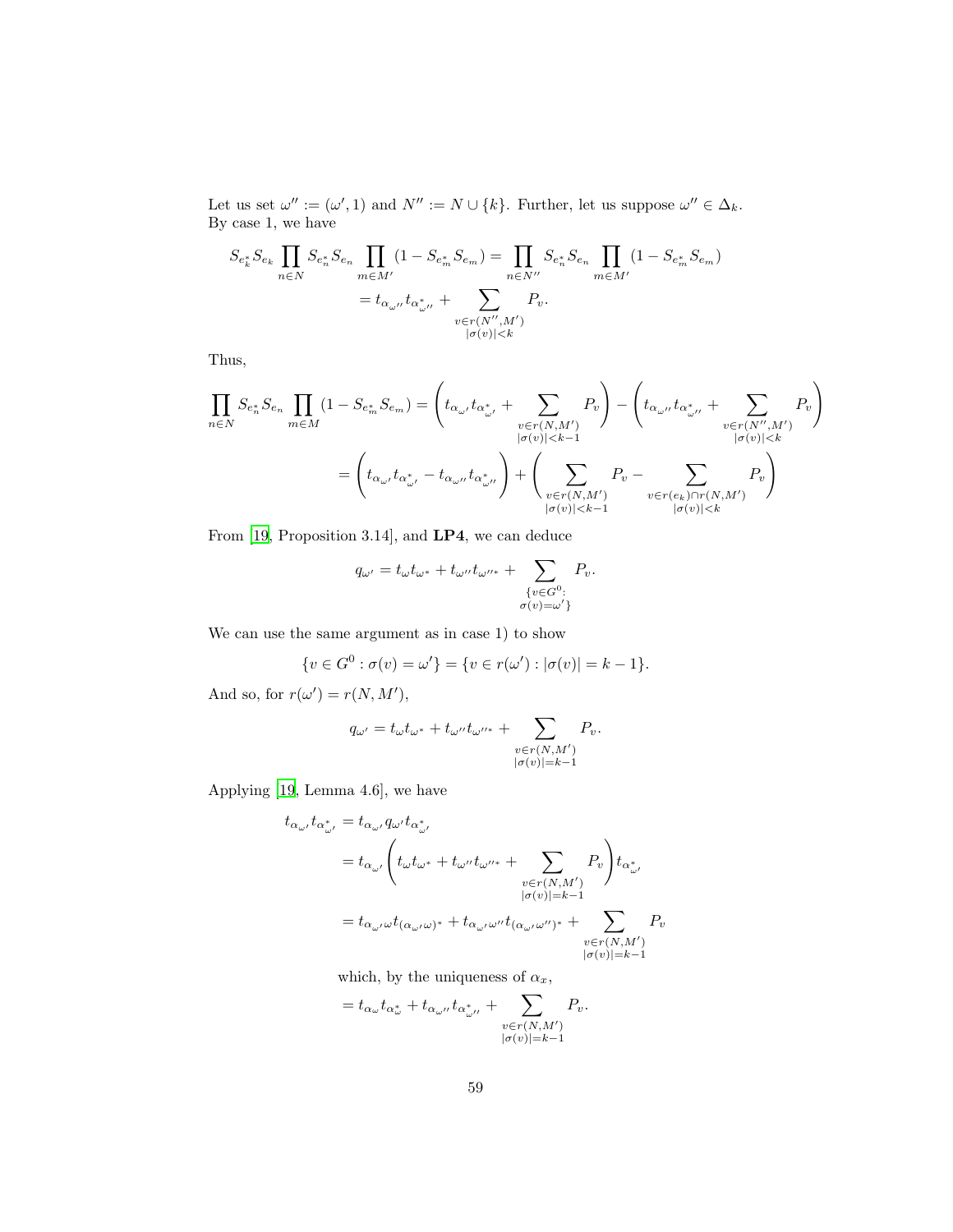Let us set $\omega'' := (\omega', 1)$ and $N'' := N \cup \{k\}$. Further, let us suppose $\omega'' \in \Delta_k$. By case 1, we have

$$
\begin{aligned}
S_{e_k^*} S_{e_k} \prod_{n \in N} S_{e_n^*} S_{e_n} \prod_{m \in M'} (1 - S_{e_m^*} S_{e_m}) &= \prod_{n \in N''} S_{e_n^*} S_{e_n} \prod_{m \in M'} (1 - S_{e_m^*} S_{e_m}) \\
&= t_{\alpha_{\omega''}} t_{\alpha_{\omega''}}^* + \sum_{\substack{v \in r(N'', M') \\ |\sigma(v)| < k}} P_v.
\end{aligned}
$$

Thus,

$$
\begin{aligned}
\prod_{n \in N} S_{e_n^*} S_{e_n} \prod_{m \in M} (1 - S_{e_m^*} S_{e_m}) &= \left( t_{\alpha_{\omega'}} t_{\alpha_{\omega'}^*} + \sum_{\substack{v \in r(N, M') \\ |\sigma(v)| < k-1}} P_v \right) - \left( t_{\alpha_{\omega''}} t_{\alpha_{\omega''}^*} + \sum_{\substack{v \in r(N'', M') \\ |\sigma(v)| < k}} P_v \right) \\
&= \left( t_{\alpha_{\omega'}} t_{\alpha_{\omega'}^*} - t_{\alpha_{\omega''}} t_{\alpha_{\omega''}^*} \right) + \left( \sum_{\substack{v \in r(N, M') \\ |\sigma(v)| < k-1}} P_v - \sum_{\substack{v \in r(e_k) \cap r(N, M') \\ |\sigma(v)| < k}} P_v \right)
\end{aligned}
$$

From [19, Proposition 3.14], and **LP4**, we can deduce

$$
q_{\omega'} = t_\omega t_{\omega^*} + t_{\omega''} t_{\omega''^*} + \sum_{\substack{\{v \in G^0: \\ \sigma(v) = \omega'\}}} P_v.
$$

We can use the same argument as in case 1) to show

$$
\{v \in G^0 : \sigma(v) = \omega'\} = \{v \in r(\omega') : |\sigma(v)| = k-1\}.
$$

And so, for $r(\omega') = r(N, M')$,

$$
q_{\omega'} = t_\omega t_{\omega^*} + t_{\omega''} t_{\omega''^*} + \sum_{\substack{v \in r(N, M') \\ |\sigma(v)| = k-1}} P_v.
$$

Applying [19, Lemma 4.6], we have

$$
\begin{aligned}
t_{\alpha_{\omega'}} t_{\alpha_{\omega'}^*} &= t_{\alpha_{\omega'}} q_{\omega'} t_{\alpha_{\omega'}^*} \\
&= t_{\alpha_{\omega'}} \left( t_\omega t_{\omega^*} + t_{\omega''} t_{\omega''^*} + \sum_{\substack{v \in r(N, M') \\ |\sigma(v)| = k-1}} P_v \right) t_{\alpha_{\omega'}^*} \\
&= t_{\alpha_{\omega'} \omega} t_{(\alpha_{\omega'} \omega)^*} + t_{\alpha_{\omega'} \omega''} t_{(\alpha_{\omega'} \omega'')^*} + \sum_{\substack{v \in r(N, M') \\ |\sigma(v)| = k-1}} P_v
\end{aligned}
$$

which, by the uniqueness of $\alpha_x$,

$$
= t_{\alpha_\omega} t_{\alpha_\omega^*} + t_{\alpha_{\omega''}} t_{\alpha_{\omega''}^*} + \sum_{\substack{v \in r(N, M') \\ |\sigma(v)| = k-1}} P_v.
$$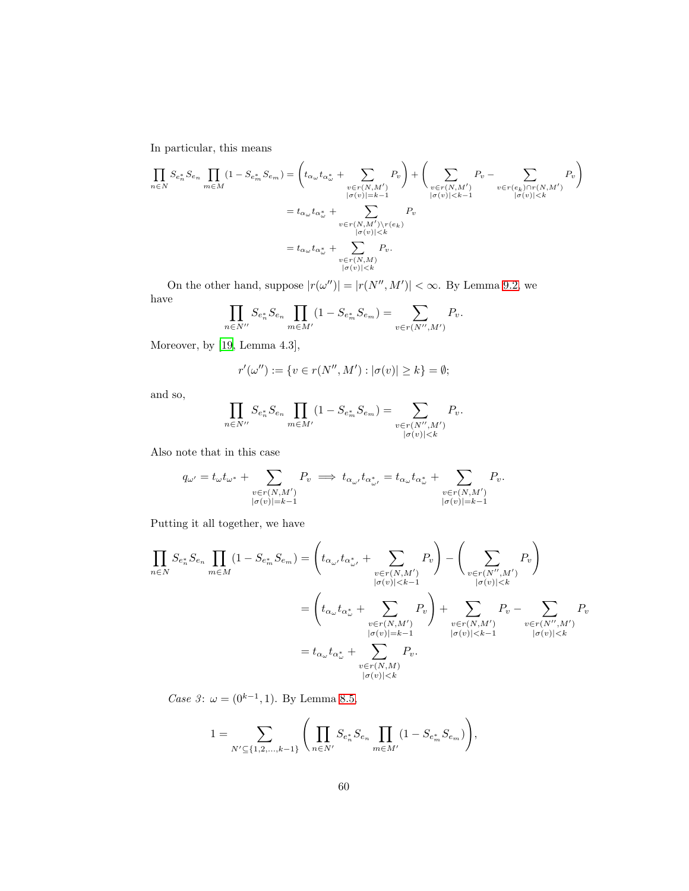In particular, this means

$$\prod_{n\in N} S_{e_n^*}S_{e_n}\prod_{m\in M}(1-S_{e_m^*}S_{e_m}) = \left(t_{\alpha_\omega}t_{\alpha_\omega^*} + \sum_{\substack{v\in r(N,M')\\|\sigma(v)|=k-1}} P_v\right) + \left(\sum_{\substack{v\in r(N,M')\\|\sigma(v)|<k-1}} P_v - \sum_{\substack{v\in r(e_k)\cap r(N,M')\\|\sigma(v)|<k}} P_v\right)$$
$$= t_{\alpha_\omega}t_{\alpha_\omega^*} + \sum_{\substack{v\in r(N,M')\setminus r(e_k)\\|\sigma(v)|<k}} P_v$$
$$= t_{\alpha_\omega}t_{\alpha_\omega^*} + \sum_{\substack{v\in r(N,M)\\|\sigma(v)|<k}} P_v.$$

On the other hand, suppose $|r(\omega'')| = |r(N'',M')| < \infty$. By Lemma 9.2, we have

$$\prod_{n\in N''} S_{e_n^*}S_{e_n}\prod_{m\in M'}(1-S_{e_m^*}S_{e_m}) = \sum_{v\in r(N'',M')} P_v.$$

Moreover, by [19, Lemma 4.3],

$$r'(\omega'') := \{v\in r(N'',M') : |\sigma(v)|\geq k\} = \emptyset;$$

and so,

$$\prod_{n\in N''} S_{e_n^*}S_{e_n}\prod_{m\in M'}(1-S_{e_m^*}S_{e_m}) = \sum_{\substack{v\in r(N'',M')\\|\sigma(v)|<k}} P_v.$$

Also note that in this case

$$q_{\omega'} = t_\omega t_{\omega^*} + \sum_{\substack{v\in r(N,M')\\|\sigma(v)|=k-1}} P_v \implies t_{\alpha_{\omega'}}t_{\alpha_{\omega'}^*} = t_{\alpha_\omega}t_{\alpha_\omega^*} + \sum_{\substack{v\in r(N,M')\\|\sigma(v)|=k-1}} P_v.$$

Putting it all together, we have

$$\prod_{n\in N} S_{e_n^*}S_{e_n}\prod_{m\in M}(1-S_{e_m^*}S_{e_m}) = \left(t_{\alpha_{\omega'}}t_{\alpha_{\omega'}^*} + \sum_{\substack{v\in r(N,M')\\|\sigma(v)|<k-1}} P_v\right) - \left(\sum_{\substack{v\in r(N'',M')\\|\sigma(v)|<k}} P_v\right)$$
$$= \left(t_{\alpha_\omega}t_{\alpha_\omega^*} + \sum_{\substack{v\in r(N,M')\\|\sigma(v)|=k-1}} P_v\right) + \sum_{\substack{v\in r(N,M')\\|\sigma(v)|<k-1}} P_v - \sum_{\substack{v\in r(N'',M')\\|\sigma(v)|<k}} P_v$$
$$= t_{\alpha_\omega}t_{\alpha_\omega^*} + \sum_{\substack{v\in r(N,M)\\|\sigma(v)|<k}} P_v.$$

*Case 3*: $\omega = (0^{k-1},1)$. By Lemma 8.5,

$$1 = \sum_{N'\subseteq\{1,2,\ldots,k-1\}}\left(\prod_{n\in N'} S_{e_n^*}S_{e_n}\prod_{m\in M'}(1-S_{e_m^*}S_{e_m})\right),$$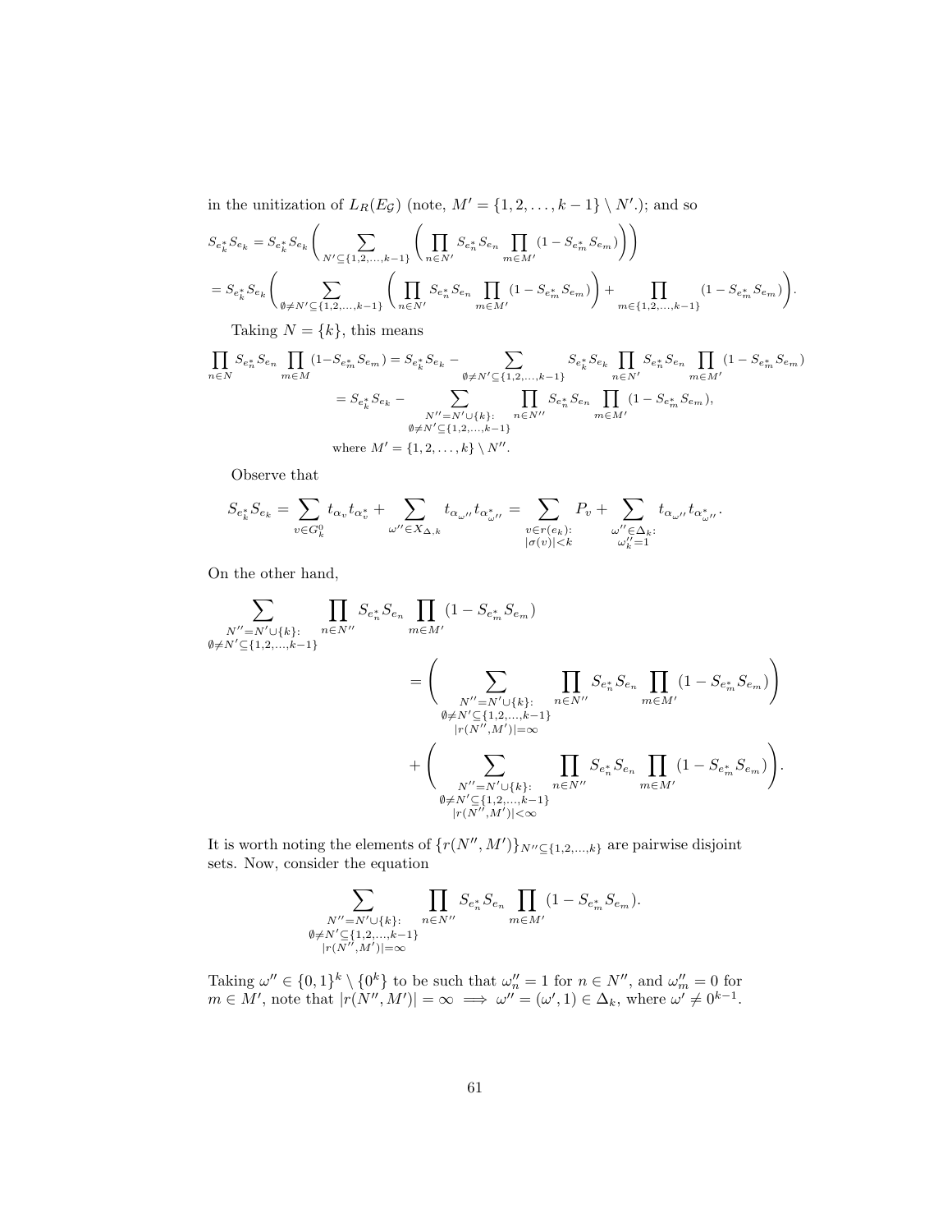in the unitization of $L_R(E_{\mathcal{G}})$ (note, $M' = \{1,2,\dots,k-1\} \setminus N'$.); and so

$$
\begin{aligned}
S_{e_k^*}S_{e_k} &= S_{e_k^*}S_{e_k}\left(\sum_{N' \subseteq \{1,2,\dots,k-1\}} \left(\prod_{n\in N'} S_{e_n^*}S_{e_n} \prod_{m\in M'} (1 - S_{e_m^*}S_{e_m})\right)\right) \\
&= S_{e_k^*}S_{e_k}\left(\sum_{\emptyset \neq N' \subseteq \{1,2,\dots,k-1\}} \left(\prod_{n\in N'} S_{e_n^*}S_{e_n} \prod_{m\in M'} (1 - S_{e_m^*}S_{e_m})\right) + \prod_{m\in\{1,2,\dots,k-1\}} (1 - S_{e_m^*}S_{e_m})\right).
\end{aligned}
$$

Taking $N = \{k\}$, this means

$$
\begin{aligned}
\prod_{n\in N} S_{e_n^*}S_{e_n} \prod_{m\in M} (1 - S_{e_m^*}S_{e_m}) &= S_{e_k^*}S_{e_k} - \sum_{\emptyset \neq N' \subseteq \{1,2,\dots,k-1\}} S_{e_k^*}S_{e_k} \prod_{n\in N'} S_{e_n^*}S_{e_n} \prod_{m\in M'} (1 - S_{e_m^*}S_{e_m}) \\
&= S_{e_k^*}S_{e_k} - \sum_{\substack{N''=N'\cup\{k\}: \\ \emptyset \neq N' \subseteq \{1,2,\dots,k-1\}}} \prod_{n\in N''} S_{e_n^*}S_{e_n} \prod_{m\in M'} (1 - S_{e_m^*}S_{e_m}), \\
&\text{where } M' = \{1,2,\dots,k\} \setminus N''.
\end{aligned}
$$

Observe that

$$
S_{e_k^*}S_{e_k} = \sum_{v\in G_k^0} t_{\alpha_v} t_{\alpha_v^*} + \sum_{\omega''\in X_{\Delta,k}} t_{\alpha_{\omega''}} t_{\alpha^*_{\omega''}} = \sum_{\substack{v\in r(e_k): \\ |\sigma(v)|<k}} P_v + \sum_{\substack{\omega''\in\Delta_k: \\ \omega''_k=1}} t_{\alpha_{\omega''}} t_{\alpha^*_{\omega''}}.
$$

On the other hand,

$$
\begin{aligned}
&\sum_{\substack{N''=N'\cup\{k\}: \\ \emptyset \neq N' \subseteq \{1,2,\dots,k-1\}}} \prod_{n\in N''} S_{e_n^*}S_{e_n} \prod_{m\in M'} (1 - S_{e_m^*}S_{e_m}) \\
&\qquad = \left(\sum_{\substack{N''=N'\cup\{k\}: \\ \emptyset \neq N' \subseteq \{1,2,\dots,k-1\} \\ |r(N'',M')|=\infty}} \prod_{n\in N''} S_{e_n^*}S_{e_n} \prod_{m\in M'} (1 - S_{e_m^*}S_{e_m})\right) \\
&\qquad\quad + \left(\sum_{\substack{N''=N'\cup\{k\}: \\ \emptyset \neq N' \subseteq \{1,2,\dots,k-1\} \\ |r(N'',M')|<\infty}} \prod_{n\in N''} S_{e_n^*}S_{e_n} \prod_{m\in M'} (1 - S_{e_m^*}S_{e_m})\right).
\end{aligned}
$$

It is worth noting the elements of $\{r(N'',M')\}_{N''\subseteq\{1,2,\dots,k\}}$ are pairwise disjoint sets. Now, consider the equation

$$
\sum_{\substack{N''=N'\cup\{k\}: \\ \emptyset \neq N' \subseteq \{1,2,\dots,k-1\} \\ |r(N'',M')|=\infty}} \prod_{n\in N''} S_{e_n^*}S_{e_n} \prod_{m\in M'} (1 - S_{e_m^*}S_{e_m}).
$$

Taking $\omega'' \in \{0,1\}^k \setminus \{0^k\}$ to be such that $\omega''_n = 1$ for $n \in N''$, and $\omega''_m = 0$ for $m \in M'$, note that $|r(N'',M')| = \infty \implies \omega'' = (\omega',1) \in \Delta_k$, where $\omega' \neq 0^{k-1}$.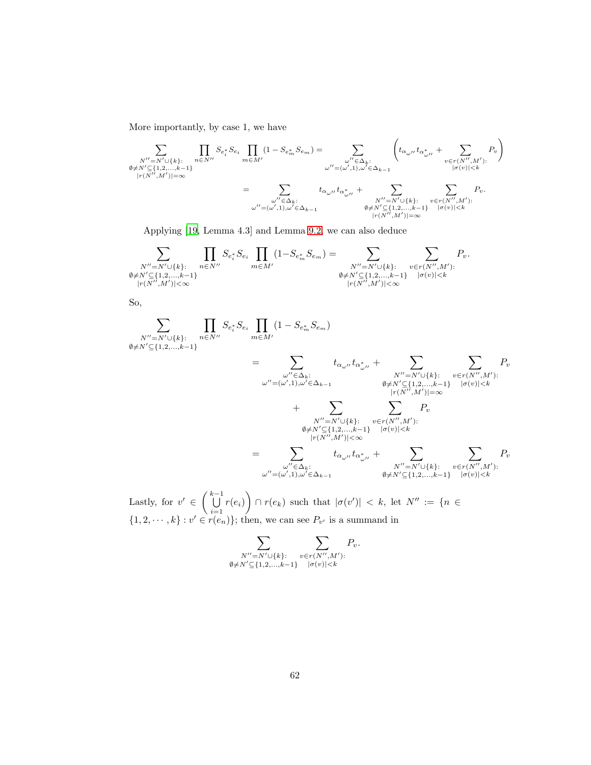More importantly, by case 1, we have

$$\sum_{\substack{N''=N'\cup\{k\}:\\ \emptyset\neq N'\subseteq\{1,2,\ldots,k-1\}\\ |r(N'',M')|=\infty}} \prod_{n\in N''} S_{e_i^*}S_{e_i} \prod_{m\in M'}(1-S_{e_m^*}S_{e_m}) = \sum_{\substack{\omega''\in\Delta_k:\\ \omega''=(\omega',1),\omega'\in\Delta_{k-1}}} \left( t_{\alpha_{\omega''}}t_{\alpha^*_{\omega''}} + \sum_{\substack{v\in r(N'',M'):\\ |\sigma(v)|<k}} P_v \right)$$

$$= \sum_{\substack{\omega''\in\Delta_k:\\ \omega''=(\omega',1),\omega'\in\Delta_{k-1}}} t_{\alpha_{\omega''}}t_{\alpha^*_{\omega''}} + \sum_{\substack{N''=N'\cup\{k\}:\\ \emptyset\neq N'\subseteq\{1,2,\ldots,k-1\}\\ |r(N'',M')|=\infty}} \sum_{\substack{v\in r(N'',M'):\\ |\sigma(v)|<k}} P_v.$$

Applying [19, Lemma 4.3] and Lemma 9.2, we can also deduce

$$\sum_{\substack{N''=N'\cup\{k\}:\\ \emptyset\neq N'\subseteq\{1,2,\ldots,k-1\}\\ |r(N'',M')|<\infty}} \prod_{n\in N''} S_{e_i^*}S_{e_i} \prod_{m\in M'}(1-S_{e_m^*}S_{e_m}) = \sum_{\substack{N''=N'\cup\{k\}:\\ \emptyset\neq N'\subseteq\{1,2,\ldots,k-1\}\\ |r(N'',M')|<\infty}} \sum_{\substack{v\in r(N'',M'):\\ |\sigma(v)|<k}} P_v.$$

So,

$$\begin{aligned}
&\sum_{\substack{N''=N'\cup\{k\}:\\ \emptyset\neq N'\subseteq\{1,2,\ldots,k-1\}}} \prod_{n\in N''} S_{e_i^*}S_{e_i} \prod_{m\in M'}(1-S_{e_m^*}S_{e_m})\\
&= \sum_{\substack{\omega''\in\Delta_k:\\ \omega''=(\omega',1),\omega'\in\Delta_{k-1}}} t_{\alpha_{\omega''}}t_{\alpha^*_{\omega''}} + \sum_{\substack{N''=N'\cup\{k\}:\\ \emptyset\neq N'\subseteq\{1,2,\ldots,k-1\}\\ |r(N'',M')|=\infty}} \sum_{\substack{v\in r(N'',M'):\\ |\sigma(v)|<k}} P_v\\
&\quad + \sum_{\substack{N''=N'\cup\{k\}:\\ \emptyset\neq N'\subseteq\{1,2,\ldots,k-1\}\\ |r(N'',M')|<\infty}} \sum_{\substack{v\in r(N'',M'):\\ |\sigma(v)|<k}} P_v\\
&= \sum_{\substack{\omega''\in\Delta_k:\\ \omega''=(\omega',1),\omega'\in\Delta_{k-1}}} t_{\alpha_{\omega''}}t_{\alpha^*_{\omega''}} + \sum_{\substack{N''=N'\cup\{k\}:\\ \emptyset\neq N'\subseteq\{1,2,\ldots,k-1\}}} \sum_{\substack{v\in r(N'',M'):\\ |\sigma(v)|<k}} P_v
\end{aligned}$$

Lastly, for $v'\in\left(\bigcup_{i=1}^{k-1} r(e_i)\right)\cap r(e_k)$ such that $|\sigma(v')|<k$, let $N'':=\{n\in\{1,2,\cdots,k\}: v'\in r(e_n)\}$; then, we can see $P_{v'}$ is a summand in

$$\sum_{\substack{N''=N'\cup\{k\}:\\ \emptyset\neq N'\subseteq\{1,2,\ldots,k-1\}}} \sum_{\substack{v\in r(N'',M'):\\ |\sigma(v)|<k}} P_v.$$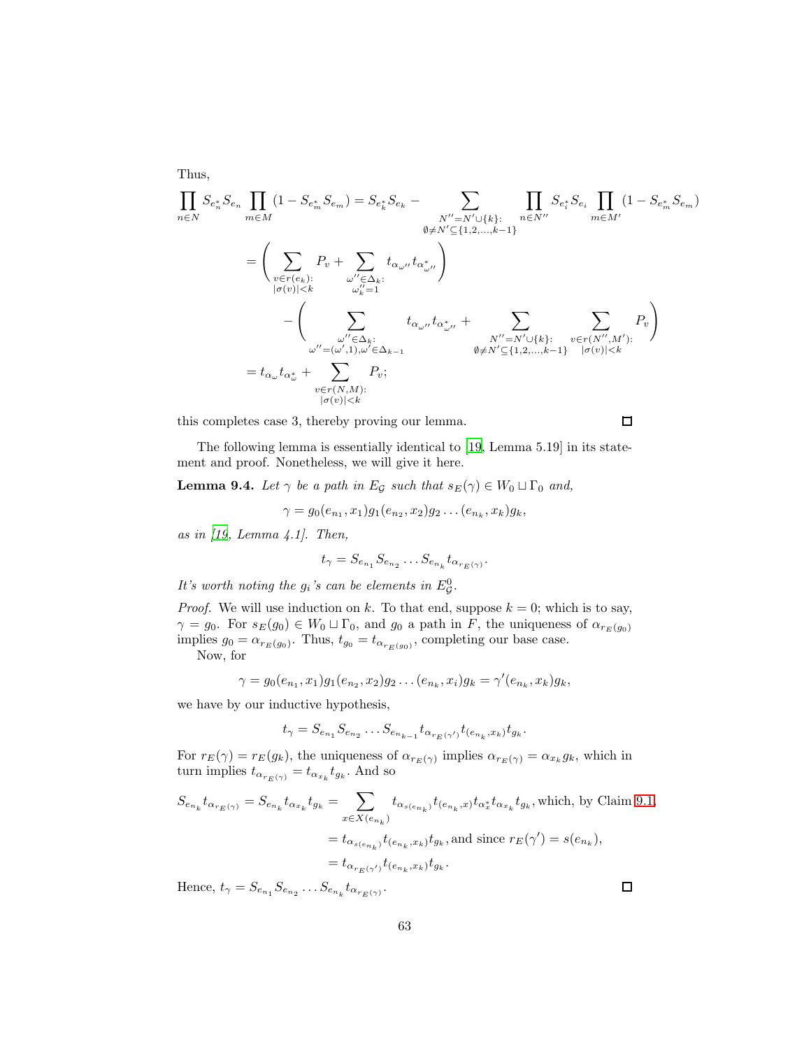Thus,

$$
\begin{aligned}
\prod_{n\in N} S_{e_n^*}S_{e_n}\prod_{m\in M}(1-S_{e_m^*}S_{e_m}) &= S_{e_k^*}S_{e_k} - \sum_{\substack{N''=N'\cup\{k\}:\\ \emptyset\neq N'\subseteq\{1,2,\ldots,k-1\}}} \prod_{n\in N''} S_{e_i^*}S_{e_i}\prod_{m\in M'}(1-S_{e_m^*}S_{e_m}) \\
&= \left(\sum_{\substack{v\in r(e_k):\\ |\sigma(v)|<k}} P_v + \sum_{\substack{\omega''\in\Delta_k:\\ \omega''_k=1}} t_{\alpha_{\omega''}}t_{\alpha^*_{\omega''}}\right) \\
&\quad - \left(\sum_{\substack{\omega''\in\Delta_k:\\ \omega''=(\omega',1),\omega'\in\Delta_{k-1}}} t_{\alpha_{\omega''}}t_{\alpha^*_{\omega''}} + \sum_{\substack{N''=N'\cup\{k\}:\\ \emptyset\neq N'\subseteq\{1,2,\ldots,k-1\}}}\ \sum_{\substack{v\in r(N'',M'):\\ |\sigma(v)|<k}} P_v\right) \\
&= t_{\alpha_\omega}t_{\alpha^*_\omega} + \sum_{\substack{v\in r(N,M):\\ |\sigma(v)|<k}} P_v;
\end{aligned}
$$

this completes case 3, thereby proving our lemma. □

The following lemma is essentially identical to [19, Lemma 5.19] in its statement and proof. Nonetheless, we will give it here.

**Lemma 9.4.** *Let $\gamma$ be a path in $E_{\mathcal{G}}$ such that $s_E(\gamma)\in W_0\sqcup\Gamma_0$ and,*

$$\gamma = g_0(e_{n_1},x_1)g_1(e_{n_2},x_2)g_2\ldots(e_{n_k},x_k)g_k,$$

*as in [19, Lemma 4.1]. Then,*

$$t_\gamma = S_{e_{n_1}}S_{e_{n_2}}\ldots S_{e_{n_k}}t_{\alpha_{r_E(\gamma)}}.$$

*It's worth noting the $g_i$'s can be elements in $E^0_{\mathcal{G}}$.*

*Proof.* We will use induction on $k$. To that end, suppose $k=0$; which is to say, $\gamma=g_0$. For $s_E(g_0)\in W_0\sqcup\Gamma_0$, and $g_0$ a path in $F$, the uniqueness of $\alpha_{r_E(g_0)}$ implies $g_0=\alpha_{r_E(g_0)}$. Thus, $t_{g_0}=t_{\alpha_{r_E(g_0)}}$, completing our base case.

Now, for

$$\gamma = g_0(e_{n_1},x_1)g_1(e_{n_2},x_2)g_2\ldots(e_{n_k},x_i)g_k = \gamma'(e_{n_k},x_k)g_k,$$

we have by our inductive hypothesis,

$$t_\gamma = S_{e_{n_1}}S_{e_{n_2}}\ldots S_{e_{n_{k-1}}}t_{\alpha_{r_E(\gamma')}}t_{(e_{n_k},x_k)}t_{g_k}.$$

For $r_E(\gamma)=r_E(g_k)$, the uniqueness of $\alpha_{r_E(\gamma)}$ implies $\alpha_{r_E(\gamma)}=\alpha_{x_k}g_k$, which in turn implies $t_{\alpha_{r_E(\gamma)}}=t_{\alpha_{x_k}}t_{g_k}$. And so

$$
\begin{aligned}
S_{e_{n_k}}t_{\alpha_{r_E(\gamma)}} = S_{e_{n_k}}t_{\alpha_{x_k}}t_{g_k} &= \sum_{x\in X(e_{n_k})} t_{\alpha_{s(e_{n_k})}}t_{(e_{n_k},x)}t_{\alpha^*_x}t_{\alpha_{x_k}}t_{g_k}, \text{which, by Claim 9.1,} \\
&= t_{\alpha_{s(e_{n_k})}}t_{(e_{n_k},x_k)}t_{g_k}, \text{and since } r_E(\gamma')=s(e_{n_k}), \\
&= t_{\alpha_{r_E(\gamma')}}t_{(e_{n_k},x_k)}t_{g_k}.
\end{aligned}
$$

Hence, $t_\gamma = S_{e_{n_1}}S_{e_{n_2}}\ldots S_{e_{n_k}}t_{\alpha_{r_E(\gamma)}}$. □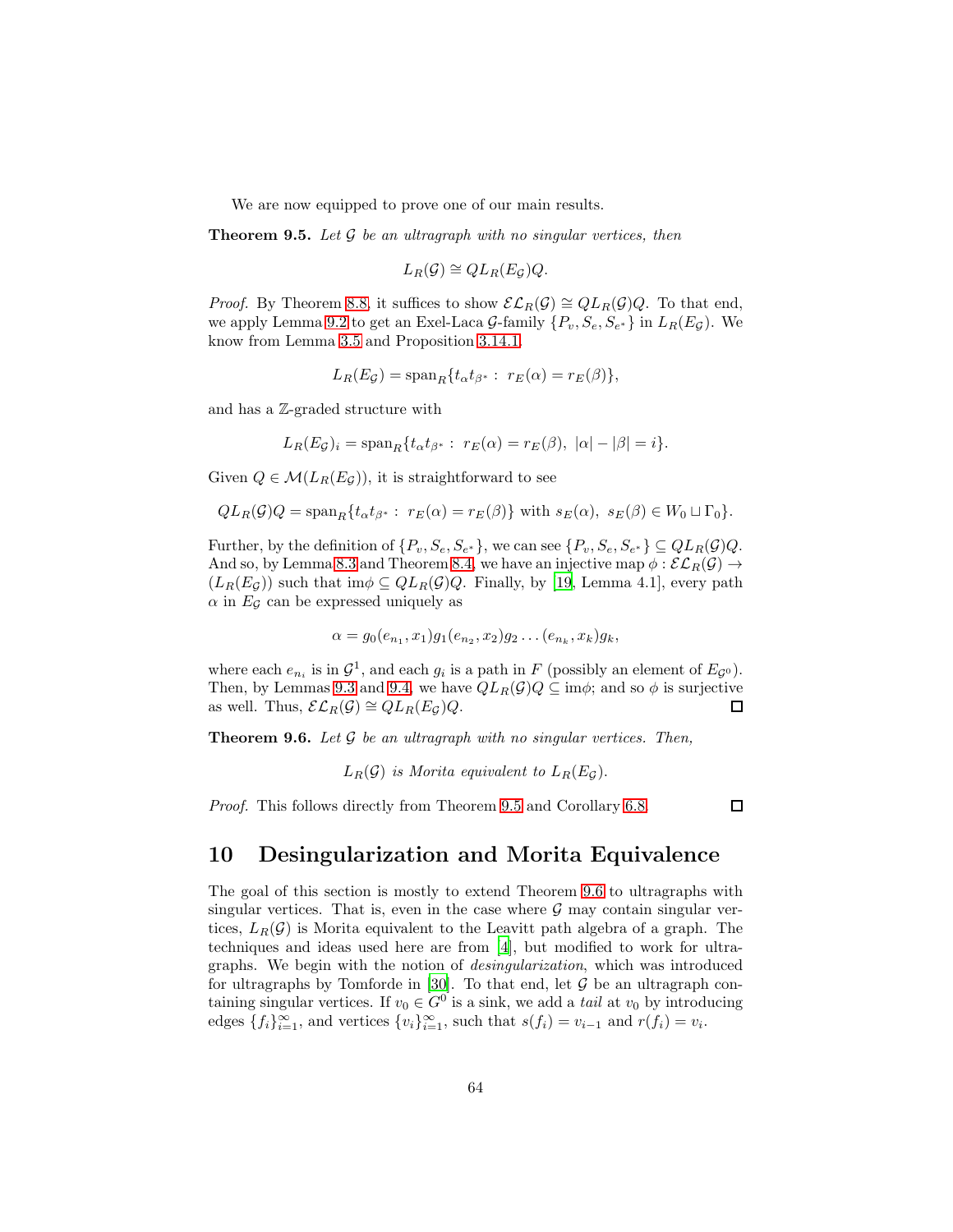We are now equipped to prove one of our main results.

**Theorem 9.5.** *Let $\mathcal{G}$ be an ultragraph with no singular vertices, then*

$$L_R(\mathcal{G}) \cong QL_R(E_{\mathcal{G}})Q.$$

*Proof.* By Theorem 8.8, it suffices to show $\mathcal{EL}_R(\mathcal{G}) \cong QL_R(\mathcal{G})Q$. To that end, we apply Lemma 9.2 to get an Exel-Laca $\mathcal{G}$-family $\{P_v, S_e, S_{e^*}\}$ in $L_R(E_{\mathcal{G}})$. We know from Lemma 3.5 and Proposition 3.14.1

$$L_R(E_{\mathcal{G}}) = \operatorname{span}_R\{t_\alpha t_{\beta^*} : \ r_E(\alpha) = r_E(\beta)\},$$

and has a $\mathbb{Z}$-graded structure with

$$L_R(E_{\mathcal{G}})_i = \operatorname{span}_R\{t_\alpha t_{\beta^*} : \ r_E(\alpha) = r_E(\beta), \ |\alpha| - |\beta| = i\}.$$

Given $Q \in \mathcal{M}(L_R(E_{\mathcal{G}}))$, it is straightforward to see

$$QL_R(\mathcal{G})Q = \operatorname{span}_R\{t_\alpha t_{\beta^*} : \ r_E(\alpha) = r_E(\beta)\} \text{ with } s_E(\alpha), \ s_E(\beta) \in W_0 \sqcup \Gamma_0\}.$$

Further, by the definition of $\{P_v, S_e, S_{e^*}\}$, we can see $\{P_v, S_e, S_{e^*}\} \subseteq QL_R(\mathcal{G})Q$. And so, by Lemma 8.3 and Theorem 8.4, we have an injective map $\phi : \mathcal{EL}_R(\mathcal{G}) \to (L_R(E_{\mathcal{G}}))$ such that $\operatorname{im}\phi \subseteq QL_R(\mathcal{G})Q$. Finally, by [19, Lemma 4.1], every path $\alpha$ in $E_{\mathcal{G}}$ can be expressed uniquely as

$$\alpha = g_0(e_{n_1}, x_1)g_1(e_{n_2}, x_2)g_2 \dots (e_{n_k}, x_k)g_k,$$

where each $e_{n_i}$ is in $\mathcal{G}^1$, and each $g_i$ is a path in $F$ (possibly an element of $E_{\mathcal{G}^0}$). Then, by Lemmas 9.3 and 9.4, we have $QL_R(\mathcal{G})Q \subseteq \operatorname{im}\phi$; and so $\phi$ is surjective as well. Thus, $\mathcal{EL}_R(\mathcal{G}) \cong QL_R(E_{\mathcal{G}})Q$. □

**Theorem 9.6.** *Let $\mathcal{G}$ be an ultragraph with no singular vertices. Then,*

$$L_R(\mathcal{G}) \text{ is Morita equivalent to } L_R(E_{\mathcal{G}}).$$

*Proof.* This follows directly from Theorem 9.5 and Corollary 6.8. □

## 10 Desingularization and Morita Equivalence

The goal of this section is mostly to extend Theorem 9.6 to ultragraphs with singular vertices. That is, even in the case where $\mathcal{G}$ may contain singular vertices, $L_R(\mathcal{G})$ is Morita equivalent to the Leavitt path algebra of a graph. The techniques and ideas used here are from [4], but modified to work for ultragraphs. We begin with the notion of *desingularization*, which was introduced for ultragraphs by Tomforde in [30]. To that end, let $\mathcal{G}$ be an ultragraph containing singular vertices. If $v_0 \in G^0$ is a sink, we add a *tail* at $v_0$ by introducing edges $\{f_i\}_{i=1}^\infty$, and vertices $\{v_i\}_{i=1}^\infty$, such that $s(f_i) = v_{i-1}$ and $r(f_i) = v_i$.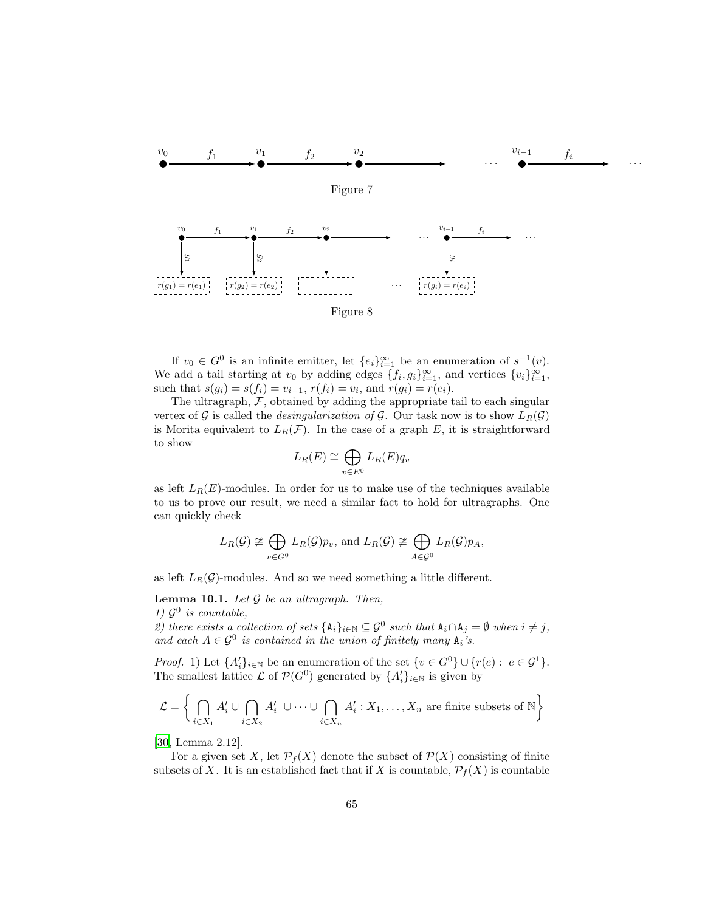Figure 7

Figure 8

If $v_0 \in G^0$ is an infinite emitter, let $\{e_i\}_{i=1}^{\infty}$ be an enumeration of $s^{-1}(v)$. We add a tail starting at $v_0$ by adding edges $\{f_i, g_i\}_{i=1}^{\infty}$, and vertices $\{v_i\}_{i=1}^{\infty}$, such that $s(g_i) = s(f_i) = v_{i-1}$, $r(f_i) = v_i$, and $r(g_i) = r(e_i)$.

The ultragraph, $\mathcal{F}$, obtained by adding the appropriate tail to each singular vertex of $\mathcal{G}$ is called the *desingularization of* $\mathcal{G}$. Our task now is to show $L_R(\mathcal{G})$ is Morita equivalent to $L_R(\mathcal{F})$. In the case of a graph $E$, it is straightforward to show

$$L_R(E) \cong \bigoplus_{v \in E^0} L_R(E)q_v$$

as left $L_R(E)$-modules. In order for us to make use of the techniques available to us to prove our result, we need a similar fact to hold for ultragraphs. One can quickly check

$$L_R(\mathcal{G}) \ncong \bigoplus_{v \in G^0} L_R(\mathcal{G})p_v, \text{ and } L_R(\mathcal{G}) \ncong \bigoplus_{A \in \mathcal{G}^0} L_R(\mathcal{G})p_A,$$

as left $L_R(\mathcal{G})$-modules. And so we need something a little different.

**Lemma 10.1.** *Let $\mathcal{G}$ be an ultragraph. Then,*
*1) $\mathcal{G}^0$ is countable,*
*2) there exists a collection of sets $\{\mathtt{A}_i\}_{i \in \mathbb{N}} \subseteq \mathcal{G}^0$ such that $\mathtt{A}_i \cap \mathtt{A}_j = \emptyset$ when $i \neq j$, and each $A \in \mathcal{G}^0$ is contained in the union of finitely many $\mathtt{A}_i$'s.*

*Proof.* 1) Let $\{A'_i\}_{i \in \mathbb{N}}$ be an enumeration of the set $\{v \in G^0\} \cup \{r(e) : e \in \mathcal{G}^1\}$. The smallest lattice $\mathcal{L}$ of $\mathcal{P}(G^0)$ generated by $\{A'_i\}_{i \in \mathbb{N}}$ is given by

$$\mathcal{L} = \left\{ \bigcap_{i \in X_1} A'_i \cup \bigcap_{i \in X_2} A'_i \cup \cdots \cup \bigcap_{i \in X_n} A'_i : X_1, \ldots, X_n \text{ are finite subsets of } \mathbb{N} \right\}$$

[30, Lemma 2.12].

For a given set $X$, let $\mathcal{P}_f(X)$ denote the subset of $\mathcal{P}(X)$ consisting of finite subsets of $X$. It is an established fact that if $X$ is countable, $\mathcal{P}_f(X)$ is countable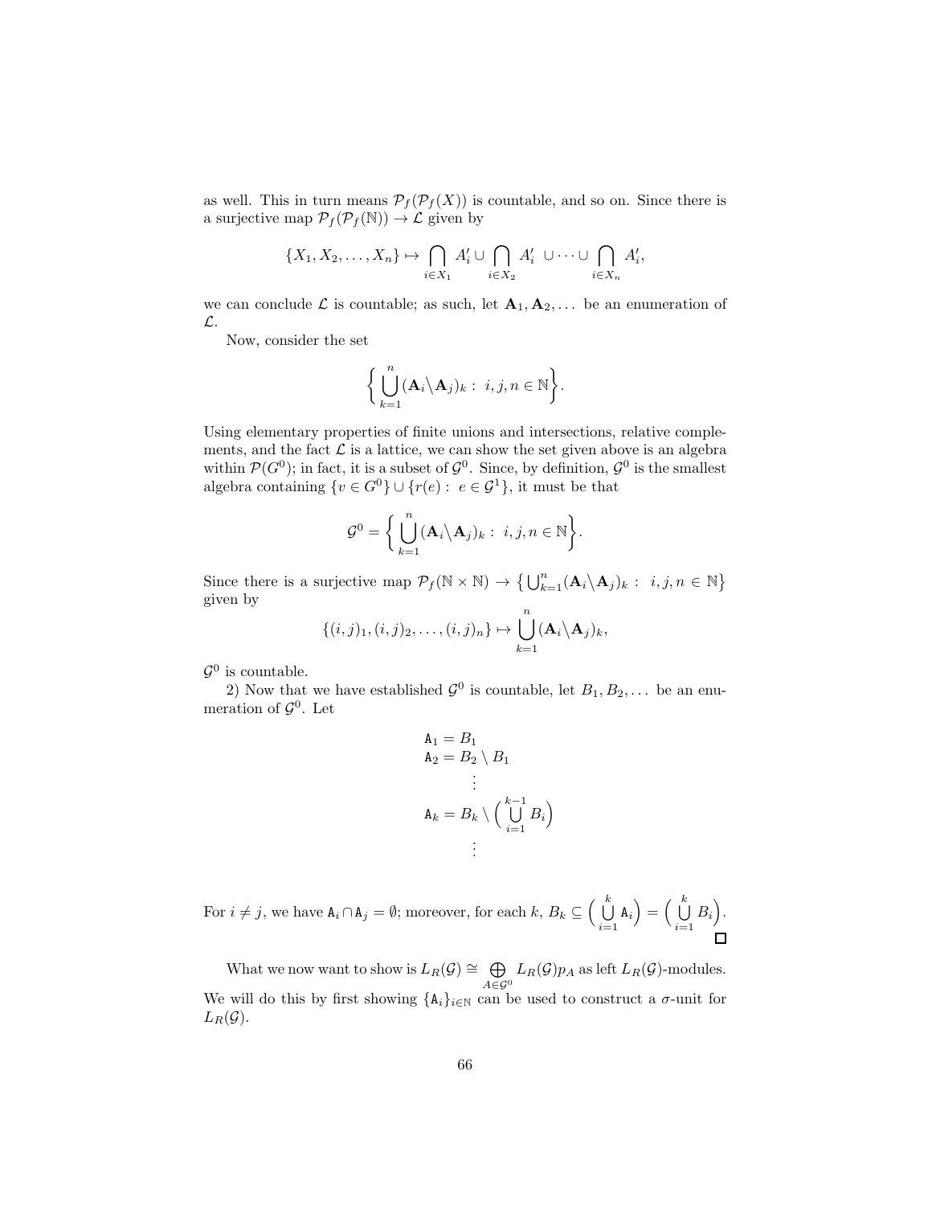as well. This in turn means $\mathcal{P}_f(\mathcal{P}_f(X))$ is countable, and so on. Since there is a surjective map $\mathcal{P}_f(\mathcal{P}_f(\mathbb{N})) \to \mathcal{L}$ given by

$$\{X_1, X_2, \ldots, X_n\} \mapsto \bigcap_{i \in X_1} A_i' \cup \bigcap_{i \in X_2} A_i' \ \cup \cdots \cup \bigcap_{i \in X_n} A_i',$$

we can conclude $\mathcal{L}$ is countable; as such, let $\mathbf{A}_1, \mathbf{A}_2, \ldots$ be an enumeration of $\mathcal{L}$.

Now, consider the set

$$\bigg\{ \bigcup_{k=1}^{n} (\mathbf{A}_i \backslash \mathbf{A}_j)_k : \ i, j, n \in \mathbb{N} \bigg\}.$$

Using elementary properties of finite unions and intersections, relative complements, and the fact $\mathcal{L}$ is a lattice, we can show the set given above is an algebra within $\mathcal{P}(G^0)$; in fact, it is a subset of $\mathcal{G}^0$. Since, by definition, $\mathcal{G}^0$ is the smallest algebra containing $\{v \in G^0\} \cup \{r(e) : \ e \in \mathcal{G}^1\}$, it must be that

$$\mathcal{G}^0 = \bigg\{ \bigcup_{k=1}^{n} (\mathbf{A}_i \backslash \mathbf{A}_j)_k : \ i, j, n \in \mathbb{N} \bigg\}.$$

Since there is a surjective map $\mathcal{P}_f(\mathbb{N} \times \mathbb{N}) \to \big\{ \bigcup_{k=1}^{n} (\mathbf{A}_i \backslash \mathbf{A}_j)_k : \ i, j, n \in \mathbb{N} \big\}$ given by

$$\{(i,j)_1, (i,j)_2, \ldots, (i,j)_n\} \mapsto \bigcup_{k=1}^{n} (\mathbf{A}_i \backslash \mathbf{A}_j)_k,$$

$\mathcal{G}^0$ is countable.

2) Now that we have established $\mathcal{G}^0$ is countable, let $B_1, B_2, \ldots$ be an enumeration of $\mathcal{G}^0$. Let

$$\begin{aligned}
\mathtt{A}_1 &= B_1 \\
\mathtt{A}_2 &= B_2 \setminus B_1 \\
&\vdots \\
\mathtt{A}_k &= B_k \setminus \Big( \bigcup_{i=1}^{k-1} B_i \Big) \\
&\vdots
\end{aligned}$$

For $i \neq j$, we have $\mathtt{A}_i \cap \mathtt{A}_j = \emptyset$; moreover, for each $k$, $B_k \subseteq \Big( \bigcup_{i=1}^{k} \mathtt{A}_i \Big) = \Big( \bigcup_{i=1}^{k} B_i \Big)$. ☐

What we now want to show is $L_R(\mathcal{G}) \cong \bigoplus_{A \in \mathcal{G}^0} L_R(\mathcal{G}) p_A$ as left $L_R(\mathcal{G})$-modules. We will do this by first showing $\{\mathtt{A}_i\}_{i \in \mathbb{N}}$ can be used to construct a $\sigma$-unit for $L_R(\mathcal{G})$.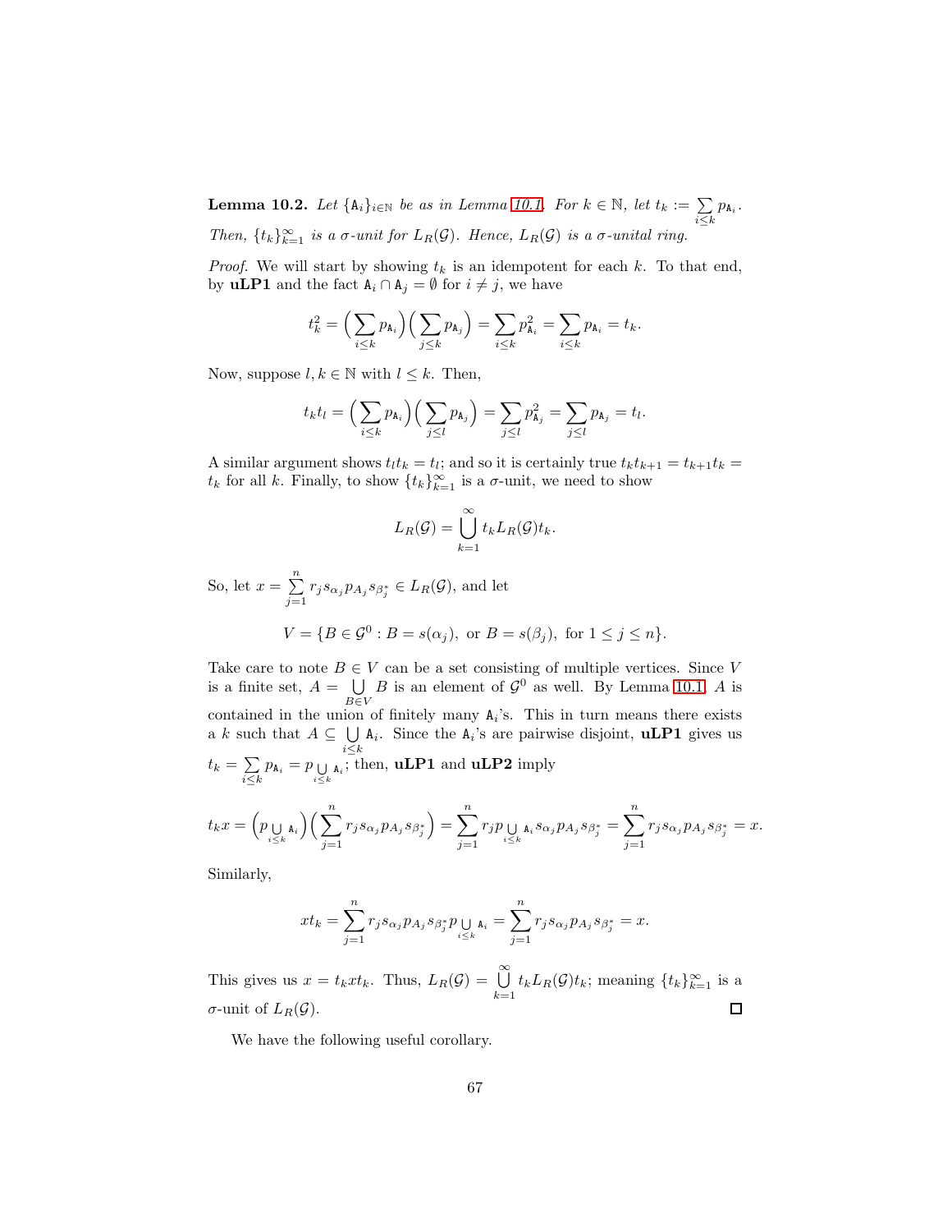**Lemma 10.2.** *Let $\{\mathtt{A}_i\}_{i\in\mathbb{N}}$ be as in Lemma 10.1. For $k \in \mathbb{N}$, let $t_k := \sum_{i\leq k} p_{\mathtt{A}_i}$. Then, $\{t_k\}_{k=1}^{\infty}$ is a $\sigma$-unit for $L_R(\mathcal{G})$. Hence, $L_R(\mathcal{G})$ is a $\sigma$-unital ring.*

*Proof.* We will start by showing $t_k$ is an idempotent for each $k$. To that end, by **uLP1** and the fact $\mathtt{A}_i \cap \mathtt{A}_j = \emptyset$ for $i \neq j$, we have

$$t_k^2 = \Big(\sum_{i\leq k} p_{\mathtt{A}_i}\Big)\Big(\sum_{j\leq k} p_{\mathtt{A}_j}\Big) = \sum_{i\leq k} p_{\mathtt{A}_i}^2 = \sum_{i\leq k} p_{\mathtt{A}_i} = t_k.$$

Now, suppose $l, k \in \mathbb{N}$ with $l \leq k$. Then,

$$t_k t_l = \Big(\sum_{i\leq k} p_{\mathtt{A}_i}\Big)\Big(\sum_{j\leq l} p_{\mathtt{A}_j}\Big) = \sum_{j\leq l} p_{\mathtt{A}_j}^2 = \sum_{j\leq l} p_{\mathtt{A}_j} = t_l.$$

A similar argument shows $t_l t_k = t_l$; and so it is certainly true $t_k t_{k+1} = t_{k+1} t_k = t_k$ for all $k$. Finally, to show $\{t_k\}_{k=1}^{\infty}$ is a $\sigma$-unit, we need to show

$$L_R(\mathcal{G}) = \bigcup_{k=1}^{\infty} t_k L_R(\mathcal{G}) t_k.$$

So, let $x = \sum_{j=1}^{n} r_j s_{\alpha_j} p_{A_j} s_{\beta_j^*} \in L_R(\mathcal{G})$, and let

$$V = \{B \in \mathcal{G}^0 : B = s(\alpha_j), \text{ or } B = s(\beta_j), \text{ for } 1 \leq j \leq n\}.$$

Take care to note $B \in V$ can be a set consisting of multiple vertices. Since $V$ is a finite set, $A = \bigcup_{B\in V} B$ is an element of $\mathcal{G}^0$ as well. By Lemma 10.1, $A$ is contained in the union of finitely many $\mathtt{A}_i$'s. This in turn means there exists a $k$ such that $A \subseteq \bigcup_{i\leq k} \mathtt{A}_i$. Since the $\mathtt{A}_i$'s are pairwise disjoint, **uLP1** gives us $t_k = \sum_{i\leq k} p_{\mathtt{A}_i} = p_{\bigcup_{i\leq k} \mathtt{A}_i}$; then, **uLP1** and **uLP2** imply

$$t_k x = \Big(p_{\bigcup_{i\leq k} \mathtt{A}_i}\Big)\Big(\sum_{j=1}^{n} r_j s_{\alpha_j} p_{A_j} s_{\beta_j^*}\Big) = \sum_{j=1}^{n} r_j p_{\bigcup_{i\leq k} \mathtt{A}_i} s_{\alpha_j} p_{A_j} s_{\beta_j^*} = \sum_{j=1}^{n} r_j s_{\alpha_j} p_{A_j} s_{\beta_j^*} = x.$$

Similarly,

$$x t_k = \sum_{j=1}^{n} r_j s_{\alpha_j} p_{A_j} s_{\beta_j^*} p_{\bigcup_{i\leq k} \mathtt{A}_i} = \sum_{j=1}^{n} r_j s_{\alpha_j} p_{A_j} s_{\beta_j^*} = x.$$

This gives us $x = t_k x t_k$. Thus, $L_R(\mathcal{G}) = \bigcup_{k=1}^{\infty} t_k L_R(\mathcal{G}) t_k$; meaning $\{t_k\}_{k=1}^{\infty}$ is a $\sigma$-unit of $L_R(\mathcal{G})$. $\square$

We have the following useful corollary.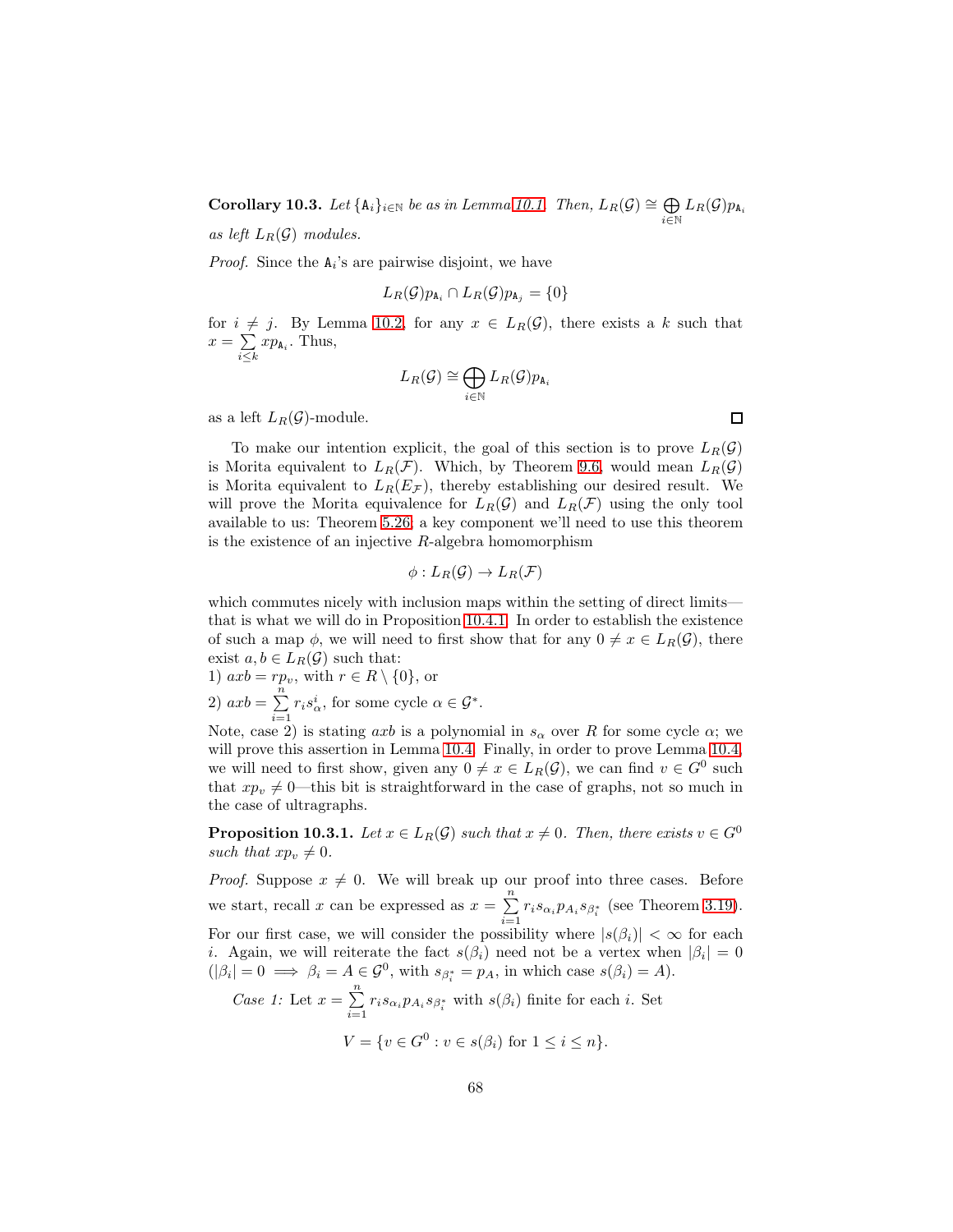**Corollary 10.3.** *Let $\{\mathtt{A}_i\}_{i\in\mathbb{N}}$ be as in Lemma 10.1. Then, $L_R(\mathcal{G}) \cong \bigoplus_{i\in\mathbb{N}} L_R(\mathcal{G})p_{\mathtt{A}_i}$ as left $L_R(\mathcal{G})$ modules.*

*Proof.* Since the $\mathtt{A}_i$'s are pairwise disjoint, we have

$$L_R(\mathcal{G})p_{\mathtt{A}_i} \cap L_R(\mathcal{G})p_{\mathtt{A}_j} = \{0\}$$

for $i \neq j$. By Lemma 10.2, for any $x \in L_R(\mathcal{G})$, there exists a $k$ such that $x = \sum_{i\leq k} xp_{\mathtt{A}_i}$. Thus,

$$L_R(\mathcal{G}) \cong \bigoplus_{i\in\mathbb{N}} L_R(\mathcal{G})p_{\mathtt{A}_i}$$

as a left $L_R(\mathcal{G})$-module. □

To make our intention explicit, the goal of this section is to prove $L_R(\mathcal{G})$ is Morita equivalent to $L_R(\mathcal{F})$. Which, by Theorem 9.6, would mean $L_R(\mathcal{G})$ is Morita equivalent to $L_R(E_{\mathcal{F}})$, thereby establishing our desired result. We will prove the Morita equivalence for $L_R(\mathcal{G})$ and $L_R(\mathcal{F})$ using the only tool available to us: Theorem 5.26; a key component we'll need to use this theorem is the existence of an injective $R$-algebra homomorphism

$$\phi : L_R(\mathcal{G}) \to L_R(\mathcal{F})$$

which commutes nicely with inclusion maps within the setting of direct limits—that is what we will do in Proposition 10.4.1. In order to establish the existence of such a map $\phi$, we will need to first show that for any $0 \neq x \in L_R(\mathcal{G})$, there exist $a, b \in L_R(\mathcal{G})$ such that:
1) $axb = rp_v$, with $r \in R \setminus \{0\}$, or
2) $axb = \sum_{i=1}^{n} r_i s_\alpha^i$, for some cycle $\alpha \in \mathcal{G}^*$.
Note, case 2) is stating $axb$ is a polynomial in $s_\alpha$ over $R$ for some cycle $\alpha$; we will prove this assertion in Lemma 10.4. Finally, in order to prove Lemma 10.4, we will need to first show, given any $0 \neq x \in L_R(\mathcal{G})$, we can find $v \in G^0$ such that $xp_v \neq 0$—this bit is straightforward in the case of graphs, not so much in the case of ultragraphs.

**Proposition 10.3.1.** *Let $x \in L_R(\mathcal{G})$ such that $x \neq 0$. Then, there exists $v \in G^0$ such that $xp_v \neq 0$.*

*Proof.* Suppose $x \neq 0$. We will break up our proof into three cases. Before we start, recall $x$ can be expressed as $x = \sum_{i=1}^{n} r_i s_{\alpha_i} p_{A_i} s_{\beta_i^*}$ (see Theorem 3.19). For our first case, we will consider the possibility where $|s(\beta_i)| < \infty$ for each $i$. Again, we will reiterate the fact $s(\beta_i)$ need not be a vertex when $|\beta_i| = 0$ ($|\beta_i| = 0 \implies \beta_i = A \in \mathcal{G}^0$, with $s_{\beta_i^*} = p_A$, in which case $s(\beta_i) = A$).

*Case 1:* Let $x = \sum_{i=1}^{n} r_i s_{\alpha_i} p_{A_i} s_{\beta_i^*}$ with $s(\beta_i)$ finite for each $i$. Set

$$V = \{v \in G^0 : v \in s(\beta_i) \text{ for } 1 \leq i \leq n\}.$$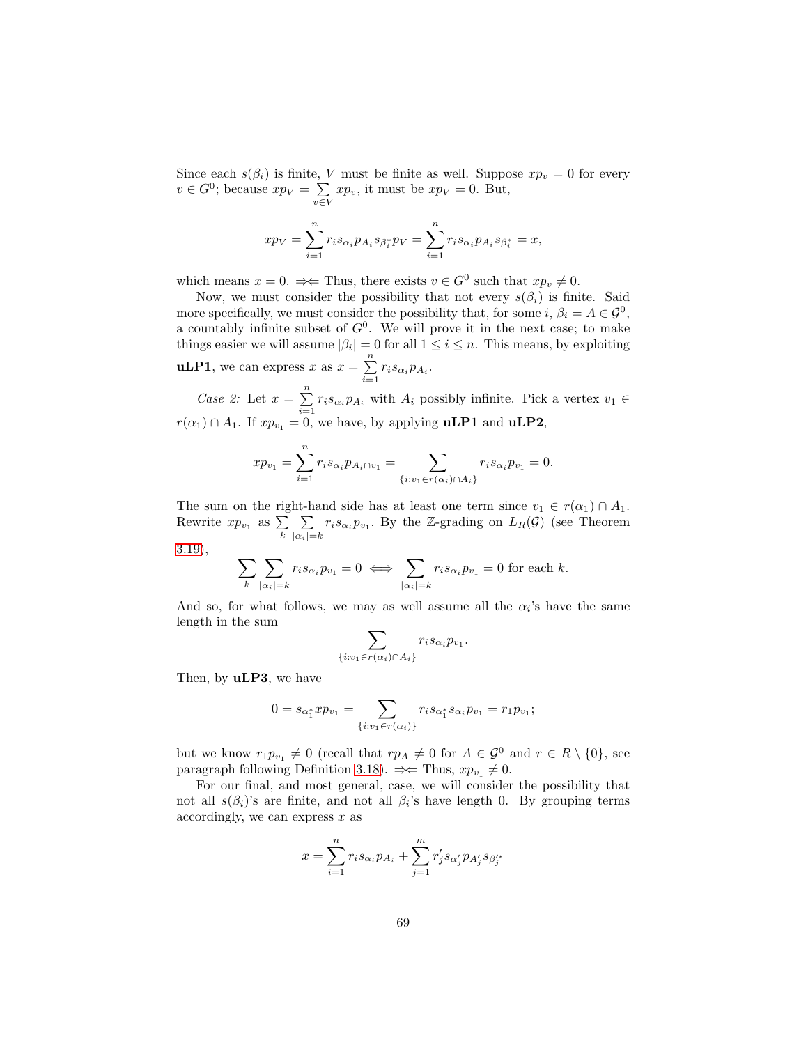Since each $s(\beta_i)$ is finite, $V$ must be finite as well. Suppose $xp_v = 0$ for every $v \in G^0$; because $xp_V = \sum_{v \in V} xp_v$, it must be $xp_V = 0$. But,

$$xp_V = \sum_{i=1}^{n} r_i s_{\alpha_i} p_{A_i} s_{\beta_i^*} p_V = \sum_{i=1}^{n} r_i s_{\alpha_i} p_{A_i} s_{\beta_i^*} = x,$$

which means $x = 0$. $\Rightarrow\Leftarrow$ Thus, there exists $v \in G^0$ such that $xp_v \neq 0$.

Now, we must consider the possibility that not every $s(\beta_i)$ is finite. Said more specifically, we must consider the possibility that, for some $i$, $\beta_i = A \in \mathcal{G}^0$, a countably infinite subset of $G^0$. We will prove it in the next case; to make things easier we will assume $|\beta_i| = 0$ for all $1 \leq i \leq n$. This means, by exploiting **uLP1**, we can express $x$ as $x = \sum_{i=1}^{n} r_i s_{\alpha_i} p_{A_i}$.

*Case 2:* Let $x = \sum_{i=1}^{n} r_i s_{\alpha_i} p_{A_i}$ with $A_i$ possibly infinite. Pick a vertex $v_1 \in r(\alpha_1) \cap A_1$. If $xp_{v_1} = 0$, we have, by applying **uLP1** and **uLP2**,

$$xp_{v_1} = \sum_{i=1}^{n} r_i s_{\alpha_i} p_{A_i \cap v_1} = \sum_{\{i : v_1 \in r(\alpha_i) \cap A_i\}} r_i s_{\alpha_i} p_{v_1} = 0.$$

The sum on the right-hand side has at least one term since $v_1 \in r(\alpha_1) \cap A_1$. Rewrite $xp_{v_1}$ as $\sum_k \sum_{|\alpha_i| = k} r_i s_{\alpha_i} p_{v_1}$. By the $\mathbb{Z}$-grading on $L_R(\mathcal{G})$ (see Theorem 3.19),

$$\sum_k \sum_{|\alpha_i| = k} r_i s_{\alpha_i} p_{v_1} = 0 \iff \sum_{|\alpha_i| = k} r_i s_{\alpha_i} p_{v_1} = 0 \text{ for each } k.$$

And so, for what follows, we may as well assume all the $\alpha_i$'s have the same length in the sum

$$\sum_{\{i : v_1 \in r(\alpha_i) \cap A_i\}} r_i s_{\alpha_i} p_{v_1}.$$

Then, by **uLP3**, we have

$$0 = s_{\alpha_1^*} x p_{v_1} = \sum_{\{i : v_1 \in r(\alpha_i)\}} r_i s_{\alpha_1^*} s_{\alpha_i} p_{v_1} = r_1 p_{v_1};$$

but we know $r_1 p_{v_1} \neq 0$ (recall that $rp_A \neq 0$ for $A \in \mathcal{G}^0$ and $r \in R \setminus \{0\}$, see paragraph following Definition 3.18). $\Rightarrow\Leftarrow$ Thus, $xp_{v_1} \neq 0$.

For our final, and most general, case, we will consider the possibility that not all $s(\beta_i)$'s are finite, and not all $\beta_i$'s have length 0. By grouping terms accordingly, we can express $x$ as

$$x = \sum_{i=1}^{n} r_i s_{\alpha_i} p_{A_i} + \sum_{j=1}^{m} r'_j s_{\alpha'_j} p_{A'_j} s_{\beta_j'^*}$$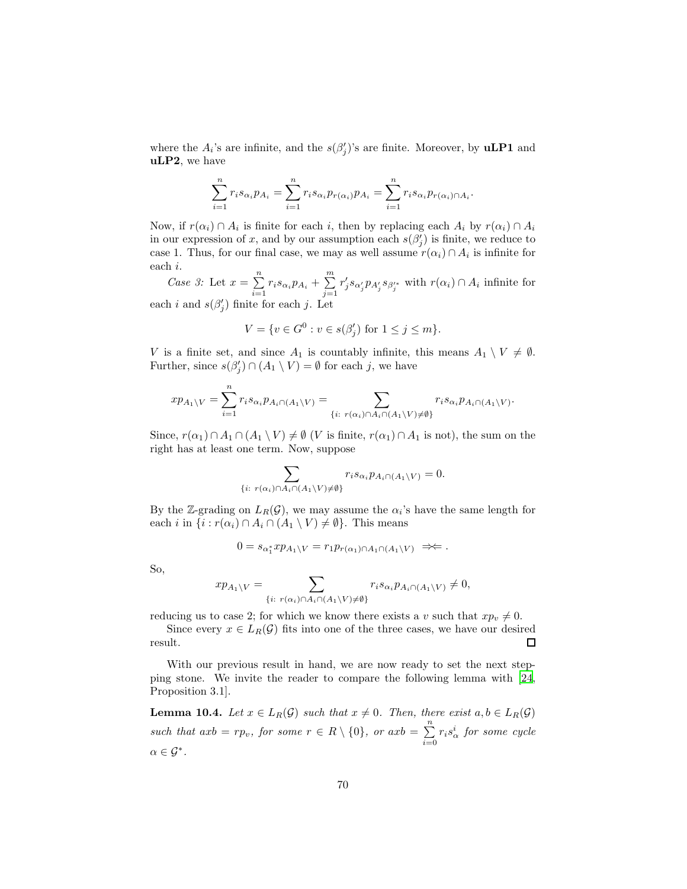where the $A_i$'s are infinite, and the $s(\beta'_j)$'s are finite. Moreover, by **uLP1** and **uLP2**, we have

$$\sum_{i=1}^{n} r_i s_{\alpha_i} p_{A_i} = \sum_{i=1}^{n} r_i s_{\alpha_i} p_{r(\alpha_i)} p_{A_i} = \sum_{i=1}^{n} r_i s_{\alpha_i} p_{r(\alpha_i)\cap A_i}.$$

Now, if $r(\alpha_i) \cap A_i$ is finite for each $i$, then by replacing each $A_i$ by $r(\alpha_i) \cap A_i$ in our expression of $x$, and by our assumption each $s(\beta'_j)$ is finite, we reduce to case 1. Thus, for our final case, we may as well assume $r(\alpha_i) \cap A_i$ is infinite for each $i$.

*Case 3:* Let $x = \sum_{i=1}^{n} r_i s_{\alpha_i} p_{A_i} + \sum_{j=1}^{m} r'_j s_{\alpha'_j} p_{A'_j} s_{\beta'^*_j}$ with $r(\alpha_i) \cap A_i$ infinite for each $i$ and $s(\beta'_j)$ finite for each $j$. Let

$$V = \{v \in G^0 : v \in s(\beta'_j) \text{ for } 1 \leq j \leq m\}.$$

$V$ is a finite set, and since $A_1$ is countably infinite, this means $A_1 \setminus V \neq \emptyset$. Further, since $s(\beta'_j) \cap (A_1 \setminus V) = \emptyset$ for each $j$, we have

$$x p_{A_1\setminus V} = \sum_{i=1}^{n} r_i s_{\alpha_i} p_{A_i \cap (A_1\setminus V)} = \sum_{\{i:\ r(\alpha_i)\cap A_i \cap (A_1\setminus V)\neq\emptyset\}} r_i s_{\alpha_i} p_{A_i\cap(A_1\setminus V)}.$$

Since, $r(\alpha_1) \cap A_1 \cap (A_1 \setminus V) \neq \emptyset$ ($V$ is finite, $r(\alpha_1) \cap A_1$ is not), the sum on the right has at least one term. Now, suppose

$$\sum_{\{i:\ r(\alpha_i)\cap A_i\cap(A_1\setminus V)\neq\emptyset\}} r_i s_{\alpha_i} p_{A_i\cap(A_1\setminus V)} = 0.$$

By the $\mathbb{Z}$-grading on $L_R(\mathcal{G})$, we may assume the $\alpha_i$'s have the same length for each $i$ in $\{i : r(\alpha_i) \cap A_i \cap (A_1 \setminus V) \neq \emptyset\}$. This means

$$0 = s_{\alpha_1^*} x p_{A_1\setminus V} = r_1 p_{r(\alpha_1)\cap A_1\cap(A_1\setminus V)} \;\; \Rightarrow\!\Leftarrow .$$

So,

$$x p_{A_1\setminus V} = \sum_{\{i:\ r(\alpha_i)\cap A_i\cap(A_1\setminus V)\neq\emptyset\}} r_i s_{\alpha_i} p_{A_i\cap(A_1\setminus V)} \neq 0,$$

reducing us to case 2; for which we know there exists a $v$ such that $xp_v \neq 0$.

Since every $x \in L_R(\mathcal{G})$ fits into one of the three cases, we have our desired result. ◻

With our previous result in hand, we are now ready to set the next stepping stone. We invite the reader to compare the following lemma with [24, Proposition 3.1].

**Lemma 10.4.** *Let $x \in L_R(\mathcal{G})$ such that $x \neq 0$. Then, there exist $a, b \in L_R(\mathcal{G})$ such that $axb = rp_v$, for some $r \in R \setminus \{0\}$, or $axb = \sum_{i=0}^{n} r_i s_\alpha^i$ for some cycle $\alpha \in \mathcal{G}^*$.*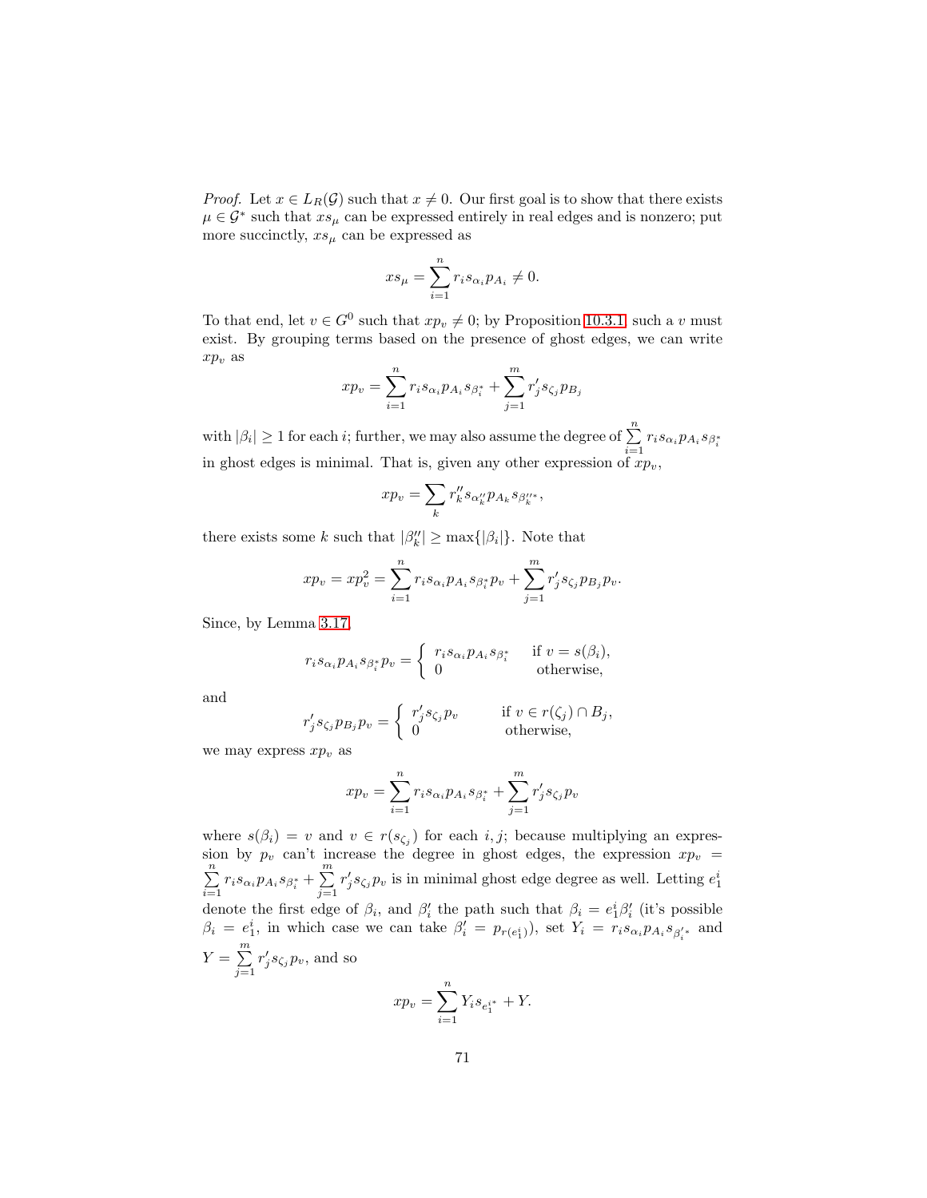*Proof.* Let $x \in L_R(\mathcal{G})$ such that $x \neq 0$. Our first goal is to show that there exists $\mu \in \mathcal{G}^*$ such that $xs_\mu$ can be expressed entirely in real edges and is nonzero; put more succinctly, $xs_\mu$ can be expressed as

$$xs_\mu = \sum_{i=1}^{n} r_i s_{\alpha_i} p_{A_i} \neq 0.$$

To that end, let $v \in G^0$ such that $xp_v \neq 0$; by Proposition 10.3.1 such a $v$ must exist. By grouping terms based on the presence of ghost edges, we can write $xp_v$ as

$$xp_v = \sum_{i=1}^{n} r_i s_{\alpha_i} p_{A_i} s_{\beta_i^*} + \sum_{j=1}^{m} r'_j s_{\zeta_j} p_{B_j}$$

with $|\beta_i| \geq 1$ for each $i$; further, we may also assume the degree of $\sum_{i=1}^{n} r_i s_{\alpha_i} p_{A_i} s_{\beta_i^*}$ in ghost edges is minimal. That is, given any other expression of $xp_v$,

$$xp_v = \sum_k r''_k s_{\alpha''_k} p_{A_k} s_{\beta''^*_k},$$

there exists some $k$ such that $|\beta''_k| \geq \max\{|\beta_i|\}$. Note that

$$xp_v = xp_v^2 = \sum_{i=1}^{n} r_i s_{\alpha_i} p_{A_i} s_{\beta_i^*} p_v + \sum_{j=1}^{m} r'_j s_{\zeta_j} p_{B_j} p_v.$$

Since, by Lemma 3.17,

$$r_i s_{\alpha_i} p_{A_i} s_{\beta_i^*} p_v = \begin{cases} r_i s_{\alpha_i} p_{A_i} s_{\beta_i^*} & \text{if } v = s(\beta_i), \\ 0 & \text{otherwise,} \end{cases}$$

and

$$r'_j s_{\zeta_j} p_{B_j} p_v = \begin{cases} r'_j s_{\zeta_j} p_v & \text{if } v \in r(\zeta_j) \cap B_j, \\ 0 & \text{otherwise,} \end{cases}$$

we may express $xp_v$ as

$$xp_v = \sum_{i=1}^{n} r_i s_{\alpha_i} p_{A_i} s_{\beta_i^*} + \sum_{j=1}^{m} r'_j s_{\zeta_j} p_v$$

where $s(\beta_i) = v$ and $v \in r(s_{\zeta_j})$ for each $i, j$; because multiplying an expression by $p_v$ can't increase the degree in ghost edges, the expression $xp_v = \sum_{i=1}^{n} r_i s_{\alpha_i} p_{A_i} s_{\beta_i^*} + \sum_{j=1}^{m} r'_j s_{\zeta_j} p_v$ is in minimal ghost edge degree as well. Letting $e_1^i$ denote the first edge of $\beta_i$, and $\beta'_i$ the path such that $\beta_i = e_1^i \beta'_i$ (it's possible $\beta_i = e_1^i$, in which case we can take $\beta'_i = p_{r(e_1^i)}$), set $Y_i = r_i s_{\alpha_i} p_{A_i} s_{\beta_i'^*}$ and $Y = \sum_{j=1}^{m} r'_j s_{\zeta_j} p_v$, and so

$$xp_v = \sum_{i=1}^{n} Y_i s_{e_1^{i*}} + Y.$$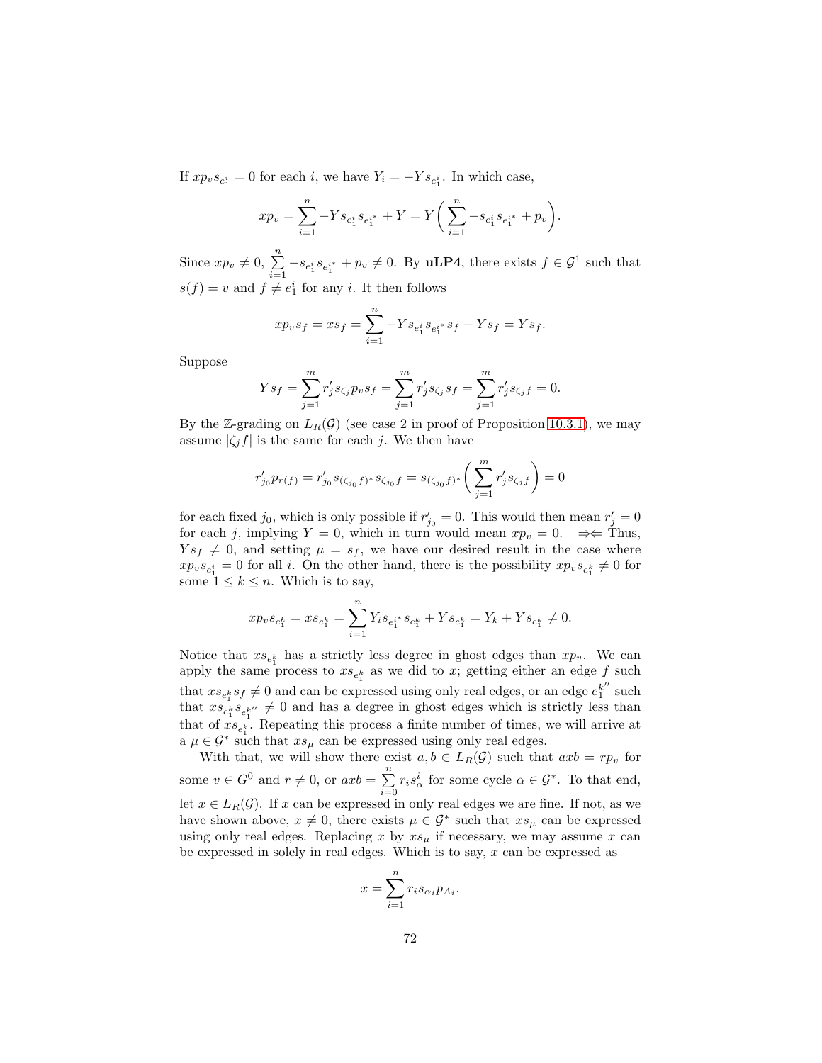If $xp_v s_{e_1^i} = 0$ for each $i$, we have $Y_i = -Ys_{e_1^i}$. In which case,

$$xp_v = \sum_{i=1}^{n} -Ys_{e_1^i}s_{e_1^{i*}} + Y = Y\bigg(\sum_{i=1}^{n} -s_{e_1^i}s_{e_1^{i*}} + p_v\bigg).$$

Since $xp_v \neq 0$, $\sum_{i=1}^{n} -s_{e_1^i}s_{e_1^{i*}} + p_v \neq 0$. By **uLP4**, there exists $f \in \mathcal{G}^1$ such that $s(f) = v$ and $f \neq e_1^i$ for any $i$. It then follows

$$xp_v s_f = xs_f = \sum_{i=1}^{n} -Ys_{e_1^i}s_{e_1^{i*}}s_f + Ys_f = Ys_f.$$

Suppose

$$Ys_f = \sum_{j=1}^{m} r_j' s_{\zeta_j} p_v s_f = \sum_{j=1}^{m} r_j' s_{\zeta_j} s_f = \sum_{j=1}^{m} r_j' s_{\zeta_j f} = 0.$$

By the $\mathbb{Z}$-grading on $L_R(\mathcal{G})$ (see case 2 in proof of Proposition 10.3.1), we may assume $|\zeta_j f|$ is the same for each $j$. We then have

$$r_{j_0}' p_{r(f)} = r_{j_0}' s_{(\zeta_{j_0} f)^*} s_{\zeta_{j_0} f} = s_{(\zeta_{j_0} f)^*}\bigg(\sum_{j=1}^{m} r_j' s_{\zeta_j f}\bigg) = 0$$

for each fixed $j_0$, which is only possible if $r_{j_0}' = 0$. This would then mean $r_j' = 0$ for each $j$, implying $Y = 0$, which in turn would mean $xp_v = 0$. $\Rightarrow\!\Leftarrow$ Thus, $Ys_f \neq 0$, and setting $\mu = s_f$, we have our desired result in the case where $xp_v s_{e_1^i} = 0$ for all $i$. On the other hand, there is the possibility $xp_v s_{e_1^k} \neq 0$ for some $1 \leq k \leq n$. Which is to say,

$$xp_v s_{e_1^k} = xs_{e_1^k} = \sum_{i=1}^{n} Y_i s_{e_1^{i*}} s_{e_1^k} + Ys_{e_1^k} = Y_k + Ys_{e_1^k} \neq 0.$$

Notice that $xs_{e_1^k}$ has a strictly less degree in ghost edges than $xp_v$. We can apply the same process to $xs_{e_1^k}$ as we did to $x$; getting either an edge $f$ such that $xs_{e_1^k}s_f \neq 0$ and can be expressed using only real edges, or an edge $e_1^{k''}$ such that $xs_{e_1^k}s_{e_1^{k''}} \neq 0$ and has a degree in ghost edges which is strictly less than that of $xs_{e_1^k}$. Repeating this process a finite number of times, we will arrive at a $\mu \in \mathcal{G}^*$ such that $xs_\mu$ can be expressed using only real edges.

With that, we will show there exist $a, b \in L_R(\mathcal{G})$ such that $axb = rp_v$ for some $v \in G^0$ and $r \neq 0$, or $axb = \sum_{i=0}^{n} r_i s_\alpha^i$ for some cycle $\alpha \in \mathcal{G}^*$. To that end, let $x \in L_R(\mathcal{G})$. If $x$ can be expressed in only real edges we are fine. If not, as we have shown above, $x \neq 0$, there exists $\mu \in \mathcal{G}^*$ such that $xs_\mu$ can be expressed using only real edges. Replacing $x$ by $xs_\mu$ if necessary, we may assume $x$ can be expressed in solely in real edges. Which is to say, $x$ can be expressed as

$$x = \sum_{i=1}^{n} r_i s_{\alpha_i} p_{A_i}.$$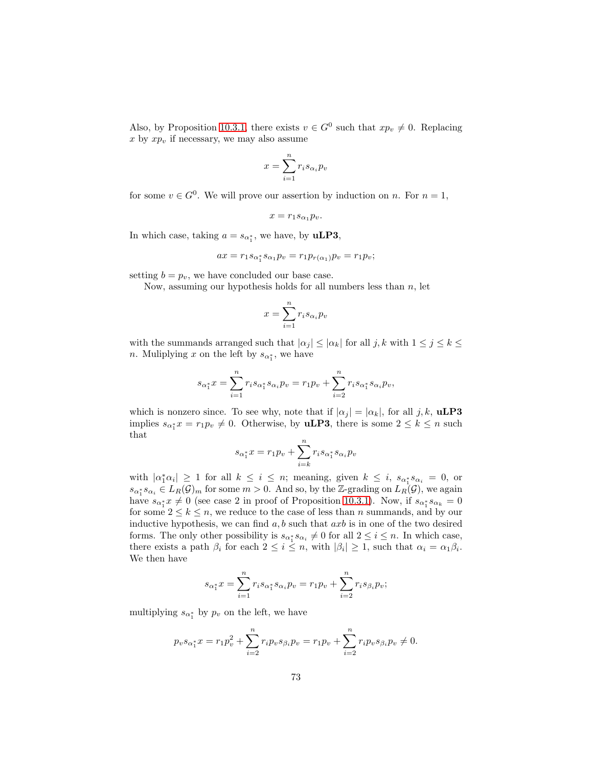Also, by Proposition 10.3.1, there exists $v \in G^0$ such that $xp_v \neq 0$. Replacing $x$ by $xp_v$ if necessary, we may also assume

$$x = \sum_{i=1}^{n} r_i s_{\alpha_i} p_v$$

for some $v \in G^0$. We will prove our assertion by induction on $n$. For $n = 1$,

$$x = r_1 s_{\alpha_1} p_v.$$

In which case, taking $a = s_{\alpha_1^*}$, we have, by **uLP3**,

$$ax = r_1 s_{\alpha_1^*} s_{\alpha_1} p_v = r_1 p_{r(\alpha_1)} p_v = r_1 p_v;$$

setting $b = p_v$, we have concluded our base case.

Now, assuming our hypothesis holds for all numbers less than $n$, let

$$x = \sum_{i=1}^{n} r_i s_{\alpha_i} p_v$$

with the summands arranged such that $|\alpha_j| \leq |\alpha_k|$ for all $j, k$ with $1 \leq j \leq k \leq n$. Muliplying $x$ on the left by $s_{\alpha_1^*}$, we have

$$s_{\alpha_1^*} x = \sum_{i=1}^{n} r_i s_{\alpha_1^*} s_{\alpha_i} p_v = r_1 p_v + \sum_{i=2}^{n} r_i s_{\alpha_1^*} s_{\alpha_i} p_v,$$

which is nonzero since. To see why, note that if $|\alpha_j| = |\alpha_k|$, for all $j, k$, **uLP3** implies $s_{\alpha_1^*} x = r_1 p_v \neq 0$. Otherwise, by **uLP3**, there is some $2 \leq k \leq n$ such that

$$s_{\alpha_1^*} x = r_1 p_v + \sum_{i=k}^{n} r_i s_{\alpha_1^*} s_{\alpha_i} p_v$$

with $|\alpha_1^* \alpha_i| \geq 1$ for all $k \leq i \leq n$; meaning, given $k \leq i$, $s_{\alpha_1^*} s_{\alpha_i} = 0$, or $s_{\alpha_1^*} s_{\alpha_i} \in L_R(\mathcal{G})_m$ for some $m > 0$. And so, by the $\mathbb{Z}$-grading on $L_R(\mathcal{G})$, we again have $s_{\alpha_1^*} x \neq 0$ (see case 2 in proof of Proposition 10.3.1). Now, if $s_{\alpha_1^*} s_{\alpha_k} = 0$ for some $2 \leq k \leq n$, we reduce to the case of less than $n$ summands, and by our inductive hypothesis, we can find $a, b$ such that $axb$ is in one of the two desired forms. The only other possibility is $s_{\alpha_1^*} s_{\alpha_i} \neq 0$ for all $2 \leq i \leq n$. In which case, there exists a path $\beta_i$ for each $2 \leq i \leq n$, with $|\beta_i| \geq 1$, such that $\alpha_i = \alpha_1 \beta_i$. We then have

$$s_{\alpha_1^*} x = \sum_{i=1}^{n} r_i s_{\alpha_1^*} s_{\alpha_i} p_v = r_1 p_v + \sum_{i=2}^{n} r_i s_{\beta_i} p_v;$$

multiplying $s_{\alpha_1^*}$ by $p_v$ on the left, we have

$$p_v s_{\alpha_1^*} x = r_1 p_v^2 + \sum_{i=2}^{n} r_i p_v s_{\beta_i} p_v = r_1 p_v + \sum_{i=2}^{n} r_i p_v s_{\beta_i} p_v \neq 0.$$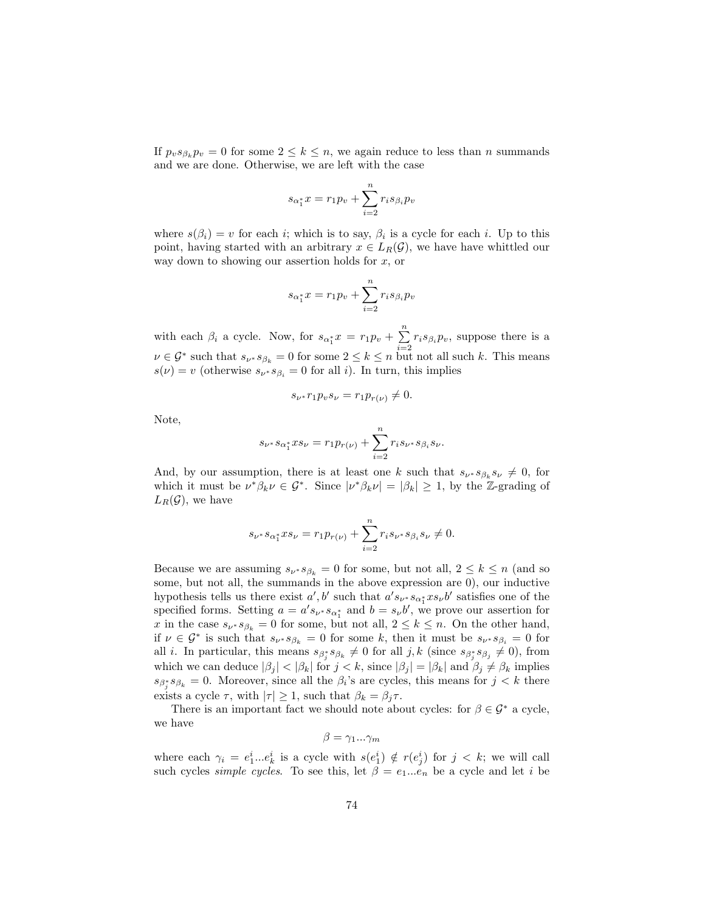If $p_v s_{\beta_k} p_v = 0$ for some $2 \leq k \leq n$, we again reduce to less than $n$ summands and we are done. Otherwise, we are left with the case

$$s_{\alpha_1^*} x = r_1 p_v + \sum_{i=2}^{n} r_i s_{\beta_i} p_v$$

where $s(\beta_i) = v$ for each $i$; which is to say, $\beta_i$ is a cycle for each $i$. Up to this point, having started with an arbitrary $x \in L_R(\mathcal{G})$, we have have whittled our way down to showing our assertion holds for $x$, or

$$s_{\alpha_1^*} x = r_1 p_v + \sum_{i=2}^{n} r_i s_{\beta_i} p_v$$

with each $\beta_i$ a cycle. Now, for $s_{\alpha_1^*} x = r_1 p_v + \sum_{i=2}^{n} r_i s_{\beta_i} p_v$, suppose there is a $\nu \in \mathcal{G}^*$ such that $s_{\nu^*} s_{\beta_k} = 0$ for some $2 \leq k \leq n$ but not all such $k$. This means $s(\nu) = v$ (otherwise $s_{\nu^*} s_{\beta_i} = 0$ for all $i$). In turn, this implies

$$s_{\nu^*} r_1 p_v s_\nu = r_1 p_{r(\nu)} \neq 0.$$

Note,

$$s_{\nu^*} s_{\alpha_1^*} x s_\nu = r_1 p_{r(\nu)} + \sum_{i=2}^{n} r_i s_{\nu^*} s_{\beta_i} s_\nu.$$

And, by our assumption, there is at least one $k$ such that $s_{\nu^*} s_{\beta_k} s_\nu \neq 0$, for which it must be $\nu^* \beta_k \nu \in \mathcal{G}^*$. Since $|\nu^* \beta_k \nu| = |\beta_k| \geq 1$, by the $\mathbb{Z}$-grading of $L_R(\mathcal{G})$, we have

$$s_{\nu^*} s_{\alpha_1^*} x s_\nu = r_1 p_{r(\nu)} + \sum_{i=2}^{n} r_i s_{\nu^*} s_{\beta_i} s_\nu \neq 0.$$

Because we are assuming $s_{\nu^*} s_{\beta_k} = 0$ for some, but not all, $2 \leq k \leq n$ (and so some, but not all, the summands in the above expression are 0), our inductive hypothesis tells us there exist $a', b'$ such that $a' s_{\nu^*} s_{\alpha_1^*} x s_\nu b'$ satisfies one of the specified forms. Setting $a = a' s_{\nu^*} s_{\alpha_1^*}$ and $b = s_\nu b'$, we prove our assertion for $x$ in the case $s_{\nu^*} s_{\beta_k} = 0$ for some, but not all, $2 \leq k \leq n$. On the other hand, if $\nu \in \mathcal{G}^*$ is such that $s_{\nu^*} s_{\beta_k} = 0$ for some $k$, then it must be $s_{\nu^*} s_{\beta_i} = 0$ for all $i$. In particular, this means $s_{\beta_j^*} s_{\beta_k} \neq 0$ for all $j, k$ (since $s_{\beta_j^*} s_{\beta_j} \neq 0$), from which we can deduce $|\beta_j| < |\beta_k|$ for $j < k$, since $|\beta_j| = |\beta_k|$ and $\beta_j \neq \beta_k$ implies $s_{\beta_j^*} s_{\beta_k} = 0$. Moreover, since all the $\beta_i$'s are cycles, this means for $j < k$ there exists a cycle $\tau$, with $|\tau| \geq 1$, such that $\beta_k = \beta_j \tau$.

There is an important fact we should note about cycles: for $\beta \in \mathcal{G}^*$ a cycle, we have

$$\beta = \gamma_1 \ldots \gamma_m$$

where each $\gamma_i = e_1^i \ldots e_k^i$ is a cycle with $s(e_1^i) \notin r(e_j^i)$ for $j < k$; we will call such cycles *simple cycles*. To see this, let $\beta = e_1 \ldots e_n$ be a cycle and let $i$ be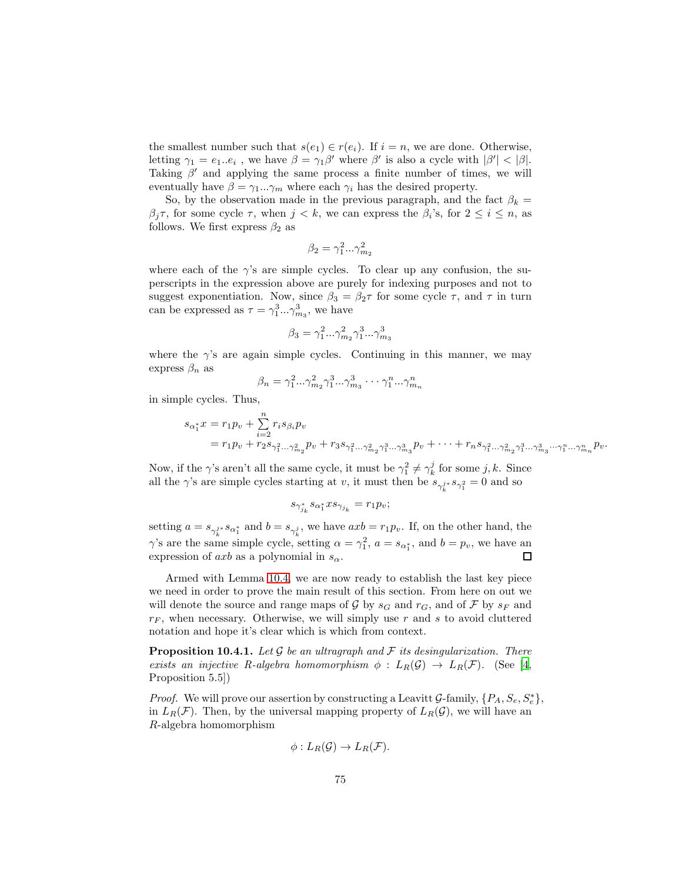the smallest number such that $s(e_1) \in r(e_i)$. If $i = n$, we are done. Otherwise, letting $\gamma_1 = e_1..e_i$ , we have $\beta = \gamma_1\beta'$ where $\beta'$ is also a cycle with $|\beta'| < |\beta|$. Taking $\beta'$ and applying the same process a finite number of times, we will eventually have $\beta = \gamma_1...\gamma_m$ where each $\gamma_i$ has the desired property.

So, by the observation made in the previous paragraph, and the fact $\beta_k = \beta_j\tau$, for some cycle $\tau$, when $j < k$, we can express the $\beta_i$'s, for $2 \leq i \leq n$, as follows. We first express $\beta_2$ as

$$\beta_2 = \gamma_1^2...\gamma_{m_2}^2$$

where each of the $\gamma$'s are simple cycles. To clear up any confusion, the superscripts in the expression above are purely for indexing purposes and not to suggest exponentiation. Now, since $\beta_3 = \beta_2\tau$ for some cycle $\tau$, and $\tau$ in turn can be expressed as $\tau = \gamma_1^3...\gamma_{m_3}^3$, we have

$$\beta_3 = \gamma_1^2...\gamma_{m_2}^2\gamma_1^3...\gamma_{m_3}^3$$

where the $\gamma$'s are again simple cycles. Continuing in this manner, we may express $\beta_n$ as

$$\beta_n = \gamma_1^2...\gamma_{m_2}^2\gamma_1^3...\gamma_{m_3}^3 \cdots \gamma_1^n...\gamma_{m_n}^n$$

in simple cycles. Thus,

$$\begin{aligned}
s_{\alpha_1^*}x &= r_1p_v + \sum_{i=2}^{n} r_i s_{\beta_i} p_v \\
&= r_1p_v + r_2 s_{\gamma_1^2...\gamma_{m_2}^2} p_v + r_3 s_{\gamma_1^2...\gamma_{m_2}^2\gamma_1^3...\gamma_{m_3}^3} p_v + \cdots + r_n s_{\gamma_1^2...\gamma_{m_2}^2\gamma_1^3...\gamma_{m_3}^3\cdots\gamma_1^n...\gamma_{m_n}^n} p_v.
\end{aligned}$$

Now, if the $\gamma$'s aren't all the same cycle, it must be $\gamma_1^2 \neq \gamma_k^j$ for some $j, k$. Since all the $\gamma$'s are simple cycles starting at $v$, it must then be $s_{\gamma_k^{j*}} s_{\gamma_1^2} = 0$ and so

$$s_{\gamma_{j_k}^*} s_{\alpha_1^*} x s_{\gamma_{j_k}} = r_1 p_v;$$

setting $a = s_{\gamma_k^{j*}} s_{\alpha_1^*}$ and $b = s_{\gamma_k^j}$, we have $axb = r_1p_v$. If, on the other hand, the $\gamma$'s are the same simple cycle, setting $\alpha = \gamma_1^2$, $a = s_{\alpha_1^*}$, and $b = p_v$, we have an expression of $axb$ as a polynomial in $s_\alpha$. ☐

Armed with Lemma 10.4, we are now ready to establish the last key piece we need in order to prove the main result of this section. From here on out we will denote the source and range maps of $\mathcal{G}$ by $s_G$ and $r_G$, and of $\mathcal{F}$ by $s_F$ and $r_F$, when necessary. Otherwise, we will simply use $r$ and $s$ to avoid cluttered notation and hope it's clear which is which from context.

**Proposition 10.4.1.** *Let $\mathcal{G}$ be an ultragraph and $\mathcal{F}$ its desingularization. There exists an injective $R$-algebra homomorphism $\phi : L_R(\mathcal{G}) \to L_R(\mathcal{F})$.* (See [4, Proposition 5.5])

*Proof.* We will prove our assertion by constructing a Leavitt $\mathcal{G}$-family, $\{P_A, S_e, S_e^*\}$, in $L_R(\mathcal{F})$. Then, by the universal mapping property of $L_R(\mathcal{G})$, we will have an $R$-algebra homomorphism

$$\phi : L_R(\mathcal{G}) \to L_R(\mathcal{F}).$$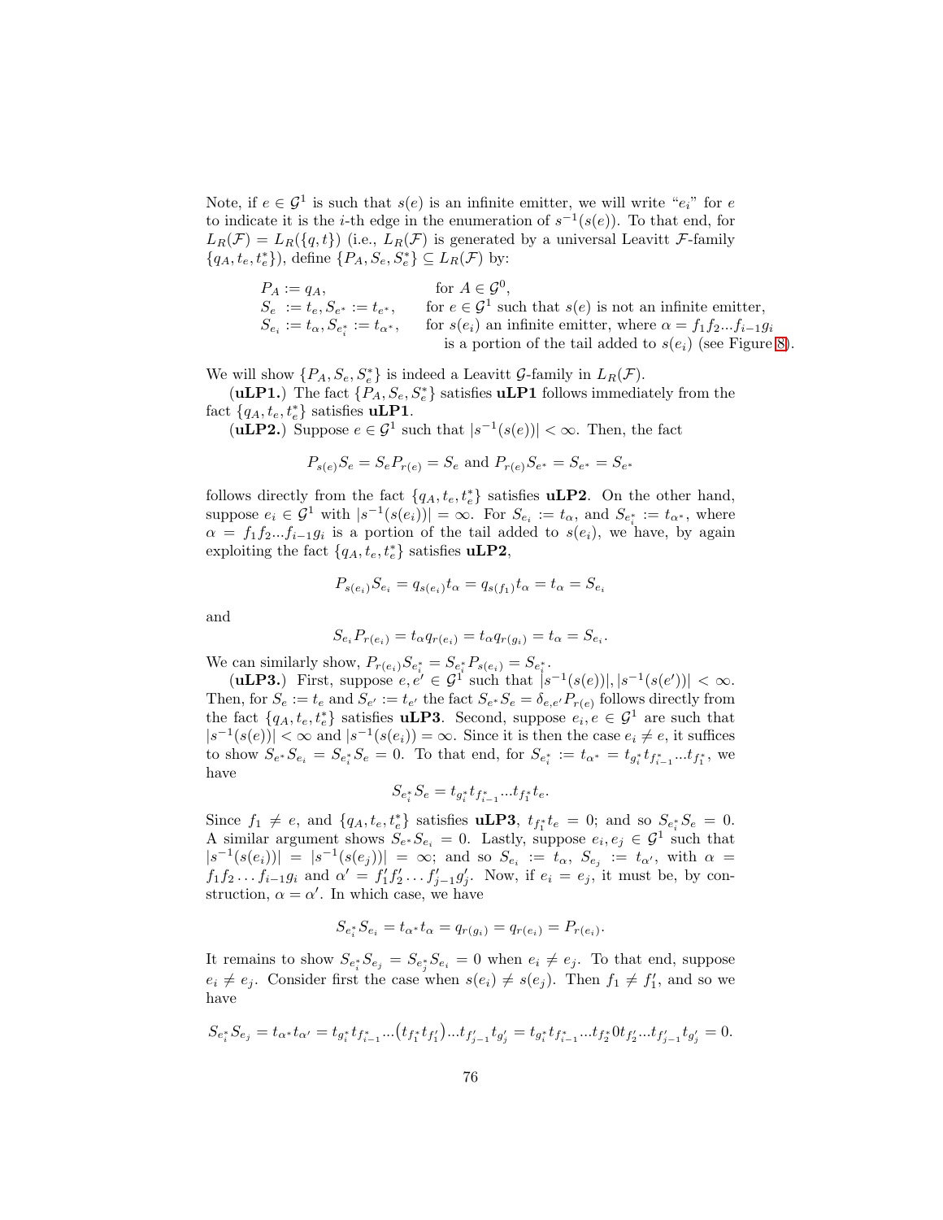Note, if $e \in \mathcal{G}^1$ is such that $s(e)$ is an infinite emitter, we will write "$e_i$" for $e$ to indicate it is the $i$-th edge in the enumeration of $s^{-1}(s(e))$. To that end, for $L_R(\mathcal{F}) = L_R(\{q, t\})$ (i.e., $L_R(\mathcal{F})$ is generated by a universal Leavitt $\mathcal{F}$-family $\{q_A, t_e, t_e^*\}$), define $\{P_A, S_e, S_e^*\} \subseteq L_R(\mathcal{F})$ by:

$$
\begin{array}{ll}
P_A := q_A, & \text{for } A \in \mathcal{G}^0, \\
S_e := t_e, S_{e^*} := t_{e^*}, & \text{for } e \in \mathcal{G}^1 \text{ such that } s(e) \text{ is not an infinite emitter,} \\
S_{e_i} := t_\alpha, S_{e_i^*} := t_{\alpha^*}, & \text{for } s(e_i) \text{ an infinite emitter, where } \alpha = f_1 f_2 ... f_{i-1} g_i \\
& \quad \text{is a portion of the tail added to } s(e_i) \text{ (see Figure 8).}
\end{array}
$$

We will show $\{P_A, S_e, S_e^*\}$ is indeed a Leavitt $\mathcal{G}$-family in $L_R(\mathcal{F})$.

(**uLP1.**) The fact $\{P_A, S_e, S_e^*\}$ satisfies **uLP1** follows immediately from the fact $\{q_A, t_e, t_e^*\}$ satisfies **uLP1**.

(**uLP2.**) Suppose $e \in \mathcal{G}^1$ such that $|s^{-1}(s(e))| < \infty$. Then, the fact

$$P_{s(e)} S_e = S_e P_{r(e)} = S_e \text{ and } P_{r(e)} S_{e^*} = S_{e^*} = S_{e^*}$$

follows directly from the fact $\{q_A, t_e, t_e^*\}$ satisfies **uLP2**. On the other hand, suppose $e_i \in \mathcal{G}^1$ with $|s^{-1}(s(e_i))| = \infty$. For $S_{e_i} := t_\alpha$, and $S_{e_i^*} := t_{\alpha^*}$, where $\alpha = f_1 f_2 ... f_{i-1} g_i$ is a portion of the tail added to $s(e_i)$, we have, by again exploiting the fact $\{q_A, t_e, t_e^*\}$ satisfies **uLP2**,

$$P_{s(e_i)} S_{e_i} = q_{s(e_i)} t_\alpha = q_{s(f_1)} t_\alpha = t_\alpha = S_{e_i}$$

and

$$S_{e_i} P_{r(e_i)} = t_\alpha q_{r(e_i)} = t_\alpha q_{r(g_i)} = t_\alpha = S_{e_i}.$$

We can similarly show, $P_{r(e_i)} S_{e_i^*} = S_{e_i^*} P_{s(e_i)} = S_{e_i^*}$.

(**uLP3.**) First, suppose $e, e' \in \mathcal{G}^1$ such that $|s^{-1}(s(e))|, |s^{-1}(s(e'))| < \infty$. Then, for $S_e := t_e$ and $S_{e'} := t_{e'}$ the fact $S_{e^*} S_e = \delta_{e,e'} P_{r(e)}$ follows directly from the fact $\{q_A, t_e, t_e^*\}$ satisfies **uLP3**. Second, suppose $e_i, e \in \mathcal{G}^1$ are such that $|s^{-1}(s(e))| < \infty$ and $|s^{-1}(s(e_i)) = \infty$. Since it is then the case $e_i \neq e$, it suffices to show $S_{e^*} S_{e_i} = S_{e_i^*} S_e = 0$. To that end, for $S_{e_i^*} := t_{\alpha^*} = t_{g_i^*} t_{f_{i-1}^*} ... t_{f_1^*}$, we have

$$S_{e_i^*} S_e = t_{g_i^*} t_{f_{i-1}^*} ... t_{f_1^*} t_e.$$

Since $f_1 \neq e$, and $\{q_A, t_e, t_e^*\}$ satisfies **uLP3**, $t_{f_1^*} t_e = 0$; and so $S_{e_i^*} S_e = 0$. A similar argument shows $S_{e^*} S_{e_i} = 0$. Lastly, suppose $e_i, e_j \in \mathcal{G}^1$ such that $|s^{-1}(s(e_i))| = |s^{-1}(s(e_j))| = \infty$; and so $S_{e_i} := t_\alpha$, $S_{e_j} := t_{\alpha'}$, with $\alpha = f_1 f_2 \ldots f_{i-1} g_i$ and $\alpha' = f_1' f_2' \ldots f_{j-1}' g_j'$. Now, if $e_i = e_j$, it must be, by construction, $\alpha = \alpha'$. In which case, we have

$$S_{e_i^*} S_{e_i} = t_{\alpha^*} t_\alpha = q_{r(g_i)} = q_{r(e_i)} = P_{r(e_i)}.$$

It remains to show $S_{e_i^*} S_{e_j} = S_{e_j^*} S_{e_i} = 0$ when $e_i \neq e_j$. To that end, suppose $e_i \neq e_j$. Consider first the case when $s(e_i) \neq s(e_j)$. Then $f_1 \neq f_1'$, and so we have

$$S_{e_i^*} S_{e_j} = t_{\alpha^*} t_{\alpha'} = t_{g_i^*} t_{f_{i-1}^*} ... \big(t_{f_1^*} t_{f_1'}\big) ... t_{f_{j-1}'} t_{g_j'} = t_{g_i^*} t_{f_{i-1}^*} ... t_{f_2^*} 0 t_{f_2'} ... t_{f_{j-1}'} t_{g_j'} = 0.$$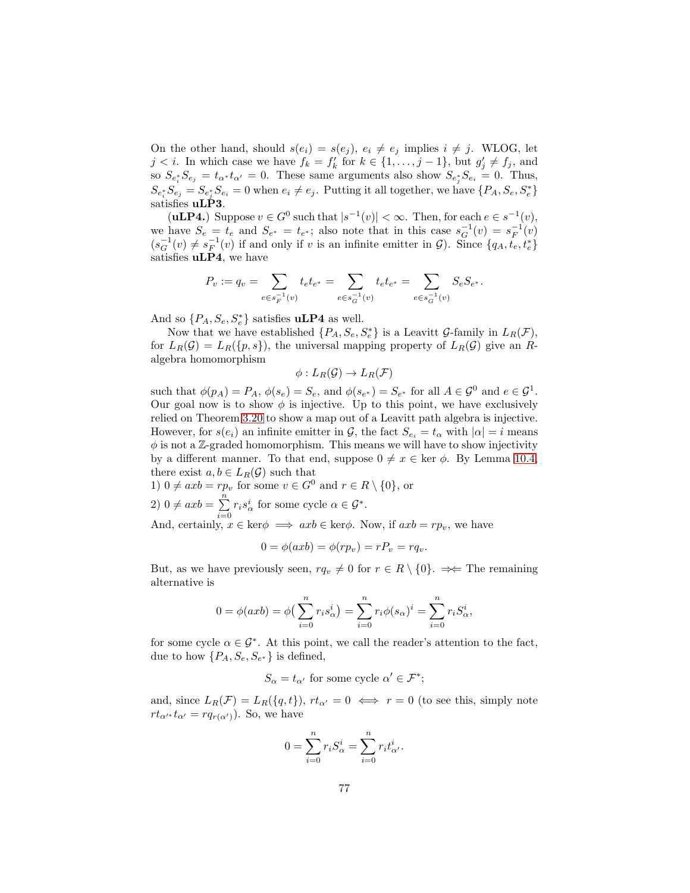On the other hand, should $s(e_i) = s(e_j)$, $e_i \neq e_j$ implies $i \neq j$. WLOG, let $j < i$. In which case we have $f_k = f'_k$ for $k \in \{1, \ldots, j-1\}$, but $g'_j \neq f_j$, and so $S_{e_i^*} S_{e_j} = t_{\alpha^*} t_{\alpha'} = 0$. These same arguments also show $S_{e_j^*} S_{e_i} = 0$. Thus, $S_{e_i^*} S_{e_j} = S_{e_j^*} S_{e_i} = 0$ when $e_i \neq e_j$. Putting it all together, we have $\{P_A, S_e, S_e^*\}$ satisfies **uLP3**.

(**uLP4.**) Suppose $v \in G^0$ such that $|s^{-1}(v)| < \infty$. Then, for each $e \in s^{-1}(v)$, we have $S_e = t_e$ and $S_{e^*} = t_{e^*}$; also note that in this case $s_G^{-1}(v) = s_F^{-1}(v)$ ($s_G^{-1}(v) \neq s_F^{-1}(v)$ if and only if $v$ is an infinite emitter in $\mathcal{G}$). Since $\{q_A, t_e, t_e^*\}$ satisfies **uLP4**, we have

$$P_v := q_v = \sum_{e \in s_F^{-1}(v)} t_e t_{e^*} = \sum_{e \in s_G^{-1}(v)} t_e t_{e^*} = \sum_{e \in s_G^{-1}(v)} S_e S_{e^*}.$$

And so $\{P_A, S_e, S_e^*\}$ satisfies **uLP4** as well.

Now that we have established $\{P_A, S_e, S_e^*\}$ is a Leavitt $\mathcal{G}$-family in $L_R(\mathcal{F})$, for $L_R(\mathcal{G}) = L_R(\{p, s\})$, the universal mapping property of $L_R(\mathcal{G})$ give an $R$-algebra homomorphism

$$\phi : L_R(\mathcal{G}) \to L_R(\mathcal{F})$$

such that $\phi(p_A) = P_A$, $\phi(s_e) = S_e$, and $\phi(s_{e^*}) = S_{e^*}$ for all $A \in \mathcal{G}^0$ and $e \in \mathcal{G}^1$. Our goal now is to show $\phi$ is injective. Up to this point, we have exclusively relied on Theorem 3.20 to show a map out of a Leavitt path algebra is injective. However, for $s(e_i)$ an infinite emitter in $\mathcal{G}$, the fact $S_{e_i} = t_\alpha$ with $|\alpha| = i$ means $\phi$ is not a $\mathbb{Z}$-graded homomorphism. This means we will have to show injectivity by a different manner. To that end, suppose $0 \neq x \in \ker \phi$. By Lemma 10.4, there exist $a, b \in L_R(\mathcal{G})$ such that

1) $0 \neq axb = rp_v$ for some $v \in G^0$ and $r \in R \setminus \{0\}$, or

2) $0 \neq axb = \sum_{i=0}^{n} r_i s_\alpha^i$ for some cycle $\alpha \in \mathcal{G}^*$.

And, certainly, $x \in \ker\phi \implies axb \in \ker\phi$. Now, if $axb = rp_v$, we have

$$0 = \phi(axb) = \phi(rp_v) = rP_v = rq_v.$$

But, as we have previously seen, $rq_v \neq 0$ for $r \in R \setminus \{0\}$. $\Rightarrow\Leftarrow$ The remaining alternative is

$$0 = \phi(axb) = \phi\big(\sum_{i=0}^{n} r_i s_\alpha^i\big) = \sum_{i=0}^{n} r_i \phi(s_\alpha)^i = \sum_{i=0}^{n} r_i S_\alpha^i,$$

for some cycle $\alpha \in \mathcal{G}^*$. At this point, we call the reader's attention to the fact, due to how $\{P_A, S_e, S_{e^*}\}$ is defined,

$$S_\alpha = t_{\alpha'} \text{ for some cycle } \alpha' \in \mathcal{F}^*;$$

and, since $L_R(\mathcal{F}) = L_R(\{q, t\})$, $rt_{\alpha'} = 0 \iff r = 0$ (to see this, simply note $rt_{\alpha'^*} t_{\alpha'} = rq_{r(\alpha')}$). So, we have

$$0 = \sum_{i=0}^{n} r_i S_\alpha^i = \sum_{i=0}^{n} r_i t_{\alpha'}^i.$$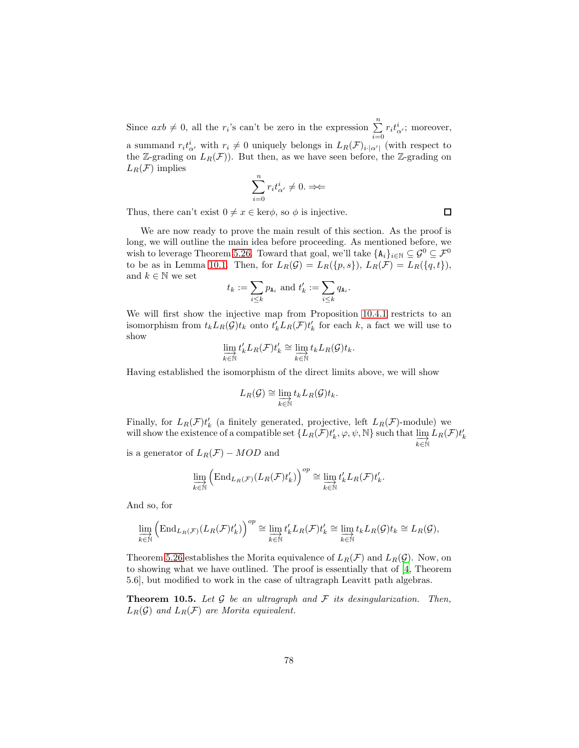Since $axb \neq 0$, all the $r_i$'s can't be zero in the expression $\sum_{i=0}^{n} r_i t^i_{\alpha'}$; moreover, a summand $r_i t^i_{\alpha'}$ with $r_i \neq 0$ uniquely belongs in $L_R(\mathcal{F})_{i\cdot|\alpha'|}$ (with respect to the $\mathbb{Z}$-grading on $L_R(\mathcal{F})$). But then, as we have seen before, the $\mathbb{Z}$-grading on $L_R(\mathcal{F})$ implies

$$\sum_{i=0}^{n} r_i t^i_{\alpha'} \neq 0. \Rightarrow\Leftarrow$$

Thus, there can't exist $0 \neq x \in \ker\phi$, so $\phi$ is injective. $\square$

We are now ready to prove the main result of this section. As the proof is long, we will outline the main idea before proceeding. As mentioned before, we wish to leverage Theorem 5.26. Toward that goal, we'll take $\{\mathtt{A}_i\}_{i\in\mathbb{N}} \subseteq \mathcal{G}^0 \subseteq \mathcal{F}^0$ to be as in Lemma 10.1. Then, for $L_R(\mathcal{G}) = L_R(\{p,s\})$, $L_R(\mathcal{F}) = L_R(\{q,t\})$, and $k \in \mathbb{N}$ we set

$$t_k := \sum_{i\leq k} p_{\mathtt{A}_i} \text{ and } t'_k := \sum_{i\leq k} q_{\mathtt{A}_i}.$$

We will first show the injective map from Proposition 10.4.1 restricts to an isomorphism from $t_k L_R(\mathcal{G}) t_k$ onto $t'_k L_R(\mathcal{F}) t'_k$ for each $k$, a fact we will use to show

$$\varinjlim_{k\in\mathbb{N}} t'_k L_R(\mathcal{F}) t'_k \cong \varinjlim_{k\in\mathbb{N}} t_k L_R(\mathcal{G}) t_k.$$

Having established the isomorphism of the direct limits above, we will show

$$L_R(\mathcal{G}) \cong \varinjlim_{k\in\mathbb{N}} t_k L_R(\mathcal{G}) t_k.$$

Finally, for $L_R(\mathcal{F})t'_k$ (a finitely generated, projective, left $L_R(\mathcal{F})$-module) we will show the existence of a compatible set $\{L_R(\mathcal{F})t'_k, \varphi, \psi, \mathbb{N}\}$ such that $\varinjlim_{k\in\mathbb{N}} L_R(\mathcal{F})t'_k$ is a generator of $L_R(\mathcal{F}) - MOD$ and

$$\varinjlim_{k\in\mathbb{N}} \Big(\operatorname{End}_{L_R(\mathcal{F})}(L_R(\mathcal{F})t'_k)\Big)^{op} \cong \varinjlim_{k\in\mathbb{N}} t'_k L_R(\mathcal{F}) t'_k.$$

And so, for

$$\varinjlim_{k\in\mathbb{N}} \Big(\operatorname{End}_{L_R(\mathcal{F})}(L_R(\mathcal{F})t'_k)\Big)^{op} \cong \varinjlim_{k\in\mathbb{N}} t'_k L_R(\mathcal{F}) t'_k \cong \varinjlim_{k\in\mathbb{N}} t_k L_R(\mathcal{G}) t_k \cong L_R(\mathcal{G}),$$

Theorem 5.26 establishes the Morita equivalence of $L_R(\mathcal{F})$ and $L_R(\mathcal{G})$. Now, on to showing what we have outlined. The proof is essentially that of [4, Theorem 5.6], but modified to work in the case of ultragraph Leavitt path algebras.

**Theorem 10.5.** *Let $\mathcal{G}$ be an ultragraph and $\mathcal{F}$ its desingularization. Then, $L_R(\mathcal{G})$ and $L_R(\mathcal{F})$ are Morita equivalent.*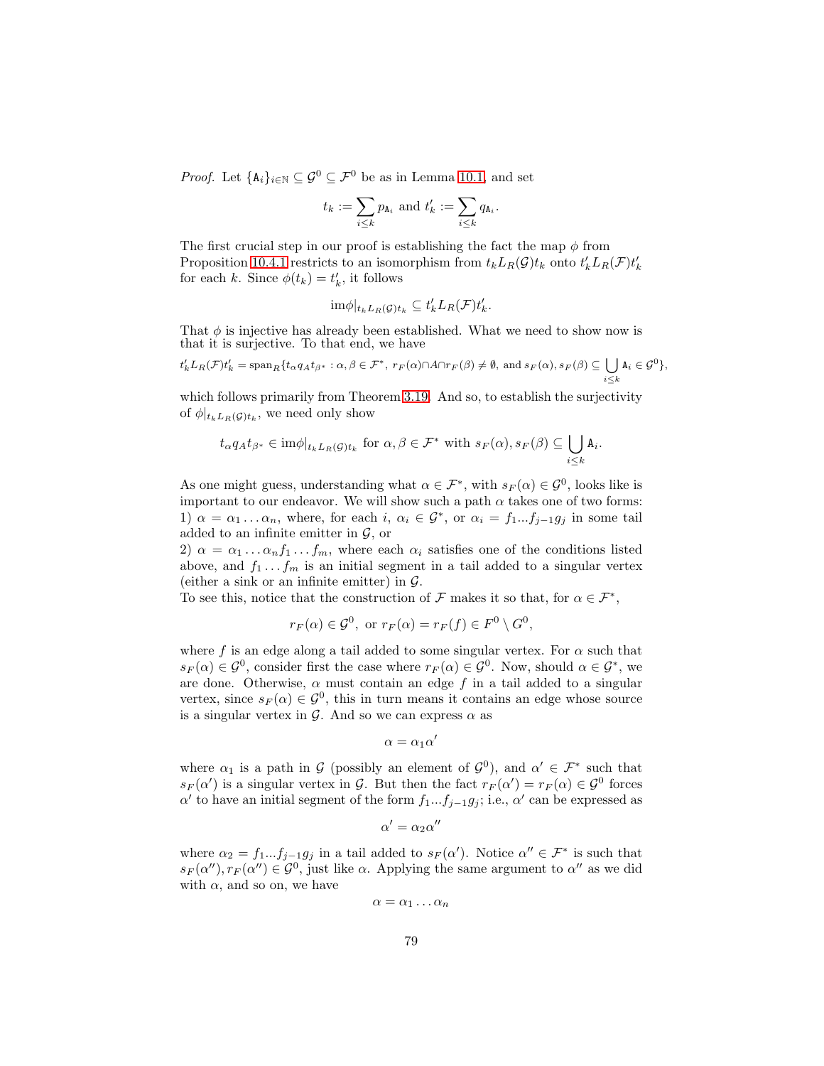*Proof.* Let $\{\mathtt{A}_i\}_{i\in\mathbb{N}} \subseteq \mathcal{G}^0 \subseteq \mathcal{F}^0$ be as in Lemma 10.1, and set

$$t_k := \sum_{i\le k} p_{\mathtt{A}_i} \text{ and } t'_k := \sum_{i\le k} q_{\mathtt{A}_i}.$$

The first crucial step in our proof is establishing the fact the map $\phi$ from Proposition 10.4.1 restricts to an isomorphism from $t_k L_R(\mathcal{G}) t_k$ onto $t'_k L_R(\mathcal{F}) t'_k$ for each $k$. Since $\phi(t_k) = t'_k$, it follows

$$\text{im}\phi|_{t_k L_R(\mathcal{G}) t_k} \subseteq t'_k L_R(\mathcal{F}) t'_k.$$

That $\phi$ is injective has already been established. What we need to show now is that it is surjective. To that end, we have

$$t'_k L_R(\mathcal{F}) t'_k = \text{span}_R\{t_\alpha q_A t_{\beta^*} : \alpha,\beta \in \mathcal{F}^*,\ r_F(\alpha)\cap A \cap r_F(\beta) \ne \emptyset, \text{ and } s_F(\alpha), s_F(\beta) \subseteq \bigcup_{i\le k} \mathtt{A}_i \in \mathcal{G}^0\},$$

which follows primarily from Theorem 3.19. And so, to establish the surjectivity of $\phi|_{t_k L_R(\mathcal{G}) t_k}$, we need only show

$$t_\alpha q_A t_{\beta^*} \in \text{im}\phi|_{t_k L_R(\mathcal{G}) t_k} \text{ for } \alpha,\beta \in \mathcal{F}^* \text{ with } s_F(\alpha), s_F(\beta) \subseteq \bigcup_{i\le k} \mathtt{A}_i.$$

As one might guess, understanding what $\alpha \in \mathcal{F}^*$, with $s_F(\alpha) \in \mathcal{G}^0$, looks like is important to our endeavor. We will show such a path $\alpha$ takes one of two forms:
1) $\alpha = \alpha_1 \ldots \alpha_n$, where, for each $i$, $\alpha_i \in \mathcal{G}^*$, or $\alpha_i = f_1...f_{j-1}g_j$ in some tail added to an infinite emitter in $\mathcal{G}$, or
2) $\alpha = \alpha_1 \ldots \alpha_n f_1 \ldots f_m$, where each $\alpha_i$ satisfies one of the conditions listed above, and $f_1 \ldots f_m$ is an initial segment in a tail added to a singular vertex (either a sink or an infinite emitter) in $\mathcal{G}$.
To see this, notice that the construction of $\mathcal{F}$ makes it so that, for $\alpha \in \mathcal{F}^*$,

$$r_F(\alpha) \in \mathcal{G}^0, \text{ or } r_F(\alpha) = r_F(f) \in F^0 \setminus G^0,$$

where $f$ is an edge along a tail added to some singular vertex. For $\alpha$ such that $s_F(\alpha) \in \mathcal{G}^0$, consider first the case where $r_F(\alpha) \in \mathcal{G}^0$. Now, should $\alpha \in \mathcal{G}^*$, we are done. Otherwise, $\alpha$ must contain an edge $f$ in a tail added to a singular vertex, since $s_F(\alpha) \in \mathcal{G}^0$, this in turn means it contains an edge whose source is a singular vertex in $\mathcal{G}$. And so we can express $\alpha$ as

$$\alpha = \alpha_1 \alpha'$$

where $\alpha_1$ is a path in $\mathcal{G}$ (possibly an element of $\mathcal{G}^0$), and $\alpha' \in \mathcal{F}^*$ such that $s_F(\alpha')$ is a singular vertex in $\mathcal{G}$. But then the fact $r_F(\alpha') = r_F(\alpha) \in \mathcal{G}^0$ forces $\alpha'$ to have an initial segment of the form $f_1...f_{j-1}g_j$; i.e., $\alpha'$ can be expressed as

$$\alpha' = \alpha_2 \alpha''$$

where $\alpha_2 = f_1...f_{j-1}g_j$ in a tail added to $s_F(\alpha')$. Notice $\alpha'' \in \mathcal{F}^*$ is such that $s_F(\alpha''), r_F(\alpha'') \in \mathcal{G}^0$, just like $\alpha$. Applying the same argument to $\alpha''$ as we did with $\alpha$, and so on, we have

$$\alpha = \alpha_1 \ldots \alpha_n$$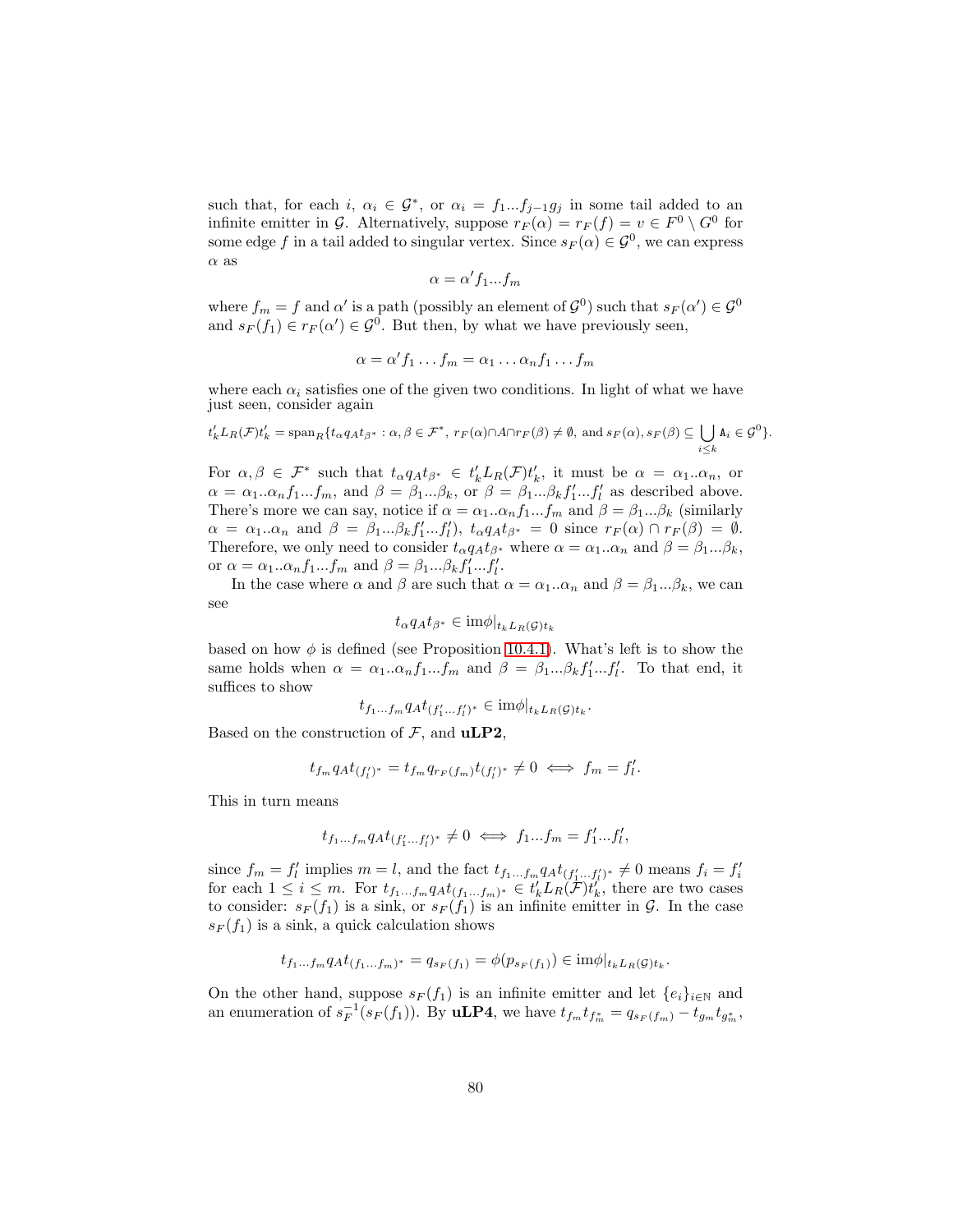such that, for each $i$, $\alpha_i \in \mathcal{G}^*$, or $\alpha_i = f_1...f_{j-1}g_j$ in some tail added to an infinite emitter in $\mathcal{G}$. Alternatively, suppose $r_F(\alpha) = r_F(f) = v \in F^0 \setminus G^0$ for some edge $f$ in a tail added to singular vertex. Since $s_F(\alpha) \in \mathcal{G}^0$, we can express $\alpha$ as

$$\alpha = \alpha' f_1...f_m$$

where $f_m = f$ and $\alpha'$ is a path (possibly an element of $\mathcal{G}^0$) such that $s_F(\alpha') \in \mathcal{G}^0$ and $s_F(f_1) \in r_F(\alpha') \in \mathcal{G}^0$. But then, by what we have previously seen,

$$\alpha = \alpha' f_1 \dots f_m = \alpha_1 \dots \alpha_n f_1 \dots f_m$$

where each $\alpha_i$ satisfies one of the given two conditions. In light of what we have just seen, consider again

$$t'_k L_R(\mathcal{F}) t'_k = \operatorname{span}_R\{t_\alpha q_A t_{\beta^*} : \alpha, \beta \in \mathcal{F}^*,\ r_F(\alpha) \cap A \cap r_F(\beta) \neq \emptyset, \text{ and } s_F(\alpha), s_F(\beta) \subseteq \bigcup_{i \leq k} \mathtt{A}_i \in \mathcal{G}^0\}.$$

For $\alpha, \beta \in \mathcal{F}^*$ such that $t_\alpha q_A t_{\beta^*} \in t'_k L_R(\mathcal{F}) t'_k$, it must be $\alpha = \alpha_1..\alpha_n$, or $\alpha = \alpha_1..\alpha_n f_1...f_m$, and $\beta = \beta_1...\beta_k$, or $\beta = \beta_1...\beta_k f'_1...f'_l$ as described above. There's more we can say, notice if $\alpha = \alpha_1..\alpha_n f_1...f_m$ and $\beta = \beta_1...\beta_k$ (similarly $\alpha = \alpha_1..\alpha_n$ and $\beta = \beta_1...\beta_k f'_1...f'_l$), $t_\alpha q_A t_{\beta^*} = 0$ since $r_F(\alpha) \cap r_F(\beta) = \emptyset$. Therefore, we only need to consider $t_\alpha q_A t_{\beta^*}$ where $\alpha = \alpha_1..\alpha_n$ and $\beta = \beta_1...\beta_k$, or $\alpha = \alpha_1..\alpha_n f_1...f_m$ and $\beta = \beta_1...\beta_k f'_1...f'_l$.

In the case where $\alpha$ and $\beta$ are such that $\alpha = \alpha_1..\alpha_n$ and $\beta = \beta_1...\beta_k$, we can see

$$t_\alpha q_A t_{\beta^*} \in \operatorname{im}\phi|_{t_k L_R(\mathcal{G}) t_k}$$

based on how $\phi$ is defined (see Proposition 10.4.1). What's left is to show the same holds when $\alpha = \alpha_1..\alpha_n f_1...f_m$ and $\beta = \beta_1...\beta_k f'_1...f'_l$. To that end, it suffices to show

$$t_{f_1...f_m} q_A t_{(f'_1...f'_l)^*} \in \operatorname{im}\phi|_{t_k L_R(\mathcal{G}) t_k}.$$

Based on the construction of $\mathcal{F}$, and **uLP2**,

$$t_{f_m} q_A t_{(f'_l)^*} = t_{f_m} q_{r_F(f_m)} t_{(f'_l)^*} \neq 0 \iff f_m = f'_l.$$

This in turn means

$$t_{f_1...f_m} q_A t_{(f'_1...f'_l)^*} \neq 0 \iff f_1...f_m = f'_1...f'_l,$$

since $f_m = f'_l$ implies $m = l$, and the fact $t_{f_1...f_m} q_A t_{(f'_1...f'_l)^*} \neq 0$ means $f_i = f'_i$ for each $1 \leq i \leq m$. For $t_{f_1...f_m} q_A t_{(f_1...f_m)^*} \in t'_k L_R(\mathcal{F}) t'_k$, there are two cases to consider: $s_F(f_1)$ is a sink, or $s_F(f_1)$ is an infinite emitter in $\mathcal{G}$. In the case $s_F(f_1)$ is a sink, a quick calculation shows

$$t_{f_1...f_m} q_A t_{(f_1...f_m)^*} = q_{s_F(f_1)} = \phi(p_{s_F(f_1)}) \in \operatorname{im}\phi|_{t_k L_R(\mathcal{G}) t_k}.$$

On the other hand, suppose $s_F(f_1)$ is an infinite emitter and let $\{e_i\}_{i \in \mathbb{N}}$ and an enumeration of $s_F^{-1}(s_F(f_1))$. By **uLP4**, we have $t_{f_m} t_{f_m^*} = q_{s_F(f_m)} - t_{g_m} t_{g_m^*}$,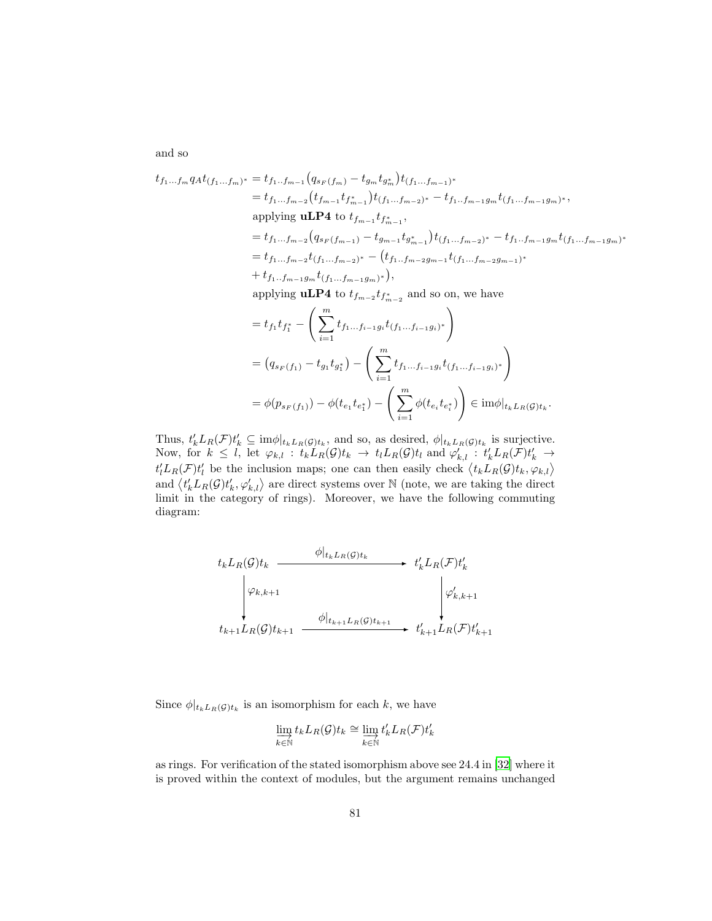and so

$$
\begin{aligned}
t_{f_1\ldots f_m} q_A t_{(f_1\ldots f_m)^*} &= t_{f_1..f_{m-1}}\big(q_{s_F(f_m)} - t_{g_m}t_{g_m^*}\big)t_{(f_1\ldots f_{m-1})^*}\\
&= t_{f_1\ldots f_{m-2}}\big(t_{f_{m-1}}t_{f_{m-1}^*}\big)t_{(f_1\ldots f_{m-2})^*} - t_{f_1..f_{m-1}g_m}t_{(f_1\ldots f_{m-1}g_m)^*},\\
&\quad \text{applying } \textbf{uLP4} \text{ to } t_{f_{m-1}}t_{f_{m-1}^*},\\
&= t_{f_1\ldots f_{m-2}}\big(q_{s_F(f_{m-1})} - t_{g_{m-1}}t_{g_{m-1}^*}\big)t_{(f_1\ldots f_{m-2})^*} - t_{f_1..f_{m-1}g_m}t_{(f_1\ldots f_{m-1}g_m)^*}\\
&= t_{f_1\ldots f_{m-2}}t_{(f_1\ldots f_{m-2})^*} - \big(t_{f_1..f_{m-2}g_{m-1}}t_{(f_1\ldots f_{m-2}g_{m-1})^*}\\
&\quad + t_{f_1..f_{m-1}g_m}t_{(f_1\ldots f_{m-1}g_m)^*}\big),\\
&\quad \text{applying } \textbf{uLP4} \text{ to } t_{f_{m-2}}t_{f_{m-2}^*} \text{ and so on, we have}\\
&= t_{f_1}t_{f_1^*} - \left(\sum_{i=1}^{m} t_{f_1\ldots f_{i-1}g_i}t_{(f_1\ldots f_{i-1}g_i)^*}\right)\\
&= \big(q_{s_F(f_1)} - t_{g_1}t_{g_1^*}\big) - \left(\sum_{i=1}^{m} t_{f_1\ldots f_{i-1}g_i}t_{(f_1\ldots f_{i-1}g_i)^*}\right)\\
&= \phi(p_{s_F(f_1)}) - \phi(t_{e_1}t_{e_1^*}) - \left(\sum_{i=1}^{m}\phi(t_{e_i}t_{e_i^*})\right) \in \mathrm{im}\phi|_{t_kL_R(\mathcal{G})t_k}.
\end{aligned}
$$

Thus, $t'_kL_R(\mathcal{F})t'_k \subseteq \mathrm{im}\phi|_{t_kL_R(\mathcal{G})t_k}$, and so, as desired, $\phi|_{t_kL_R(\mathcal{G})t_k}$ is surjective. Now, for $k \leq l$, let $\varphi_{k,l} : t_kL_R(\mathcal{G})t_k \to t_lL_R(\mathcal{G})t_l$ and $\varphi'_{k,l} : t'_kL_R(\mathcal{F})t'_k \to t'_lL_R(\mathcal{F})t'_l$ be the inclusion maps; one can then easily check $\langle t_kL_R(\mathcal{G})t_k, \varphi_{k,l}\rangle$ and $\langle t'_kL_R(\mathcal{G})t'_k, \varphi'_{k,l}\rangle$ are direct systems over $\mathbb{N}$ (note, we are taking the direct limit in the category of rings). Moreover, we have the following commuting diagram:

$$
\begin{array}{ccc}
t_kL_R(\mathcal{G})t_k & \xrightarrow{\ \phi|_{t_kL_R(\mathcal{G})t_k}\ } & t'_kL_R(\mathcal{F})t'_k\\
\downarrow \varphi_{k,k+1} & & \downarrow \varphi'_{k,k+1}\\
t_{k+1}L_R(\mathcal{G})t_{k+1} & \xrightarrow{\ \phi|_{t_{k+1}L_R(\mathcal{G})t_{k+1}}\ } & t'_{k+1}L_R(\mathcal{F})t'_{k+1}
\end{array}
$$

Since $\phi|_{t_kL_R(\mathcal{G})t_k}$ is an isomorphism for each $k$, we have

$$
\varinjlim_{k\in\mathbb{N}} t_kL_R(\mathcal{G})t_k \cong \varinjlim_{k\in\mathbb{N}} t'_kL_R(\mathcal{F})t'_k
$$

as rings. For verification of the stated isomorphism above see 24.4 in [32] where it is proved within the context of modules, but the argument remains unchanged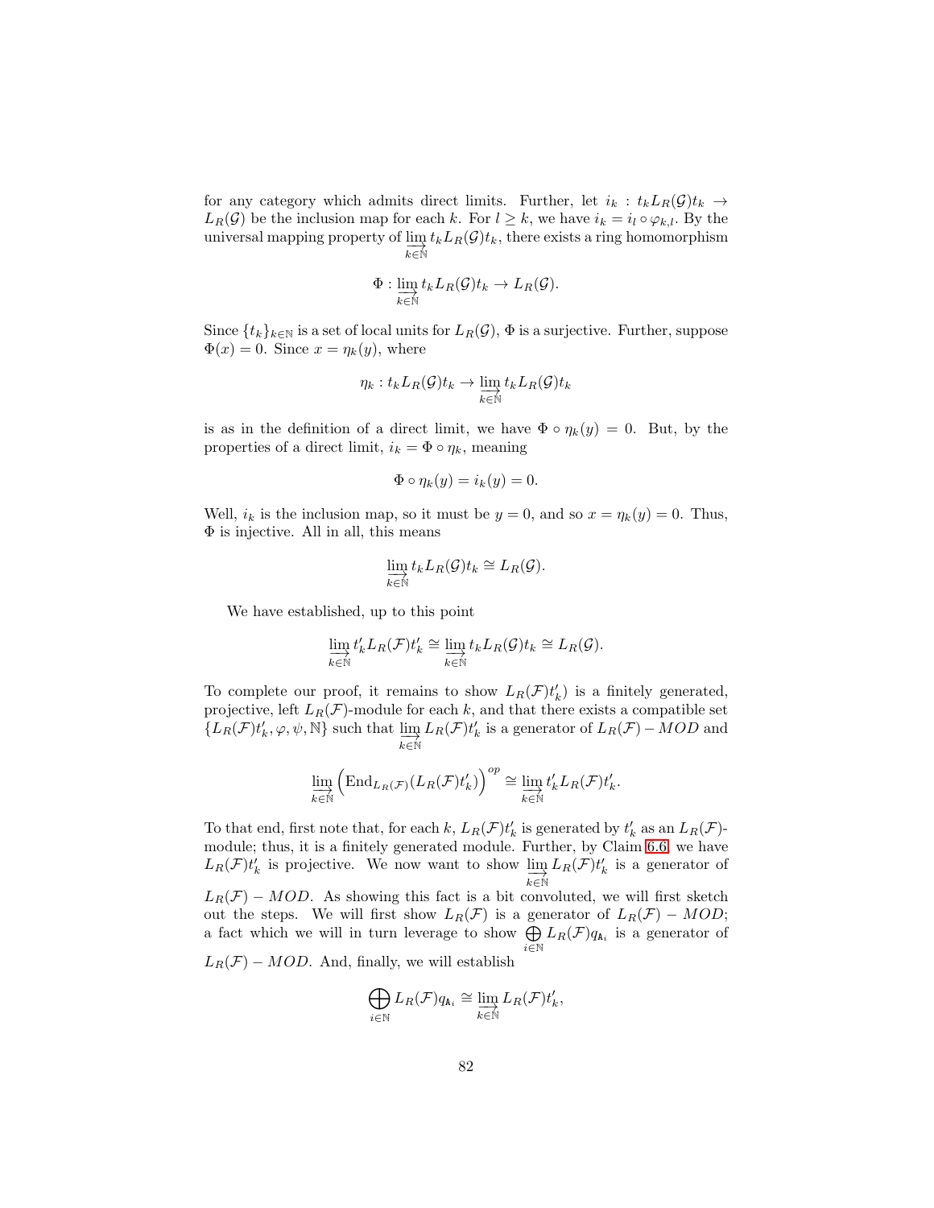for any category which admits direct limits. Further, let $i_k : t_k L_R(\mathcal{G}) t_k \to L_R(\mathcal{G})$ be the inclusion map for each $k$. For $l \geq k$, we have $i_k = i_l \circ \varphi_{k,l}$. By the universal mapping property of $\varinjlim_{k\in\mathbb{N}} t_k L_R(\mathcal{G}) t_k$, there exists a ring homomorphism

$$\Phi : \varinjlim_{k\in\mathbb{N}} t_k L_R(\mathcal{G}) t_k \to L_R(\mathcal{G}).$$

Since $\{t_k\}_{k\in\mathbb{N}}$ is a set of local units for $L_R(\mathcal{G})$, $\Phi$ is a surjective. Further, suppose $\Phi(x) = 0$. Since $x = \eta_k(y)$, where

$$\eta_k : t_k L_R(\mathcal{G}) t_k \to \varinjlim_{k\in\mathbb{N}} t_k L_R(\mathcal{G}) t_k$$

is as in the definition of a direct limit, we have $\Phi \circ \eta_k(y) = 0$. But, by the properties of a direct limit, $i_k = \Phi \circ \eta_k$, meaning

$$\Phi \circ \eta_k(y) = i_k(y) = 0.$$

Well, $i_k$ is the inclusion map, so it must be $y = 0$, and so $x = \eta_k(y) = 0$. Thus, $\Phi$ is injective. All in all, this means

$$\varinjlim_{k\in\mathbb{N}} t_k L_R(\mathcal{G}) t_k \cong L_R(\mathcal{G}).$$

We have established, up to this point

$$\varinjlim_{k\in\mathbb{N}} t'_k L_R(\mathcal{F}) t'_k \cong \varinjlim_{k\in\mathbb{N}} t_k L_R(\mathcal{G}) t_k \cong L_R(\mathcal{G}).$$

To complete our proof, it remains to show $L_R(\mathcal{F})t'_k)$ is a finitely generated, projective, left $L_R(\mathcal{F})$-module for each $k$, and that there exists a compatible set $\{L_R(\mathcal{F})t'_k, \varphi, \psi, \mathbb{N}\}$ such that $\varinjlim_{k\in\mathbb{N}} L_R(\mathcal{F})t'_k$ is a generator of $L_R(\mathcal{F}) - MOD$ and

$$\varinjlim_{k\in\mathbb{N}} \Big(\mathrm{End}_{L_R(\mathcal{F})}(L_R(\mathcal{F})t'_k)\Big)^{op} \cong \varinjlim_{k\in\mathbb{N}} t'_k L_R(\mathcal{F}) t'_k.$$

To that end, first note that, for each $k$, $L_R(\mathcal{F})t'_k$ is generated by $t'_k$ as an $L_R(\mathcal{F})$-module; thus, it is a finitely generated module. Further, by Claim 6.6, we have $L_R(\mathcal{F})t'_k$ is projective. We now want to show $\varinjlim_{k\in\mathbb{N}} L_R(\mathcal{F})t'_k$ is a generator of $L_R(\mathcal{F}) - MOD$. As showing this fact is a bit convoluted, we will first sketch out the steps. We will first show $L_R(\mathcal{F})$ is a generator of $L_R(\mathcal{F}) - MOD$; a fact which we will in turn leverage to show $\bigoplus_{i\in\mathbb{N}} L_R(\mathcal{F}) q_{\mathtt{A}_i}$ is a generator of $L_R(\mathcal{F}) - MOD$. And, finally, we will establish

$$\bigoplus_{i\in\mathbb{N}} L_R(\mathcal{F}) q_{\mathtt{A}_i} \cong \varinjlim_{k\in\mathbb{N}} L_R(\mathcal{F}) t'_k,$$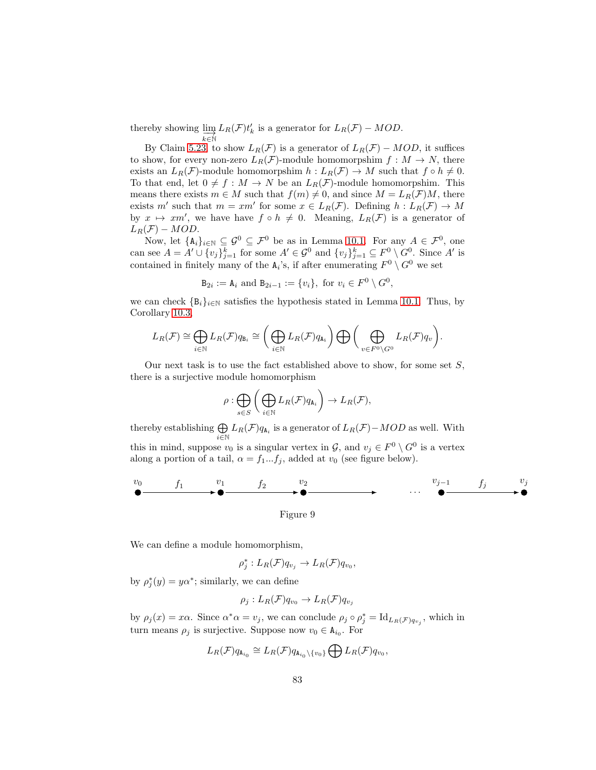thereby showing $\varinjlim_{k\in\mathbb{N}} L_R(\mathcal{F})t'_k$ is a generator for $L_R(\mathcal{F}) - MOD$.

By Claim 5.23, to show $L_R(\mathcal{F})$ is a generator of $L_R(\mathcal{F}) - MOD$, it suffices to show, for every non-zero $L_R(\mathcal{F})$-module homomorpshim $f : M \to N$, there exists an $L_R(\mathcal{F})$-module homomorpshim $h : L_R(\mathcal{F}) \to M$ such that $f \circ h \neq 0$. To that end, let $0 \neq f : M \to N$ be an $L_R(\mathcal{F})$-module homomorpshim. This means there exists $m \in M$ such that $f(m) \neq 0$, and since $M = L_R(\mathcal{F})M$, there exists $m'$ such that $m = xm'$ for some $x \in L_R(\mathcal{F})$. Defining $h : L_R(\mathcal{F}) \to M$ by $x \mapsto xm'$, we have have $f \circ h \neq 0$. Meaning, $L_R(\mathcal{F})$ is a generator of $L_R(\mathcal{F}) - MOD$.

Now, let $\{\mathtt{A}_i\}_{i\in\mathbb{N}} \subseteq \mathcal{G}^0 \subseteq \mathcal{F}^0$ be as in Lemma 10.1. For any $A \in \mathcal{F}^0$, one can see $A = A' \cup \{v_j\}_{j=1}^k$ for some $A' \in \mathcal{G}^0$ and $\{v_j\}_{j=1}^k \subseteq F^0 \setminus G^0$. Since $A'$ is contained in finitely many of the $\mathtt{A}_i$'s, if after enumerating $F^0 \setminus G^0$ we set

$$\mathtt{B}_{2i} := \mathtt{A}_i \text{ and } \mathtt{B}_{2i-1} := \{v_i\}, \text{ for } v_i \in F^0 \setminus G^0,$$

we can check $\{\mathtt{B}_i\}_{i\in\mathbb{N}}$ satisfies the hypothesis stated in Lemma 10.1. Thus, by Corollary 10.3,

$$L_R(\mathcal{F}) \cong \bigoplus_{i\in\mathbb{N}} L_R(\mathcal{F})q_{\mathtt{B}_i} \cong \left(\bigoplus_{i\in\mathbb{N}} L_R(\mathcal{F})q_{\mathtt{A}_i}\right) \bigoplus \left(\bigoplus_{v\in F^0\setminus G^0} L_R(\mathcal{F})q_v\right).$$

Our next task is to use the fact established above to show, for some set $S$, there is a surjective module homomorphism

$$\rho : \bigoplus_{s\in S}\left(\bigoplus_{i\in\mathbb{N}} L_R(\mathcal{F})q_{\mathtt{A}_i}\right) \to L_R(\mathcal{F}),$$

thereby establishing $\bigoplus_{i\in\mathbb{N}} L_R(\mathcal{F})q_{\mathtt{A}_i}$ is a generator of $L_R(\mathcal{F}) - MOD$ as well. With this in mind, suppose $v_0$ is a singular vertex in $\mathcal{G}$, and $v_j \in F^0 \setminus G^0$ is a vertex along a portion of a tail, $\alpha = f_1 \ldots f_j$, added at $v_0$ (see figure below).

$$v_0 \xrightarrow{f_1} v_1 \xrightarrow{f_2} v_2 \longrightarrow \quad \cdots \quad v_{j-1} \xrightarrow{f_j} v_j$$

Figure 9

We can define a module homomorphism,

$$\rho_j^* : L_R(\mathcal{F})q_{v_j} \to L_R(\mathcal{F})q_{v_0},$$

by $\rho_j^*(y) = y\alpha^*$; similarly, we can define

$$\rho_j : L_R(\mathcal{F})q_{v_0} \to L_R(\mathcal{F})q_{v_j}$$

by $\rho_j(x) = x\alpha$. Since $\alpha^*\alpha = v_j$, we can conclude $\rho_j \circ \rho_j^* = \mathrm{Id}_{L_R(\mathcal{F})q_{v_j}}$, which in turn means $\rho_j$ is surjective. Suppose now $v_0 \in \mathtt{A}_{i_0}$. For

$$L_R(\mathcal{F})q_{\mathtt{A}_{i_0}} \cong L_R(\mathcal{F})q_{\mathtt{A}_{i_0}\setminus\{v_0\}} \bigoplus L_R(\mathcal{F})q_{v_0},$$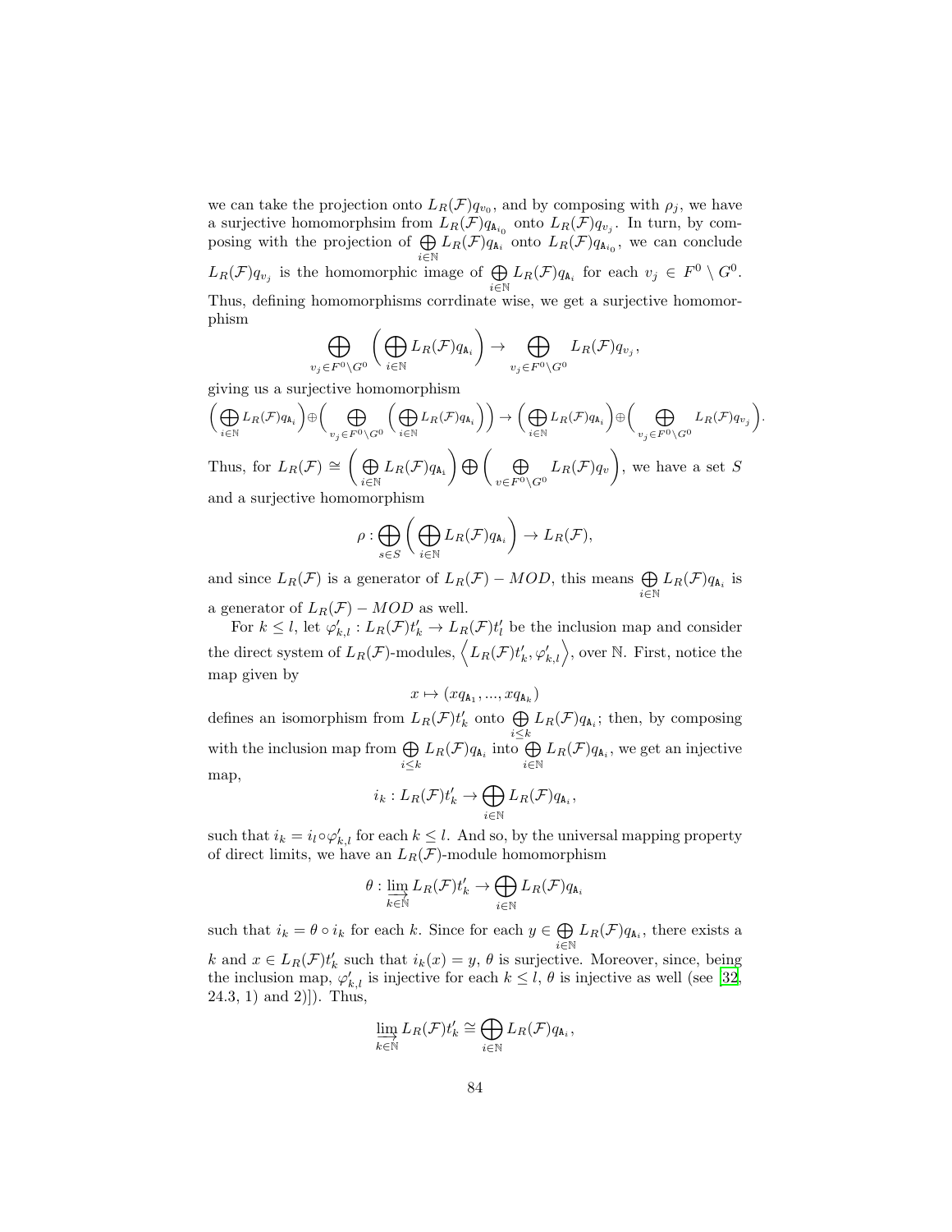we can take the projection onto $L_R(\mathcal{F})q_{v_0}$, and by composing with $\rho_j$, we have a surjective homomorphsim from $L_R(\mathcal{F})q_{\mathtt{A}_{i_0}}$ onto $L_R(\mathcal{F})q_{v_j}$. In turn, by composing with the projection of $\bigoplus_{i\in\mathbb{N}} L_R(\mathcal{F})q_{\mathtt{A}_i}$ onto $L_R(\mathcal{F})q_{\mathtt{A}_{i_0}}$, we can conclude $L_R(\mathcal{F})q_{v_j}$ is the homomorphic image of $\bigoplus_{i\in\mathbb{N}} L_R(\mathcal{F})q_{\mathtt{A}_i}$ for each $v_j \in F^0 \setminus G^0$. Thus, defining homomorphisms corrdinate wise, we get a surjective homomorphism

$$\bigoplus_{v_j\in F^0\setminus G^0}\left(\bigoplus_{i\in\mathbb{N}} L_R(\mathcal{F})q_{\mathtt{A}_i}\right) \to \bigoplus_{v_j\in F^0\setminus G^0} L_R(\mathcal{F})q_{v_j},$$

giving us a surjective homomorphism

$$\left(\bigoplus_{i\in\mathbb{N}} L_R(\mathcal{F})q_{\mathtt{A}_i}\right)\oplus\left(\bigoplus_{v_j\in F^0\setminus G^0}\left(\bigoplus_{i\in\mathbb{N}} L_R(\mathcal{F})q_{\mathtt{A}_i}\right)\right) \to \left(\bigoplus_{i\in\mathbb{N}} L_R(\mathcal{F})q_{\mathtt{A}_i}\right)\oplus\left(\bigoplus_{v_j\in F^0\setminus G^0} L_R(\mathcal{F})q_{v_j}\right).$$

Thus, for $L_R(\mathcal{F}) \cong \left(\bigoplus_{i\in\mathbb{N}} L_R(\mathcal{F})q_{\mathtt{A}_i}\right)\bigoplus\left(\bigoplus_{v\in F^0\setminus G^0} L_R(\mathcal{F})q_v\right)$, we have a set $S$ and a surjective homomorphism

$$\rho : \bigoplus_{s\in S}\left(\bigoplus_{i\in\mathbb{N}} L_R(\mathcal{F})q_{\mathtt{A}_i}\right) \to L_R(\mathcal{F}),$$

and since $L_R(\mathcal{F})$ is a generator of $L_R(\mathcal{F}) - MOD$, this means $\bigoplus_{i\in\mathbb{N}} L_R(\mathcal{F})q_{\mathtt{A}_i}$ is a generator of $L_R(\mathcal{F}) - MOD$ as well.

For $k \le l$, let $\varphi'_{k,l} : L_R(\mathcal{F})t'_k \to L_R(\mathcal{F})t'_l$ be the inclusion map and consider the direct system of $L_R(\mathcal{F})$-modules, $\left\langle L_R(\mathcal{F})t'_k, \varphi'_{k,l}\right\rangle$, over $\mathbb{N}$. First, notice the map given by

$$x \mapsto (xq_{\mathtt{A}_1}, ..., xq_{\mathtt{A}_k})$$

defines an isomorphism from $L_R(\mathcal{F})t'_k$ onto $\bigoplus_{i\le k} L_R(\mathcal{F})q_{\mathtt{A}_i}$; then, by composing with the inclusion map from $\bigoplus_{i\le k} L_R(\mathcal{F})q_{\mathtt{A}_i}$ into $\bigoplus_{i\in\mathbb{N}} L_R(\mathcal{F})q_{\mathtt{A}_i}$, we get an injective map,

$$i_k : L_R(\mathcal{F})t'_k \to \bigoplus_{i\in\mathbb{N}} L_R(\mathcal{F})q_{\mathtt{A}_i},$$

such that $i_k = i_l \circ \varphi'_{k,l}$ for each $k \le l$. And so, by the universal mapping property of direct limits, we have an $L_R(\mathcal{F})$-module homomorphism

$$\theta : \varinjlim_{k\in\mathbb{N}} L_R(\mathcal{F})t'_k \to \bigoplus_{i\in\mathbb{N}} L_R(\mathcal{F})q_{\mathtt{A}_i}$$

such that $i_k = \theta \circ i_k$ for each $k$. Since for each $y \in \bigoplus_{i\in\mathbb{N}} L_R(\mathcal{F})q_{\mathtt{A}_i}$, there exists a $k$ and $x \in L_R(\mathcal{F})t'_k$ such that $i_k(x) = y$, $\theta$ is surjective. Moreover, since, being the inclusion map, $\varphi'_{k,l}$ is injective for each $k \le l$, $\theta$ is injective as well (see [32, 24.3, 1) and 2)]). Thus,

$$\varinjlim_{k\in\mathbb{N}} L_R(\mathcal{F})t'_k \cong \bigoplus_{i\in\mathbb{N}} L_R(\mathcal{F})q_{\mathtt{A}_i},$$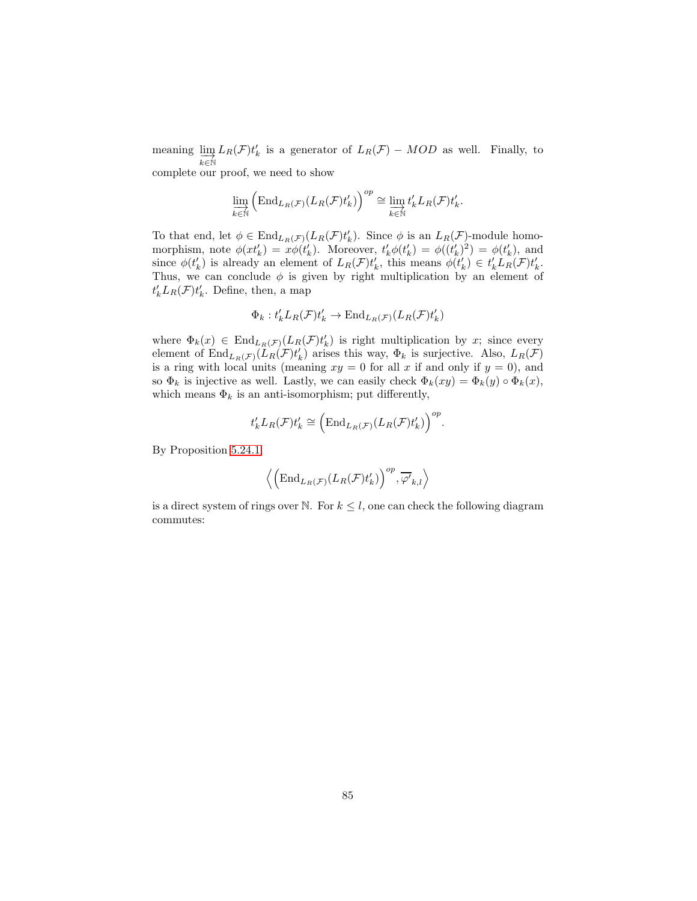meaning $\varinjlim_{k\in\mathbb{N}} L_R(\mathcal{F})t'_k$ is a generator of $L_R(\mathcal{F}) - MOD$ as well. Finally, to complete our proof, we need to show

$$\varinjlim_{k\in\mathbb{N}} \Big(\mathrm{End}_{L_R(\mathcal{F})}(L_R(\mathcal{F})t'_k)\Big)^{op} \cong \varinjlim_{k\in\mathbb{N}} t'_k L_R(\mathcal{F})t'_k.$$

To that end, let $\phi \in \mathrm{End}_{L_R(\mathcal{F})}(L_R(\mathcal{F})t'_k)$. Since $\phi$ is an $L_R(\mathcal{F})$-module homomorphism, note $\phi(xt'_k) = x\phi(t'_k)$. Moreover, $t'_k\phi(t'_k) = \phi((t'_k)^2) = \phi(t'_k)$, and since $\phi(t'_k)$ is already an element of $L_R(\mathcal{F})t'_k$, this means $\phi(t'_k) \in t'_k L_R(\mathcal{F})t'_k$. Thus, we can conclude $\phi$ is given by right multiplication by an element of $t'_k L_R(\mathcal{F})t'_k$. Define, then, a map

$$\Phi_k : t'_k L_R(\mathcal{F})t'_k \to \mathrm{End}_{L_R(\mathcal{F})}(L_R(\mathcal{F})t'_k)$$

where $\Phi_k(x) \in \mathrm{End}_{L_R(\mathcal{F})}(L_R(\mathcal{F})t'_k)$ is right multiplication by $x$; since every element of $\mathrm{End}_{L_R(\mathcal{F})}(L_R(\mathcal{F})t'_k)$ arises this way, $\Phi_k$ is surjective. Also, $L_R(\mathcal{F})$ is a ring with local units (meaning $xy = 0$ for all $x$ if and only if $y = 0$), and so $\Phi_k$ is injective as well. Lastly, we can easily check $\Phi_k(xy) = \Phi_k(y) \circ \Phi_k(x)$, which means $\Phi_k$ is an anti-isomorphism; put differently,

$$t'_k L_R(\mathcal{F})t'_k \cong \Big(\mathrm{End}_{L_R(\mathcal{F})}(L_R(\mathcal{F})t'_k)\Big)^{op}.$$

By Proposition 5.24.1

$$\Big\langle \Big(\mathrm{End}_{L_R(\mathcal{F})}(L_R(\mathcal{F})t'_k)\Big)^{op}, \overline{\varphi'}_{k,l} \Big\rangle$$

is a direct system of rings over $\mathbb{N}$. For $k \leq l$, one can check the following diagram commutes: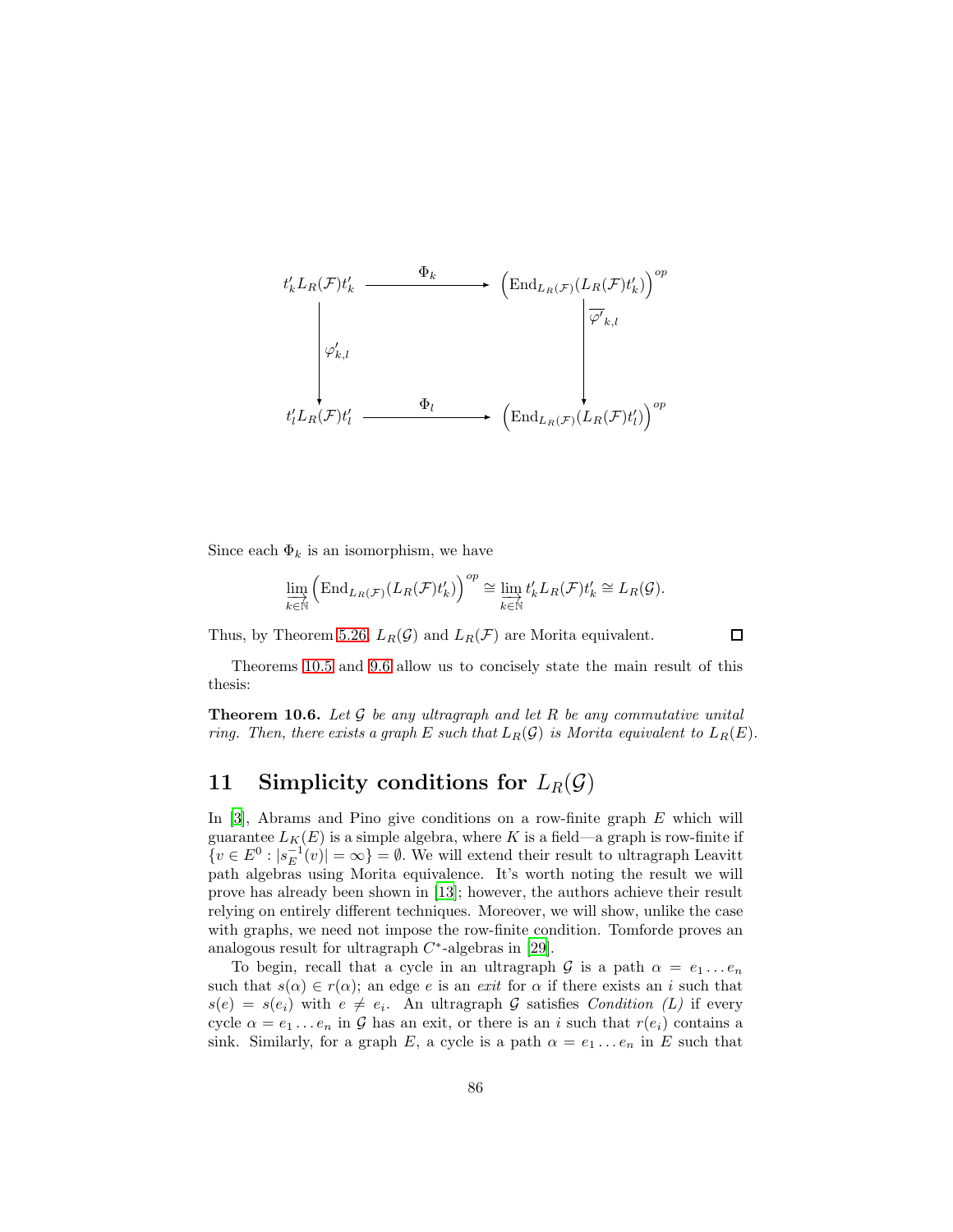$$
\begin{array}{ccc}
t'_k L_R(\mathcal{F}) t'_k & \xrightarrow{\quad \Phi_k \quad} & \left(\mathrm{End}_{L_R(\mathcal{F})}(L_R(\mathcal{F})t'_k)\right)^{op} \\
\Big\downarrow \varphi'_{k,l} & & \Big\downarrow \overline{\varphi'}_{k,l} \\
t'_l L_R(\mathcal{F}) t'_l & \xrightarrow{\quad \Phi_l \quad} & \left(\mathrm{End}_{L_R(\mathcal{F})}(L_R(\mathcal{F})t'_l)\right)^{op}
\end{array}
$$

Since each $\Phi_k$ is an isomorphism, we have

$$
\varinjlim_{k\in\mathbb{N}} \left(\mathrm{End}_{L_R(\mathcal{F})}(L_R(\mathcal{F})t'_k)\right)^{op} \cong \varinjlim_{k\in\mathbb{N}} t'_k L_R(\mathcal{F}) t'_k \cong L_R(\mathcal{G}).
$$

Thus, by Theorem 5.26, $L_R(\mathcal{G})$ and $L_R(\mathcal{F})$ are Morita equivalent. □

Theorems 10.5 and 9.6 allow us to concisely state the main result of this thesis:

**Theorem 10.6.** *Let $\mathcal{G}$ be any ultragraph and let $R$ be any commutative unital ring. Then, there exists a graph $E$ such that $L_R(\mathcal{G})$ is Morita equivalent to $L_R(E)$.*

# 11 Simplicity conditions for $L_R(\mathcal{G})$

In [3], Abrams and Pino give conditions on a row-finite graph $E$ which will guarantee $L_K(E)$ is a simple algebra, where $K$ is a field—a graph is row-finite if $\{v \in E^0 : |s_E^{-1}(v)| = \infty\} = \emptyset$. We will extend their result to ultragraph Leavitt path algebras using Morita equivalence. It's worth noting the result we will prove has already been shown in [13]; however, the authors achieve their result relying on entirely different techniques. Moreover, we will show, unlike the case with graphs, we need not impose the row-finite condition. Tomforde proves an analogous result for ultragraph $C^*$-algebras in [29].

To begin, recall that a cycle in an ultragraph $\mathcal{G}$ is a path $\alpha = e_1 \dots e_n$ such that $s(\alpha) \in r(\alpha)$; an edge $e$ is an *exit* for $\alpha$ if there exists an $i$ such that $s(e) = s(e_i)$ with $e \neq e_i$. An ultragraph $\mathcal{G}$ satisfies *Condition (L)* if every cycle $\alpha = e_1 \dots e_n$ in $\mathcal{G}$ has an exit, or there is an $i$ such that $r(e_i)$ contains a sink. Similarly, for a graph $E$, a cycle is a path $\alpha = e_1 \dots e_n$ in $E$ such that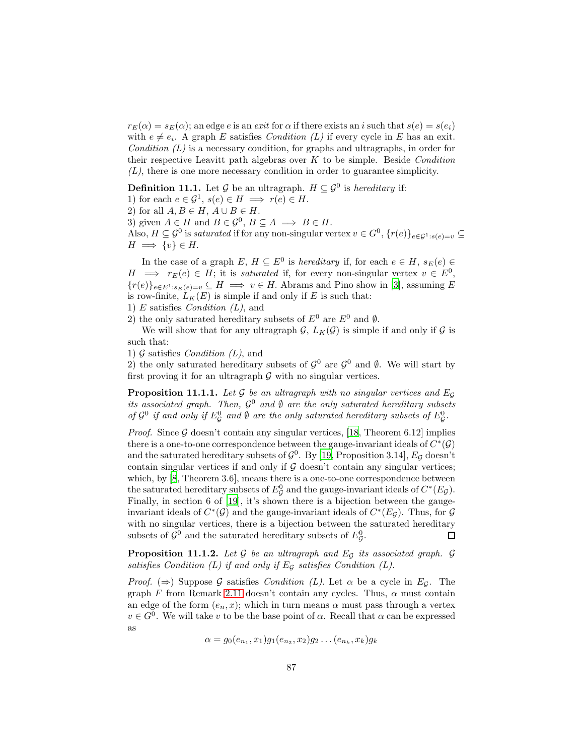$r_E(\alpha) = s_E(\alpha)$; an edge $e$ is an *exit* for $\alpha$ if there exists an $i$ such that $s(e) = s(e_i)$ with $e \neq e_i$. A graph $E$ satisfies *Condition (L)* if every cycle in $E$ has an exit. *Condition (L)* is a necessary condition, for graphs and ultragraphs, in order for their respective Leavitt path algebras over $K$ to be simple. Beside *Condition (L)*, there is one more necessary condition in order to guarantee simplicity.

**Definition 11.1.** Let $\mathcal{G}$ be an ultragraph. $H \subseteq \mathcal{G}^0$ is *hereditary* if:
1) for each $e \in \mathcal{G}^1$, $s(e) \in H \implies r(e) \in H$.
2) for all $A, B \in H$, $A \cup B \in H$.
3) given $A \in H$ and $B \in \mathcal{G}^0$, $B \subseteq A \implies B \in H$.
Also, $H \subseteq \mathcal{G}^0$ is *saturated* if for any non-singular vertex $v \in G^0$, $\{r(e)\}_{e \in \mathcal{G}^1 : s(e) = v} \subseteq H \implies \{v\} \in H$.

In the case of a graph $E$, $H \subseteq E^0$ is *hereditary* if, for each $e \in H$, $s_E(e) \in H \implies r_E(e) \in H$; it is *saturated* if, for every non-singular vertex $v \in E^0$, $\{r(e)\}_{e \in E^1 : s_E(e) = v} \subseteq H \implies v \in H$. Abrams and Pino show in [3], assuming $E$ is row-finite, $L_K(E)$ is simple if and only if $E$ is such that:
1) $E$ satisfies *Condition (L)*, and
2) the only saturated hereditary subsets of $E^0$ are $E^0$ and $\emptyset$.

We will show that for any ultragraph $\mathcal{G}$, $L_K(\mathcal{G})$ is simple if and only if $\mathcal{G}$ is such that:
1) $\mathcal{G}$ satisfies *Condition (L)*, and
2) the only saturated hereditary subsets of $\mathcal{G}^0$ are $\mathcal{G}^0$ and $\emptyset$. We will start by first proving it for an ultragraph $\mathcal{G}$ with no singular vertices.

**Proposition 11.1.1.** *Let $\mathcal{G}$ be an ultragraph with no singular vertices and $E_{\mathcal{G}}$ its associated graph. Then, $\mathcal{G}^0$ and $\emptyset$ are the only saturated hereditary subsets of $\mathcal{G}^0$ if and only if $E^0_{\mathcal{G}}$ and $\emptyset$ are the only saturated hereditary subsets of $E^0_{\mathcal{G}}$.*

*Proof.* Since $\mathcal{G}$ doesn't contain any singular vertices, [18, Theorem 6.12] implies there is a one-to-one correspondence between the gauge-invariant ideals of $C^*(\mathcal{G})$ and the saturated hereditary subsets of $\mathcal{G}^0$. By [19, Proposition 3.14], $E_{\mathcal{G}}$ doesn't contain singular vertices if and only if $\mathcal{G}$ doesn't contain any singular vertices; which, by [8, Theorem 3.6], means there is a one-to-one correspondence between the saturated hereditary subsets of $E^0_{\mathcal{G}}$ and the gauge-invariant ideals of $C^*(E_{\mathcal{G}})$. Finally, in section 6 of [19], it's shown there is a bijection between the gauge-invariant ideals of $C^*(\mathcal{G})$ and the gauge-invariant ideals of $C^*(E_{\mathcal{G}})$. Thus, for $\mathcal{G}$ with no singular vertices, there is a bijection between the saturated hereditary subsets of $\mathcal{G}^0$ and the saturated hereditary subsets of $E^0_{\mathcal{G}}$. $\square$

**Proposition 11.1.2.** *Let $\mathcal{G}$ be an ultragraph and $E_{\mathcal{G}}$ its associated graph. $\mathcal{G}$ satisfies Condition (L) if and only if $E_{\mathcal{G}}$ satisfies Condition (L).*

*Proof.* ($\Rightarrow$) Suppose $\mathcal{G}$ satisfies *Condition (L)*. Let $\alpha$ be a cycle in $E_{\mathcal{G}}$. The graph $F$ from Remark 2.11 doesn't contain any cycles. Thus, $\alpha$ must contain an edge of the form $(e_n, x)$; which in turn means $\alpha$ must pass through a vertex $v \in G^0$. We will take $v$ to be the base point of $\alpha$. Recall that $\alpha$ can be expressed as

$$\alpha = g_0(e_{n_1}, x_1)g_1(e_{n_2}, x_2)g_2 \dots (e_{n_k}, x_k)g_k$$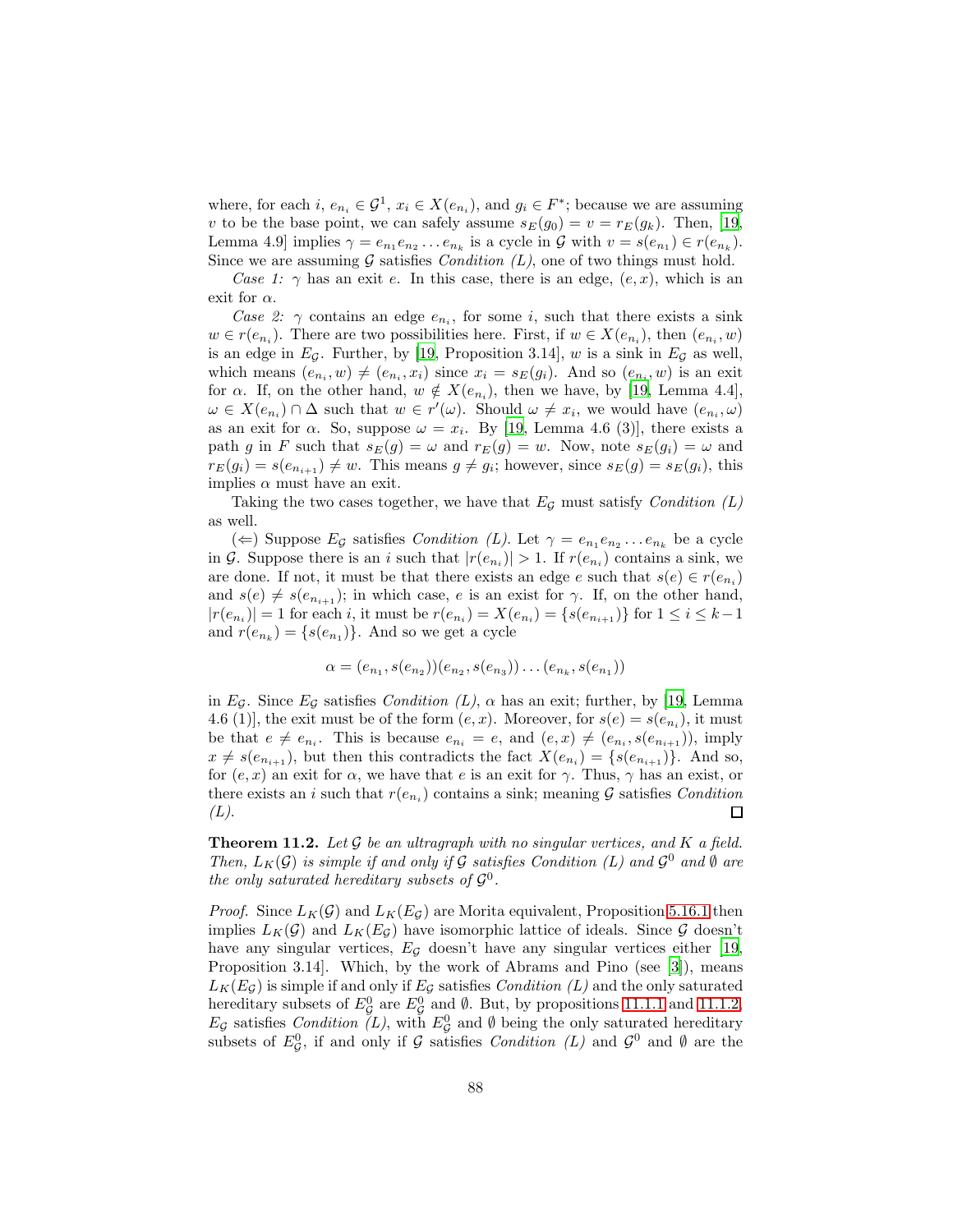where, for each $i$, $e_{n_i} \in \mathcal{G}^1$, $x_i \in X(e_{n_i})$, and $g_i \in F^*$; because we are assuming $v$ to be the base point, we can safely assume $s_E(g_0) = v = r_E(g_k)$. Then, [19, Lemma 4.9] implies $\gamma = e_{n_1}e_{n_2}\dots e_{n_k}$ is a cycle in $\mathcal{G}$ with $v = s(e_{n_1}) \in r(e_{n_k})$. Since we are assuming $\mathcal{G}$ satisfies *Condition (L)*, one of two things must hold.

*Case 1:* $\gamma$ has an exit $e$. In this case, there is an edge, $(e, x)$, which is an exit for $\alpha$.

*Case 2:* $\gamma$ contains an edge $e_{n_i}$, for some $i$, such that there exists a sink $w \in r(e_{n_i})$. There are two possibilities here. First, if $w \in X(e_{n_i})$, then $(e_{n_i}, w)$ is an edge in $E_{\mathcal{G}}$. Further, by [19, Proposition 3.14], $w$ is a sink in $E_{\mathcal{G}}$ as well, which means $(e_{n_i}, w) \neq (e_{n_i}, x_i)$ since $x_i = s_E(g_i)$. And so $(e_{n_i}, w)$ is an exit for $\alpha$. If, on the other hand, $w \notin X(e_{n_i})$, then we have, by [19, Lemma 4.4], $\omega \in X(e_{n_i}) \cap \Delta$ such that $w \in r'(\omega)$. Should $\omega \neq x_i$, we would have $(e_{n_i}, \omega)$ as an exit for $\alpha$. So, suppose $\omega = x_i$. By [19, Lemma 4.6 (3)], there exists a path $g$ in $F$ such that $s_E(g) = \omega$ and $r_E(g) = w$. Now, note $s_E(g_i) = \omega$ and $r_E(g_i) = s(e_{n_{i+1}}) \neq w$. This means $g \neq g_i$; however, since $s_E(g) = s_E(g_i)$, this implies $\alpha$ must have an exit.

Taking the two cases together, we have that $E_{\mathcal{G}}$ must satisfy *Condition (L)* as well.

($\Leftarrow$) Suppose $E_{\mathcal{G}}$ satisfies *Condition (L)*. Let $\gamma = e_{n_1}e_{n_2}\dots e_{n_k}$ be a cycle in $\mathcal{G}$. Suppose there is an $i$ such that $|r(e_{n_i})| > 1$. If $r(e_{n_i})$ contains a sink, we are done. If not, it must be that there exists an edge $e$ such that $s(e) \in r(e_{n_i})$ and $s(e) \neq s(e_{n_{i+1}})$; in which case, $e$ is an exist for $\gamma$. If, on the other hand, $|r(e_{n_i})| = 1$ for each $i$, it must be $r(e_{n_i}) = X(e_{n_i}) = \{s(e_{n_{i+1}})\}$ for $1 \leq i \leq k-1$ and $r(e_{n_k}) = \{s(e_{n_1})\}$. And so we get a cycle

$$\alpha = (e_{n_1}, s(e_{n_2}))(e_{n_2}, s(e_{n_3}))\dots(e_{n_k}, s(e_{n_1}))$$

in $E_{\mathcal{G}}$. Since $E_{\mathcal{G}}$ satisfies *Condition (L)*, $\alpha$ has an exit; further, by [19, Lemma 4.6 (1)], the exit must be of the form $(e, x)$. Moreover, for $s(e) = s(e_{n_i})$, it must be that $e \neq e_{n_i}$. This is because $e_{n_i} = e$, and $(e, x) \neq (e_{n_i}, s(e_{n_{i+1}}))$, imply $x \neq s(e_{n_{i+1}})$, but then this contradicts the fact $X(e_{n_i}) = \{s(e_{n_{i+1}})\}$. And so, for $(e, x)$ an exit for $\alpha$, we have that $e$ is an exit for $\gamma$. Thus, $\gamma$ has an exist, or there exists an $i$ such that $r(e_{n_i})$ contains a sink; meaning $\mathcal{G}$ satisfies *Condition (L)*. $\square$

**Theorem 11.2.** *Let $\mathcal{G}$ be an ultragraph with no singular vertices, and $K$ a field. Then, $L_K(\mathcal{G})$ is simple if and only if $\mathcal{G}$ satisfies Condition (L) and $\mathcal{G}^0$ and $\emptyset$ are the only saturated hereditary subsets of $\mathcal{G}^0$.*

*Proof.* Since $L_K(\mathcal{G})$ and $L_K(E_{\mathcal{G}})$ are Morita equivalent, Proposition 5.16.1 then implies $L_K(\mathcal{G})$ and $L_K(E_{\mathcal{G}})$ have isomorphic lattice of ideals. Since $\mathcal{G}$ doesn't have any singular vertices, $E_{\mathcal{G}}$ doesn't have any singular vertices either [19, Proposition 3.14]. Which, by the work of Abrams and Pino (see [3]), means $L_K(E_{\mathcal{G}})$ is simple if and only if $E_{\mathcal{G}}$ satisfies *Condition (L)* and the only saturated hereditary subsets of $E^0_{\mathcal{G}}$ are $E^0_{\mathcal{G}}$ and $\emptyset$. But, by propositions 11.1.1 and 11.1.2, $E_{\mathcal{G}}$ satisfies *Condition (L)*, with $E^0_{\mathcal{G}}$ and $\emptyset$ being the only saturated hereditary subsets of $E^0_{\mathcal{G}}$, if and only if $\mathcal{G}$ satisfies *Condition (L)* and $\mathcal{G}^0$ and $\emptyset$ are the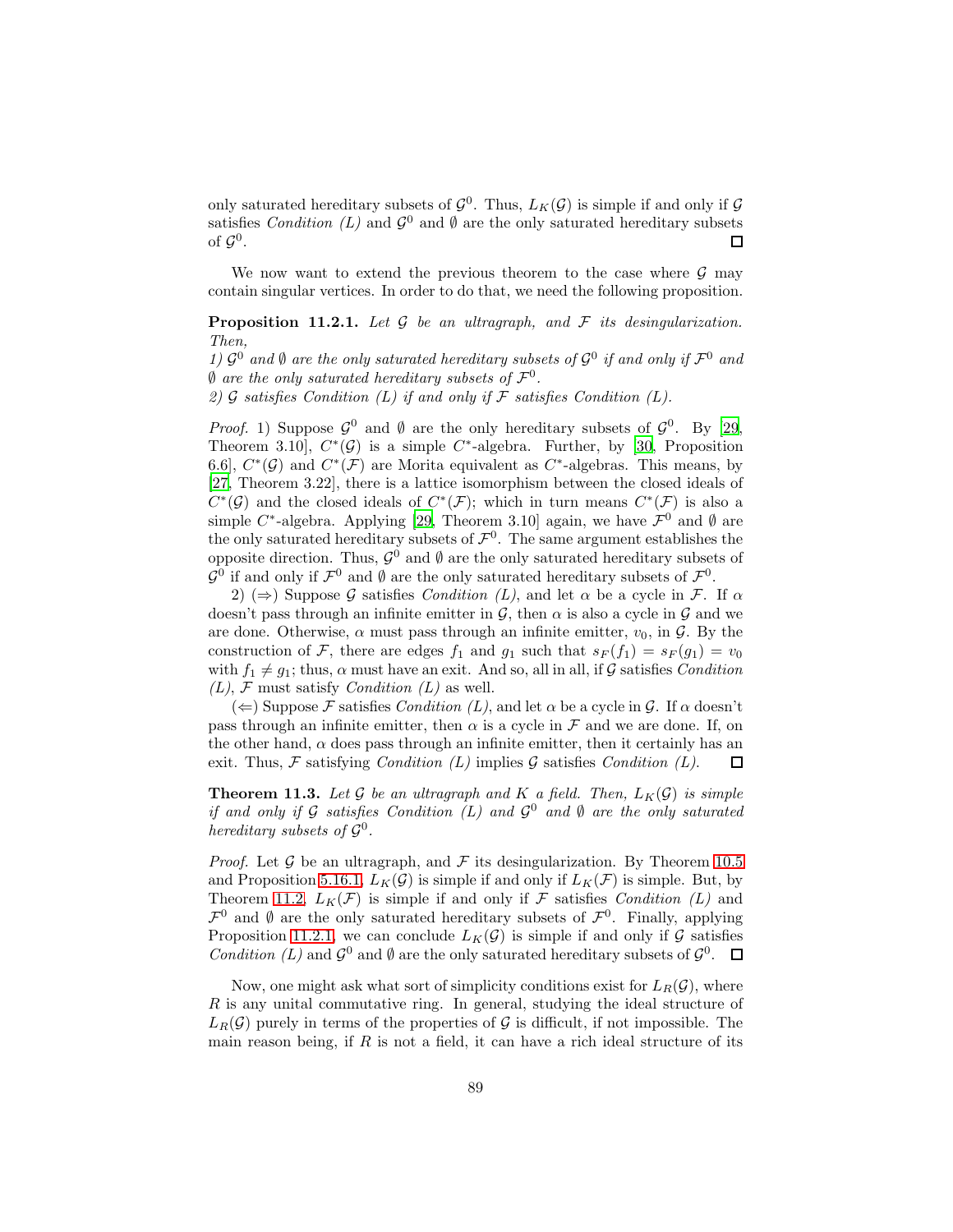only saturated hereditary subsets of $\mathcal{G}^0$. Thus, $L_K(\mathcal{G})$ is simple if and only if $\mathcal{G}$ satisfies *Condition (L)* and $\mathcal{G}^0$ and $\emptyset$ are the only saturated hereditary subsets of $\mathcal{G}^0$. ☐

We now want to extend the previous theorem to the case where $\mathcal{G}$ may contain singular vertices. In order to do that, we need the following proposition.

**Proposition 11.2.1.** *Let $\mathcal{G}$ be an ultragraph, and $\mathcal{F}$ its desingularization. Then,*
*1) $\mathcal{G}^0$ and $\emptyset$ are the only saturated hereditary subsets of $\mathcal{G}^0$ if and only if $\mathcal{F}^0$ and $\emptyset$ are the only saturated hereditary subsets of $\mathcal{F}^0$.*
*2) $\mathcal{G}$ satisfies Condition (L) if and only if $\mathcal{F}$ satisfies Condition (L).*

*Proof.* 1) Suppose $\mathcal{G}^0$ and $\emptyset$ are the only hereditary subsets of $\mathcal{G}^0$. By [29, Theorem 3.10], $C^*(\mathcal{G})$ is a simple $C^*$-algebra. Further, by [30, Proposition 6.6], $C^*(\mathcal{G})$ and $C^*(\mathcal{F})$ are Morita equivalent as $C^*$-algebras. This means, by [27, Theorem 3.22], there is a lattice isomorphism between the closed ideals of $C^*(\mathcal{G})$ and the closed ideals of $C^*(\mathcal{F})$; which in turn means $C^*(\mathcal{F})$ is also a simple $C^*$-algebra. Applying [29, Theorem 3.10] again, we have $\mathcal{F}^0$ and $\emptyset$ are the only saturated hereditary subsets of $\mathcal{F}^0$. The same argument establishes the opposite direction. Thus, $\mathcal{G}^0$ and $\emptyset$ are the only saturated hereditary subsets of $\mathcal{G}^0$ if and only if $\mathcal{F}^0$ and $\emptyset$ are the only saturated hereditary subsets of $\mathcal{F}^0$.

2) ($\Rightarrow$) Suppose $\mathcal{G}$ satisfies *Condition (L)*, and let $\alpha$ be a cycle in $\mathcal{F}$. If $\alpha$ doesn't pass through an infinite emitter in $\mathcal{G}$, then $\alpha$ is also a cycle in $\mathcal{G}$ and we are done. Otherwise, $\alpha$ must pass through an infinite emitter, $v_0$, in $\mathcal{G}$. By the construction of $\mathcal{F}$, there are edges $f_1$ and $g_1$ such that $s_F(f_1) = s_F(g_1) = v_0$ with $f_1 \neq g_1$; thus, $\alpha$ must have an exit. And so, all in all, if $\mathcal{G}$ satisfies *Condition (L)*, $\mathcal{F}$ must satisfy *Condition (L)* as well.

($\Leftarrow$) Suppose $\mathcal{F}$ satisfies *Condition (L)*, and let $\alpha$ be a cycle in $\mathcal{G}$. If $\alpha$ doesn't pass through an infinite emitter, then $\alpha$ is a cycle in $\mathcal{F}$ and we are done. If, on the other hand, $\alpha$ does pass through an infinite emitter, then it certainly has an exit. Thus, $\mathcal{F}$ satisfying *Condition (L)* implies $\mathcal{G}$ satisfies *Condition (L)*. ☐

**Theorem 11.3.** *Let $\mathcal{G}$ be an ultragraph and $K$ a field. Then, $L_K(\mathcal{G})$ is simple if and only if $\mathcal{G}$ satisfies Condition (L) and $\mathcal{G}^0$ and $\emptyset$ are the only saturated hereditary subsets of $\mathcal{G}^0$.*

*Proof.* Let $\mathcal{G}$ be an ultragraph, and $\mathcal{F}$ its desingularization. By Theorem 10.5 and Proposition 5.16.1, $L_K(\mathcal{G})$ is simple if and only if $L_K(\mathcal{F})$ is simple. But, by Theorem 11.2, $L_K(\mathcal{F})$ is simple if and only if $\mathcal{F}$ satisfies *Condition (L)* and $\mathcal{F}^0$ and $\emptyset$ are the only saturated hereditary subsets of $\mathcal{F}^0$. Finally, applying Proposition 11.2.1, we can conclude $L_K(\mathcal{G})$ is simple if and only if $\mathcal{G}$ satisfies *Condition (L)* and $\mathcal{G}^0$ and $\emptyset$ are the only saturated hereditary subsets of $\mathcal{G}^0$. ☐

Now, one might ask what sort of simplicity conditions exist for $L_R(\mathcal{G})$, where $R$ is any unital commutative ring. In general, studying the ideal structure of $L_R(\mathcal{G})$ purely in terms of the properties of $\mathcal{G}$ is difficult, if not impossible. The main reason being, if $R$ is not a field, it can have a rich ideal structure of its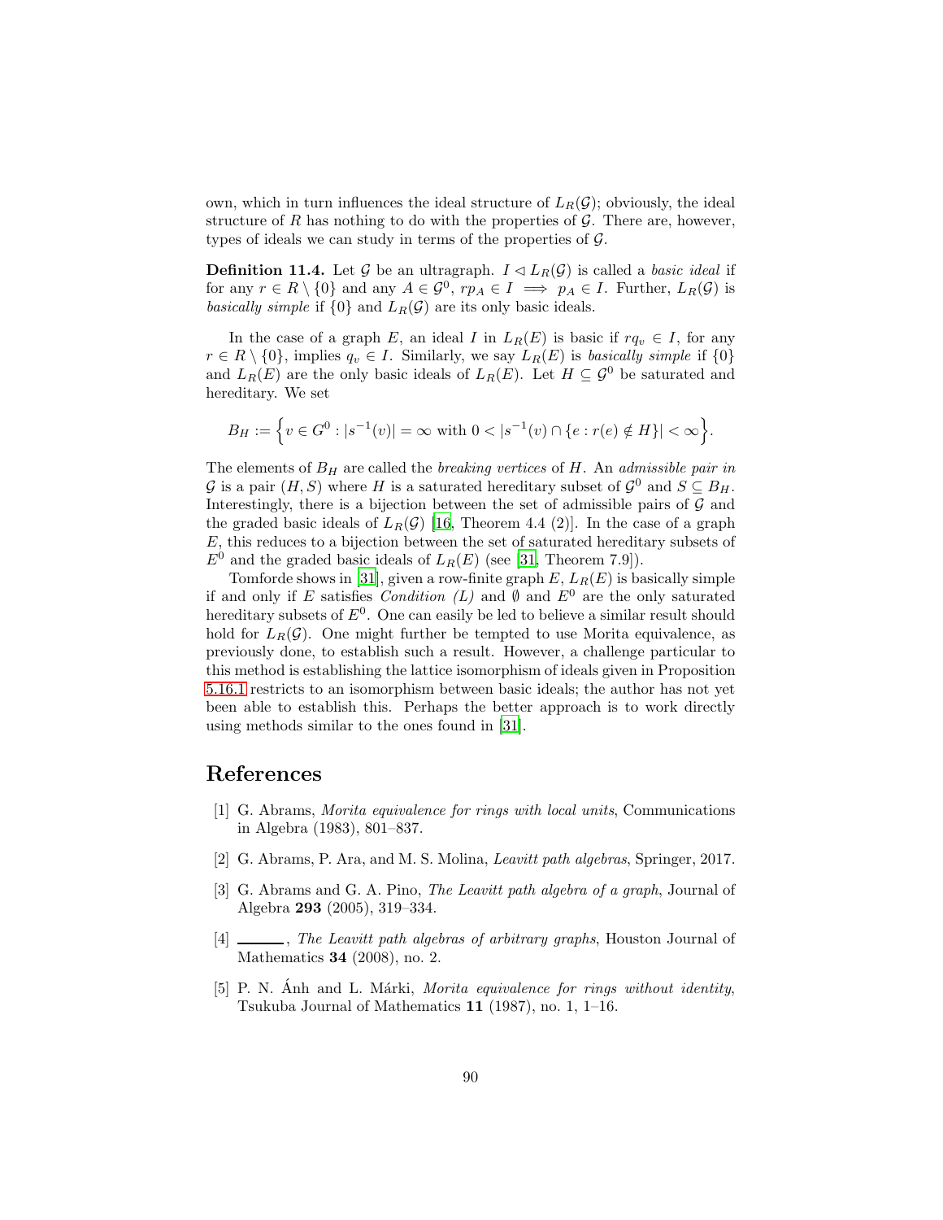own, which in turn influences the ideal structure of $L_R(\mathcal{G})$; obviously, the ideal structure of $R$ has nothing to do with the properties of $\mathcal{G}$. There are, however, types of ideals we can study in terms of the properties of $\mathcal{G}$.

**Definition 11.4.** Let $\mathcal{G}$ be an ultragraph. $I \lhd L_R(\mathcal{G})$ is called a *basic ideal* if for any $r \in R \setminus \{0\}$ and any $A \in \mathcal{G}^0$, $rp_A \in I \implies p_A \in I$. Further, $L_R(\mathcal{G})$ is *basically simple* if $\{0\}$ and $L_R(\mathcal{G})$ are its only basic ideals.

In the case of a graph $E$, an ideal $I$ in $L_R(E)$ is basic if $rq_v \in I$, for any $r \in R \setminus \{0\}$, implies $q_v \in I$. Similarly, we say $L_R(E)$ is *basically simple* if $\{0\}$ and $L_R(E)$ are the only basic ideals of $L_R(E)$. Let $H \subseteq \mathcal{G}^0$ be saturated and hereditary. We set

$$B_H := \Big\{ v \in G^0 : |s^{-1}(v)| = \infty \text{ with } 0 < |s^{-1}(v) \cap \{e : r(e) \notin H\}| < \infty \Big\}.$$

The elements of $B_H$ are called the *breaking vertices* of $H$. An *admissible pair in* $\mathcal{G}$ is a pair $(H, S)$ where $H$ is a saturated hereditary subset of $\mathcal{G}^0$ and $S \subseteq B_H$. Interestingly, there is a bijection between the set of admissible pairs of $\mathcal{G}$ and the graded basic ideals of $L_R(\mathcal{G})$ [16, Theorem 4.4 (2)]. In the case of a graph $E$, this reduces to a bijection between the set of saturated hereditary subsets of $E^0$ and the graded basic ideals of $L_R(E)$ (see [31, Theorem 7.9]).

Tomforde shows in [31], given a row-finite graph $E$, $L_R(E)$ is basically simple if and only if $E$ satisfies *Condition (L)* and $\emptyset$ and $E^0$ are the only saturated hereditary subsets of $E^0$. One can easily be led to believe a similar result should hold for $L_R(\mathcal{G})$. One might further be tempted to use Morita equivalence, as previously done, to establish such a result. However, a challenge particular to this method is establishing the lattice isomorphism of ideals given in Proposition 5.16.1 restricts to an isomorphism between basic ideals; the author has not yet been able to establish this. Perhaps the better approach is to work directly using methods similar to the ones found in [31].

# References

[1] G. Abrams, *Morita equivalence for rings with local units*, Communications in Algebra (1983), 801–837.

[2] G. Abrams, P. Ara, and M. S. Molina, *Leavitt path algebras*, Springer, 2017.

[3] G. Abrams and G. A. Pino, *The Leavitt path algebra of a graph*, Journal of Algebra **293** (2005), 319–334.

[4] ______, *The Leavitt path algebras of arbitrary graphs*, Houston Journal of Mathematics **34** (2008), no. 2.

[5] P. N. Ánh and L. Márki, *Morita equivalence for rings without identity*, Tsukuba Journal of Mathematics **11** (1987), no. 1, 1–16.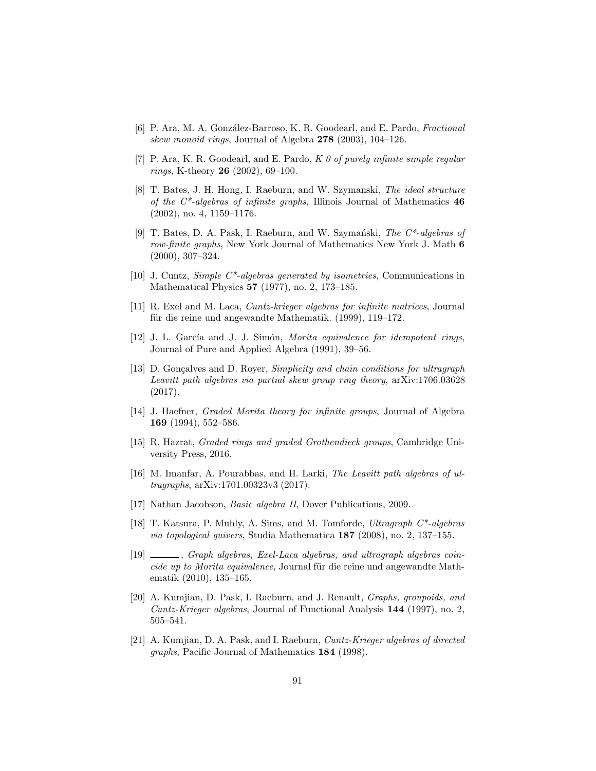[6] P. Ara, M. A. González-Barroso, K. R. Goodearl, and E. Pardo, *Fractional skew monoid rings*, Journal of Algebra **278** (2003), 104–126.

[7] P. Ara, K. R. Goodearl, and E. Pardo, *K 0 of purely infinite simple regular rings*, K-theory **26** (2002), 69–100.

[8] T. Bates, J. H. Hong, I. Raeburn, and W. Szymanski, *The ideal structure of the C\*-algebras of infinite graphs*, Illinois Journal of Mathematics **46** (2002), no. 4, 1159–1176.

[9] T. Bates, D. A. Pask, I. Raeburn, and W. Szymański, *The C\*-algebras of row-finite graphs*, New York Journal of Mathematics New York J. Math **6** (2000), 307–324.

[10] J. Cuntz, *Simple C\*-algebras generated by isometries*, Communications in Mathematical Physics **57** (1977), no. 2, 173–185.

[11] R. Exel and M. Laca, *Cuntz-krieger algebras for infinite matrices*, Journal für die reine und angewandte Mathematik. (1999), 119–172.

[12] J. L. García and J. J. Simón, *Morita equivalence for idempotent rings*, Journal of Pure and Applied Algebra (1991), 39–56.

[13] D. Gonçalves and D. Royer, *Simplicity and chain conditions for ultragraph Leavitt path algebras via partial skew group ring theory*, arXiv:1706.03628 (2017).

[14] J. Haefner, *Graded Morita theory for infinite groups*, Journal of Algebra **169** (1994), 552–586.

[15] R. Hazrat, *Graded rings and graded Grothendieck groups*, Cambridge University Press, 2016.

[16] M. Imanfar, A. Pourabbas, and H. Larki, *The Leavitt path algebras of ultragraphs*, arXiv:1701.00323v3 (2017).

[17] Nathan Jacobson, *Basic algebra II*, Dover Publications, 2009.

[18] T. Katsura, P. Muhly, A. Sims, and M. Tomforde, *Ultragraph C\*-algebras via topological quivers*, Studia Mathematica **187** (2008), no. 2, 137–155.

[19] ______, *Graph algebras, Exel-Laca algebras, and ultragraph algebras coincide up to Morita equivalence*, Journal für die reine und angewandte Mathematik (2010), 135–165.

[20] A. Kumjian, D. Pask, I. Raeburn, and J. Renault, *Graphs, groupoids, and Cuntz-Krieger algebras*, Journal of Functional Analysis **144** (1997), no. 2, 505–541.

[21] A. Kumjian, D. A. Pask, and I. Raeburn, *Cuntz-Krieger algebras of directed graphs*, Pacific Journal of Mathematics **184** (1998).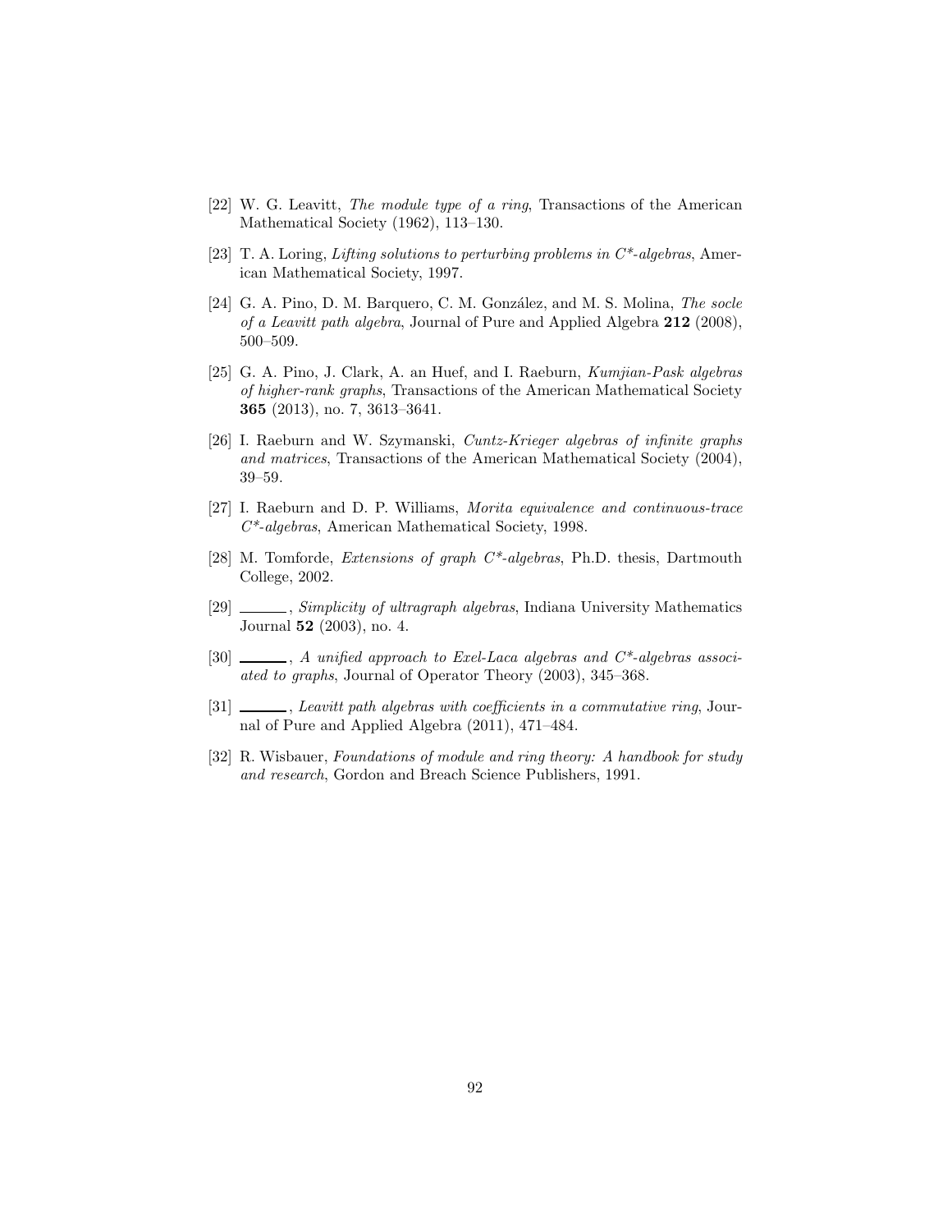[22] W. G. Leavitt, *The module type of a ring*, Transactions of the American Mathematical Society (1962), 113–130.

[23] T. A. Loring, *Lifting solutions to perturbing problems in C\*-algebras*, American Mathematical Society, 1997.

[24] G. A. Pino, D. M. Barquero, C. M. González, and M. S. Molina, *The socle of a Leavitt path algebra*, Journal of Pure and Applied Algebra **212** (2008), 500–509.

[25] G. A. Pino, J. Clark, A. an Huef, and I. Raeburn, *Kumjian-Pask algebras of higher-rank graphs*, Transactions of the American Mathematical Society **365** (2013), no. 7, 3613–3641.

[26] I. Raeburn and W. Szymanski, *Cuntz-Krieger algebras of infinite graphs and matrices*, Transactions of the American Mathematical Society (2004), 39–59.

[27] I. Raeburn and D. P. Williams, *Morita equivalence and continuous-trace C\*-algebras*, American Mathematical Society, 1998.

[28] M. Tomforde, *Extensions of graph C\*-algebras*, Ph.D. thesis, Dartmouth College, 2002.

[29] ______, *Simplicity of ultragraph algebras*, Indiana University Mathematics Journal **52** (2003), no. 4.

[30] ______, *A unified approach to Exel-Laca algebras and C\*-algebras associated to graphs*, Journal of Operator Theory (2003), 345–368.

[31] ______, *Leavitt path algebras with coefficients in a commutative ring*, Journal of Pure and Applied Algebra (2011), 471–484.

[32] R. Wisbauer, *Foundations of module and ring theory: A handbook for study and research*, Gordon and Breach Science Publishers, 1991.